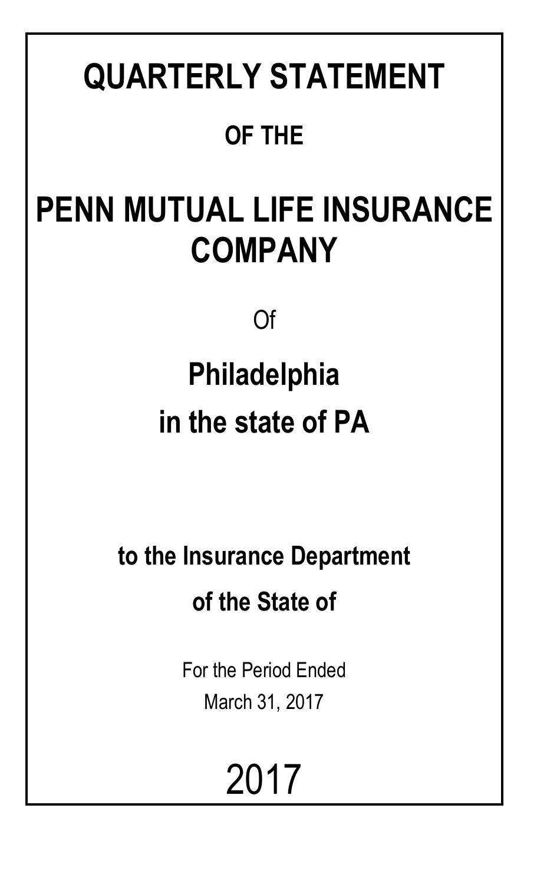# QUARTERLY STATEMENT

## OF THE

# PENN MUTUAL LIFE INSURANCE COMPANY

Of

## Philadelphia

## in the state of PA

**to the Insurance Department**

**of the State of**

For the Period Ended

March 31, 2017

2017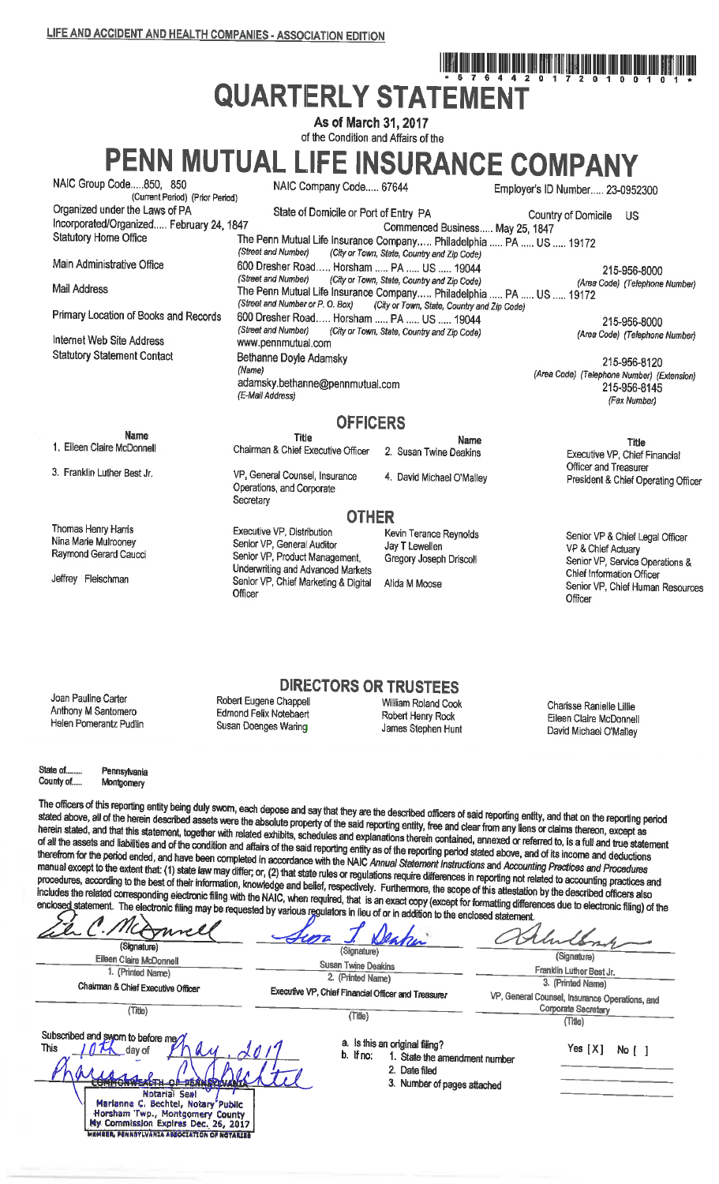LIFE AND ACCIDENT AND HEALTH COMPANIES - ASSOCIATION EDITION

\* 6 7 6 4 4 2 0 1 7 2 0 1 0 0 1 0 1 \*

# QUARTERLY STATEMENT

**As of March 31, 2017**

of the Condition and Affairs of the

# PENN MUTUAL LIFE INSURANCE COMPANY

| | | |
|---|---|---|
| NAIC Group Code.....850, 850 (Current Period) (Prior Period) | NAIC Company Code..... 67644 | Employer's ID Number..... 23-0952300 |
| Organized under the Laws of PA | State of Domicile or Port of Entry PA | Country of Domicile US |
| Incorporated/Organized..... February 24, 1847 | Commenced Business..... May 25, 1847 | |
| Statutory Home Office | The Penn Mutual Life Insurance Company..... Philadelphia ..... PA ..... US ..... 19172 (Street and Number) (City or Town, State, Country and Zip Code) | |
| Main Administrative Office | 600 Dresher Road..... Horsham ..... PA ..... US ..... 19044 (Street and Number) (City or Town, State, Country and Zip Code) | 215-956-8000 (Area Code) (Telephone Number) |
| Mail Address | The Penn Mutual Life Insurance Company..... Philadelphia ..... PA ..... US ..... 19172 (Street and Number or P. O. Box) (City or Town, State, Country and Zip Code) | |
| Primary Location of Books and Records | 600 Dresher Road..... Horsham ..... PA ..... US ..... 19044 (Street and Number) (City or Town, State, Country and Zip Code) | 215-956-8000 (Area Code) (Telephone Number) |
| Internet Web Site Address | www.pennmutual.com | |
| Statutory Statement Contact | Bethanne Doyle Adamsky (Name) | 215-956-8120 (Area Code) (Telephone Number) (Extension) |
| | adamsky.bethanne@pennmutual.com (E-Mail Address) | 215-956-8145 (Fax Number) |

## OFFICERS

| Name | Title | Name | Title |
|---|---|---|---|
| 1. Eileen Claire McDonnell | Chairman & Chief Executive Officer | 2. Susan Twine Deakins | Executive VP, Chief Financial Officer and Treasurer |
| 3. Franklin Luther Best Jr. | VP, General Counsel, Insurance Operations, and Corporate Secretary | 4. David Michael O'Malley | President & Chief Operating Officer |

## OTHER

| | | | |
|---|---|---|---|
| Thomas Henry Harris | Executive VP, Distribution | Kevin Terance Reynolds | Senior VP & Chief Legal Officer |
| Nina Marie Mulrooney | Senior VP, General Auditor | Jay T Lewellen | VP & Chief Actuary |
| Raymond Gerard Caucci | Senior VP, Product Management, Underwriting and Advanced Markets | Gregory Joseph Driscoll | Senior VP, Service Operations & Chief Information Officer |
| Jeffrey Fleischman | Senior VP, Chief Marketing & Digital Officer | Alida M Moose | Senior VP, Chief Human Resources Officer |

## DIRECTORS OR TRUSTEES

| | | | |
|---|---|---|---|
| Joan Pauline Carter | Robert Eugene Chappell | William Roland Cook | Charisse Ranielle Lillie |
| Anthony M Santomero | Edmond Felix Notebaert | Robert Henry Rock | Eileen Claire McDonnell |
| Helen Pomerantz Pudlin | Susan Doenges Waring | James Stephen Hunt | David Michael O'Malley |

State of........ Pennsylvania
County of..... Montgomery

The officers of this reporting entity being duly sworn, each depose and say that they are the described officers of said reporting entity, and that on the reporting period stated above, all of the herein described assets were the absolute property of the said reporting entity, free and clear from any liens or claims thereon, except as herein stated, and that this statement, together with related exhibits, schedules and explanations therein contained, annexed or referred to, is a full and true statement of all the assets and liabilities and of the condition and affairs of the said reporting entity as of the reporting period stated above, and of its income and deductions therefrom for the period ended, and have been completed in accordance with the NAIC *Annual Statement Instructions* and *Accounting Practices and Procedures* manual except to the extent that: (1) state law may differ; or, (2) that state rules or regulations require differences in reporting not related to accounting practices and procedures, according to the best of their information, knowledge and belief, respectively. Furthermore, the scope of this attestation by the described officers also includes the related corresponding electronic filing with the NAIC, when required, that is an exact copy (except for formatting differences due to electronic filing) of the enclosed statement. The electronic filing may be requested by various regulators in lieu of or in addition to the enclosed statement.

| | | |
|---|---|---|
| (Signature) | (Signature) | (Signature) |
| Eileen Claire McDonnell | Susan Twine Deakins | Franklin Luther Best Jr. |
| 1. (Printed Name) | 2. (Printed Name) | 3. (Printed Name) |
| Chairman & Chief Executive Officer | Executive VP, Chief Financial Officer and Treasurer | VP, General Counsel, Insurance Operations, and Corporate Secretary |
| (Title) | (Title) | (Title) |

Subscribed and sworn to before me
This 10th day of May, 2017

COMMONWEALTH OF PENNSYLVANIA
Notarial Seal
Marianne C. Bechtel, Notary Public
Horsham Twp., Montgomery County
My Commission Expires Dec. 26, 2017
MEMBER, PENNSYLVANIA ASSOCIATION OF NOTARIES

a. Is this an original filing? Yes [X] No [ ]

b. If no:
1. State the amendment number
2. Date filed
3. Number of pages attached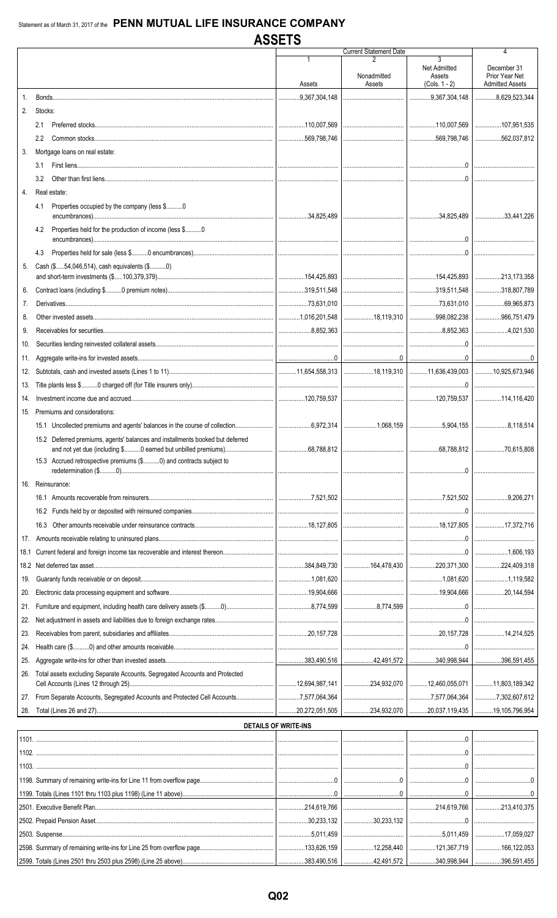Statement as of March 31, 2017 of the **PENN MUTUAL LIFE INSURANCE COMPANY**

# ASSETS

| | | Current Statement Date | | | 4 |
|---|---|---|---|---|---|
| | | 1<br>Assets | 2<br>Nonadmitted Assets | 3<br>Net Admitted Assets (Cols. 1 - 2) | December 31 Prior Year Net Admitted Assets |
| 1. | Bonds | 9,367,304,148 | | 9,367,304,148 | 8,629,523,344 |
| 2. | Stocks: | | | | |
| | 2.1 Preferred stocks | 110,007,569 | | 110,007,569 | 107,951,535 |
| | 2.2 Common stocks | 569,798,746 | | 569,798,746 | 562,037,812 |
| 3. | Mortgage loans on real estate: | | | | |
| | 3.1 First liens | | | 0 | |
| | 3.2 Other than first liens | | | 0 | |
| 4. | Real estate: | | | | |
| | 4.1 Properties occupied by the company (less $..........0 encumbrances) | 34,825,489 | | 34,825,489 | 33,441,226 |
| | 4.2 Properties held for the production of income (less $..........0 encumbrances) | | | 0 | |
| | 4.3 Properties held for sale (less $..........0 encumbrances) | | | 0 | |
| 5. | Cash ($.....54,046,514), cash equivalents ($..........0) and short-term investments ($.....100,379,379) | 154,425,893 | | 154,425,893 | 213,173,358 |
| 6. | Contract loans (including $..........0 premium notes) | 319,511,548 | | 319,511,548 | 318,807,789 |
| 7. | Derivatives | 73,631,010 | | 73,631,010 | 69,965,873 |
| 8. | Other invested assets | 1,016,201,548 | 18,119,310 | 998,082,238 | 986,751,479 |
| 9. | Receivables for securities | 8,852,363 | | 8,852,363 | 4,021,530 |
| 10. | Securities lending reinvested collateral assets | | | 0 | |
| 11. | Aggregate write-ins for invested assets | 0 | 0 | 0 | 0 |
| 12. | Subtotals, cash and invested assets (Lines 1 to 11) | 11,654,558,313 | 18,119,310 | 11,636,439,003 | 10,925,673,946 |
| 13. | Title plants less $..........0 charged off (for Title insurers only) | | | 0 | |
| 14. | Investment income due and accrued | 120,759,537 | | 120,759,537 | 114,116,420 |
| 15. | Premiums and considerations: | | | | |
| | 15.1 Uncollected premiums and agents' balances in the course of collection | 6,972,314 | 1,068,159 | 5,904,155 | 8,118,514 |
| | 15.2 Deferred premiums, agents' balances and installments booked but deferred and not yet due (including $..........0 earned but unbilled premiums) | 68,788,812 | | 68,788,812 | 70,615,808 |
| | 15.3 Accrued retrospective premiums ($..........0) and contracts subject to redetermination ($..........0) | | | 0 | |
| 16. | Reinsurance: | | | | |
| | 16.1 Amounts recoverable from reinsurers | 7,521,502 | | 7,521,502 | 9,206,271 |
| | 16.2 Funds held by or deposited with reinsured companies | | | 0 | |
| | 16.3 Other amounts receivable under reinsurance contracts | 18,127,805 | | 18,127,805 | 17,372,716 |
| 17. | Amounts receivable relating to uninsured plans | | | 0 | |
| 18.1 | Current federal and foreign income tax recoverable and interest thereon | | | 0 | 1,606,193 |
| 18.2 | Net deferred tax asset | 384,849,730 | 164,478,430 | 220,371,300 | 224,409,318 |
| 19. | Guaranty funds receivable or on deposit | 1,081,620 | | 1,081,620 | 1,119,582 |
| 20. | Electronic data processing equipment and software | 19,904,666 | | 19,904,666 | 20,144,594 |
| 21. | Furniture and equipment, including health care delivery assets ($..........0) | 8,774,599 | 8,774,599 | 0 | |
| 22. | Net adjustment in assets and liabilities due to foreign exchange rates | | | 0 | |
| 23. | Receivables from parent, subsidiaries and affiliates | 20,157,728 | | 20,157,728 | 14,214,525 |
| 24. | Health care ($..........0) and other amounts receivable | | | 0 | |
| 25. | Aggregate write-ins for other than invested assets | 383,490,516 | 42,491,572 | 340,998,944 | 396,591,455 |
| 26. | Total assets excluding Separate Accounts, Segregated Accounts and Protected Cell Accounts (Lines 12 through 25) | 12,694,987,141 | 234,932,070 | 12,460,055,071 | 11,803,189,342 |
| 27. | From Separate Accounts, Segregated Accounts and Protected Cell Accounts | 7,577,064,364 | | 7,577,064,364 | 7,302,607,612 |
| 28. | Total (Lines 26 and 27) | 20,272,051,505 | 234,932,070 | 20,037,119,435 | 19,105,796,954 |

## DETAILS OF WRITE-INS

| | Assets | Nonadmitted Assets | Net Admitted Assets | Prior Year |
|---|---|---|---|---|
| 1101. | | | 0 | |
| 1102. | | | 0 | |
| 1103. | | | 0 | |
| 1198. Summary of remaining write-ins for Line 11 from overflow page | 0 | 0 | 0 | 0 |
| 1199. Totals (Lines 1101 thru 1103 plus 1198) (Line 11 above) | 0 | 0 | 0 | 0 |
| 2501. Executive Benefit Plan | 214,619,766 | | 214,619,766 | 213,410,375 |
| 2502. Prepaid Pension Asset | 30,233,132 | 30,233,132 | 0 | |
| 2503. Suspense | 5,011,459 | | 5,011,459 | 17,059,027 |
| 2598. Summary of remaining write-ins for Line 25 from overflow page | 133,626,159 | 12,258,440 | 121,367,719 | 166,122,053 |
| 2599. Totals (Lines 2501 thru 2503 plus 2598) (Line 25 above) | 383,490,516 | 42,491,572 | 340,998,944 | 396,591,455 |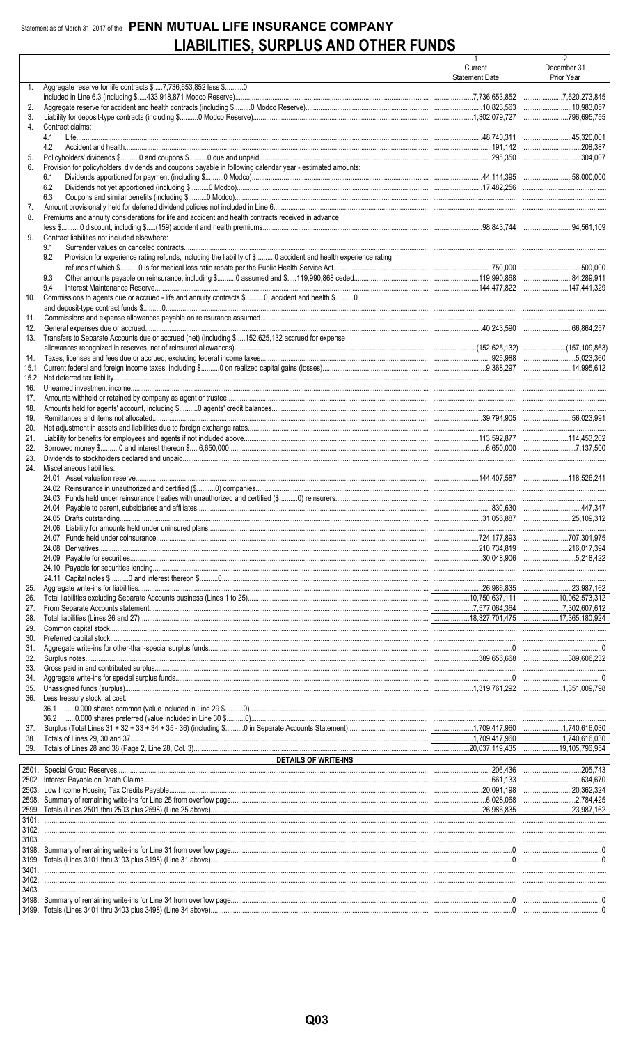Statement as of March 31, 2017 of the **PENN MUTUAL LIFE INSURANCE COMPANY**

# LIABILITIES, SURPLUS AND OTHER FUNDS

| | | 1 Current Statement Date | 2 December 31 Prior Year |
|---|---|---|---|
| 1. | Aggregate reserve for life contracts $.....7,736,653,852 less $..........0 included in Line 6.3 (including $.....433,918,871 Modco Reserve) | 7,736,653,852 | 7,620,273,845 |
| 2. | Aggregate reserve for accident and health contracts (including $..........0 Modco Reserve) | 10,823,563 | 10,983,057 |
| 3. | Liability for deposit-type contracts (including $..........0 Modco Reserve) | 1,302,079,727 | 796,695,755 |
| 4. | Contract claims: | | |
| | 4.1 Life | 48,740,311 | 45,320,001 |
| | 4.2 Accident and health | 191,142 | 208,387 |
| 5. | Policyholders' dividends $..........0 and coupons $..........0 due and unpaid | 295,350 | 304,007 |
| 6. | Provision for policyholders' dividends and coupons payable in following calendar year - estimated amounts: | | |
| | 6.1 Dividends apportioned for payment (including $..........0 Modco) | 44,114,395 | 58,000,000 |
| | 6.2 Dividends not yet apportioned (including $..........0 Modco) | 17,482,256 | |
| | 6.3 Coupons and similar benefits (including $..........0 Modco) | | |
| 7. | Amount provisionally held for deferred dividend policies not included in Line 6 | | |
| 8. | Premiums and annuity considerations for life and accident and health contracts received in advance less $..........0 discount; including $.....(159) accident and health premiums | 98,843,744 | 94,561,109 |
| 9. | Contract liabilities not included elsewhere: | | |
| | 9.1 Surrender values on canceled contracts | | |
| | 9.2 Provision for experience rating refunds, including the liability of $..........0 accident and health experience rating refunds of which $..........0 is for medical loss ratio rebate per the Public Health Service Act | 750,000 | 500,000 |
| | 9.3 Other amounts payable on reinsurance, including $..........0 assumed and $.....119,990,868 ceded | 119,990,868 | 84,289,911 |
| | 9.4 Interest Maintenance Reserve | 144,477,822 | 147,441,329 |
| 10. | Commissions to agents due or accrued - life and annuity contracts $..........0, accident and health $..........0 and deposit-type contract funds $..........0 | | |
| 11. | Commissions and expense allowances payable on reinsurance assumed | | |
| 12. | General expenses due or accrued | 40,243,590 | 66,864,257 |
| 13. | Transfers to Separate Accounts due or accrued (net) (including $.....152,625,132 accrued for expense allowances recognized in reserves, net of reinsured allowances) | (152,625,132) | (157,109,863) |
| 14. | Taxes, licenses and fees due or accrued, excluding federal income taxes | 925,988 | 5,023,360 |
| 15.1 | Current federal and foreign income taxes, including $..........0 on realized capital gains (losses) | 9,368,297 | 14,995,612 |
| 15.2 | Net deferred tax liability | | |
| 16. | Unearned investment income | | |
| 17. | Amounts withheld or retained by company as agent or trustee | | |
| 18. | Amounts held for agents' account, including $..........0 agents' credit balances | | |
| 19. | Remittances and items not allocated | 39,794,905 | 56,023,991 |
| 20. | Net adjustment in assets and liabilities due to foreign exchange rates | | |
| 21. | Liability for benefits for employees and agents if not included above | 113,592,877 | 114,453,202 |
| 22. | Borrowed money $..........0 and interest thereon $.....6,650,000 | 6,650,000 | 7,137,500 |
| 23. | Dividends to stockholders declared and unpaid | | |
| 24. | Miscellaneous liabilities: | | |
| | 24.01 Asset valuation reserve | 144,407,587 | 118,526,241 |
| | 24.02 Reinsurance in unauthorized and certified ($..........0) companies | | |
| | 24.03 Funds held under reinsurance treaties with unauthorized and certified ($..........0) reinsurers | | |
| | 24.04 Payable to parent, subsidiaries and affiliates | 830,630 | 447,347 |
| | 24.05 Drafts outstanding | 31,056,887 | 25,109,312 |
| | 24.06 Liability for amounts held under uninsured plans | | |
| | 24.07 Funds held under coinsurance | 724,177,893 | 707,301,975 |
| | 24.08 Derivatives | 210,734,819 | 216,017,394 |
| | 24.09 Payable for securities | 30,048,906 | 5,218,422 |
| | 24.10 Payable for securities lending | | |
| | 24.11 Capital notes $..........0 and interest thereon $..........0 | | |
| 25. | Aggregate write-ins for liabilities | 26,986,835 | 23,987,162 |
| 26. | Total liabilities excluding Separate Accounts business (Lines 1 to 25) | 10,750,637,111 | 10,062,573,312 |
| 27. | From Separate Accounts statement | 7,577,064,364 | 7,302,607,612 |
| 28. | Total liabilities (Lines 26 and 27) | 18,327,701,475 | 17,365,180,924 |
| 29. | Common capital stock | | |
| 30. | Preferred capital stock | | |
| 31. | Aggregate write-ins for other-than-special surplus funds | 0 | 0 |
| 32. | Surplus notes | 389,656,668 | 389,606,232 |
| 33. | Gross paid in and contributed surplus | | |
| 34. | Aggregate write-ins for special surplus funds | 0 | 0 |
| 35. | Unassigned funds (surplus) | 1,319,761,292 | 1,351,009,798 |
| 36. | Less treasury stock, at cost: | | |
| | 36.1 .....0.000 shares common (value included in Line 29 $..........0) | | |
| | 36.2 .....0.000 shares preferred (value included in Line 30 $..........0) | | |
| 37. | Surplus (Total Lines 31 + 32 + 33 + 34 + 35 - 36) (including $..........0 in Separate Accounts Statement) | 1,709,417,960 | 1,740,616,030 |
| 38. | Totals of Lines 29, 30 and 37 | 1,709,417,960 | 1,740,616,030 |
| 39. | Totals of Lines 28 and 38 (Page 2, Line 28, Col. 3) | 20,037,119,435 | 19,105,796,954 |
| | **DETAILS OF WRITE-INS** | | |
| 2501. | Special Group Reserves | 206,436 | 205,743 |
| 2502. | Interest Payable on Death Claims | 661,133 | 634,670 |
| 2503. | Low Income Housing Tax Credits Payable | 20,091,198 | 20,362,324 |
| 2598. | Summary of remaining write-ins for Line 25 from overflow page | 6,028,068 | 2,784,425 |
| 2599. | Totals (Lines 2501 thru 2503 plus 2598) (Line 25 above) | 26,986,835 | 23,987,162 |
| 3101. | | | |
| 3102. | | | |
| 3103. | | | |
| 3198. | Summary of remaining write-ins for Line 31 from overflow page | 0 | 0 |
| 3199. | Totals (Lines 3101 thru 3103 plus 3198) (Line 31 above) | 0 | 0 |
| 3401. | | | |
| 3402. | | | |
| 3403. | | | |
| 3498. | Summary of remaining write-ins for Line 34 from overflow page | 0 | 0 |
| 3499. | Totals (Lines 3401 thru 3403 plus 3498) (Line 34 above) | 0 | 0 |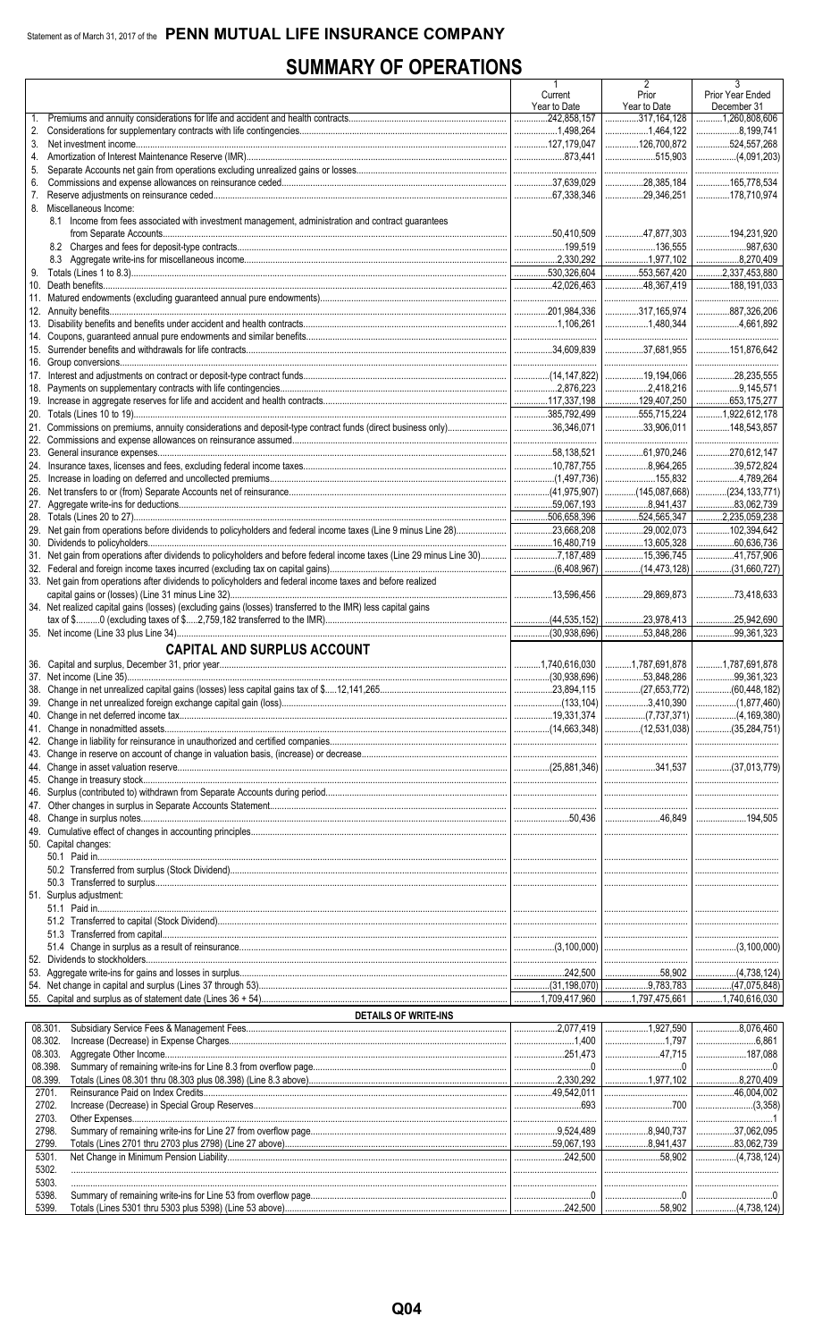Statement as of March 31, 2017 of the **PENN MUTUAL LIFE INSURANCE COMPANY**

# SUMMARY OF OPERATIONS

| | | 1 Current Year to Date | 2 Prior Year to Date | 3 Prior Year Ended December 31 |
|---|---|---|---|---|
| 1. | Premiums and annuity considerations for life and accident and health contracts | 242,858,157 | 317,164,128 | 1,260,808,606 |
| 2. | Considerations for supplementary contracts with life contingencies | 1,498,264 | 1,464,122 | 8,199,741 |
| 3. | Net investment income | 127,179,047 | 126,700,872 | 524,557,268 |
| 4. | Amortization of Interest Maintenance Reserve (IMR) | 873,441 | 515,903 | (4,091,203) |
| 5. | Separate Accounts net gain from operations excluding unrealized gains or losses | | | |
| 6. | Commissions and expense allowances on reinsurance ceded | 37,639,029 | 28,385,184 | 165,778,534 |
| 7. | Reserve adjustments on reinsurance ceded | 67,338,346 | 29,346,251 | 178,710,974 |
| 8. | Miscellaneous Income: | | | |
| | 8.1 Income from fees associated with investment management, administration and contract guarantees from Separate Accounts | 50,410,509 | 47,877,303 | 194,231,920 |
| | 8.2 Charges and fees for deposit-type contracts | 199,519 | 136,555 | 987,630 |
| | 8.3 Aggregate write-ins for miscellaneous income | 2,330,292 | 1,977,102 | 8,270,409 |
| 9. | Totals (Lines 1 to 8.3) | 530,326,604 | 553,567,420 | 2,337,453,880 |
| 10. | Death benefits | 42,026,463 | 48,367,419 | 188,191,033 |
| 11. | Matured endowments (excluding guaranteed annual pure endowments) | | | |
| 12. | Annuity benefits | 201,984,336 | 317,165,974 | 887,326,206 |
| 13. | Disability benefits and benefits under accident and health contracts | 1,106,261 | 1,480,344 | 4,661,892 |
| 14. | Coupons, guaranteed annual pure endowments and similar benefits | | | |
| 15. | Surrender benefits and withdrawals for life contracts | 34,609,839 | 37,681,955 | 151,876,642 |
| 16. | Group conversions | | | |
| 17. | Interest and adjustments on contract or deposit-type contract funds | (14,147,822) | 19,194,066 | 28,235,555 |
| 18. | Payments on supplementary contracts with life contingencies | 2,876,223 | 2,418,216 | 9,145,571 |
| 19. | Increase in aggregate reserves for life and accident and health contracts | 117,337,198 | 129,407,250 | 653,175,277 |
| 20. | Totals (Lines 10 to 19) | 385,792,499 | 555,715,224 | 1,922,612,178 |
| 21. | Commissions on premiums, annuity considerations and deposit-type contract funds (direct business only) | 36,346,071 | 33,906,011 | 148,543,857 |
| 22. | Commissions and expense allowances on reinsurance assumed | | | |
| 23. | General insurance expenses | 58,138,521 | 61,970,246 | 270,612,147 |
| 24. | Insurance taxes, licenses and fees, excluding federal income taxes | 10,787,755 | 8,964,265 | 39,572,824 |
| 25. | Increase in loading on deferred and uncollected premiums | (1,497,736) | 155,832 | 4,789,264 |
| 26. | Net transfers to or (from) Separate Accounts net of reinsurance | (41,975,907) | (145,087,668) | (234,133,771) |
| 27. | Aggregate write-ins for deductions | 59,067,193 | 8,941,437 | 83,062,739 |
| 28. | Totals (Lines 20 to 27) | 506,658,396 | 524,565,347 | 2,235,059,238 |
| 29. | Net gain from operations before dividends to policyholders and federal income taxes (Line 9 minus Line 28) | 23,668,208 | 29,002,073 | 102,394,642 |
| 30. | Dividends to policyholders | 16,480,719 | 13,605,328 | 60,636,736 |
| 31. | Net gain from operations after dividends to policyholders and before federal income taxes (Line 29 minus Line 30) | 7,187,489 | 15,396,745 | 41,757,906 |
| 32. | Federal and foreign income taxes incurred (excluding tax on capital gains) | (6,408,967) | (14,473,128) | (31,660,727) |
| 33. | Net gain from operations after dividends to policyholders and federal income taxes and before realized capital gains or (losses) (Line 31 minus Line 32) | 13,596,456 | 29,869,873 | 73,418,633 |
| 34. | Net realized capital gains (losses) (excluding gains (losses) transferred to the IMR) less capital gains tax of $..........0 (excluding taxes of $.....2,759,182 transferred to the IMR) | (44,535,152) | 23,978,413 | 25,942,690 |
| 35. | Net income (Line 33 plus Line 34) | (30,938,696) | 53,848,286 | 99,361,323 |
| | **CAPITAL AND SURPLUS ACCOUNT** | | | |
| 36. | Capital and surplus, December 31, prior year | 1,740,616,030 | 1,787,691,878 | 1,787,691,878 |
| 37. | Net income (Line 35) | (30,938,696) | 53,848,286 | 99,361,323 |
| 38. | Change in net unrealized capital gains (losses) less capital gains tax of $....12,141,265 | 23,894,115 | (27,653,772) | (60,448,182) |
| 39. | Change in net unrealized foreign exchange capital gain (loss) | (133,104) | 3,410,390 | (1,877,460) |
| 40. | Change in net deferred income tax | 19,331,374 | (7,737,371) | (4,169,380) |
| 41. | Change in nonadmitted assets | (14,663,348) | (12,531,038) | (35,284,751) |
| 42. | Change in liability for reinsurance in unauthorized and certified companies | | | |
| 43. | Change in reserve on account of change in valuation basis, (increase) or decrease | | | |
| 44. | Change in asset valuation reserve | (25,881,346) | 341,537 | (37,013,779) |
| 45. | Change in treasury stock | | | |
| 46. | Surplus (contributed to) withdrawn from Separate Accounts during period | | | |
| 47. | Other changes in surplus in Separate Accounts Statement | | | |
| 48. | Change in surplus notes | 50,436 | 46,849 | 194,505 |
| 49. | Cumulative effect of changes in accounting principles | | | |
| 50. | Capital changes: | | | |
| | 50.1 Paid in | | | |
| | 50.2 Transferred from surplus (Stock Dividend) | | | |
| | 50.3 Transferred to surplus | | | |
| 51. | Surplus adjustment: | | | |
| | 51.1 Paid in | | | |
| | 51.2 Transferred to capital (Stock Dividend) | | | |
| | 51.3 Transferred from capital | | | |
| | 51.4 Change in surplus as a result of reinsurance | (3,100,000) | | (3,100,000) |
| 52. | Dividends to stockholders | | | |
| 53. | Aggregate write-ins for gains and losses in surplus | 242,500 | 58,902 | (4,738,124) |
| 54. | Net change in capital and surplus (Lines 37 through 53) | (31,198,070) | 9,783,783 | (47,075,848) |
| 55. | Capital and surplus as of statement date (Lines 36 + 54) | 1,709,417,960 | 1,797,475,661 | 1,740,616,030 |
| | **DETAILS OF WRITE-INS** | | | |
| 08.301. | Subsidiary Service Fees & Management Fees | 2,077,419 | 1,927,590 | 8,076,460 |
| 08.302. | Increase (Decrease) in Expense Charges | 1,400 | 1,797 | 6,861 |
| 08.303. | Aggregate Other Income | 251,473 | 47,715 | 187,088 |
| 08.398. | Summary of remaining write-ins for Line 8.3 from overflow page | 0 | 0 | 0 |
| 08.399. | Totals (Lines 08.301 thru 08.303 plus 08.398) (Line 8.3 above) | 2,330,292 | 1,977,102 | 8,270,409 |
| 2701. | Reinsurance Paid on Index Credits | 49,542,011 | | 46,004,002 |
| 2702. | Increase (Decrease) in Special Group Reserves | 693 | 700 | (3,358) |
| 2703. | Other Expenses | | | 1 |
| 2798. | Summary of remaining write-ins for Line 27 from overflow page | 9,524,489 | 8,940,737 | 37,062,095 |
| 2799. | Totals (Lines 2701 thru 2703 plus 2798) (Line 27 above) | 59,067,193 | 8,941,437 | 83,062,739 |
| 5301. | Net Change in Minimum Pension Liability | 242,500 | 58,902 | (4,738,124) |
| 5302. | | | | |
| 5303. | | | | |
| 5398. | Summary of remaining write-ins for Line 53 from overflow page | 0 | 0 | 0 |
| 5399. | Totals (Lines 5301 thru 5303 plus 5398) (Line 53 above) | 242,500 | 58,902 | (4,738,124) |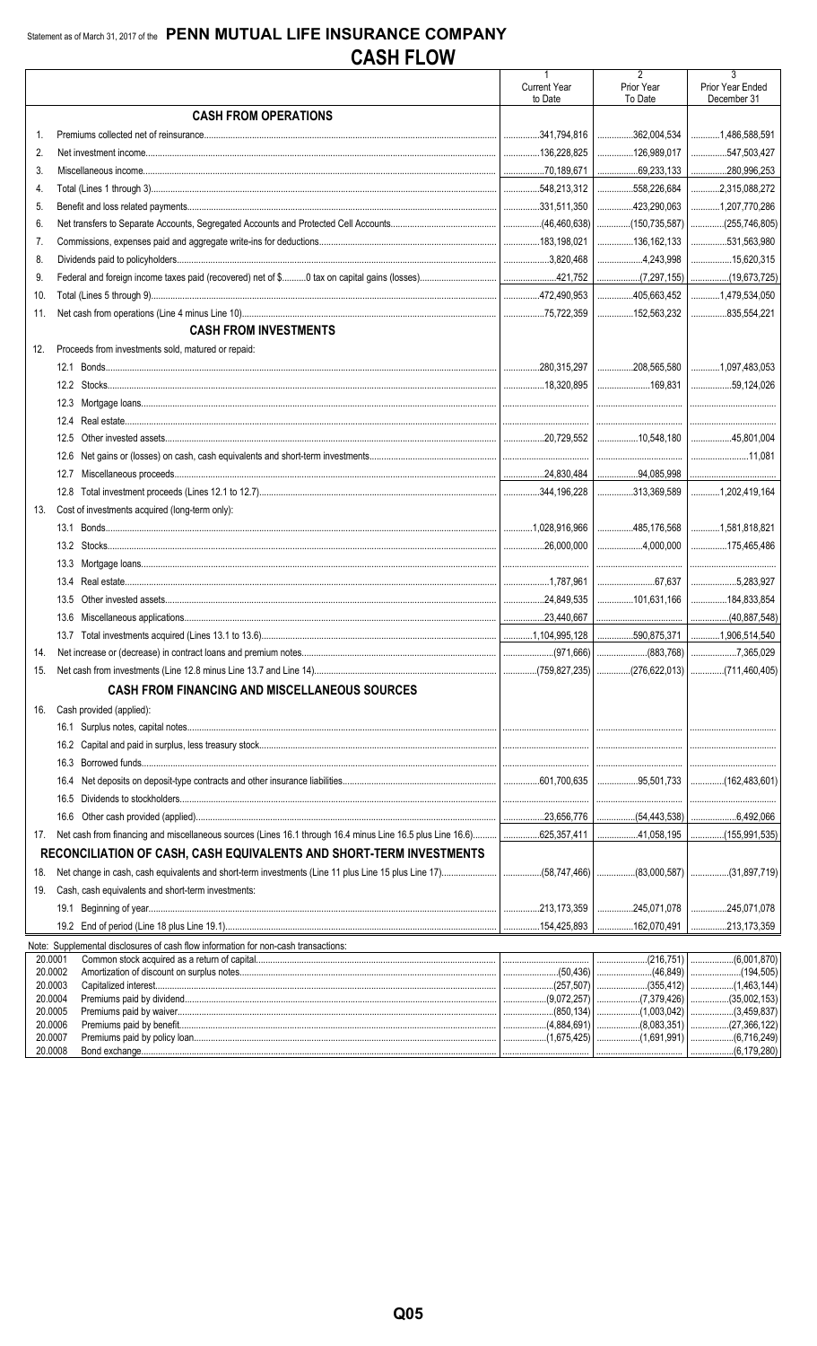Statement as of March 31, 2017 of the **PENN MUTUAL LIFE INSURANCE COMPANY**

# CASH FLOW

| | | 1<br>Current Year to Date | 2<br>Prior Year To Date | 3<br>Prior Year Ended December 31 |
|---|---|---|---|---|
| | **CASH FROM OPERATIONS** | | | |
| 1. | Premiums collected net of reinsurance | 341,794,816 | 362,004,534 | 1,486,588,591 |
| 2. | Net investment income | 136,228,825 | 126,989,017 | 547,503,427 |
| 3. | Miscellaneous income | 70,189,671 | 69,233,133 | 280,996,253 |
| 4. | Total (Lines 1 through 3) | 548,213,312 | 558,226,684 | 2,315,088,272 |
| 5. | Benefit and loss related payments | 331,511,350 | 423,290,063 | 1,207,770,286 |
| 6. | Net transfers to Separate Accounts, Segregated Accounts and Protected Cell Accounts | (46,460,638) | (150,735,587) | (255,746,805) |
| 7. | Commissions, expenses paid and aggregate write-ins for deductions | 183,198,021 | 136,162,133 | 531,563,980 |
| 8. | Dividends paid to policyholders | 3,820,468 | 4,243,998 | 15,620,315 |
| 9. | Federal and foreign income taxes paid (recovered) net of $..........0 tax on capital gains (losses) | 421,752 | (7,297,155) | (19,673,725) |
| 10. | Total (Lines 5 through 9) | 472,490,953 | 405,663,452 | 1,479,534,050 |
| 11. | Net cash from operations (Line 4 minus Line 10) | 75,722,359 | 152,563,232 | 835,554,221 |
| | **CASH FROM INVESTMENTS** | | | |
| 12. | Proceeds from investments sold, matured or repaid: | | | |
| | 12.1 Bonds | 280,315,297 | 208,565,580 | 1,097,483,053 |
| | 12.2 Stocks | 18,320,895 | 169,831 | 59,124,026 |
| | 12.3 Mortgage loans | | | |
| | 12.4 Real estate | | | |
| | 12.5 Other invested assets | 20,729,552 | 10,548,180 | 45,801,004 |
| | 12.6 Net gains or (losses) on cash, cash equivalents and short-term investments | | | 11,081 |
| | 12.7 Miscellaneous proceeds | 24,830,484 | 94,085,998 | |
| | 12.8 Total investment proceeds (Lines 12.1 to 12.7) | 344,196,228 | 313,369,589 | 1,202,419,164 |
| 13. | Cost of investments acquired (long-term only): | | | |
| | 13.1 Bonds | 1,028,916,966 | 485,176,568 | 1,581,818,821 |
| | 13.2 Stocks | 26,000,000 | 4,000,000 | 175,465,486 |
| | 13.3 Mortgage loans | | | |
| | 13.4 Real estate | 1,787,961 | 67,637 | 5,283,927 |
| | 13.5 Other invested assets | 24,849,535 | 101,631,166 | 184,833,854 |
| | 13.6 Miscellaneous applications | 23,440,667 | | (40,887,548) |
| | 13.7 Total investments acquired (Lines 13.1 to 13.6) | 1,104,995,128 | 590,875,371 | 1,906,514,540 |
| 14. | Net increase or (decrease) in contract loans and premium notes | (971,666) | (883,768) | 7,365,029 |
| 15. | Net cash from investments (Line 12.8 minus Line 13.7 and Line 14) | (759,827,235) | (276,622,013) | (711,460,405) |
| | **CASH FROM FINANCING AND MISCELLANEOUS SOURCES** | | | |
| 16. | Cash provided (applied): | | | |
| | 16.1 Surplus notes, capital notes | | | |
| | 16.2 Capital and paid in surplus, less treasury stock | | | |
| | 16.3 Borrowed funds | | | |
| | 16.4 Net deposits on deposit-type contracts and other insurance liabilities | 601,700,635 | 95,501,733 | (162,483,601) |
| | 16.5 Dividends to stockholders | | | |
| | 16.6 Other cash provided (applied) | 23,656,776 | (54,443,538) | 6,492,066 |
| 17. | Net cash from financing and miscellaneous sources (Lines 16.1 through 16.4 minus Line 16.5 plus Line 16.6) | 625,357,411 | 41,058,195 | (155,991,535) |
| | **RECONCILIATION OF CASH, CASH EQUIVALENTS AND SHORT-TERM INVESTMENTS** | | | |
| 18. | Net change in cash, cash equivalents and short-term investments (Line 11 plus Line 15 plus Line 17) | (58,747,466) | (83,000,587) | (31,897,719) |
| 19. | Cash, cash equivalents and short-term investments: | | | |
| | 19.1 Beginning of year | 213,173,359 | 245,071,078 | 245,071,078 |
| | 19.2 End of period (Line 18 plus Line 19.1) | 154,425,893 | 162,070,491 | 213,173,359 |

Note: Supplemental disclosures of cash flow information for non-cash transactions:

| | | 1 | 2 | 3 |
|---|---|---|---|---|
| 20.0001 | Common stock acquired as a return of capital | | (216,751) | (6,001,870) |
| 20.0002 | Amortization of discount on surplus notes | (50,436) | (46,849) | (194,505) |
| 20.0003 | Capitalized interest | (257,507) | (355,412) | (1,463,144) |
| 20.0004 | Premiums paid by dividend | (9,072,257) | (7,379,426) | (35,002,153) |
| 20.0005 | Premiums paid by waiver | (850,134) | (1,003,042) | (3,459,837) |
| 20.0006 | Premiums paid by benefit | (4,884,691) | (8,083,351) | (27,366,122) |
| 20.0007 | Premiums paid by policy loan | (1,675,425) | (1,691,991) | (6,716,249) |
| 20.0008 | Bond exchange | | | (6,179,280) |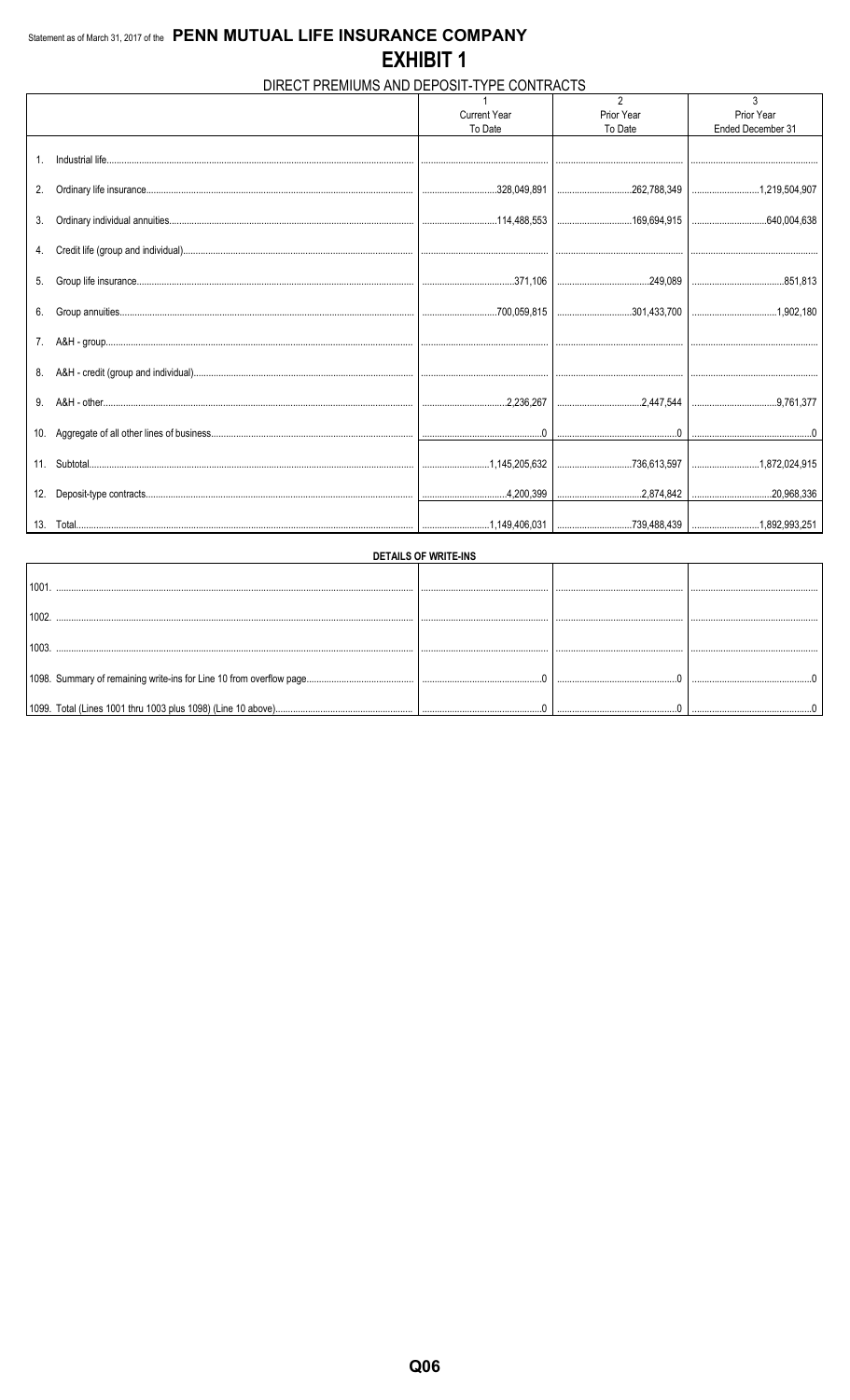Statement as of March 31, 2017 of the **PENN MUTUAL LIFE INSURANCE COMPANY**

# EXHIBIT 1

## DIRECT PREMIUMS AND DEPOSIT-TYPE CONTRACTS

| | 1<br>Current Year<br>To Date | 2<br>Prior Year<br>To Date | 3<br>Prior Year<br>Ended December 31 |
|---|---|---|---|
| 1. Industrial life | | | |
| 2. Ordinary life insurance | 328,049,891 | 262,788,349 | 1,219,504,907 |
| 3. Ordinary individual annuities | 114,488,553 | 169,694,915 | 640,004,638 |
| 4. Credit life (group and individual) | | | |
| 5. Group life insurance | 371,106 | 249,089 | 851,813 |
| 6. Group annuities | 700,059,815 | 301,433,700 | 1,902,180 |
| 7. A&H - group | | | |
| 8. A&H - credit (group and individual) | | | |
| 9. A&H - other | 2,236,267 | 2,447,544 | 9,761,377 |
| 10. Aggregate of all other lines of business | 0 | 0 | 0 |
| 11. Subtotal | 1,145,205,632 | 736,613,597 | 1,872,024,915 |
| 12. Deposit-type contracts | 4,200,399 | 2,874,842 | 20,968,336 |
| 13. Total | 1,149,406,031 | 739,488,439 | 1,892,993,251 |

**DETAILS OF WRITE-INS**

| | | | |
|---|---|---|---|
| 1001. | | | |
| 1002. | | | |
| 1003. | | | |
| 1098. Summary of remaining write-ins for Line 10 from overflow page | 0 | 0 | 0 |
| 1099. Total (Lines 1001 thru 1003 plus 1098) (Line 10 above) | 0 | 0 | 0 |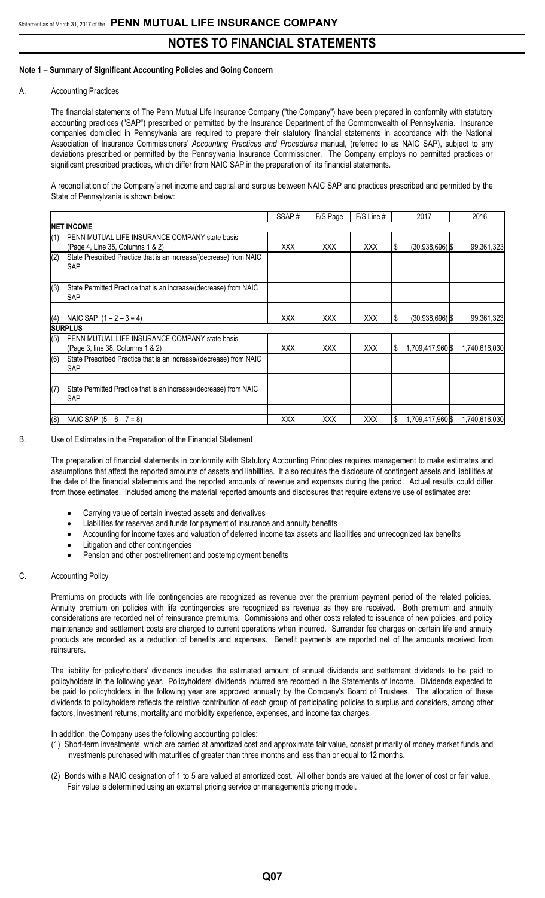## Note 1 – Summary of Significant Accounting Policies and Going Concern

A. Accounting Practices

The financial statements of The Penn Mutual Life Insurance Company ("the Company") have been prepared in conformity with statutory accounting practices ("SAP") prescribed or permitted by the Insurance Department of the Commonwealth of Pennsylvania. Insurance companies domiciled in Pennsylvania are required to prepare their statutory financial statements in accordance with the National Association of Insurance Commissioners' *Accounting Practices and Procedures* manual, (referred to as NAIC SAP), subject to any deviations prescribed or permitted by the Pennsylvania Insurance Commissioner. The Company employs no permitted practices or significant prescribed practices, which differ from NAIC SAP in the preparation of its financial statements.

A reconciliation of the Company's net income and capital and surplus between NAIC SAP and practices prescribed and permitted by the State of Pennsylvania is shown below:

| | | SSAP # | F/S Page | F/S Line # | 2017 | 2016 |
|---|---|---|---|---|---|---|
| **NET INCOME** | | | | | | |
| (1) | PENN MUTUAL LIFE INSURANCE COMPANY state basis (Page 4, Line 35, Columns 1 & 2) | XXX | XXX | XXX | $ (30,938,696) | $ 99,361,323 |
| (2) | State Prescribed Practice that is an increase/(decrease) from NAIC SAP | | | | | |
| (3) | State Permitted Practice that is an increase/(decrease) from NAIC SAP | | | | | |
| (4) | NAIC SAP (1 – 2 – 3 = 4) | XXX | XXX | XXX | $ (30,938,696) | $ 99,361,323 |
| **SURPLUS** | | | | | | |
| (5) | PENN MUTUAL LIFE INSURANCE COMPANY state basis (Page 3, line 38, Columns 1 & 2) | XXX | XXX | XXX | $ 1,709,417,960 | $ 1,740,616,030 |
| (6) | State Prescribed Practice that is an increase/(decrease) from NAIC SAP | | | | | |
| (7) | State Permitted Practice that is an increase/(decrease) from NAIC SAP | | | | | |
| (8) | NAIC SAP (5 – 6 – 7 = 8) | XXX | XXX | XXX | $ 1,709,417,960 | $ 1,740,616,030 |

B. Use of Estimates in the Preparation of the Financial Statement

The preparation of financial statements in conformity with Statutory Accounting Principles requires management to make estimates and assumptions that affect the reported amounts of assets and liabilities. It also requires the disclosure of contingent assets and liabilities at the date of the financial statements and the reported amounts of revenue and expenses during the period. Actual results could differ from those estimates. Included among the material reported amounts and disclosures that require extensive use of estimates are:

- Carrying value of certain invested assets and derivatives
- Liabilities for reserves and funds for payment of insurance and annuity benefits
- Accounting for income taxes and valuation of deferred income tax assets and liabilities and unrecognized tax benefits
- Litigation and other contingencies
- Pension and other postretirement and postemployment benefits

C. Accounting Policy

Premiums on products with life contingencies are recognized as revenue over the premium payment period of the related policies. Annuity premium on policies with life contingencies are recognized as revenue as they are received. Both premium and annuity considerations are recorded net of reinsurance premiums. Commissions and other costs related to issuance of new policies, and policy maintenance and settlement costs are charged to current operations when incurred. Surrender fee charges on certain life and annuity products are recorded as a reduction of benefits and expenses. Benefit payments are reported net of the amounts received from reinsurers.

The liability for policyholders' dividends includes the estimated amount of annual dividends and settlement dividends to be paid to policyholders in the following year. Policyholders' dividends incurred are recorded in the Statements of Income. Dividends expected to be paid to policyholders in the following year are approved annually by the Company's Board of Trustees. The allocation of these dividends to policyholders reflects the relative contribution of each group of participating policies to surplus and considers, among other factors, investment returns, mortality and morbidity experience, expenses, and income tax charges.

In addition, the Company uses the following accounting policies:

(1) Short-term investments, which are carried at amortized cost and approximate fair value, consist primarily of money market funds and investments purchased with maturities of greater than three months and less than or equal to 12 months.

(2) Bonds with a NAIC designation of 1 to 5 are valued at amortized cost. All other bonds are valued at the lower of cost or fair value. Fair value is determined using an external pricing service or management's pricing model.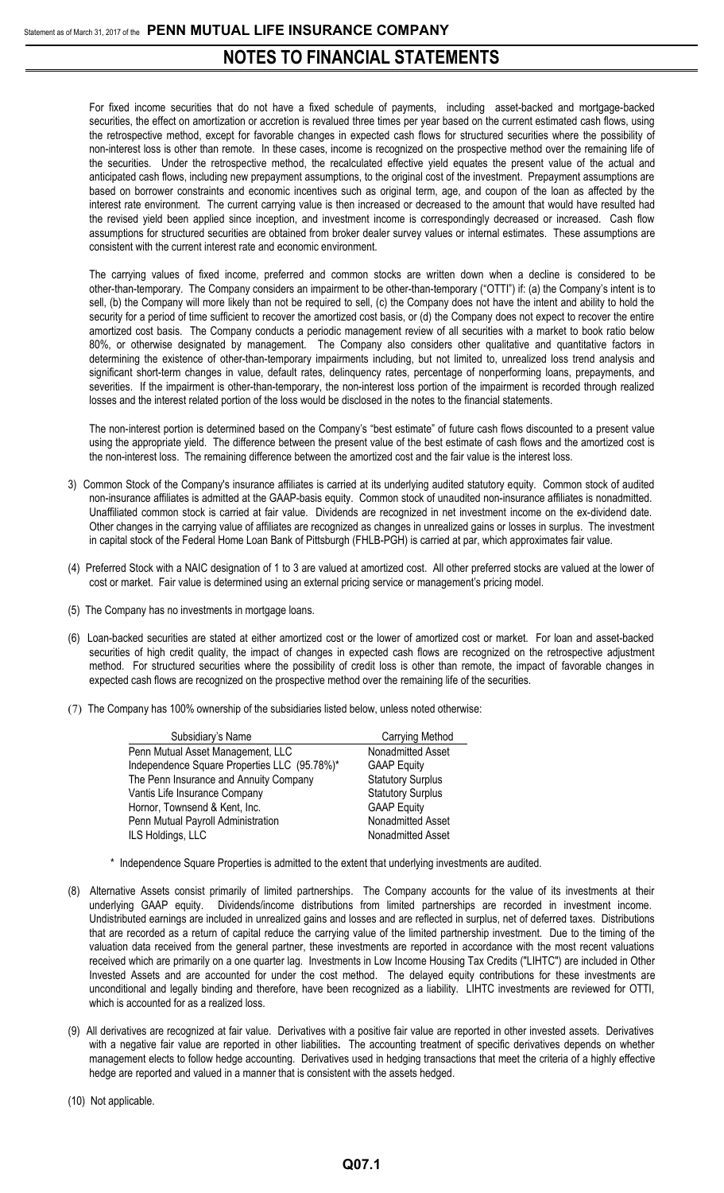For fixed income securities that do not have a fixed schedule of payments, including asset-backed and mortgage-backed securities, the effect on amortization or accretion is revalued three times per year based on the current estimated cash flows, using the retrospective method, except for favorable changes in expected cash flows for structured securities where the possibility of non-interest loss is other than remote. In these cases, income is recognized on the prospective method over the remaining life of the securities. Under the retrospective method, the recalculated effective yield equates the present value of the actual and anticipated cash flows, including new prepayment assumptions, to the original cost of the investment. Prepayment assumptions are based on borrower constraints and economic incentives such as original term, age, and coupon of the loan as affected by the interest rate environment. The current carrying value is then increased or decreased to the amount that would have resulted had the revised yield been applied since inception, and investment income is correspondingly decreased or increased. Cash flow assumptions for structured securities are obtained from broker dealer survey values or internal estimates. These assumptions are consistent with the current interest rate and economic environment.

The carrying values of fixed income, preferred and common stocks are written down when a decline is considered to be other-than-temporary. The Company considers an impairment to be other-than-temporary ("OTTI") if: (a) the Company's intent is to sell, (b) the Company will more likely than not be required to sell, (c) the Company does not have the intent and ability to hold the security for a period of time sufficient to recover the amortized cost basis, or (d) the Company does not expect to recover the entire amortized cost basis. The Company conducts a periodic management review of all securities with a market to book ratio below 80%, or otherwise designated by management. The Company also considers other qualitative and quantitative factors in determining the existence of other-than-temporary impairments including, but not limited to, unrealized loss trend analysis and significant short-term changes in value, default rates, delinquency rates, percentage of nonperforming loans, prepayments, and severities. If the impairment is other-than-temporary, the non-interest loss portion of the impairment is recorded through realized losses and the interest related portion of the loss would be disclosed in the notes to the financial statements.

The non-interest portion is determined based on the Company's "best estimate" of future cash flows discounted to a present value using the appropriate yield. The difference between the present value of the best estimate of cash flows and the amortized cost is the non-interest loss. The remaining difference between the amortized cost and the fair value is the interest loss.

3) Common Stock of the Company's insurance affiliates is carried at its underlying audited statutory equity. Common stock of audited non-insurance affiliates is admitted at the GAAP-basis equity. Common stock of unaudited non-insurance affiliates is nonadmitted. Unaffiliated common stock is carried at fair value. Dividends are recognized in net investment income on the ex-dividend date. Other changes in the carrying value of affiliates are recognized as changes in unrealized gains or losses in surplus. The investment in capital stock of the Federal Home Loan Bank of Pittsburgh (FHLB-PGH) is carried at par, which approximates fair value.

(4) Preferred Stock with a NAIC designation of 1 to 3 are valued at amortized cost. All other preferred stocks are valued at the lower of cost or market. Fair value is determined using an external pricing service or management's pricing model.

(5) The Company has no investments in mortgage loans.

(6) Loan-backed securities are stated at either amortized cost or the lower of amortized cost or market. For loan and asset-backed securities of high credit quality, the impact of changes in expected cash flows are recognized on the retrospective adjustment method. For structured securities where the possibility of credit loss is other than remote, the impact of favorable changes in expected cash flows are recognized on the prospective method over the remaining life of the securities.

(7) The Company has 100% ownership of the subsidiaries listed below, unless noted otherwise:

| Subsidiary's Name | Carrying Method |
|---|---|
| Penn Mutual Asset Management, LLC | Nonadmitted Asset |
| Independence Square Properties LLC (95.78%)* | GAAP Equity |
| The Penn Insurance and Annuity Company | Statutory Surplus |
| Vantis Life Insurance Company | Statutory Surplus |
| Hornor, Townsend & Kent, Inc. | GAAP Equity |
| Penn Mutual Payroll Administration | Nonadmitted Asset |
| ILS Holdings, LLC | Nonadmitted Asset |

\* Independence Square Properties is admitted to the extent that underlying investments are audited.

(8) Alternative Assets consist primarily of limited partnerships. The Company accounts for the value of its investments at their underlying GAAP equity. Dividends/income distributions from limited partnerships are recorded in investment income. Undistributed earnings are included in unrealized gains and losses and are reflected in surplus, net of deferred taxes. Distributions that are recorded as a return of capital reduce the carrying value of the limited partnership investment. Due to the timing of the valuation data received from the general partner, these investments are reported in accordance with the most recent valuations received which are primarily on a one quarter lag. Investments in Low Income Housing Tax Credits ("LIHTC") are included in Other Invested Assets and are accounted for under the cost method. The delayed equity contributions for these investments are unconditional and legally binding and therefore, have been recognized as a liability. LIHTC investments are reviewed for OTTI, which is accounted for as a realized loss.

(9) All derivatives are recognized at fair value. Derivatives with a positive fair value are reported in other invested assets. Derivatives with a negative fair value are reported in other liabilities. The accounting treatment of specific derivatives depends on whether management elects to follow hedge accounting. Derivatives used in hedging transactions that meet the criteria of a highly effective hedge are reported and valued in a manner that is consistent with the assets hedged.

(10) Not applicable.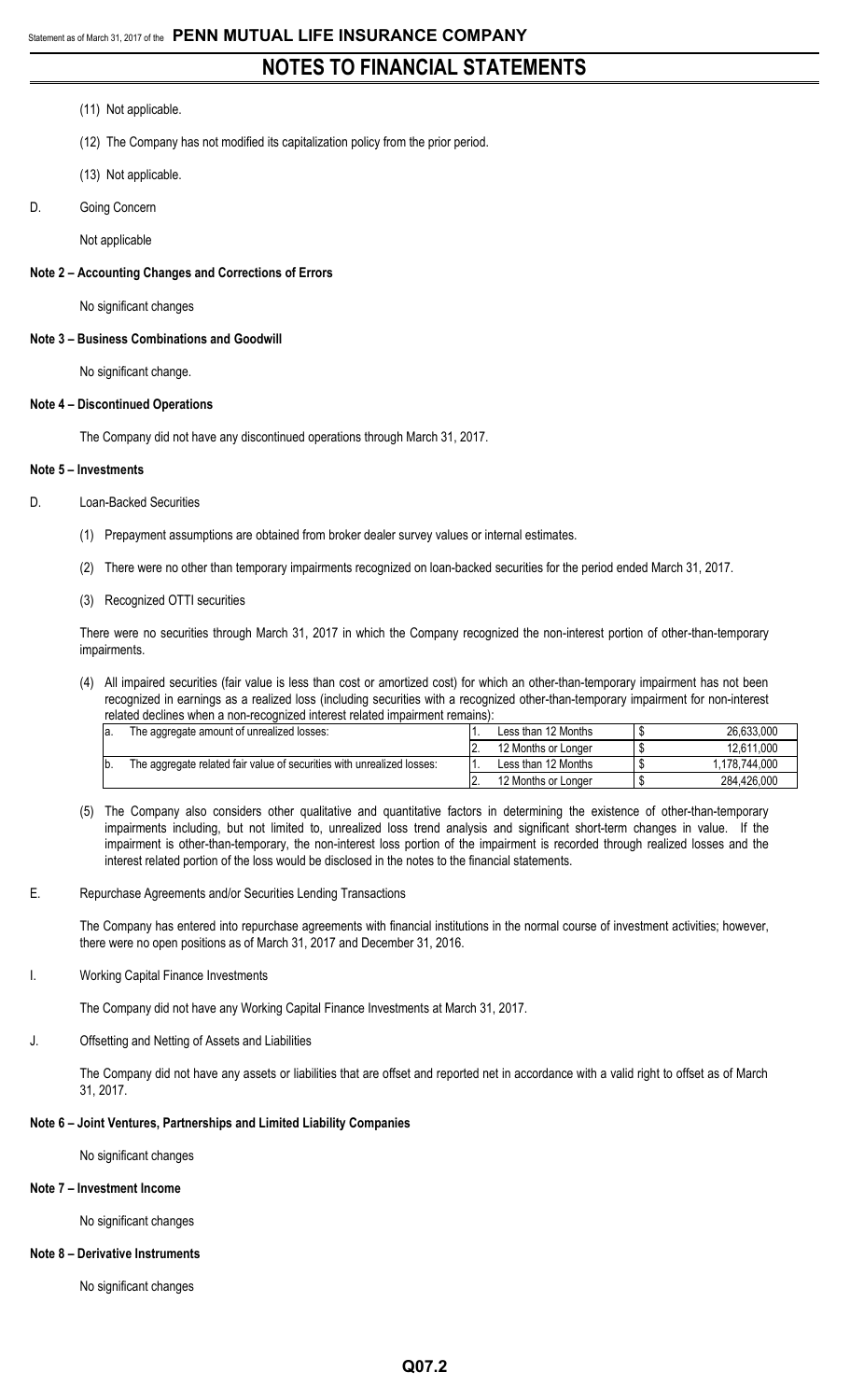(11) Not applicable.

(12) The Company has not modified its capitalization policy from the prior period.

(13) Not applicable.

D. Going Concern

Not applicable

**Note 2 – Accounting Changes and Corrections of Errors**

No significant changes

**Note 3 – Business Combinations and Goodwill**

No significant change.

**Note 4 – Discontinued Operations**

The Company did not have any discontinued operations through March 31, 2017.

**Note 5 – Investments**

D. Loan-Backed Securities

(1) Prepayment assumptions are obtained from broker dealer survey values or internal estimates.

(2) There were no other than temporary impairments recognized on loan-backed securities for the period ended March 31, 2017.

(3) Recognized OTTI securities

There were no securities through March 31, 2017 in which the Company recognized the non-interest portion of other-than-temporary impairments.

(4) All impaired securities (fair value is less than cost or amortized cost) for which an other-than-temporary impairment has not been recognized in earnings as a realized loss (including securities with a recognized other-than-temporary impairment for non-interest related declines when a non-recognized interest related impairment remains):

| | | | | | |
|---|---|---|---|---|---|
| a. | The aggregate amount of unrealized losses: | 1. | Less than 12 Months | $ | 26,633,000 |
| | | 2. | 12 Months or Longer | $ | 12,611,000 |
| b. | The aggregate related fair value of securities with unrealized losses: | 1. | Less than 12 Months | $ | 1,178,744,000 |
| | | 2. | 12 Months or Longer | $ | 284,426,000 |

(5) The Company also considers other qualitative and quantitative factors in determining the existence of other-than-temporary impairments including, but not limited to, unrealized loss trend analysis and significant short-term changes in value. If the impairment is other-than-temporary, the non-interest loss portion of the impairment is recorded through realized losses and the interest related portion of the loss would be disclosed in the notes to the financial statements.

E. Repurchase Agreements and/or Securities Lending Transactions

The Company has entered into repurchase agreements with financial institutions in the normal course of investment activities; however, there were no open positions as of March 31, 2017 and December 31, 2016.

I. Working Capital Finance Investments

The Company did not have any Working Capital Finance Investments at March 31, 2017.

J. Offsetting and Netting of Assets and Liabilities

The Company did not have any assets or liabilities that are offset and reported net in accordance with a valid right to offset as of March 31, 2017.

**Note 6 – Joint Ventures, Partnerships and Limited Liability Companies**

No significant changes

**Note 7 – Investment Income**

No significant changes

**Note 8 – Derivative Instruments**

No significant changes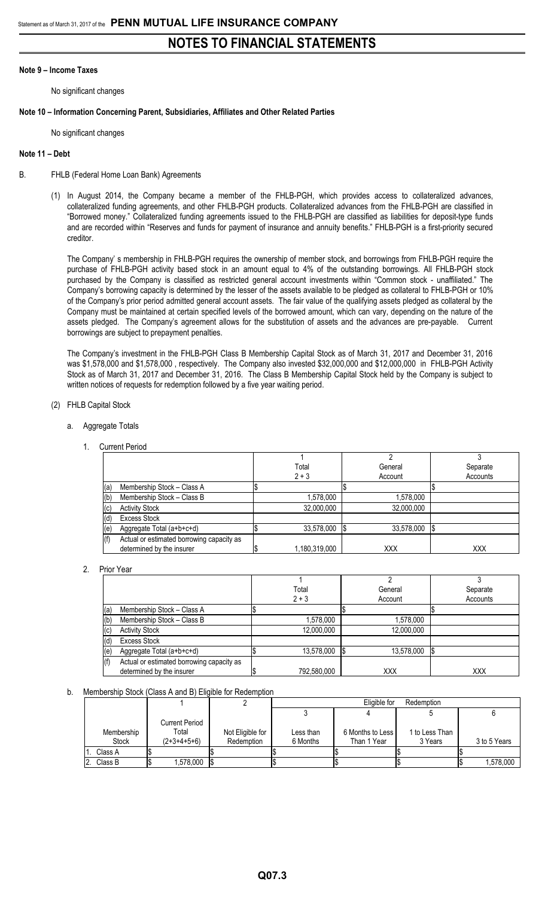## NOTES TO FINANCIAL STATEMENTS

### Note 9 – Income Taxes

No significant changes

### Note 10 – Information Concerning Parent, Subsidiaries, Affiliates and Other Related Parties

No significant changes

### Note 11 – Debt

B. FHLB (Federal Home Loan Bank) Agreements

(1) In August 2014, the Company became a member of the FHLB-PGH, which provides access to collateralized advances, collateralized funding agreements, and other FHLB-PGH products. Collateralized advances from the FHLB-PGH are classified in "Borrowed money." Collateralized funding agreements issued to the FHLB-PGH are classified as liabilities for deposit-type funds and are recorded within "Reserves and funds for payment of insurance and annuity benefits." FHLB-PGH is a first-priority secured creditor.

The Company' s membership in FHLB-PGH requires the ownership of member stock, and borrowings from FHLB-PGH require the purchase of FHLB-PGH activity based stock in an amount equal to 4% of the outstanding borrowings. All FHLB-PGH stock purchased by the Company is classified as restricted general account investments within "Common stock - unaffiliated." The Company's borrowing capacity is determined by the lesser of the assets available to be pledged as collateral to FHLB-PGH or 10% of the Company's prior period admitted general account assets. The fair value of the qualifying assets pledged as collateral by the Company must be maintained at certain specified levels of the borrowed amount, which can vary, depending on the nature of the assets pledged. The Company's agreement allows for the substitution of assets and the advances are pre-payable. Current borrowings are subject to prepayment penalties.

The Company's investment in the FHLB-PGH Class B Membership Capital Stock as of March 31, 2017 and December 31, 2016 was $1,578,000 and $1,578,000 , respectively. The Company also invested $32,000,000 and $12,000,000 in FHLB-PGH Activity Stock as of March 31, 2017 and December 31, 2016. The Class B Membership Capital Stock held by the Company is subject to written notices of requests for redemption followed by a five year waiting period.

(2) FHLB Capital Stock

a. Aggregate Totals

1. Current Period

| | 1<br>Total<br>2 + 3 | 2<br>General<br>Account | 3<br>Separate<br>Accounts |
|---|---|---|---|
| (a) Membership Stock – Class A | $ | $ | $ |
| (b) Membership Stock – Class B | 1,578,000 | 1,578,000 | |
| (c) Activity Stock | 32,000,000 | 32,000,000 | |
| (d) Excess Stock | | | |
| (e) Aggregate Total (a+b+c+d) | $ 33,578,000 | $ 33,578,000 | $ |
| (f) Actual or estimated borrowing capacity as determined by the insurer | $ 1,180,319,000 | XXX | XXX |

2. Prior Year

| | 1<br>Total<br>2 + 3 | 2<br>General<br>Account | 3<br>Separate<br>Accounts |
|---|---|---|---|
| (a) Membership Stock – Class A | $ | $ | $ |
| (b) Membership Stock – Class B | 1,578,000 | 1,578,000 | |
| (c) Activity Stock | 12,000,000 | 12,000,000 | |
| (d) Excess Stock | | | |
| (e) Aggregate Total (a+b+c+d) | $ 13,578,000 | $ 13,578,000 | $ |
| (f) Actual or estimated borrowing capacity as determined by the insurer | $ 792,580,000 | XXX | XXX |

b. Membership Stock (Class A and B) Eligible for Redemption

| | 1 | 2 | Eligible for Redemption | | | |
|---|---|---|---|---|---|---|
| | | | 3 | 4 | 5 | 6 |
| Membership Stock | Current Period Total (2+3+4+5+6) | Not Eligible for Redemption | Less than 6 Months | 6 Months to Less Than 1 Year | 1 to Less Than 3 Years | 3 to 5 Years |
| 1. Class A | $ | $ | $ | $ | $ | $ |
| 2. Class B | $ 1,578,000 | $ | $ | $ | $ | $ 1,578,000 |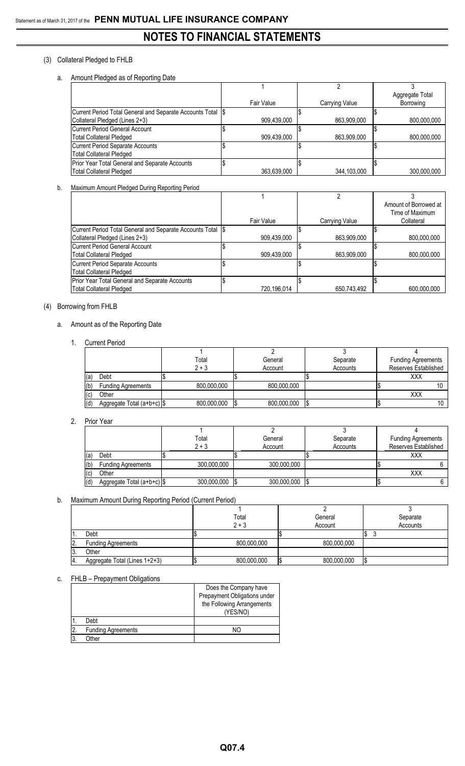# NOTES TO FINANCIAL STATEMENTS

(3) Collateral Pledged to FHLB

a. Amount Pledged as of Reporting Date

| | 1 | 2 | 3 |
|---|---|---|---|
| | Fair Value | Carrying Value | Aggregate Total Borrowing |
| Current Period Total General and Separate Accounts Total Collateral Pledged (Lines 2+3) | $ 909,439,000 | $ 863,909,000 | $ 800,000,000 |
| Current Period General Account Total Collateral Pledged | $ 909,439,000 | $ 863,909,000 | $ 800,000,000 |
| Current Period Separate Accounts Total Collateral Pledged | $ | $ | $ |
| Prior Year Total General and Separate Accounts Total Collateral Pledged | $ 363,639,000 | $ 344,103,000 | $ 300,000,000 |

b. Maximum Amount Pledged During Reporting Period

| | 1 | 2 | 3 |
|---|---|---|---|
| | Fair Value | Carrying Value | Amount of Borrowed at Time of Maximum Collateral |
| Current Period Total General and Separate Accounts Total Collateral Pledged (Lines 2+3) | $ 909,439,000 | $ 863,909,000 | $ 800,000,000 |
| Current Period General Account Total Collateral Pledged | $ 909,439,000 | $ 863,909,000 | $ 800,000,000 |
| Current Period Separate Accounts Total Collateral Pledged | $ | $ | $ |
| Prior Year Total General and Separate Accounts Total Collateral Pledged | $ 720,196,014 | $ 650,743,492 | $ 600,000,000 |

(4) Borrowing from FHLB

a. Amount as of the Reporting Date

1. Current Period

| | 1 | 2 | 3 | 4 |
|---|---|---|---|---|
| | Total 2 + 3 | General Account | Separate Accounts | Funding Agreements Reserves Established |
| (a) Debt | $ | $ | $ | XXX |
| (b) Funding Agreements | 800,000,000 | 800,000,000 | | $ 10 |
| (c) Other | | | | XXX |
| (d) Aggregate Total (a+b+c) | $ 800,000,000 | $ 800,000,000 | $ | $ 10 |

2. Prior Year

| | 1 | 2 | 3 | 4 |
|---|---|---|---|---|
| | Total 2 + 3 | General Account | Separate Accounts | Funding Agreements Reserves Established |
| (a) Debt | $ | $ | $ | XXX |
| (b) Funding Agreements | 300,000,000 | 300,000,000 | | $ 6 |
| (c) Other | | | | XXX |
| (d) Aggregate Total (a+b+c) | $ 300,000,000 | $ 300,000,000 | $ | $ 6 |

b. Maximum Amount During Reporting Period (Current Period)

| | 1 | 2 | 3 |
|---|---|---|---|
| | Total 2 + 3 | General Account | Separate Accounts |
| 1. Debt | $ | $ | $ 3 |
| 2. Funding Agreements | 800,000,000 | 800,000,000 | |
| 3. Other | | | |
| 4. Aggregate Total (Lines 1+2+3) | $ 800,000,000 | $ 800,000,000 | $ |

c. FHLB – Prepayment Obligations

| | Does the Company have Prepayment Obligations under the Following Arrangements (YES/NO) |
|---|---|
| 1. Debt | |
| 2. Funding Agreements | NO |
| 3. Other | |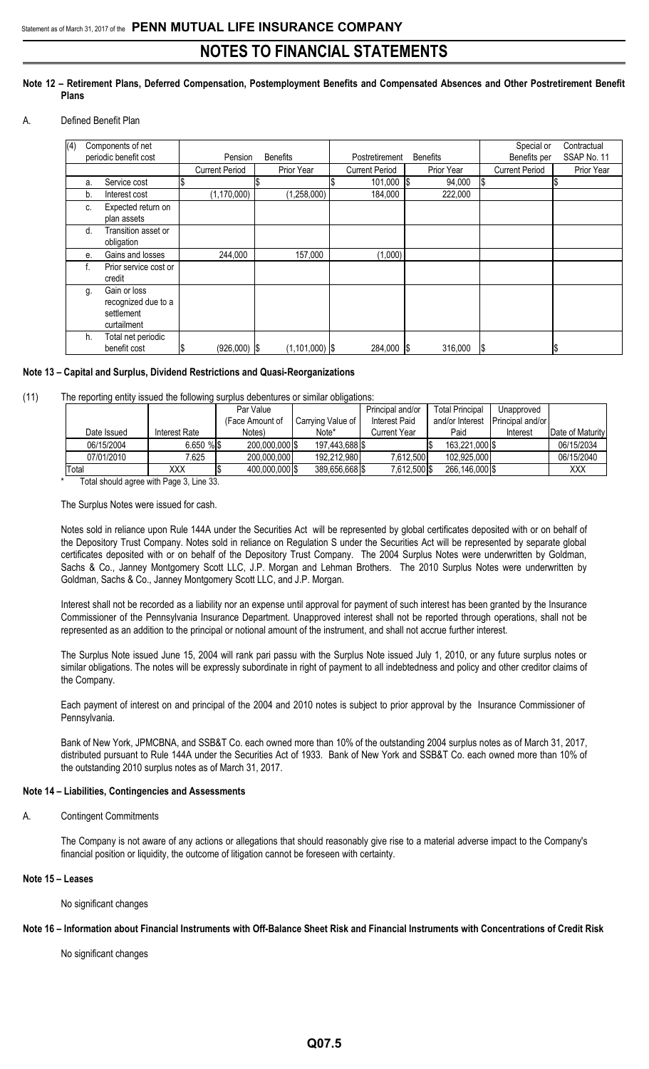## Note 12 – Retirement Plans, Deferred Compensation, Postemployment Benefits and Compensated Absences and Other Postretirement Benefit Plans

A. Defined Benefit Plan

| (4) | Components of net periodic benefit cost | Pension Benefits | | Postretirement Benefits | | Special or Benefits per | Contractual SSAP No. 11 |
|---|---|---|---|---|---|---|---|
| | | Current Period | Prior Year | Current Period | Prior Year | Current Period | Prior Year |
| a. | Service cost | $ | $ | $ 101,000 | $ 94,000 | $ | $ |
| b. | Interest cost | (1,170,000) | (1,258,000) | 184,000 | 222,000 | | |
| c. | Expected return on plan assets | | | | | | |
| d. | Transition asset or obligation | | | | | | |
| e. | Gains and losses | 244,000 | 157,000 | (1,000) | | | |
| f. | Prior service cost or credit | | | | | | |
| g. | Gain or loss recognized due to a settlement curtailment | | | | | | |
| h. | Total net periodic benefit cost | $ (926,000) | $ (1,101,000) | $ 284,000 | $ 316,000 | $ | $ |

## Note 13 – Capital and Surplus, Dividend Restrictions and Quasi-Reorganizations

(11) The reporting entity issued the following surplus debentures or similar obligations:

| Date Issued | Interest Rate | Par Value (Face Amount of Notes) | Carrying Value of Note* | Principal and/or Interest Paid Current Year | Total Principal and/or Interest Paid | Unapproved Principal and/or Interest | Date of Maturity |
|---|---|---|---|---|---|---|---|
| 06/15/2004 | 6.650 % | $ 200,000,000 | $ 197,443,688 | $ | $ 163,221,000 | $ | 06/15/2034 |
| 07/01/2010 | 7.625 | 200,000,000 | 192,212,980 | 7,612,500 | 102,925,000 | | 06/15/2040 |
| Total | XXX | $ 400,000,000 | $ 389,656,668 | $ 7,612,500 | $ 266,146,000 | $ | XXX |

\* Total should agree with Page 3, Line 33.

The Surplus Notes were issued for cash.

Notes sold in reliance upon Rule 144A under the Securities Act will be represented by global certificates deposited with or on behalf of the Depository Trust Company. Notes sold in reliance on Regulation S under the Securities Act will be represented by separate global certificates deposited with or on behalf of the Depository Trust Company. The 2004 Surplus Notes were underwritten by Goldman, Sachs & Co., Janney Montgomery Scott LLC, J.P. Morgan and Lehman Brothers. The 2010 Surplus Notes were underwritten by Goldman, Sachs & Co., Janney Montgomery Scott LLC, and J.P. Morgan.

Interest shall not be recorded as a liability nor an expense until approval for payment of such interest has been granted by the Insurance Commissioner of the Pennsylvania Insurance Department. Unapproved interest shall not be reported through operations, shall not be represented as an addition to the principal or notional amount of the instrument, and shall not accrue further interest.

The Surplus Note issued June 15, 2004 will rank pari passu with the Surplus Note issued July 1, 2010, or any future surplus notes or similar obligations. The notes will be expressly subordinate in right of payment to all indebtedness and policy and other creditor claims of the Company.

Each payment of interest on and principal of the 2004 and 2010 notes is subject to prior approval by the Insurance Commissioner of Pennsylvania.

Bank of New York, JPMCBNA, and SSB&T Co. each owned more than 10% of the outstanding 2004 surplus notes as of March 31, 2017, distributed pursuant to Rule 144A under the Securities Act of 1933. Bank of New York and SSB&T Co. each owned more than 10% of the outstanding 2010 surplus notes as of March 31, 2017.

## Note 14 – Liabilities, Contingencies and Assessments

A. Contingent Commitments

The Company is not aware of any actions or allegations that should reasonably give rise to a material adverse impact to the Company's financial position or liquidity, the outcome of litigation cannot be foreseen with certainty.

## Note 15 – Leases

No significant changes

## Note 16 – Information about Financial Instruments with Off-Balance Sheet Risk and Financial Instruments with Concentrations of Credit Risk

No significant changes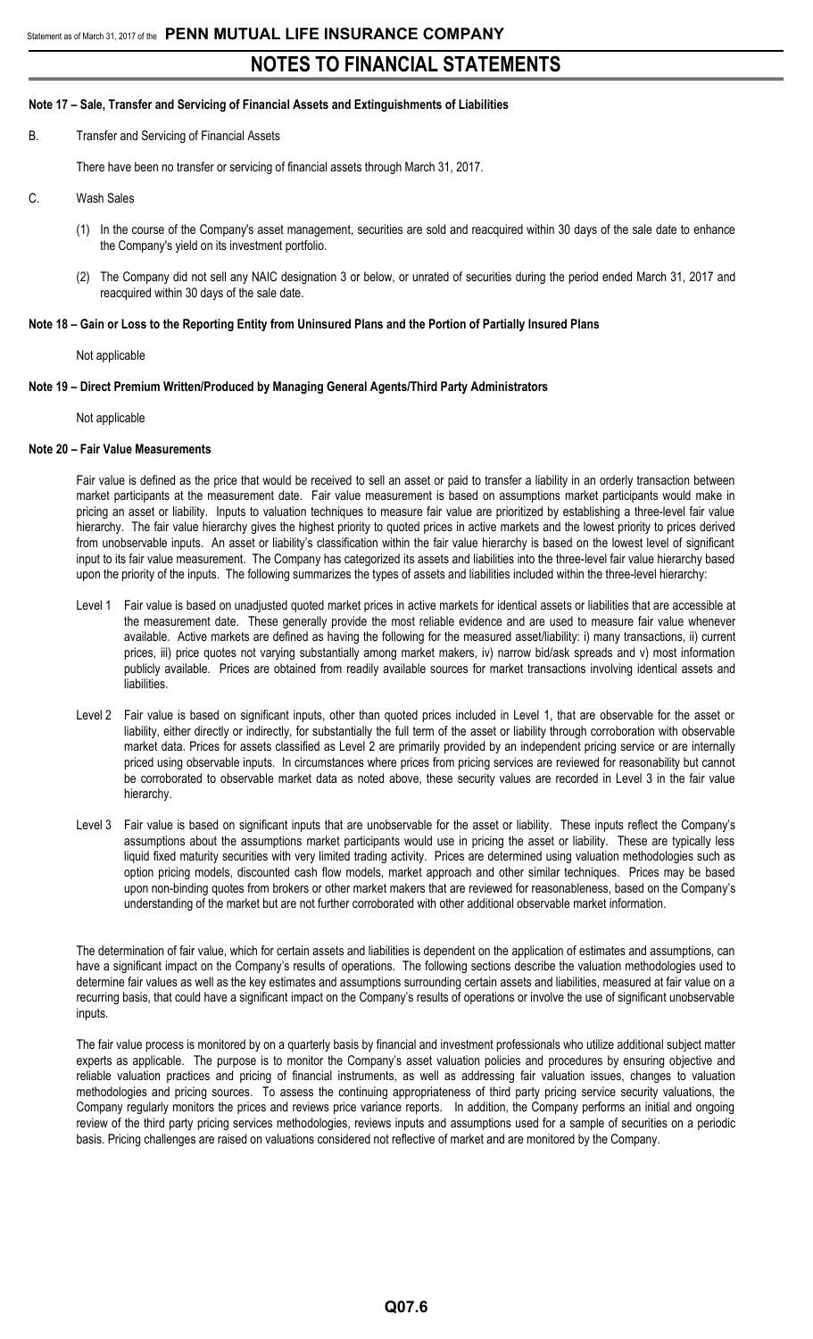### Note 17 – Sale, Transfer and Servicing of Financial Assets and Extinguishments of Liabilities

B. Transfer and Servicing of Financial Assets

There have been no transfer or servicing of financial assets through March 31, 2017.

C. Wash Sales

(1) In the course of the Company's asset management, securities are sold and reacquired within 30 days of the sale date to enhance the Company's yield on its investment portfolio.

(2) The Company did not sell any NAIC designation 3 or below, or unrated of securities during the period ended March 31, 2017 and reacquired within 30 days of the sale date.

### Note 18 – Gain or Loss to the Reporting Entity from Uninsured Plans and the Portion of Partially Insured Plans

Not applicable

### Note 19 – Direct Premium Written/Produced by Managing General Agents/Third Party Administrators

Not applicable

### Note 20 – Fair Value Measurements

Fair value is defined as the price that would be received to sell an asset or paid to transfer a liability in an orderly transaction between market participants at the measurement date. Fair value measurement is based on assumptions market participants would make in pricing an asset or liability. Inputs to valuation techniques to measure fair value are prioritized by establishing a three-level fair value hierarchy. The fair value hierarchy gives the highest priority to quoted prices in active markets and the lowest priority to prices derived from unobservable inputs. An asset or liability's classification within the fair value hierarchy is based on the lowest level of significant input to its fair value measurement. The Company has categorized its assets and liabilities into the three-level fair value hierarchy based upon the priority of the inputs. The following summarizes the types of assets and liabilities included within the three-level hierarchy:

Level 1 Fair value is based on unadjusted quoted market prices in active markets for identical assets or liabilities that are accessible at the measurement date. These generally provide the most reliable evidence and are used to measure fair value whenever available. Active markets are defined as having the following for the measured asset/liability: i) many transactions, ii) current prices, iii) price quotes not varying substantially among market makers, iv) narrow bid/ask spreads and v) most information publicly available. Prices are obtained from readily available sources for market transactions involving identical assets and liabilities.

Level 2 Fair value is based on significant inputs, other than quoted prices included in Level 1, that are observable for the asset or liability, either directly or indirectly, for substantially the full term of the asset or liability through corroboration with observable market data. Prices for assets classified as Level 2 are primarily provided by an independent pricing service or are internally priced using observable inputs. In circumstances where prices from pricing services are reviewed for reasonability but cannot be corroborated to observable market data as noted above, these security values are recorded in Level 3 in the fair value hierarchy.

Level 3 Fair value is based on significant inputs that are unobservable for the asset or liability. These inputs reflect the Company's assumptions about the assumptions market participants would use in pricing the asset or liability. These are typically less liquid fixed maturity securities with very limited trading activity. Prices are determined using valuation methodologies such as option pricing models, discounted cash flow models, market approach and other similar techniques. Prices may be based upon non-binding quotes from brokers or other market makers that are reviewed for reasonableness, based on the Company's understanding of the market but are not further corroborated with other additional observable market information.

The determination of fair value, which for certain assets and liabilities is dependent on the application of estimates and assumptions, can have a significant impact on the Company's results of operations. The following sections describe the valuation methodologies used to determine fair values as well as the key estimates and assumptions surrounding certain assets and liabilities, measured at fair value on a recurring basis, that could have a significant impact on the Company's results of operations or involve the use of significant unobservable inputs.

The fair value process is monitored by on a quarterly basis by financial and investment professionals who utilize additional subject matter experts as applicable. The purpose is to monitor the Company's asset valuation policies and procedures by ensuring objective and reliable valuation practices and pricing of financial instruments, as well as addressing fair valuation issues, changes to valuation methodologies and pricing sources. To assess the continuing appropriateness of third party pricing service security valuations, the Company regularly monitors the prices and reviews price variance reports. In addition, the Company performs an initial and ongoing review of the third party pricing services methodologies, reviews inputs and assumptions used for a sample of securities on a periodic basis. Pricing challenges are raised on valuations considered not reflective of market and are monitored by the Company.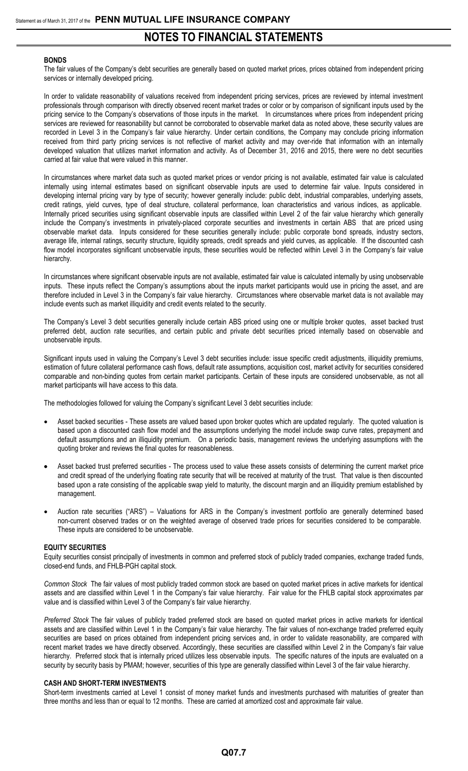#### BONDS

The fair values of the Company's debt securities are generally based on quoted market prices, prices obtained from independent pricing services or internally developed pricing.

In order to validate reasonability of valuations received from independent pricing services, prices are reviewed by internal investment professionals through comparison with directly observed recent market trades or color or by comparison of significant inputs used by the pricing service to the Company's observations of those inputs in the market. In circumstances where prices from independent pricing services are reviewed for reasonability but cannot be corroborated to observable market data as noted above, these security values are recorded in Level 3 in the Company's fair value hierarchy. Under certain conditions, the Company may conclude pricing information received from third party pricing services is not reflective of market activity and may over-ride that information with an internally developed valuation that utilizes market information and activity. As of December 31, 2016 and 2015, there were no debt securities carried at fair value that were valued in this manner.

In circumstances where market data such as quoted market prices or vendor pricing is not available, estimated fair value is calculated internally using internal estimates based on significant observable inputs are used to determine fair value. Inputs considered in developing internal pricing vary by type of security; however generally include: public debt, industrial comparables, underlying assets, credit ratings, yield curves, type of deal structure, collateral performance, loan characteristics and various indices, as applicable. Internally priced securities using significant observable inputs are classified within Level 2 of the fair value hierarchy which generally include the Company's investments in privately-placed corporate securities and investments in certain ABS that are priced using observable market data. Inputs considered for these securities generally include: public corporate bond spreads, industry sectors, average life, internal ratings, security structure, liquidity spreads, credit spreads and yield curves, as applicable. If the discounted cash flow model incorporates significant unobservable inputs, these securities would be reflected within Level 3 in the Company's fair value hierarchy.

In circumstances where significant observable inputs are not available, estimated fair value is calculated internally by using unobservable inputs. These inputs reflect the Company's assumptions about the inputs market participants would use in pricing the asset, and are therefore included in Level 3 in the Company's fair value hierarchy. Circumstances where observable market data is not available may include events such as market illiquidity and credit events related to the security.

The Company's Level 3 debt securities generally include certain ABS priced using one or multiple broker quotes, asset backed trust preferred debt, auction rate securities, and certain public and private debt securities priced internally based on observable and unobservable inputs.

Significant inputs used in valuing the Company's Level 3 debt securities include: issue specific credit adjustments, illiquidity premiums, estimation of future collateral performance cash flows, default rate assumptions, acquisition cost, market activity for securities considered comparable and non-binding quotes from certain market participants. Certain of these inputs are considered unobservable, as not all market participants will have access to this data.

The methodologies followed for valuing the Company's significant Level 3 debt securities include:

- Asset backed securities - These assets are valued based upon broker quotes which are updated regularly. The quoted valuation is based upon a discounted cash flow model and the assumptions underlying the model include swap curve rates, prepayment and default assumptions and an illiquidity premium. On a periodic basis, management reviews the underlying assumptions with the quoting broker and reviews the final quotes for reasonableness.
- Asset backed trust preferred securities - The process used to value these assets consists of determining the current market price and credit spread of the underlying floating rate security that will be received at maturity of the trust. That value is then discounted based upon a rate consisting of the applicable swap yield to maturity, the discount margin and an illiquidity premium established by management.
- Auction rate securities ("ARS") – Valuations for ARS in the Company's investment portfolio are generally determined based non-current observed trades or on the weighted average of observed trade prices for securities considered to be comparable. These inputs are considered to be unobservable.

#### EQUITY SECURITIES

Equity securities consist principally of investments in common and preferred stock of publicly traded companies, exchange traded funds, closed-end funds, and FHLB-PGH capital stock.

*Common Stock* The fair values of most publicly traded common stock are based on quoted market prices in active markets for identical assets and are classified within Level 1 in the Company's fair value hierarchy. Fair value for the FHLB capital stock approximates par value and is classified within Level 3 of the Company's fair value hierarchy.

*Preferred Stock* The fair values of publicly traded preferred stock are based on quoted market prices in active markets for identical assets and are classified within Level 1 in the Company's fair value hierarchy. The fair values of non-exchange traded preferred equity securities are based on prices obtained from independent pricing services and, in order to validate reasonability, are compared with recent market trades we have directly observed. Accordingly, these securities are classified within Level 2 in the Company's fair value hierarchy. Preferred stock that is internally priced utilizes less observable inputs. The specific natures of the inputs are evaluated on a security by security basis by PMAM; however, securities of this type are generally classified within Level 3 of the fair value hierarchy.

#### CASH AND SHORT-TERM INVESTMENTS

Short-term investments carried at Level 1 consist of money market funds and investments purchased with maturities of greater than three months and less than or equal to 12 months. These are carried at amortized cost and approximate fair value.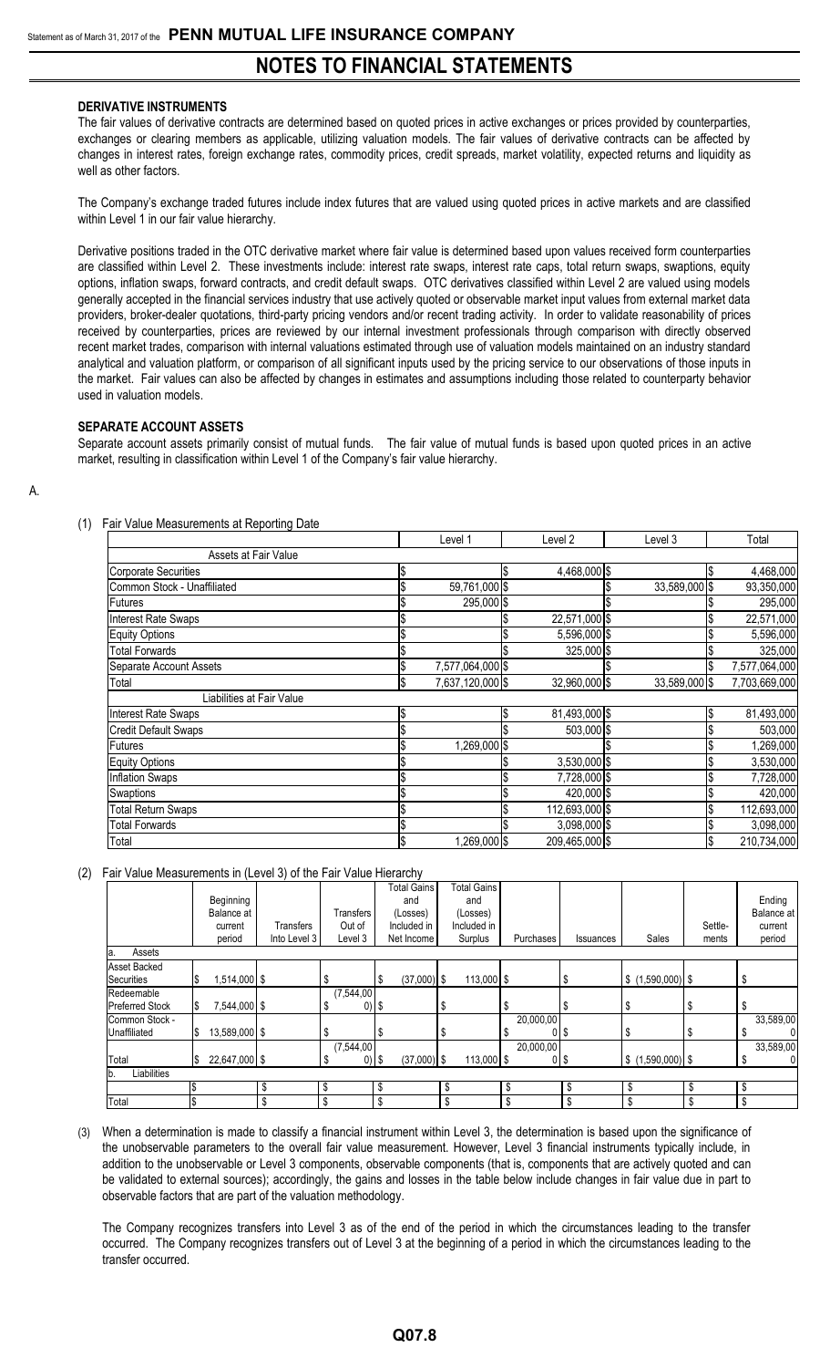#### DERIVATIVE INSTRUMENTS

The fair values of derivative contracts are determined based on quoted prices in active exchanges or prices provided by counterparties, exchanges or clearing members as applicable, utilizing valuation models. The fair values of derivative contracts can be affected by changes in interest rates, foreign exchange rates, commodity prices, credit spreads, market volatility, expected returns and liquidity as well as other factors.

The Company's exchange traded futures include index futures that are valued using quoted prices in active markets and are classified within Level 1 in our fair value hierarchy.

Derivative positions traded in the OTC derivative market where fair value is determined based upon values received form counterparties are classified within Level 2. These investments include: interest rate swaps, interest rate caps, total return swaps, swaptions, equity options, inflation swaps, forward contracts, and credit default swaps. OTC derivatives classified within Level 2 are valued using models generally accepted in the financial services industry that use actively quoted or observable market input values from external market data providers, broker-dealer quotations, third-party pricing vendors and/or recent trading activity. In order to validate reasonability of prices received by counterparties, prices are reviewed by our internal investment professionals through comparison with directly observed recent market trades, comparison with internal valuations estimated through use of valuation models maintained on an industry standard analytical and valuation platform, or comparison of all significant inputs used by the pricing service to our observations of those inputs in the market. Fair values can also be affected by changes in estimates and assumptions including those related to counterparty behavior used in valuation models.

#### SEPARATE ACCOUNT ASSETS

Separate account assets primarily consist of mutual funds. The fair value of mutual funds is based upon quoted prices in an active market, resulting in classification within Level 1 of the Company's fair value hierarchy.

A.

(1) Fair Value Measurements at Reporting Date

| | Level 1 | Level 2 | Level 3 | Total |
|---|---|---|---|---|
| Assets at Fair Value | | | | |
| Corporate Securities | $ | $ 4,468,000 | $ | $ 4,468,000 |
| Common Stock - Unaffiliated | $ 59,761,000 | $ | $ 33,589,000 | $ 93,350,000 |
| Futures | $ 295,000 | $ | $ | $ 295,000 |
| Interest Rate Swaps | $ | $ 22,571,000 | $ | $ 22,571,000 |
| Equity Options | $ | $ 5,596,000 | $ | $ 5,596,000 |
| Total Forwards | $ | $ 325,000 | $ | $ 325,000 |
| Separate Account Assets | $ 7,577,064,000 | $ | $ | $ 7,577,064,000 |
| Total | $ 7,637,120,000 | $ 32,960,000 | $ 33,589,000 | $ 7,703,669,000 |
| Liabilities at Fair Value | | | | |
| Interest Rate Swaps | $ | $ 81,493,000 | $ | $ 81,493,000 |
| Credit Default Swaps | $ | $ 503,000 | $ | $ 503,000 |
| Futures | $ 1,269,000 | $ | $ | $ 1,269,000 |
| Equity Options | $ | $ 3,530,000 | $ | $ 3,530,000 |
| Inflation Swaps | $ | $ 7,728,000 | $ | $ 7,728,000 |
| Swaptions | $ | $ 420,000 | $ | $ 420,000 |
| Total Return Swaps | $ | $ 112,693,000 | $ | $ 112,693,000 |
| Total Forwards | $ | $ 3,098,000 | $ | $ 3,098,000 |
| Total | $ 1,269,000 | $ 209,465,000 | $ | $ 210,734,000 |

(2) Fair Value Measurements in (Level 3) of the Fair Value Hierarchy

| | Beginning Balance at current period | Transfers Into Level 3 | Transfers Out of Level 3 | Total Gains and (Losses) Included in Net Income | Total Gains and (Losses) Included in Surplus | Purchases | Issuances | Sales | Settle-ments | Ending Balance at current period |
|---|---|---|---|---|---|---|---|---|---|---|
| a. Assets | | | | | | | | | | |
| Asset Backed Securities | $ 1,514,000 | $ | $ | $ (37,000) | $ 113,000 | $ | $ | $ (1,590,000) | $ | $ |
| Redeemable Preferred Stock | $ 7,544,000 | $ | $ (7,544,000) | $ | $ | $ | $ | $ | $ | $ |
| Common Stock - Unaffiliated | $ 13,589,000 | $ | $ | $ | $ | $ 20,000,000 | $ | $ | $ | $ 33,589,000 |
| Total | $ 22,647,000 | $ | $ (7,544,000) | $ (37,000) | $ 113,000 | $ 20,000,000 | $ | $ (1,590,000) | $ | $ 33,589,000 |
| b. Liabilities | | | | | | | | | | |
| | $ | $ | $ | $ | $ | $ | $ | $ | $ | $ |
| Total | $ | $ | $ | $ | $ | $ | $ | $ | $ | $ |

(3) When a determination is made to classify a financial instrument within Level 3, the determination is based upon the significance of the unobservable parameters to the overall fair value measurement. However, Level 3 financial instruments typically include, in addition to the unobservable or Level 3 components, observable components (that is, components that are actively quoted and can be validated to external sources); accordingly, the gains and losses in the table below include changes in fair value due in part to observable factors that are part of the valuation methodology.

The Company recognizes transfers into Level 3 as of the end of the period in which the circumstances leading to the transfer occurred. The Company recognizes transfers out of Level 3 at the beginning of a period in which the circumstances leading to the transfer occurred.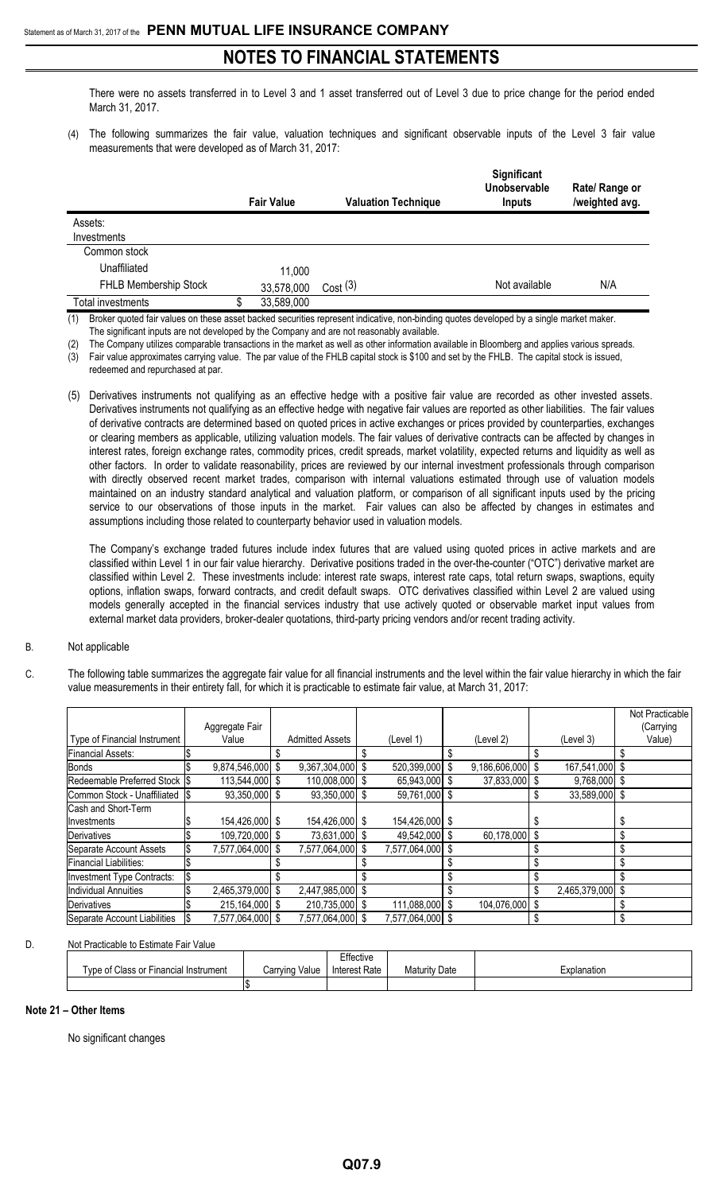There were no assets transferred in to Level 3 and 1 asset transferred out of Level 3 due to price change for the period ended March 31, 2017.

(4) The following summarizes the fair value, valuation techniques and significant observable inputs of the Level 3 fair value measurements that were developed as of March 31, 2017:

| | Fair Value | Valuation Technique | Significant Unobservable Inputs | Rate/ Range or /weighted avg. |
|---|---|---|---|---|
| Assets: | | | | |
| Investments | | | | |
| Common stock | | | | |
| Unaffiliated | 11,000 | | | |
| FHLB Membership Stock | 33,578,000 | Cost (3) | Not available | N/A |
| Total investments | $ 33,589,000 | | | |

(1) Broker quoted fair values on these asset backed securities represent indicative, non-binding quotes developed by a single market maker. The significant inputs are not developed by the Company and are not reasonably available.

(2) The Company utilizes comparable transactions in the market as well as other information available in Bloomberg and applies various spreads.

(3) Fair value approximates carrying value. The par value of the FHLB capital stock is $100 and set by the FHLB. The capital stock is issued, redeemed and repurchased at par.

(5) Derivatives instruments not qualifying as an effective hedge with a positive fair value are recorded as other invested assets. Derivatives instruments not qualifying as an effective hedge with negative fair values are reported as other liabilities. The fair values of derivative contracts are determined based on quoted prices in active exchanges or prices provided by counterparties, exchanges or clearing members as applicable, utilizing valuation models. The fair values of derivative contracts can be affected by changes in interest rates, foreign exchange rates, commodity prices, credit spreads, market volatility, expected returns and liquidity as well as other factors. In order to validate reasonability, prices are reviewed by our internal investment professionals through comparison with directly observed recent market trades, comparison with internal valuations estimated through use of valuation models maintained on an industry standard analytical and valuation platform, or comparison of all significant inputs used by the pricing service to our observations of those inputs in the market. Fair values can also be affected by changes in estimates and assumptions including those related to counterparty behavior used in valuation models.

The Company's exchange traded futures include index futures that are valued using quoted prices in active markets and are classified within Level 1 in our fair value hierarchy. Derivative positions traded in the over-the-counter ("OTC") derivative market are classified within Level 2. These investments include: interest rate swaps, interest rate caps, total return swaps, swaptions, equity options, inflation swaps, forward contracts, and credit default swaps. OTC derivatives classified within Level 2 are valued using models generally accepted in the financial services industry that use actively quoted or observable market input values from external market data providers, broker-dealer quotations, third-party pricing vendors and/or recent trading activity.

B. Not applicable

C. The following table summarizes the aggregate fair value for all financial instruments and the level within the fair value hierarchy in which the fair value measurements in their entirety fall, for which it is practicable to estimate fair value, at March 31, 2017:

| Type of Financial Instrument | Aggregate Fair Value | Admitted Assets | (Level 1) | (Level 2) | (Level 3) | Not Practicable (Carrying Value) |
|---|---|---|---|---|---|---|
| Financial Assets: | $ | $ | $ | $ | $ | $ |
| Bonds | $ 9,874,546,000 | $ 9,367,304,000 | $ 520,399,000 | $ 9,186,606,000 | $ 167,541,000 | $ |
| Redeemable Preferred Stock | $ 113,544,000 | $ 110,008,000 | $ 65,943,000 | $ 37,833,000 | $ 9,768,000 | $ |
| Common Stock - Unaffiliated | $ 93,350,000 | $ 93,350,000 | $ 59,761,000 | $ | $ 33,589,000 | $ |
| Cash and Short-Term Investments | $ 154,426,000 | $ 154,426,000 | $ 154,426,000 | $ | $ | $ |
| Derivatives | $ 109,720,000 | $ 73,631,000 | $ 49,542,000 | $ 60,178,000 | $ | $ |
| Separate Account Assets | $ 7,577,064,000 | $ 7,577,064,000 | $ 7,577,064,000 | $ | $ | $ |
| Financial Liabilities: | $ | $ | $ | $ | $ | $ |
| Investment Type Contracts: | $ | $ | $ | $ | $ | $ |
| Individual Annuities | $ 2,465,379,000 | $ 2,447,985,000 | $ | $ | $ 2,465,379,000 | $ |
| Derivatives | $ 215,164,000 | $ 210,735,000 | $ 111,088,000 | $ 104,076,000 | $ | $ |
| Separate Account Liabilities | $ 7,577,064,000 | $ 7,577,064,000 | $ 7,577,064,000 | $ | $ | $ |

D. Not Practicable to Estimate Fair Value

| Type of Class or Financial Instrument | Carrying Value | Effective Interest Rate | Maturity Date | Explanation |
|---|---|---|---|---|
| | $ | | | |

**Note 21 – Other Items**

No significant changes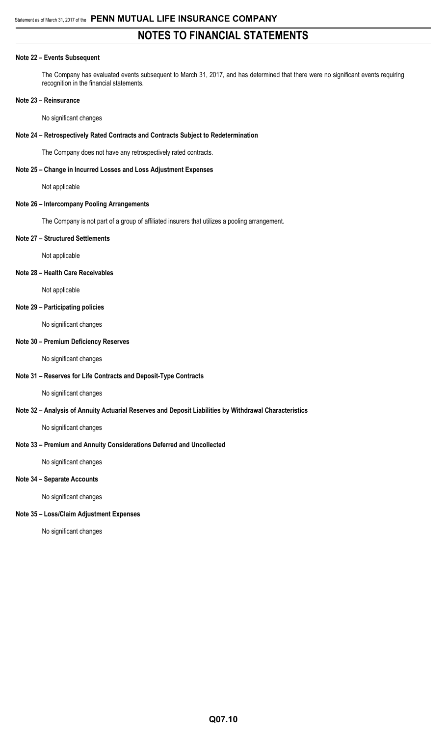# NOTES TO FINANCIAL STATEMENTS

**Note 22 – Events Subsequent**

The Company has evaluated events subsequent to March 31, 2017, and has determined that there were no significant events requiring recognition in the financial statements.

**Note 23 – Reinsurance**

No significant changes

**Note 24 – Retrospectively Rated Contracts and Contracts Subject to Redetermination**

The Company does not have any retrospectively rated contracts.

**Note 25 – Change in Incurred Losses and Loss Adjustment Expenses**

Not applicable

**Note 26 – Intercompany Pooling Arrangements**

The Company is not part of a group of affiliated insurers that utilizes a pooling arrangement.

**Note 27 – Structured Settlements**

Not applicable

**Note 28 – Health Care Receivables**

Not applicable

**Note 29 – Participating policies**

No significant changes

**Note 30 – Premium Deficiency Reserves**

No significant changes

**Note 31 – Reserves for Life Contracts and Deposit-Type Contracts**

No significant changes

**Note 32 – Analysis of Annuity Actuarial Reserves and Deposit Liabilities by Withdrawal Characteristics**

No significant changes

**Note 33 – Premium and Annuity Considerations Deferred and Uncollected**

No significant changes

**Note 34 – Separate Accounts**

No significant changes

**Note 35 – Loss/Claim Adjustment Expenses**

No significant changes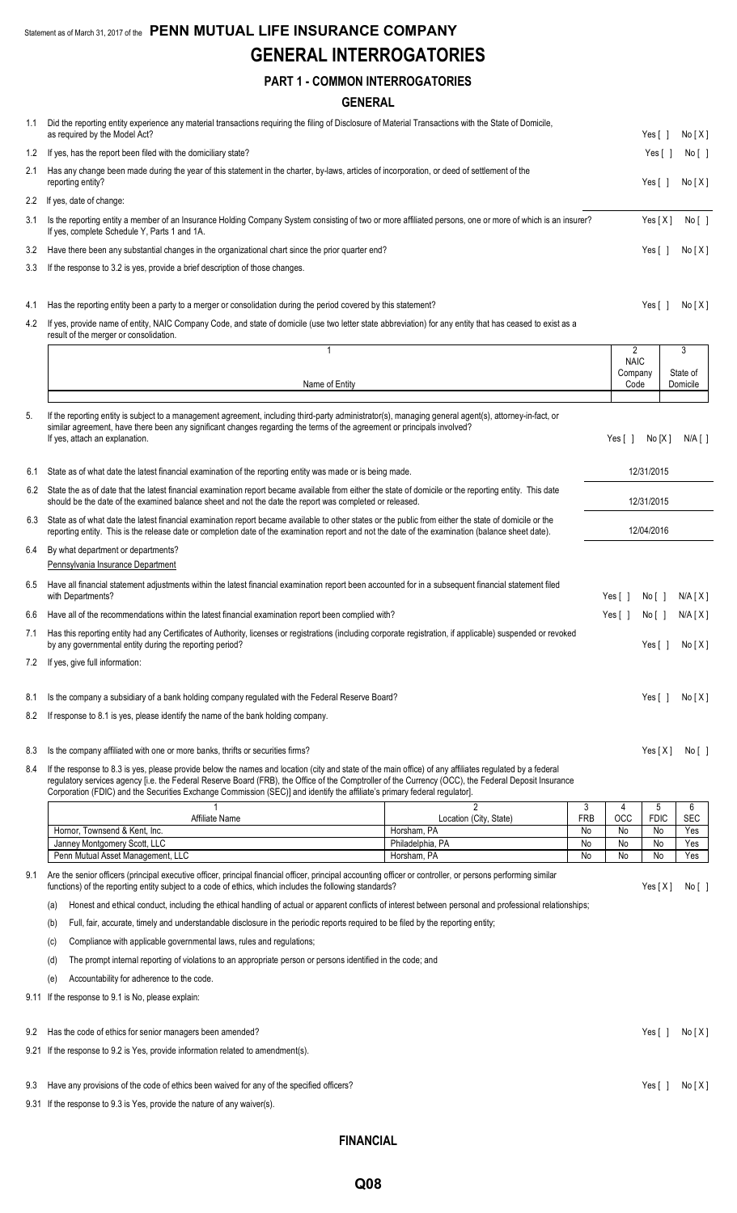Statement as of March 31, 2017 of the **PENN MUTUAL LIFE INSURANCE COMPANY**

# GENERAL INTERROGATORIES

## PART 1 - COMMON INTERROGATORIES

### GENERAL

1.1 Did the reporting entity experience any material transactions requiring the filing of Disclosure of Material Transactions with the State of Domicile, as required by the Model Act? Yes [ ] No [X]

1.2 If yes, has the report been filed with the domiciliary state? Yes [ ] No [ ]

2.1 Has any change been made during the year of this statement in the charter, by-laws, articles of incorporation, or deed of settlement of the reporting entity? Yes [ ] No [X]

2.2 If yes, date of change:

3.1 Is the reporting entity a member of an Insurance Holding Company System consisting of two or more affiliated persons, one or more of which is an insurer? If yes, complete Schedule Y, Parts 1 and 1A. Yes [X] No [ ]

3.2 Have there been any substantial changes in the organizational chart since the prior quarter end? Yes [ ] No [X]

3.3 If the response to 3.2 is yes, provide a brief description of those changes.

4.1 Has the reporting entity been a party to a merger or consolidation during the period covered by this statement? Yes [ ] No [X]

4.2 If yes, provide name of entity, NAIC Company Code, and state of domicile (use two letter state abbreviation) for any entity that has ceased to exist as a result of the merger or consolidation.

| 1<br>Name of Entity | 2<br>NAIC Company Code | 3<br>State of Domicile |
|---|---|---|
| | | |

5. If the reporting entity is subject to a management agreement, including third-party administrator(s), managing general agent(s), attorney-in-fact, or similar agreement, have there been any significant changes regarding the terms of the agreement or principals involved? If yes, attach an explanation. Yes [ ] No [X] N/A [ ]

6.1 State as of what date the latest financial examination of the reporting entity was made or is being made. 12/31/2015

6.2 State the as of date that the latest financial examination report became available from either the state of domicile or the reporting entity. This date should be the date of the examined balance sheet and not the date the report was completed or released. 12/31/2015

6.3 State as of what date the latest financial examination report became available to other states or the public from either the state of domicile or the reporting entity. This is the release date or completion date of the examination report and not the date of the examination (balance sheet date). 12/04/2016

6.4 By what department or departments?
Pennsylvania Insurance Department

6.5 Have all financial statement adjustments within the latest financial examination report been accounted for in a subsequent financial statement filed with Departments? Yes [ ] No [ ] N/A [X]

6.6 Have all of the recommendations within the latest financial examination report been complied with? Yes [ ] No [ ] N/A [X]

7.1 Has this reporting entity had any Certificates of Authority, licenses or registrations (including corporate registration, if applicable) suspended or revoked by any governmental entity during the reporting period? Yes [ ] No [X]

7.2 If yes, give full information:

8.1 Is the company a subsidiary of a bank holding company regulated with the Federal Reserve Board? Yes [ ] No [X]

8.2 If response to 8.1 is yes, please identify the name of the bank holding company.

8.3 Is the company affiliated with one or more banks, thrifts or securities firms? Yes [X] No [ ]

8.4 If the response to 8.3 is yes, please provide below the names and location (city and state of the main office) of any affiliates regulated by a federal regulatory services agency [i.e. the Federal Reserve Board (FRB), the Office of the Comptroller of the Currency (OCC), the Federal Deposit Insurance Corporation (FDIC) and the Securities Exchange Commission (SEC)] and identify the affiliate's primary federal regulator].

| 1<br>Affiliate Name | 2<br>Location (City, State) | 3<br>FRB | 4<br>OCC | 5<br>FDIC | 6<br>SEC |
|---|---|---|---|---|---|
| Hornor, Townsend & Kent, Inc. | Horsham, PA | No | No | No | Yes |
| Janney Montgomery Scott, LLC | Philadelphia, PA | No | No | No | Yes |
| Penn Mutual Asset Management, LLC | Horsham, PA | No | No | No | Yes |

9.1 Are the senior officers (principal executive officer, principal financial officer, principal accounting officer or controller, or persons performing similar functions) of the reporting entity subject to a code of ethics, which includes the following standards? Yes [X] No [ ]

(a) Honest and ethical conduct, including the ethical handling of actual or apparent conflicts of interest between personal and professional relationships;

(b) Full, fair, accurate, timely and understandable disclosure in the periodic reports required to be filed by the reporting entity;

(c) Compliance with applicable governmental laws, rules and regulations;

(d) The prompt internal reporting of violations to an appropriate person or persons identified in the code; and

(e) Accountability for adherence to the code.

9.11 If the response to 9.1 is No, please explain:

9.2 Has the code of ethics for senior managers been amended? Yes [ ] No [X]

9.21 If the response to 9.2 is Yes, provide information related to amendment(s).

9.3 Have any provisions of the code of ethics been waived for any of the specified officers? Yes [ ] No [X]

9.31 If the response to 9.3 is Yes, provide the nature of any waiver(s).

### FINANCIAL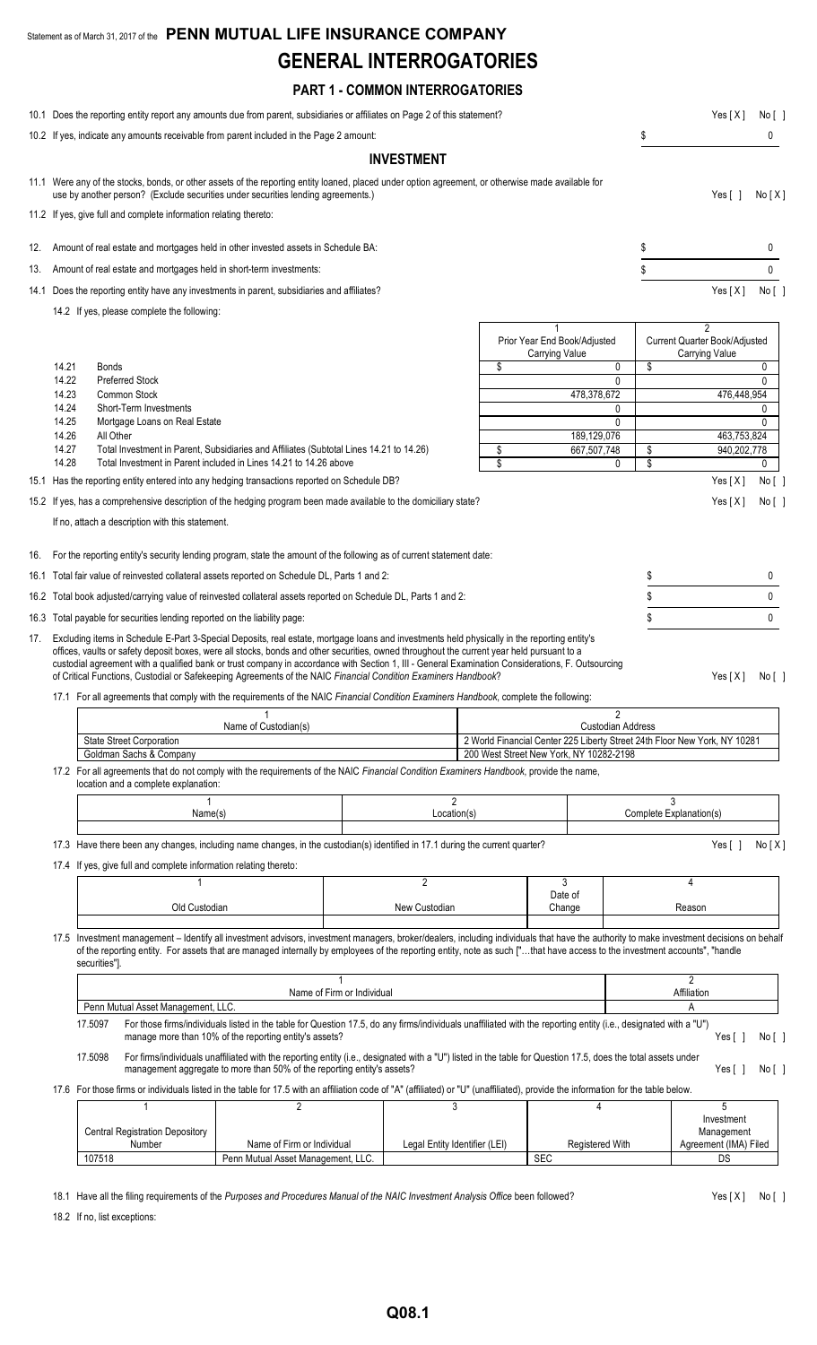Statement as of March 31, 2017 of the **PENN MUTUAL LIFE INSURANCE COMPANY**

# GENERAL INTERROGATORIES

## PART 1 - COMMON INTERROGATORIES

10.1 Does the reporting entity report any amounts due from parent, subsidiaries or affiliates on Page 2 of this statement? Yes [ X ] No [ ]

10.2 If yes, indicate any amounts receivable from parent included in the Page 2 amount: $ 0

## INVESTMENT

11.1 Were any of the stocks, bonds, or other assets of the reporting entity loaned, placed under option agreement, or otherwise made available for use by another person? (Exclude securities under securities lending agreements.) Yes [ ] No [ X ]

11.2 If yes, give full and complete information relating thereto:

12. Amount of real estate and mortgages held in other invested assets in Schedule BA: $ 0

13. Amount of real estate and mortgages held in short-term investments: $ 0

14.1 Does the reporting entity have any investments in parent, subsidiaries and affiliates? Yes [ X ] No [ ]

14.2 If yes, please complete the following:

| | | 1<br>Prior Year End Book/Adjusted Carrying Value | 2<br>Current Quarter Book/Adjusted Carrying Value |
|---|---|---|---|
| 14.21 | Bonds | $ 0 | $ 0 |
| 14.22 | Preferred Stock | 0 | 0 |
| 14.23 | Common Stock | 478,378,672 | 476,448,954 |
| 14.24 | Short-Term Investments | 0 | 0 |
| 14.25 | Mortgage Loans on Real Estate | 0 | 0 |
| 14.26 | All Other | 189,129,076 | 463,753,824 |
| 14.27 | Total Investment in Parent, Subsidiaries and Affiliates (Subtotal Lines 14.21 to 14.26) | $ 667,507,748 | $ 940,202,778 |
| 14.28 | Total Investment in Parent included in Lines 14.21 to 14.26 above | $ 0 | $ 0 |

15.1 Has the reporting entity entered into any hedging transactions reported on Schedule DB? Yes [ X ] No [ ]

15.2 If yes, has a comprehensive description of the hedging program been made available to the domiciliary state? Yes [ X ] No [ ]

If no, attach a description with this statement.

16. For the reporting entity's security lending program, state the amount of the following as of current statement date:

16.1 Total fair value of reinvested collateral assets reported on Schedule DL, Parts 1 and 2: $ 0

16.2 Total book adjusted/carrying value of reinvested collateral assets reported on Schedule DL, Parts 1 and 2: $ 0

16.3 Total payable for securities lending reported on the liability page: $ 0

17. Excluding items in Schedule E-Part 3-Special Deposits, real estate, mortgage loans and investments held physically in the reporting entity's offices, vaults or safety deposit boxes, were all stocks, bonds and other securities, owned throughout the current year held pursuant to a custodial agreement with a qualified bank or trust company in accordance with Section 1, III - General Examination Considerations, F. Outsourcing of Critical Functions, Custodial or Safekeeping Agreements of the NAIC *Financial Condition Examiners Handbook*? Yes [ X ] No [ ]

17.1 For all agreements that comply with the requirements of the NAIC *Financial Condition Examiners Handbook*, complete the following:

| 1<br>Name of Custodian(s) | 2<br>Custodian Address |
|---|---|
| State Street Corporation | 2 World Financial Center 225 Liberty Street 24th Floor New York, NY 10281 |
| Goldman Sachs & Company | 200 West Street New York, NY 10282-2198 |

17.2 For all agreements that do not comply with the requirements of the NAIC *Financial Condition Examiners Handbook*, provide the name, location and a complete explanation:

| 1<br>Name(s) | 2<br>Location(s) | 3<br>Complete Explanation(s) |
|---|---|---|
| | | |

17.3 Have there been any changes, including name changes, in the custodian(s) identified in 17.1 during the current quarter? Yes [ ] No [ X ]

17.4 If yes, give full and complete information relating thereto:

| 1<br>Old Custodian | 2<br>New Custodian | 3<br>Date of Change | 4<br>Reason |
|---|---|---|---|
| | | | |

17.5 Investment management – Identify all investment advisors, investment managers, broker/dealers, including individuals that have the authority to make investment decisions on behalf of the reporting entity. For assets that are managed internally by employees of the reporting entity, note as such ["…that have access to the investment accounts", "handle securities"].

| 1<br>Name of Firm or Individual | 2<br>Affiliation |
|---|---|
| Penn Mutual Asset Management, LLC. | A |

17.5097 For those firms/individuals listed in the table for Question 17.5, do any firms/individuals unaffiliated with the reporting entity (i.e., designated with a "U") manage more than 10% of the reporting entity's assets? Yes [ ] No [ ]

17.5098 For firms/individuals unaffiliated with the reporting entity (i.e., designated with a "U") listed in the table for Question 17.5, does the total assets under management aggregate to more than 50% of the reporting entity's assets? Yes [ ] No [ ]

17.6 For those firms or individuals listed in the table for 17.5 with an affiliation code of "A" (affiliated) or "U" (unaffiliated), provide the information for the table below.

| 1<br>Central Registration Depository Number | 2<br>Name of Firm or Individual | 3<br>Legal Entity Identifier (LEI) | 4<br>Registered With | 5<br>Investment Management Agreement (IMA) Filed |
|---|---|---|---|---|
| 107518 | Penn Mutual Asset Management, LLC. | | SEC | DS |

18.1 Have all the filing requirements of the *Purposes and Procedures Manual of the NAIC Investment Analysis Office* been followed? Yes [ X ] No [ ]

18.2 If no, list exceptions: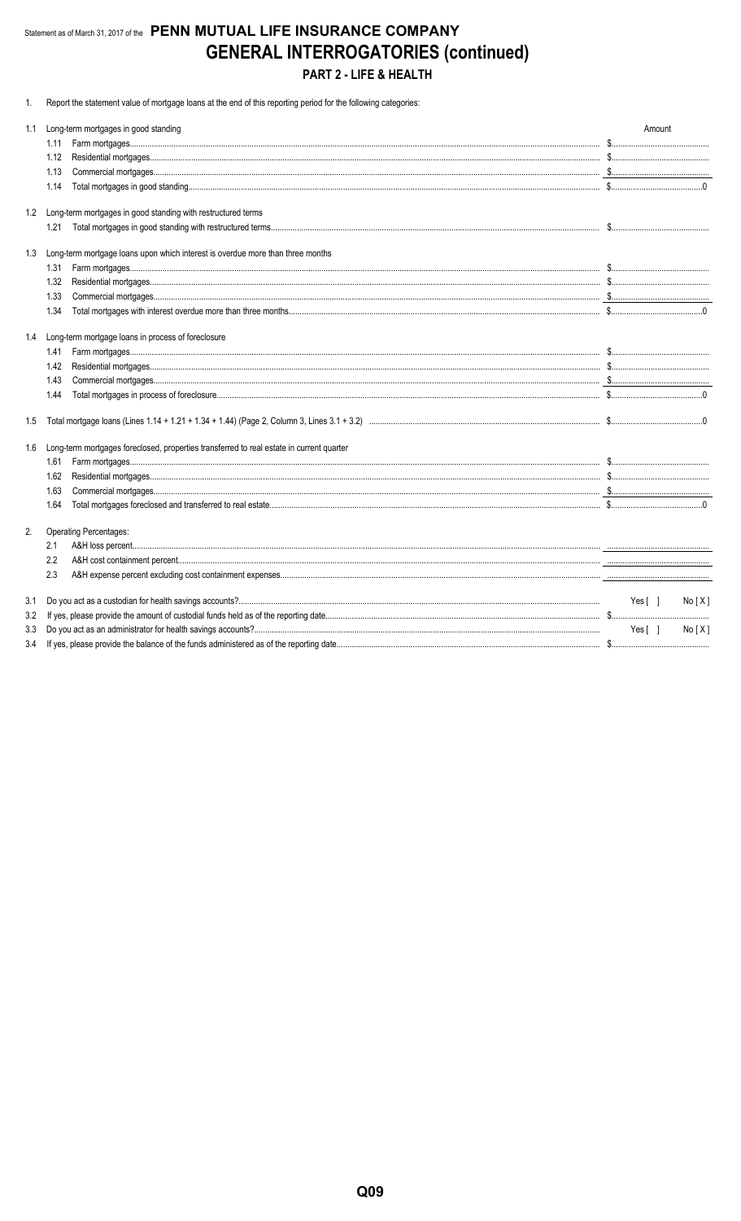Statement as of March 31, 2017 of the **PENN MUTUAL LIFE INSURANCE COMPANY**

# GENERAL INTERROGATORIES (continued)

## PART 2 - LIFE & HEALTH

1. Report the statement value of mortgage loans at the end of this reporting period for the following categories:

| | | Amount |
|---|---|---|
| 1.1 | Long-term mortgages in good standing | |
| | 1.11 Farm mortgages | $ |
| | 1.12 Residential mortgages | $ |
| | 1.13 Commercial mortgages | $ |
| | 1.14 Total mortgages in good standing | $0 |
| 1.2 | Long-term mortgages in good standing with restructured terms | |
| | 1.21 Total mortgages in good standing with restructured terms | $ |
| 1.3 | Long-term mortgage loans upon which interest is overdue more than three months | |
| | 1.31 Farm mortgages | $ |
| | 1.32 Residential mortgages | $ |
| | 1.33 Commercial mortgages | $ |
| | 1.34 Total mortgages with interest overdue more than three months | $0 |
| 1.4 | Long-term mortgage loans in process of foreclosure | |
| | 1.41 Farm mortgages | $ |
| | 1.42 Residential mortgages | $ |
| | 1.43 Commercial mortgages | $ |
| | 1.44 Total mortgages in process of foreclosure | $0 |
| 1.5 | Total mortgage loans (Lines 1.14 + 1.21 + 1.34 + 1.44) (Page 2, Column 3, Lines 3.1 + 3.2) | $0 |
| 1.6 | Long-term mortgages foreclosed, properties transferred to real estate in current quarter | |
| | 1.61 Farm mortgages | $ |
| | 1.62 Residential mortgages | $ |
| | 1.63 Commercial mortgages | $ |
| | 1.64 Total mortgages foreclosed and transferred to real estate | $0 |

2. Operating Percentages:

| | | |
|---|---|---|
| 2.1 | A&H loss percent | |
| 2.2 | A&H cost containment percent | |
| 2.3 | A&H expense percent excluding cost containment expenses | |

| | | |
|---|---|---|
| 3.1 | Do you act as a custodian for health savings accounts? | Yes [ ] No [ X ] |
| 3.2 | If yes, please provide the amount of custodial funds held as of the reporting date | $ |
| 3.3 | Do you act as an administrator for health savings accounts? | Yes [ ] No [ X ] |
| 3.4 | If yes, please provide the balance of the funds administered as of the reporting date | $ |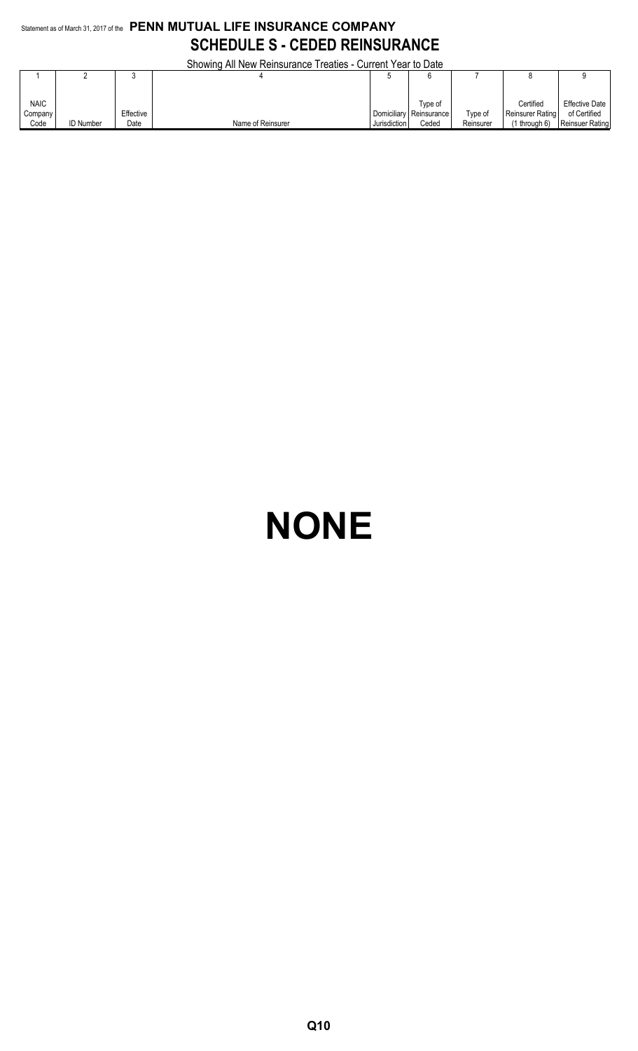Statement as of March 31, 2017 of the **PENN MUTUAL LIFE INSURANCE COMPANY**

## SCHEDULE S - CEDED REINSURANCE

Showing All New Reinsurance Treaties - Current Year to Date

| 1 | 2 | 3 | 4 | 5 | 6 | 7 | 8 | 9 |
|---|---|---|---|---|---|---|---|---|
| NAIC Company Code | ID Number | Effective Date | Name of Reinsurer | Domiciliary Jurisdiction | Type of Reinsurance Ceded | Type of Reinsurer | Certified Reinsurer Rating (1 through 6) | Effective Date of Certified Reinsuer Rating |

# NONE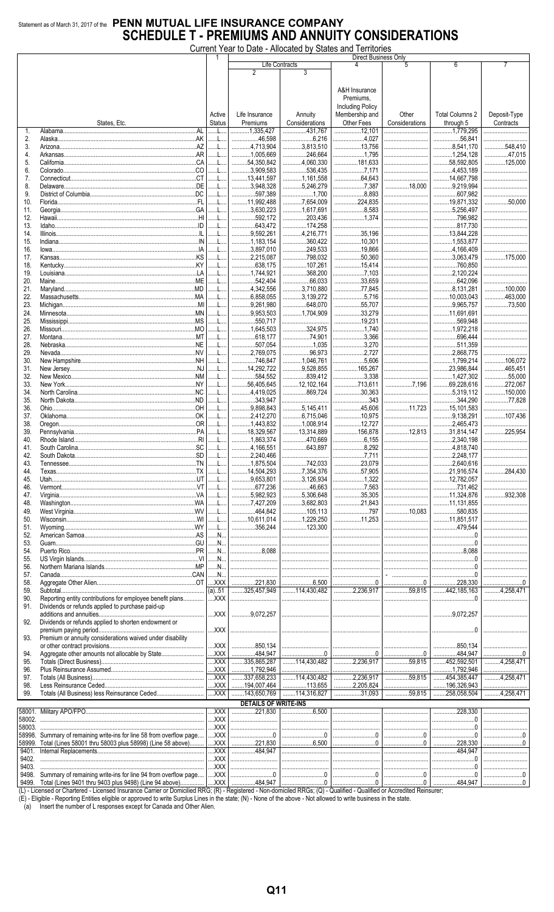Statement as of March 31, 2017 of the **PENN MUTUAL LIFE INSURANCE COMPANY**

# SCHEDULE T - PREMIUMS AND ANNUITY CONSIDERATIONS

Current Year to Date - Allocated by States and Territories

| | States, Etc. | 1 Active Status | 2 Life Contracts: Life Insurance Premiums | 3 Life Contracts: Annuity Considerations | 4 A&H Insurance Premiums, Including Policy Membership and Other Fees | 5 Other Considerations | 6 Total Columns 2 through 5 | 7 Deposit-Type Contracts |
|---|---|---|---|---|---|---|---|---|
| 1. | Alabama AL | L | 1,335,427 | 431,767 | 12,101 | | 1,779,295 | |
| 2. | Alaska AK | L | 46,598 | 6,216 | 4,027 | | 56,841 | |
| 3. | Arizona AZ | L | 4,713,904 | 3,813,510 | 13,756 | | 8,541,170 | 548,410 |
| 4. | Arkansas AR | L | 1,005,669 | 246,664 | 1,795 | | 1,254,128 | 47,015 |
| 5. | California CA | L | 54,350,842 | 4,060,330 | 181,633 | | 58,592,805 | 125,000 |
| 6. | Colorado CO | L | 3,909,583 | 536,435 | 7,171 | | 4,453,189 | |
| 7. | Connecticut CT | L | 13,441,597 | 1,161,558 | 64,643 | | 14,667,798 | |
| 8. | Delaware DE | L | 3,948,328 | 5,246,279 | 7,387 | 18,000 | 9,219,994 | |
| 9. | District of Columbia DC | L | 597,389 | 1,700 | 8,893 | | 607,982 | |
| 10. | Florida FL | L | 11,992,488 | 7,654,009 | 224,835 | | 19,871,332 | 50,000 |
| 11. | Georgia GA | L | 3,630,223 | 1,617,691 | 8,583 | | 5,256,497 | |
| 12. | Hawaii HI | L | 592,172 | 203,436 | 1,374 | | 796,982 | |
| 13. | Idaho ID | L | 643,472 | 174,258 | | | 817,730 | |
| 14. | Illinois IL | L | 9,592,261 | 4,216,771 | 35,196 | | 13,844,228 | |
| 15. | Indiana IN | L | 1,183,154 | 360,422 | 10,301 | | 1,553,877 | |
| 16. | Iowa IA | L | 3,897,010 | 249,533 | 19,866 | | 4,166,409 | |
| 17. | Kansas KS | L | 2,215,087 | 798,032 | 50,360 | | 3,063,479 | 175,000 |
| 18. | Kentucky KY | L | 638,175 | 107,261 | 15,414 | | 760,850 | |
| 19. | Louisiana LA | L | 1,744,921 | 368,200 | 7,103 | | 2,120,224 | |
| 20. | Maine ME | L | 542,404 | 66,033 | 33,659 | | 642,096 | |
| 21. | Maryland MD | L | 4,342,556 | 3,710,880 | 77,845 | | 8,131,281 | 100,000 |
| 22. | Massachusetts MA | L | 6,858,055 | 3,139,272 | 5,716 | | 10,003,043 | 463,000 |
| 23. | Michigan MI | L | 9,261,980 | 648,070 | 55,707 | | 9,965,757 | 73,500 |
| 24. | Minnesota MN | L | 9,953,503 | 1,704,909 | 33,279 | | 11,691,691 | |
| 25. | Mississippi MS | L | 550,717 | | 19,231 | | 569,948 | |
| 26. | Missouri MO | L | 1,645,503 | 324,975 | 1,740 | | 1,972,218 | |
| 27. | Montana MT | L | 618,177 | 74,901 | 3,366 | | 696,444 | |
| 28. | Nebraska NE | L | 507,054 | 1,035 | 3,270 | | 511,359 | |
| 29. | Nevada NV | L | 2,769,075 | 96,973 | 2,727 | | 2,868,775 | |
| 30. | New Hampshire NH | L | 746,847 | 1,046,761 | 5,606 | | 1,799,214 | 106,072 |
| 31. | New Jersey NJ | L | 14,292,722 | 9,528,855 | 165,267 | | 23,986,844 | 465,451 |
| 32. | New Mexico NM | L | 584,552 | 839,412 | 3,338 | | 1,427,302 | 55,000 |
| 33. | New York NY | L | 56,405,645 | 12,102,164 | 713,611 | 7,196 | 69,228,616 | 272,067 |
| 34. | North Carolina NC | L | 4,419,025 | 869,724 | 30,363 | | 5,319,112 | 150,000 |
| 35. | North Dakota ND | L | 343,947 | | 343 | | 344,290 | 77,828 |
| 36. | Ohio OH | L | 9,898,843 | 5,145,411 | 45,606 | 11,723 | 15,101,583 | |
| 37. | Oklahoma OK | L | 2,412,270 | 6,715,046 | 10,975 | | 9,138,291 | 107,436 |
| 38. | Oregon OR | L | 1,443,832 | 1,008,914 | 12,727 | | 2,465,473 | |
| 39. | Pennsylvania PA | L | 18,329,567 | 13,314,889 | 156,878 | 12,813 | 31,814,147 | 225,954 |
| 40. | Rhode Island RI | L | 1,863,374 | 470,669 | 6,155 | | 2,340,198 | |
| 41. | South Carolina SC | L | 4,166,551 | 643,897 | 8,292 | | 4,818,740 | |
| 42. | South Dakota SD | L | 2,240,466 | | 7,711 | | 2,248,177 | |
| 43. | Tennessee TN | L | 1,875,504 | 742,033 | 23,079 | | 2,640,616 | |
| 44. | Texas TX | L | 14,504,293 | 7,354,376 | 57,905 | | 21,916,574 | 284,430 |
| 45. | Utah UT | L | 9,653,801 | 3,126,934 | 1,322 | | 12,782,057 | |
| 46. | Vermont VT | L | 677,236 | 46,663 | 7,563 | | 731,462 | |
| 47. | Virginia VA | L | 5,982,923 | 5,306,648 | 35,305 | | 11,324,876 | 932,308 |
| 48. | Washington WA | L | 7,427,209 | 3,682,803 | 21,843 | | 11,131,855 | |
| 49. | West Virginia WV | L | 464,842 | 105,113 | 797 | 10,083 | 580,835 | |
| 50. | Wisconsin WI | L | 10,611,014 | 1,229,250 | 11,253 | | 11,851,517 | |
| 51. | Wyoming WY | L | 356,244 | 123,300 | | | 479,544 | |
| 52. | American Samoa AS | N | | | | | 0 | |
| 53. | Guam GU | N | | | | | 0 | |
| 54. | Puerto Rico PR | N | 8,088 | | | | 8,088 | |
| 55. | US Virgin Islands VI | N | | | | | 0 | |
| 56. | Northern Mariana Islands MP | N | | | | | 0 | |
| 57. | Canada CAN | N | | | | - | 0 | |
| 58. | Aggregate Other Alien OT | XXX | 221,830 | 6,500 | 0 | 0 | 228,330 | 0 |
| 59. | Subtotal | (a) 51 | 325,457,949 | 114,430,482 | 2,236,917 | 59,815 | 442,185,163 | 4,258,471 |
| 90. | Reporting entity contributions for employee benefit plans | XXX | | | | | 0 | |
| 91. | Dividends or refunds applied to purchase paid-up additions and annuities | XXX | 9,072,257 | | | | 9,072,257 | |
| 92. | Dividends or refunds applied to shorten endowment or premium paying period | XXX | | | | | 0 | |
| 93. | Premium or annuity considerations waived under disability or other contract provisions | XXX | 850,134 | | | | 850,134 | |
| 94. | Aggregate other amounts not allocable by State | XXX | 484,947 | 0 | 0 | 0 | 484,947 | 0 |
| 95. | Totals (Direct Business) | XXX | 335,865,287 | 114,430,482 | 2,236,917 | 59,815 | 452,592,501 | 4,258,471 |
| 96. | Plus Reinsurance Assumed | XXX | 1,792,946 | | | | 1,792,946 | |
| 97. | Totals (All Business) | XXX | 337,658,233 | 114,430,482 | 2,236,917 | 59,815 | 454,385,447 | 4,258,471 |
| 98. | Less Reinsurance Ceded | XXX | 194,007,464 | 113,655 | 2,205,824 | | 196,326,943 | |
| 99. | Totals (All Business) less Reinsurance Ceded | XXX | 143,650,769 | 114,316,827 | 31,093 | 59,815 | 258,058,504 | 4,258,471 |
| | **DETAILS OF WRITE-INS** | | | | | | | |
| 58001. | Military APO/FPO | XXX | 221,830 | 6,500 | | | 228,330 | |
| 58002. | | XXX | | | | | 0 | |
| 58003. | | XXX | | | | | 0 | |
| 58998. | Summary of remaining write-ins for line 58 from overflow page | XXX | 0 | 0 | 0 | 0 | 0 | 0 |
| 58999. | Total (Lines 58001 thru 58003 plus 58998) (Line 58 above) | XXX | 221,830 | 6,500 | 0 | 0 | 228,330 | 0 |
| 9401. | Internal Replacements | XXX | 484,947 | | | | 484,947 | |
| 9402. | | XXX | | | | | 0 | |
| 9403. | | XXX | | | | | 0 | |
| 9498. | Summary of remaining write-ins for line 94 from overflow page | XXX | 0 | 0 | 0 | 0 | 0 | 0 |
| 9499. | Total (Lines 9401 thru 9403 plus 9498) (Line 94 above) | XXX | 484,947 | 0 | 0 | 0 | 484,947 | 0 |

(L) - Licensed or Chartered - Licensed Insurance Carrier or Domiciled RRG; (R) - Registered - Non-domiciled RRGs; (Q) - Qualified - Qualified or Accredited Reinsurer;
(E) - Eligible - Reporting Entities eligible or approved to write Surplus Lines in the state; (N) - None of the above - Not allowed to write business in the state.

(a) Insert the number of L responses except for Canada and Other Alien.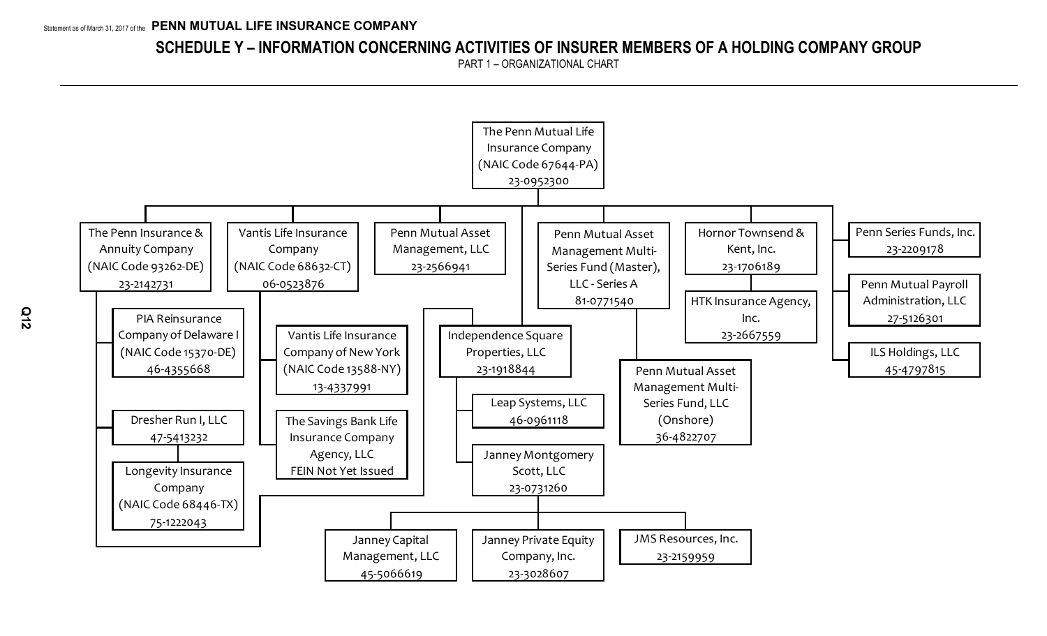Statement as of March 31, 2017 of the **PENN MUTUAL LIFE INSURANCE COMPANY**

## SCHEDULE Y – INFORMATION CONCERNING ACTIVITIES OF INSURER MEMBERS OF A HOLDING COMPANY GROUP

PART 1 – ORGANIZATIONAL CHART

- The Penn Mutual Life Insurance Company (NAIC Code 67644-PA) 23-0952300
  - The Penn Insurance & Annuity Company (NAIC Code 93262-DE) 23-2142731
    - PIA Reinsurance Company of Delaware I (NAIC Code 15370-DE) 46-4355668
    - Dresher Run I, LLC 47-5413232
      - Longevity Insurance Company (NAIC Code 68446-TX) 75-1222043
  - Vantis Life Insurance Company (NAIC Code 68632-CT) 06-0523876
    - Vantis Life Insurance Company of New York (NAIC Code 13588-NY) 13-4337991
    - The Savings Bank Life Insurance Company Agency, LLC FEIN Not Yet Issued
  - Penn Mutual Asset Management, LLC 23-2566941
  - Independence Square Properties, LLC 23-1918844
    - Leap Systems, LLC 46-0961118
    - Janney Montgomery Scott, LLC 23-0731260
      - Janney Capital Management, LLC 45-5066619
      - Janney Private Equity Company, Inc. 23-3028607
      - JMS Resources, Inc. 23-2159959
  - Penn Mutual Asset Management Multi-Series Fund (Master), LLC - Series A 81-0771540
    - Penn Mutual Asset Management Multi-Series Fund, LLC (Onshore) 36-4822707
  - Hornor Townsend & Kent, Inc. 23-1706189
    - HTK Insurance Agency, Inc. 23-2667559
  - Penn Series Funds, Inc. 23-2209178
  - Penn Mutual Payroll Administration, LLC 27-5126301
  - ILS Holdings, LLC 45-4797815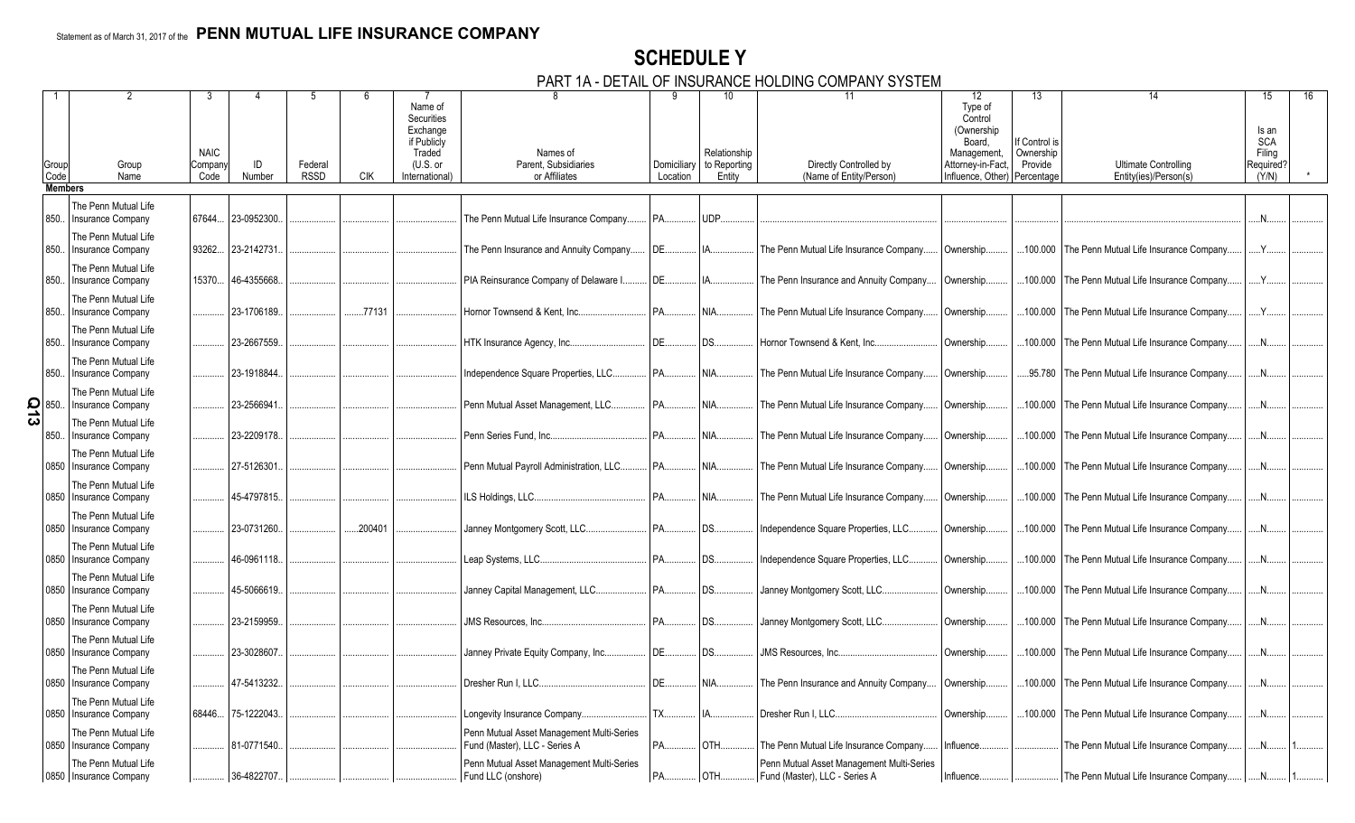Statement as of March 31, 2017 of the **PENN MUTUAL LIFE INSURANCE COMPANY**

# SCHEDULE Y

## PART 1A - DETAIL OF INSURANCE HOLDING COMPANY SYSTEM

| 1 | 2 | 3 | 4 | 5 | 6 | 7 | 8 | 9 | 10 | 11 | 12 | 13 | 14 | 15 | 16 |
|---|---|---|---|---|---|---|---|---|---|---|---|---|---|---|---|
| Group Code | Group Name | NAIC Company Code | ID Number | Federal RSSD | CIK | Name of Securities Exchange if Publicly Traded (U.S. or International) | Names of Parent, Subsidiaries or Affiliates | Domiciliary Location | Relationship to Reporting Entity | Directly Controlled by (Name of Entity/Person) | Type of Control (Ownership Board, Management, Attorney-in-Fact, Influence, Other) | If Control is Ownership Provide Percentage | Ultimate Controlling Entity(ies)/Person(s) | Is an SCA Filing Required? (Y/N) | * |
| **Members** | | | | | | | | | | | | | | | |
| 850 | The Penn Mutual Life Insurance Company | 67644 | 23-0952300 | | | | The Penn Mutual Life Insurance Company | PA | UDP | | | | | N | |
| 850 | The Penn Mutual Life Insurance Company | 93262 | 23-2142731 | | | | The Penn Insurance and Annuity Company | DE | IA | The Penn Mutual Life Insurance Company | Ownership | 100.000 | The Penn Mutual Life Insurance Company | Y | |
| 850 | The Penn Mutual Life Insurance Company | 15370 | 46-4355668 | | | | PIA Reinsurance Company of Delaware I | DE | IA | The Penn Insurance and Annuity Company | Ownership | 100.000 | The Penn Mutual Life Insurance Company | Y | |
| 850 | The Penn Mutual Life Insurance Company | | 23-1706189 | | 77131 | | Hornor Townsend & Kent, Inc. | PA | NIA | The Penn Mutual Life Insurance Company | Ownership | 100.000 | The Penn Mutual Life Insurance Company | Y | |
| 850 | The Penn Mutual Life Insurance Company | | 23-2667559 | | | | HTK Insurance Agency, Inc. | DE | DS | Hornor Townsend & Kent, Inc. | Ownership | 100.000 | The Penn Mutual Life Insurance Company | N | |
| 850 | The Penn Mutual Life Insurance Company | | 23-1918844 | | | | Independence Square Properties, LLC | PA | NIA | The Penn Mutual Life Insurance Company | Ownership | 95.780 | The Penn Mutual Life Insurance Company | N | |
| 850 | The Penn Mutual Life Insurance Company | | 23-2566941 | | | | Penn Mutual Asset Management, LLC | PA | NIA | The Penn Mutual Life Insurance Company | Ownership | 100.000 | The Penn Mutual Life Insurance Company | N | |
| 850 | The Penn Mutual Life Insurance Company | | 23-2209178 | | | | Penn Series Fund, Inc. | PA | NIA | The Penn Mutual Life Insurance Company | Ownership | 100.000 | The Penn Mutual Life Insurance Company | N | |
| 0850 | The Penn Mutual Life Insurance Company | | 27-5126301 | | | | Penn Mutual Payroll Administration, LLC | PA | NIA | The Penn Mutual Life Insurance Company | Ownership | 100.000 | The Penn Mutual Life Insurance Company | N | |
| 0850 | The Penn Mutual Life Insurance Company | | 45-4797815 | | | | ILS Holdings, LLC | PA | NIA | The Penn Mutual Life Insurance Company | Ownership | 100.000 | The Penn Mutual Life Insurance Company | N | |
| 0850 | The Penn Mutual Life Insurance Company | | 23-0731260 | | 200401 | | Janney Montgomery Scott, LLC | PA | DS | Independence Square Properties, LLC | Ownership | 100.000 | The Penn Mutual Life Insurance Company | N | |
| 0850 | The Penn Mutual Life Insurance Company | | 46-0961118 | | | | Leap Systems, LLC | PA | DS | Independence Square Properties, LLC | Ownership | 100.000 | The Penn Mutual Life Insurance Company | N | |
| 0850 | The Penn Mutual Life Insurance Company | | 45-5066619 | | | | Janney Capital Management, LLC | PA | DS | Janney Montgomery Scott, LLC | Ownership | 100.000 | The Penn Mutual Life Insurance Company | N | |
| 0850 | The Penn Mutual Life Insurance Company | | 23-2159959 | | | | JMS Resources, Inc. | PA | DS | Janney Montgomery Scott, LLC | Ownership | 100.000 | The Penn Mutual Life Insurance Company | N | |
| 0850 | The Penn Mutual Life Insurance Company | | 23-3028607 | | | | Janney Private Equity Company, Inc. | DE | DS | JMS Resources, Inc. | Ownership | 100.000 | The Penn Mutual Life Insurance Company | N | |
| 0850 | The Penn Mutual Life Insurance Company | | 47-5413232 | | | | Dresher Run I, LLC | DE | NIA | The Penn Insurance and Annuity Company | Ownership | 100.000 | The Penn Mutual Life Insurance Company | N | |
| 0850 | The Penn Mutual Life Insurance Company | 68446 | 75-1222043 | | | | Longevity Insurance Company | TX | IA | Dresher Run I, LLC | Ownership | 100.000 | The Penn Mutual Life Insurance Company | N | |
| 0850 | The Penn Mutual Life Insurance Company | | 81-0771540 | | | | Penn Mutual Asset Management Multi-Series Fund (Master), LLC - Series A | PA | OTH | The Penn Mutual Life Insurance Company | Influence | | The Penn Mutual Life Insurance Company | N | 1 |
| 0850 | The Penn Mutual Life Insurance Company | | 36-4822707 | | | | Penn Mutual Asset Management Multi-Series Fund LLC (onshore) | PA | OTH | Penn Mutual Asset Management Multi-Series Fund (Master), LLC - Series A | Influence | | The Penn Mutual Life Insurance Company | N | 1 |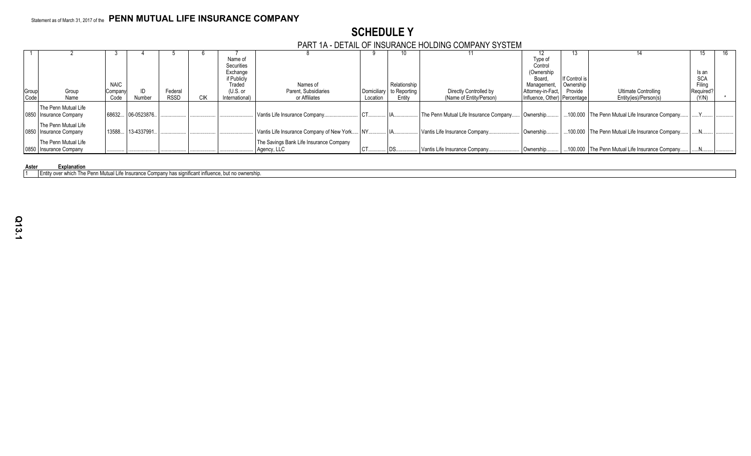Statement as of March 31, 2017 of the **PENN MUTUAL LIFE INSURANCE COMPANY**

# SCHEDULE Y

## PART 1A - DETAIL OF INSURANCE HOLDING COMPANY SYSTEM

| 1 | 2 | 3 | 4 | 5 | 6 | 7 | 8 | 9 | 10 | 11 | 12 | 13 | 14 | 15 | 16 |
|---|---|---|---|---|---|---|---|---|---|---|---|---|---|---|---|
| Group Code | Group Name | NAIC Company Code | ID Number | Federal RSSD | CIK | Name of Securities Exchange if Publicly Traded (U.S. or International) | Names of Parent, Subsidiaries or Affiliates | Domiciliary Location | Relationship to Reporting Entity | Directly Controlled by (Name of Entity/Person) | Type of Control (Ownership Board, Management, Attorney-in-Fact, Influence, Other) | If Control is Ownership Provide Percentage | Ultimate Controlling Entity(ies)/Person(s) | Is an SCA Filing Required? (Y/N) | * |
| 0850 | The Penn Mutual Life Insurance Company | 68632 | 06-0523876 | | | | Vantis Life Insurance Company | CT | IA | The Penn Mutual Life Insurance Company | Ownership | 100.000 | The Penn Mutual Life Insurance Company | Y | |
| 0850 | The Penn Mutual Life Insurance Company | 13588 | 13-4337991 | | | | Vantis Life Insurance Company of New York | NY | IA | Vantis Life Insurance Company | Ownership | 100.000 | The Penn Mutual Life Insurance Company | N | |
| 0850 | The Penn Mutual Life Insurance Company | | | | | | The Savings Bank Life Insurance Company Agency, LLC | CT | DS | Vantis Life Insurance Company | Ownership | 100.000 | The Penn Mutual Life Insurance Company | N | |

| Aster | Explanation |
|---|---|
| 1 | Entity over which The Penn Mutual Life Insurance Company has significant influence, but no ownership. |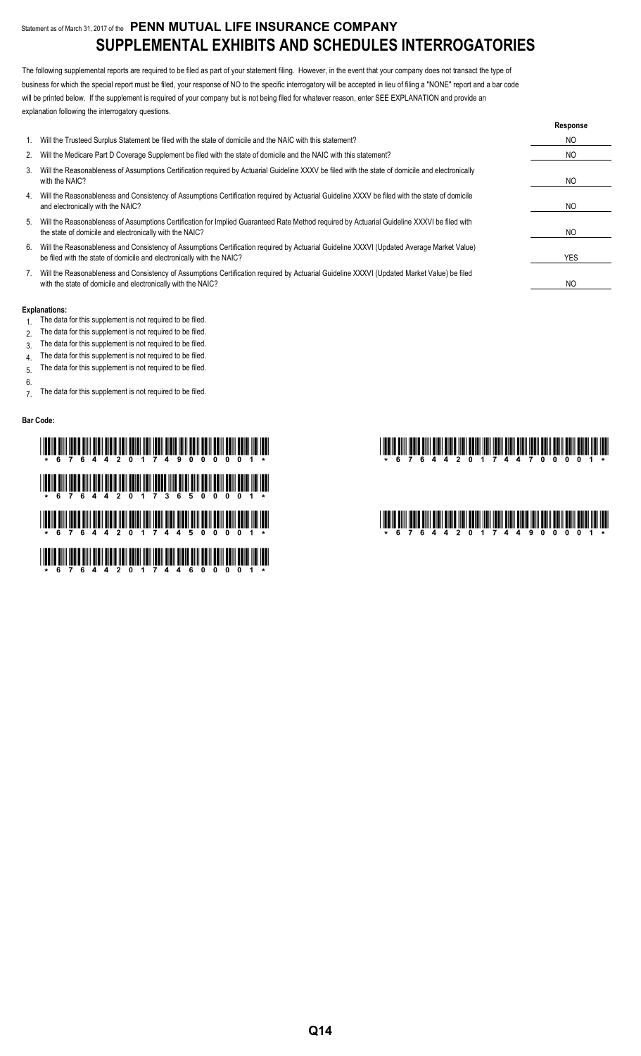Statement as of March 31, 2017 of the **PENN MUTUAL LIFE INSURANCE COMPANY**

# SUPPLEMENTAL EXHIBITS AND SCHEDULES INTERROGATORIES

The following supplemental reports are required to be filed as part of your statement filing. However, in the event that your company does not transact the type of business for which the special report must be filed, your response of NO to the specific interrogatory will be accepted in lieu of filing a "NONE" report and a bar code will be printed below. If the supplement is required of your company but is not being filed for whatever reason, enter SEE EXPLANATION and provide an explanation following the interrogatory questions.

| | | Response |
|---|---|---|
| 1. | Will the Trusteed Surplus Statement be filed with the state of domicile and the NAIC with this statement? | NO |
| 2. | Will the Medicare Part D Coverage Supplement be filed with the state of domicile and the NAIC with this statement? | NO |
| 3. | Will the Reasonableness of Assumptions Certification required by Actuarial Guideline XXXV be filed with the state of domicile and electronically with the NAIC? | NO |
| 4. | Will the Reasonableness and Consistency of Assumptions Certification required by Actuarial Guideline XXXV be filed with the state of domicile and electronically with the NAIC? | NO |
| 5. | Will the Reasonableness of Assumptions Certification for Implied Guaranteed Rate Method required by Actuarial Guideline XXXVI be filed with the state of domicile and electronically with the NAIC? | NO |
| 6. | Will the Reasonableness and Consistency of Assumptions Certification required by Actuarial Guideline XXXVI (Updated Average Market Value) be filed with the state of domicile and electronically with the NAIC? | YES |
| 7. | Will the Reasonableness and Consistency of Assumptions Certification required by Actuarial Guideline XXXVI (Updated Market Value) be filed with the state of domicile and electronically with the NAIC? | NO |

**Explanations:**

1. The data for this supplement is not required to be filed.
2. The data for this supplement is not required to be filed.
3. The data for this supplement is not required to be filed.
4. The data for this supplement is not required to be filed.
5. The data for this supplement is not required to be filed.
6.
7. The data for this supplement is not required to be filed.

**Bar Code:**

\* 6 7 6 4 4 2 0 1 7 4 9 0 0 0 0 1 \*

\* 6 7 6 4 4 2 0 1 7 3 6 5 0 0 0 0 1 \*

\* 6 7 6 4 4 2 0 1 7 4 4 5 0 0 0 0 1 \*

\* 6 7 6 4 4 2 0 1 7 4 4 6 0 0 0 0 1 \*

\* 6 7 6 4 4 2 0 1 7 4 4 7 0 0 0 0 1 \*

\* 6 7 6 4 4 2 0 1 7 4 4 9 0 0 0 0 1 \*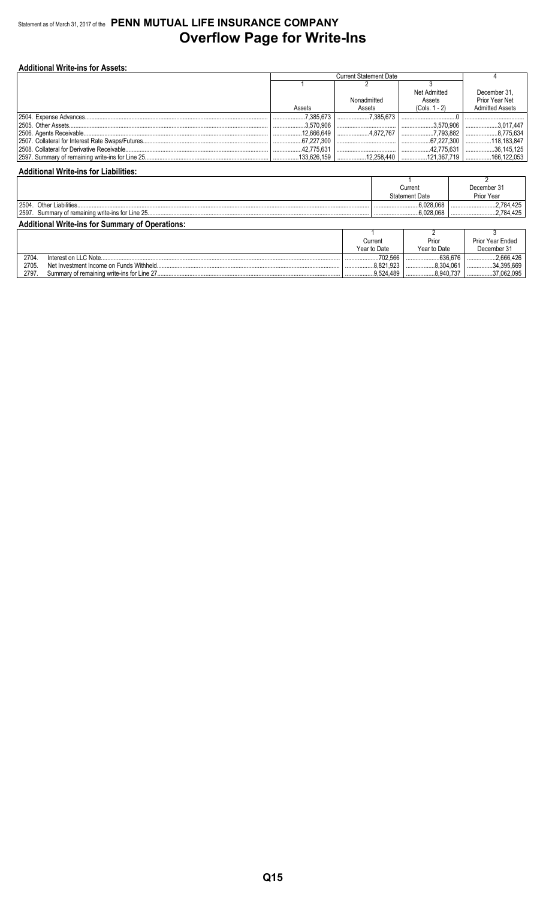Statement as of March 31, 2017 of the **PENN MUTUAL LIFE INSURANCE COMPANY**

# Overflow Page for Write-Ins

### Additional Write-ins for Assets:

| | Current Statement Date | | | 4 |
|---|---|---|---|---|
| | 1 | 2 | 3 | |
| | Assets | Nonadmitted Assets | Net Admitted Assets (Cols. 1 - 2) | December 31, Prior Year Net Admitted Assets |
| 2504. Expense Advances | 7,385,673 | 7,385,673 | 0 | |
| 2505. Other Assets | 3,570,906 | | 3,570,906 | 3,017,447 |
| 2506. Agents Receivable | 12,666,649 | 4,872,767 | 7,793,882 | 8,775,634 |
| 2507. Collateral for Interest Rate Swaps/Futures | 67,227,300 | | 67,227,300 | 118,183,847 |
| 2508. Collateral for Derivative Receivable | 42,775,631 | | 42,775,631 | 36,145,125 |
| 2597. Summary of remaining write-ins for Line 25 | 133,626,159 | 12,258,440 | 121,367,719 | 166,122,053 |

### Additional Write-ins for Liabilities:

| | 1 | 2 |
|---|---|---|
| | Current Statement Date | December 31 Prior Year |
| 2504. Other Liabilities | 6,028,068 | 2,784,425 |
| 2597. Summary of remaining write-ins for Line 25 | 6,028,068 | 2,784,425 |

### Additional Write-ins for Summary of Operations:

| | 1 | 2 | 3 |
|---|---|---|---|
| | Current Year to Date | Prior Year to Date | Prior Year Ended December 31 |
| 2704. Interest on LLC Note | 702,566 | 636,676 | 2,666,426 |
| 2705. Net Investment Income on Funds Withheld | 8,821,923 | 8,304,061 | 34,395,669 |
| 2797. Summary of remaining write-ins for Line 27 | 9,524,489 | 8,940,737 | 37,062,095 |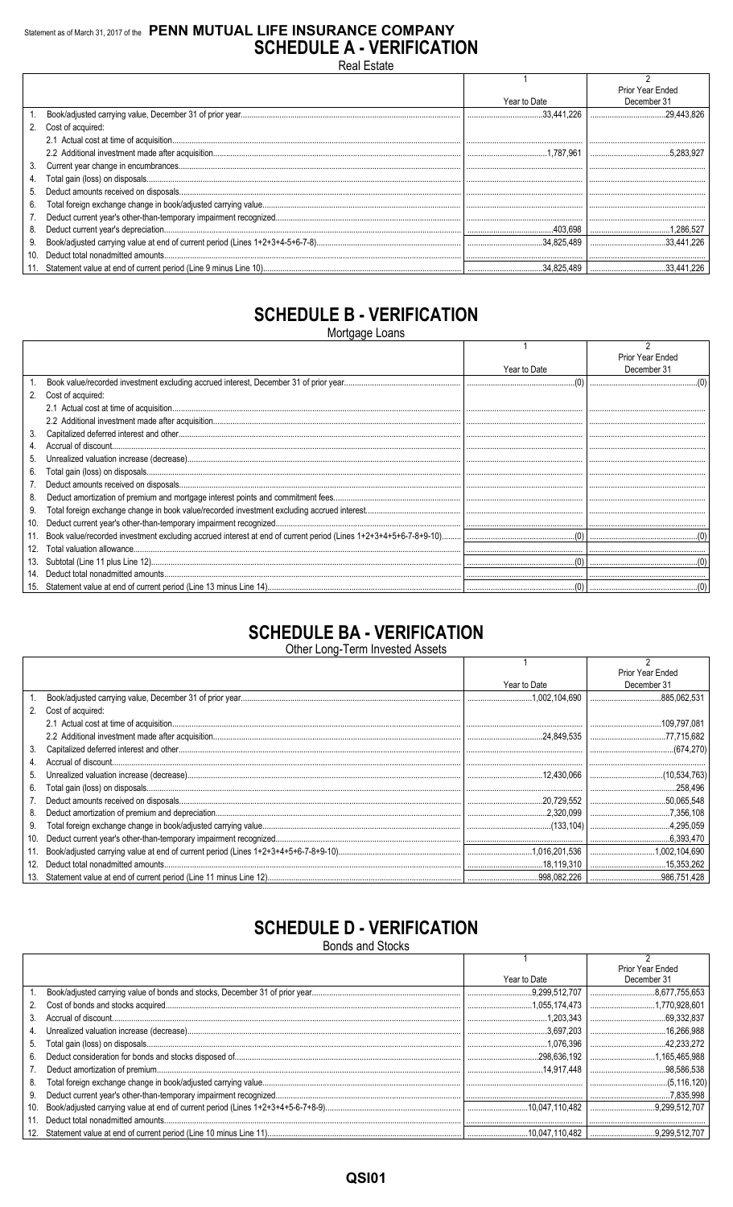Statement as of March 31, 2017 of the **PENN MUTUAL LIFE INSURANCE COMPANY**

# SCHEDULE A - VERIFICATION

Real Estate

| | | 1<br>Year to Date | 2<br>Prior Year Ended<br>December 31 |
|---|---|---|---|
| 1. | Book/adjusted carrying value, December 31 of prior year | 33,441,226 | 29,443,826 |
| 2. | Cost of acquired: | | |
| | 2.1 Actual cost at time of acquisition | | |
| | 2.2 Additional investment made after acquisition | 1,787,961 | 5,283,927 |
| 3. | Current year change in encumbrances | | |
| 4. | Total gain (loss) on disposals | | |
| 5. | Deduct amounts received on disposals | | |
| 6. | Total foreign exchange change in book/adjusted carrying value | | |
| 7. | Deduct current year's other-than-temporary impairment recognized | | |
| 8. | Deduct current year's depreciation | 403,698 | 1,286,527 |
| 9. | Book/adjusted carrying value at end of current period (Lines 1+2+3+4-5+6-7-8) | 34,825,489 | 33,441,226 |
| 10. | Deduct total nonadmitted amounts | | |
| 11. | Statement value at end of current period (Line 9 minus Line 10) | 34,825,489 | 33,441,226 |

# SCHEDULE B - VERIFICATION

Mortgage Loans

| | | 1<br>Year to Date | 2<br>Prior Year Ended<br>December 31 |
|---|---|---|---|
| 1. | Book value/recorded investment excluding accrued interest, December 31 of prior year | (0) | (0) |
| 2. | Cost of acquired: | | |
| | 2.1 Actual cost at time of acquisition | | |
| | 2.2 Additional investment made after acquisition | | |
| 3. | Capitalized deferred interest and other | | |
| 4. | Accrual of discount | | |
| 5. | Unrealized valuation increase (decrease) | | |
| 6. | Total gain (loss) on disposals | | |
| 7. | Deduct amounts received on disposals | | |
| 8. | Deduct amortization of premium and mortgage interest points and commitment fees | | |
| 9. | Total foreign exchange change in book value/recorded investment excluding accrued interest | | |
| 10. | Deduct current year's other-than-temporary impairment recognized | | |
| 11. | Book value/recorded investment excluding accrued interest at end of current period (Lines 1+2+3+4+5+6-7-8+9-10) | (0) | (0) |
| 12. | Total valuation allowance | | |
| 13. | Subtotal (Line 11 plus Line 12) | (0) | (0) |
| 14. | Deduct total nonadmitted amounts | | |
| 15. | Statement value at end of current period (Line 13 minus Line 14) | (0) | (0) |

# SCHEDULE BA - VERIFICATION

Other Long-Term Invested Assets

| | | 1<br>Year to Date | 2<br>Prior Year Ended<br>December 31 |
|---|---|---|---|
| 1. | Book/adjusted carrying value, December 31 of prior year | 1,002,104,690 | 885,062,531 |
| 2. | Cost of acquired: | | |
| | 2.1 Actual cost at time of acquisition | | 109,797,081 |
| | 2.2 Additional investment made after acquisition | 24,849,535 | 77,715,682 |
| 3. | Capitalized deferred interest and other | | (674,270) |
| 4. | Accrual of discount | | |
| 5. | Unrealized valuation increase (decrease) | 12,430,066 | (10,534,763) |
| 6. | Total gain (loss) on disposals | | 258,496 |
| 7. | Deduct amounts received on disposals | 20,729,552 | 50,065,548 |
| 8. | Deduct amortization of premium and depreciation | 2,320,099 | 7,356,108 |
| 9. | Total foreign exchange change in book/adjusted carrying value | (133,104) | 4,295,059 |
| 10. | Deduct current year's other-than-temporary impairment recognized | | 6,393,470 |
| 11. | Book/adjusted carrying value at end of current period (Lines 1+2+3+4+5+6-7-8+9-10) | 1,016,201,536 | 1,002,104,690 |
| 12. | Deduct total nonadmitted amounts | 18,119,310 | 15,353,262 |
| 13. | Statement value at end of current period (Line 11 minus Line 12) | 998,082,226 | 986,751,428 |

# SCHEDULE D - VERIFICATION

Bonds and Stocks

| | | 1<br>Year to Date | 2<br>Prior Year Ended<br>December 31 |
|---|---|---|---|
| 1. | Book/adjusted carrying value of bonds and stocks, December 31 of prior year | 9,299,512,707 | 8,677,755,653 |
| 2. | Cost of bonds and stocks acquired | 1,055,174,473 | 1,770,928,601 |
| 3. | Accrual of discount | 1,203,343 | 69,332,837 |
| 4. | Unrealized valuation increase (decrease) | 3,697,203 | 16,266,988 |
| 5. | Total gain (loss) on disposals | 1,076,396 | 42,233,272 |
| 6. | Deduct consideration for bonds and stocks disposed of | 298,636,192 | 1,165,465,988 |
| 7. | Deduct amortization of premium | 14,917,448 | 98,586,538 |
| 8. | Total foreign exchange change in book/adjusted carrying value | | (5,116,120) |
| 9. | Deduct current year's other-than-temporary impairment recognized | | 7,835,998 |
| 10. | Book/adjusted carrying value at end of current period (Lines 1+2+3+4+5-6-7+8-9) | 10,047,110,482 | 9,299,512,707 |
| 11. | Deduct total nonadmitted amounts | | |
| 12. | Statement value at end of current period (Line 10 minus Line 11) | 10,047,110,482 | 9,299,512,707 |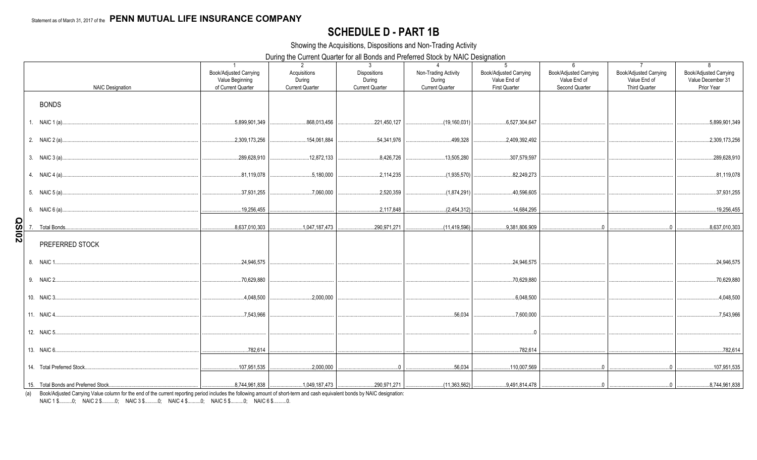Statement as of March 31, 2017 of the **PENN MUTUAL LIFE INSURANCE COMPANY**

# SCHEDULE D - PART 1B

Showing the Acquisitions, Dispositions and Non-Trading Activity

During the Current Quarter for all Bonds and Preferred Stock by NAIC Designation

| NAIC Designation | 1<br>Book/Adjusted Carrying Value Beginning of Current Quarter | 2<br>Acquisitions During Current Quarter | 3<br>Dispositions During Current Quarter | 4<br>Non-Trading Activity During Current Quarter | 5<br>Book/Adjusted Carrying Value End of First Quarter | 6<br>Book/Adjusted Carrying Value End of Second Quarter | 7<br>Book/Adjusted Carrying Value End of Third Quarter | 8<br>Book/Adjusted Carrying Value December 31 Prior Year |
|---|---|---|---|---|---|---|---|---|
| BONDS | | | | | | | | |
| 1. NAIC 1 (a) | 5,899,901,349 | 868,013,456 | 221,450,127 | (19,160,031) | 6,527,304,647 | | | 5,899,901,349 |
| 2. NAIC 2 (a) | 2,309,173,256 | 154,061,884 | 54,341,976 | 499,328 | 2,409,392,492 | | | 2,309,173,256 |
| 3. NAIC 3 (a) | 289,628,910 | 12,872,133 | 8,426,726 | 13,505,280 | 307,579,597 | | | 289,628,910 |
| 4. NAIC 4 (a) | 81,119,078 | 5,180,000 | 2,114,235 | (1,935,570) | 82,249,273 | | | 81,119,078 |
| 5. NAIC 5 (a) | 37,931,255 | 7,060,000 | 2,520,359 | (1,874,291) | 40,596,605 | | | 37,931,255 |
| 6. NAIC 6 (a) | 19,256,455 | | 2,117,848 | (2,454,312) | 14,684,295 | | | 19,256,455 |
| 7. Total Bonds | 8,637,010,303 | 1,047,187,473 | 290,971,271 | (11,419,596) | 9,381,806,909 | 0 | 0 | 8,637,010,303 |
| PREFERRED STOCK | | | | | | | | |
| 8. NAIC 1 | 24,946,575 | | | | 24,946,575 | | | 24,946,575 |
| 9. NAIC 2 | 70,629,880 | | | | 70,629,880 | | | 70,629,880 |
| 10. NAIC 3 | 4,048,500 | 2,000,000 | | | 6,048,500 | | | 4,048,500 |
| 11. NAIC 4 | 7,543,966 | | | 56,034 | 7,600,000 | | | 7,543,966 |
| 12. NAIC 5 | | | | | 0 | | | |
| 13. NAIC 6 | 782,614 | | | | 782,614 | | | 782,614 |
| 14. Total Preferred Stock | 107,951,535 | 2,000,000 | 0 | 56,034 | 110,007,569 | 0 | 0 | 107,951,535 |
| 15. Total Bonds and Preferred Stock | 8,744,961,838 | 1,049,187,473 | 290,971,271 | (11,363,562) | 9,491,814,478 | 0 | 0 | 8,744,961,838 |

(a) Book/Adjusted Carrying Value column for the end of the current reporting period includes the following amount of short-term and cash equivalent bonds by NAIC designation:
NAIC 1 $..........0; NAIC 2 $..........0; NAIC 3 $..........0; NAIC 4 $..........0; NAIC 5 $..........0; NAIC 6 $..........0.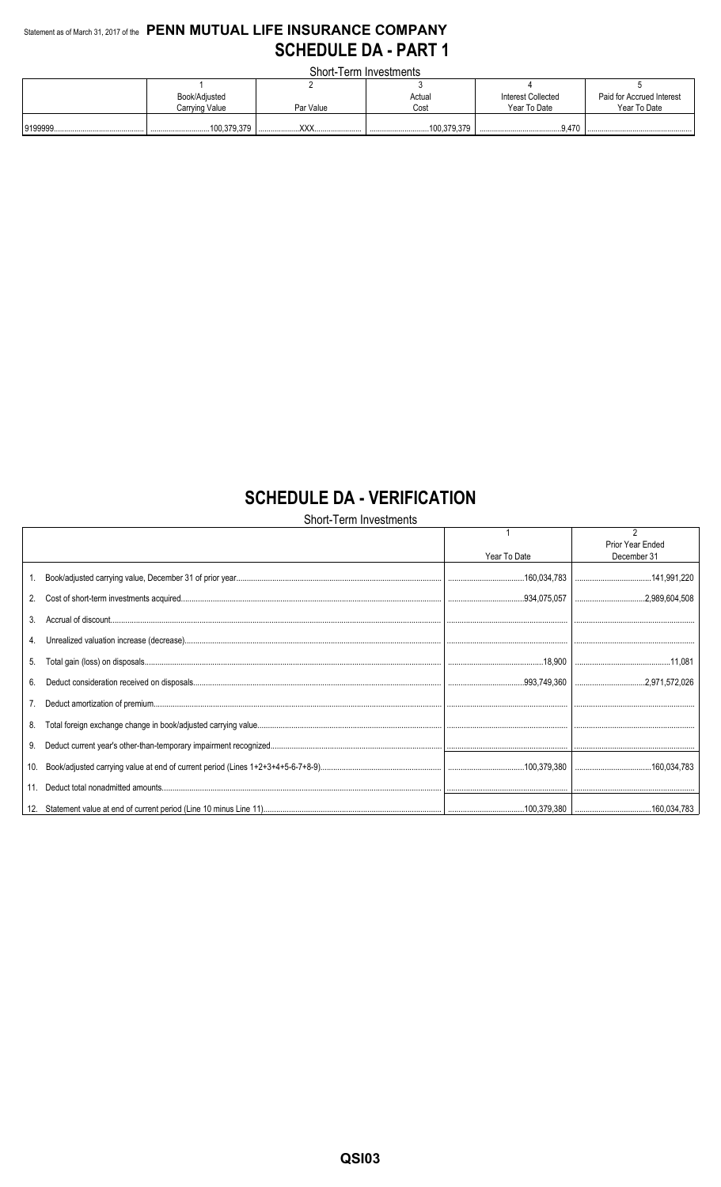Statement as of March 31, 2017 of the **PENN MUTUAL LIFE INSURANCE COMPANY**

# SCHEDULE DA - PART 1

Short-Term Investments

| | 1 | 2 | 3 | 4 | 5 |
|---|---|---|---|---|---|
| | Book/Adjusted Carrying Value | Par Value | Actual Cost | Interest Collected Year To Date | Paid for Accrued Interest Year To Date |
| 9199999 | 100,379,379 | XXX | 100,379,379 | 9,470 | |

# SCHEDULE DA - VERIFICATION

Short-Term Investments

| | 1 | 2 |
|---|---|---|
| | Year To Date | Prior Year Ended December 31 |
| 1. Book/adjusted carrying value, December 31 of prior year | 160,034,783 | 141,991,220 |
| 2. Cost of short-term investments acquired | 934,075,057 | 2,989,604,508 |
| 3. Accrual of discount | | |
| 4. Unrealized valuation increase (decrease) | | |
| 5. Total gain (loss) on disposals | 18,900 | 11,081 |
| 6. Deduct consideration received on disposals | 993,749,360 | 2,971,572,026 |
| 7. Deduct amortization of premium | | |
| 8. Total foreign exchange change in book/adjusted carrying value | | |
| 9. Deduct current year's other-than-temporary impairment recognized | | |
| 10. Book/adjusted carrying value at end of current period (Lines 1+2+3+4+5-6-7+8-9) | 100,379,380 | 160,034,783 |
| 11. Deduct total nonadmitted amounts | | |
| 12. Statement value at end of current period (Line 10 minus Line 11) | 100,379,380 | 160,034,783 |

QSI03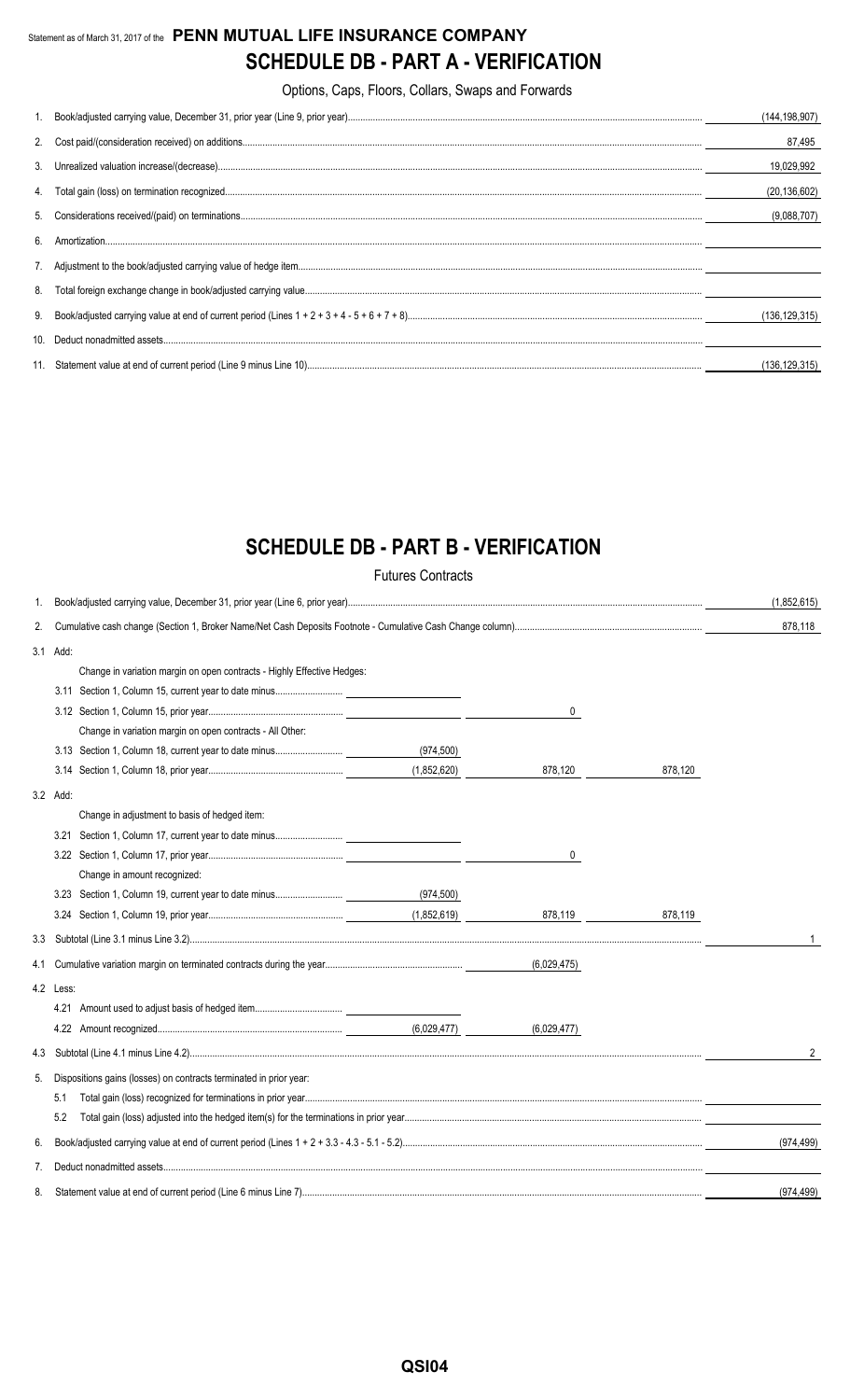Statement as of March 31, 2017 of the **PENN MUTUAL LIFE INSURANCE COMPANY**

# SCHEDULE DB - PART A - VERIFICATION

Options, Caps, Floors, Collars, Swaps and Forwards

| | | |
|---|---|---|
| 1. | Book/adjusted carrying value, December 31, prior year (Line 9, prior year) | (144,198,907) |
| 2. | Cost paid/(consideration received) on additions | 87,495 |
| 3. | Unrealized valuation increase/(decrease) | 19,029,992 |
| 4. | Total gain (loss) on termination recognized | (20,136,602) |
| 5. | Considerations received/(paid) on terminations | (9,088,707) |
| 6. | Amortization | |
| 7. | Adjustment to the book/adjusted carrying value of hedge item | |
| 8. | Total foreign exchange change in book/adjusted carrying value | |
| 9. | Book/adjusted carrying value at end of current period (Lines 1 + 2 + 3 + 4 - 5 + 6 + 7 + 8) | (136,129,315) |
| 10. | Deduct nonadmitted assets | |
| 11. | Statement value at end of current period (Line 9 minus Line 10) | (136,129,315) |

# SCHEDULE DB - PART B - VERIFICATION

Futures Contracts

| | | | | | |
|---|---|---|---|---|---|
| 1. | Book/adjusted carrying value, December 31, prior year (Line 6, prior year) | | | | (1,852,615) |
| 2. | Cumulative cash change (Section 1, Broker Name/Net Cash Deposits Footnote - Cumulative Cash Change column) | | | | 878,118 |
| 3.1 | Add: | | | | |
| | Change in variation margin on open contracts - Highly Effective Hedges: | | | | |
| | 3.11 Section 1, Column 15, current year to date minus | | | | |
| | 3.12 Section 1, Column 15, prior year | | 0 | | |
| | Change in variation margin on open contracts - All Other: | | | | |
| | 3.13 Section 1, Column 18, current year to date minus | (974,500) | | | |
| | 3.14 Section 1, Column 18, prior year | (1,852,620) | 878,120 | 878,120 | |
| 3.2 | Add: | | | | |
| | Change in adjustment to basis of hedged item: | | | | |
| | 3.21 Section 1, Column 17, current year to date minus | | | | |
| | 3.22 Section 1, Column 17, prior year | | 0 | | |
| | Change in amount recognized: | | | | |
| | 3.23 Section 1, Column 19, current year to date minus | (974,500) | | | |
| | 3.24 Section 1, Column 19, prior year | (1,852,619) | 878,119 | 878,119 | |
| 3.3 | Subtotal (Line 3.1 minus Line 3.2) | | | | 1 |
| 4.1 | Cumulative variation margin on terminated contracts during the year | | (6,029,475) | | |
| 4.2 | Less: | | | | |
| | 4.21 Amount used to adjust basis of hedged item | | | | |
| | 4.22 Amount recognized | (6,029,477) | (6,029,477) | | |
| 4.3 | Subtotal (Line 4.1 minus Line 4.2) | | | | 2 |
| 5. | Dispositions gains (losses) on contracts terminated in prior year: | | | | |
| | 5.1 Total gain (loss) recognized for terminations in prior year | | | | |
| | 5.2 Total gain (loss) adjusted into the hedged item(s) for the terminations in prior year | | | | |
| 6. | Book/adjusted carrying value at end of current period (Lines 1 + 2 + 3.3 - 4.3 - 5.1 - 5.2) | | | | (974,499) |
| 7. | Deduct nonadmitted assets | | | | |
| 8. | Statement value at end of current period (Line 6 minus Line 7) | | | | (974,499) |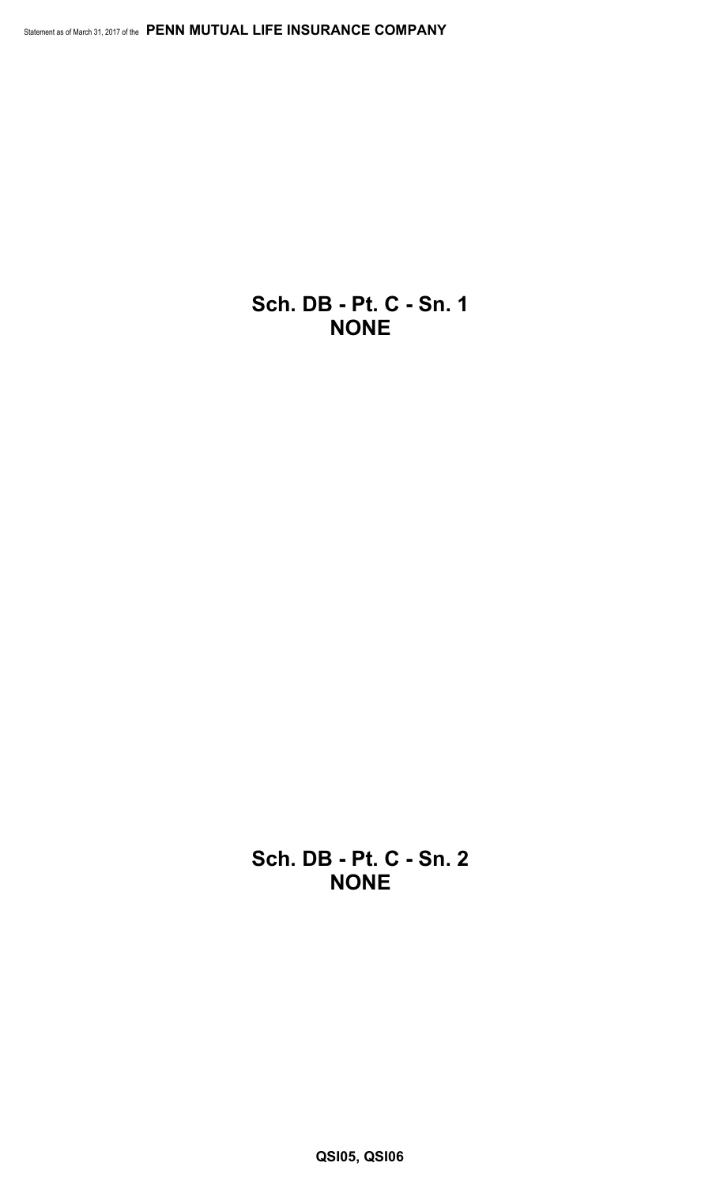## Sch. DB - Pt. C - Sn. 1
## NONE

## Sch. DB - Pt. C - Sn. 2
## NONE

**QSI05, QSI06**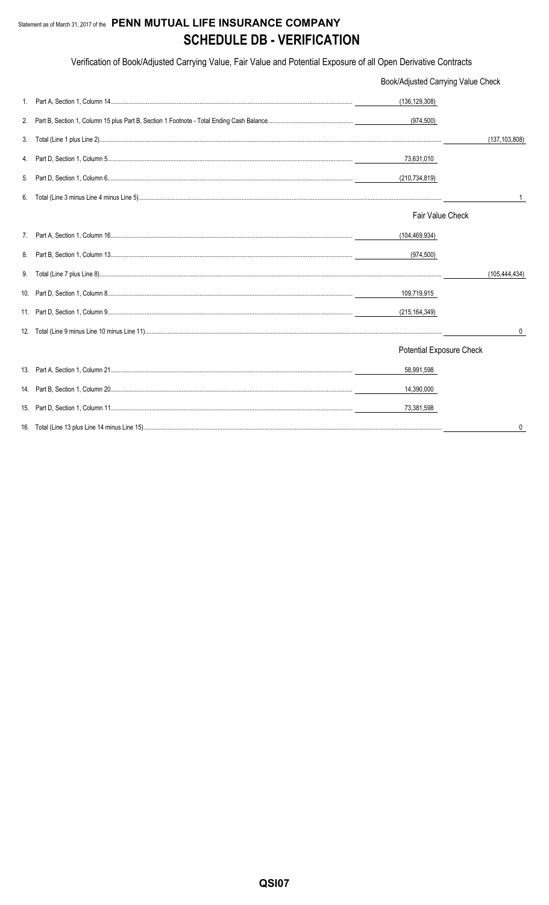Statement as of March 31, 2017 of the **PENN MUTUAL LIFE INSURANCE COMPANY**

# SCHEDULE DB - VERIFICATION

Verification of Book/Adjusted Carrying Value, Fair Value and Potential Exposure of all Open Derivative Contracts

| | | | |
|---|---|---|---|
| | | Book/Adjusted Carrying Value Check | |
| 1. | Part A, Section 1, Column 14 | (136,129,308) | |
| 2. | Part B, Section 1, Column 15 plus Part B, Section 1 Footnote - Total Ending Cash Balance | (974,500) | |
| 3. | Total (Line 1 plus Line 2) | | (137,103,808) |
| 4. | Part D, Section 1, Column 5 | 73,631,010 | |
| 5. | Part D, Section 1, Column 6 | (210,734,819) | |
| 6. | Total (Line 3 minus Line 4 minus Line 5) | | 1 |
| | | Fair Value Check | |
| 7. | Part A, Section 1, Column 16 | (104,469,934) | |
| 8. | Part B, Section 1, Column 13 | (974,500) | |
| 9. | Total (Line 7 plus Line 8) | | (105,444,434) |
| 10. | Part D, Section 1, Column 8 | 109,719,915 | |
| 11. | Part D, Section 1, Column 9 | (215,164,349) | |
| 12. | Total (Line 9 minus Line 10 minus Line 11) | | 0 |
| | | Potential Exposure Check | |
| 13. | Part A, Section 1, Column 21 | 58,991,598 | |
| 14. | Part B, Section 1, Column 20 | 14,390,000 | |
| 15. | Part D, Section 1, Column 11 | 73,381,598 | |
| 16. | Total (Line 13 plus Line 14 minus Line 15) | | 0 |

QSI07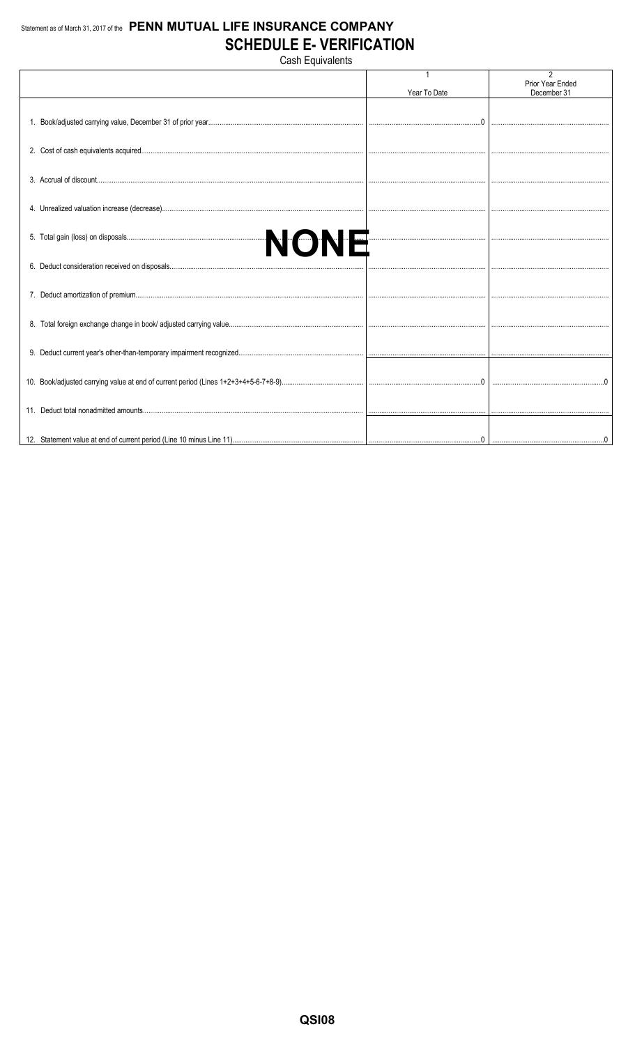Statement as of March 31, 2017 of the **PENN MUTUAL LIFE INSURANCE COMPANY**

# SCHEDULE E- VERIFICATION

Cash Equivalents

| | 1<br>Year To Date | 2<br>Prior Year Ended<br>December 31 |
|---|---|---|
| 1. Book/adjusted carrying value, December 31 of prior year | 0 | |
| 2. Cost of cash equivalents acquired | | |
| 3. Accrual of discount | | |
| 4. Unrealized valuation increase (decrease) | | |
| 5. Total gain (loss) on disposals | | |
| 6. Deduct consideration received on disposals | | |
| 7. Deduct amortization of premium | | |
| 8. Total foreign exchange change in book/ adjusted carrying value | | |
| 9. Deduct current year's other-than-temporary impairment recognized | | |
| 10. Book/adjusted carrying value at end of current period (Lines 1+2+3+4+5-6-7+8-9) | 0 | 0 |
| 11. Deduct total nonadmitted amounts | | |
| 12. Statement value at end of current period (Line 10 minus Line 11) | 0 | 0 |

**NONE**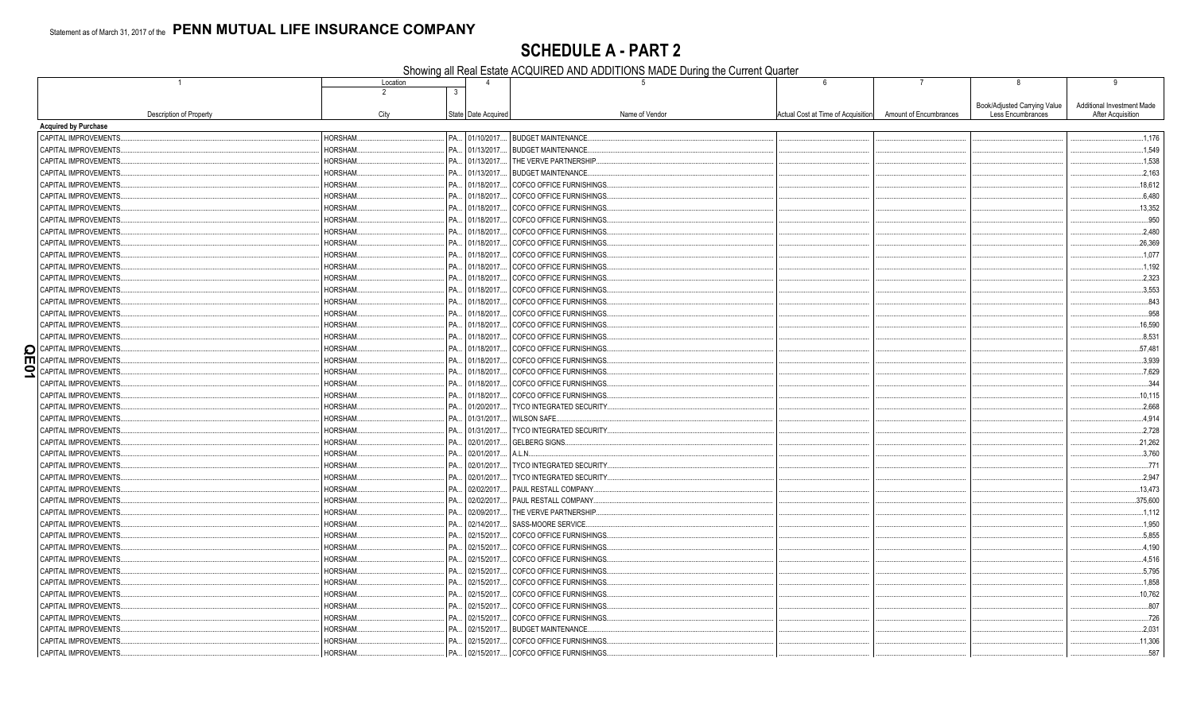Statement as of March 31, 2017 of the **PENN MUTUAL LIFE INSURANCE COMPANY**

# SCHEDULE A - PART 2

Showing all Real Estate ACQUIRED AND ADDITIONS MADE During the Current Quarter

| 1 | Location | | 4 | 5 | 6 | 7 | 8 | 9 |
|---|---|---|---|---|---|---|---|---|
| | 2 | 3 | | | | | | |
| Description of Property | City | State | Date Acquired | Name of Vendor | Actual Cost at Time of Acquisition | Amount of Encumbrances | Book/Adjusted Carrying Value Less Encumbrances | Additional Investment Made After Acquisition |
| **Acquired by Purchase** | | | | | | | | |
| CAPITAL IMPROVEMENTS | HORSHAM | PA | 01/10/2017 | BUDGET MAINTENANCE | | | | 1,176 |
| CAPITAL IMPROVEMENTS | HORSHAM | PA | 01/13/2017 | BUDGET MAINTENANCE | | | | 1,549 |
| CAPITAL IMPROVEMENTS | HORSHAM | PA | 01/13/2017 | THE VERVE PARTNERSHIP | | | | 1,538 |
| CAPITAL IMPROVEMENTS | HORSHAM | PA | 01/13/2017 | BUDGET MAINTENANCE | | | | 2,163 |
| CAPITAL IMPROVEMENTS | HORSHAM | PA | 01/18/2017 | COFCO OFFICE FURNISHINGS | | | | 18,612 |
| CAPITAL IMPROVEMENTS | HORSHAM | PA | 01/18/2017 | COFCO OFFICE FURNISHINGS | | | | 6,480 |
| CAPITAL IMPROVEMENTS | HORSHAM | PA | 01/18/2017 | COFCO OFFICE FURNISHINGS | | | | 13,352 |
| CAPITAL IMPROVEMENTS | HORSHAM | PA | 01/18/2017 | COFCO OFFICE FURNISHINGS | | | | 950 |
| CAPITAL IMPROVEMENTS | HORSHAM | PA | 01/18/2017 | COFCO OFFICE FURNISHINGS | | | | 2,480 |
| CAPITAL IMPROVEMENTS | HORSHAM | PA | 01/18/2017 | COFCO OFFICE FURNISHINGS | | | | 26,369 |
| CAPITAL IMPROVEMENTS | HORSHAM | PA | 01/18/2017 | COFCO OFFICE FURNISHINGS | | | | 1,077 |
| CAPITAL IMPROVEMENTS | HORSHAM | PA | 01/18/2017 | COFCO OFFICE FURNISHINGS | | | | 1,192 |
| CAPITAL IMPROVEMENTS | HORSHAM | PA | 01/18/2017 | COFCO OFFICE FURNISHINGS | | | | 2,323 |
| CAPITAL IMPROVEMENTS | HORSHAM | PA | 01/18/2017 | COFCO OFFICE FURNISHINGS | | | | 3,553 |
| CAPITAL IMPROVEMENTS | HORSHAM | PA | 01/18/2017 | COFCO OFFICE FURNISHINGS | | | | 843 |
| CAPITAL IMPROVEMENTS | HORSHAM | PA | 01/18/2017 | COFCO OFFICE FURNISHINGS | | | | 958 |
| CAPITAL IMPROVEMENTS | HORSHAM | PA | 01/18/2017 | COFCO OFFICE FURNISHINGS | | | | 16,590 |
| CAPITAL IMPROVEMENTS | HORSHAM | PA | 01/18/2017 | COFCO OFFICE FURNISHINGS | | | | 8,531 |
| CAPITAL IMPROVEMENTS | HORSHAM | PA | 01/18/2017 | COFCO OFFICE FURNISHINGS | | | | 57,481 |
| CAPITAL IMPROVEMENTS | HORSHAM | PA | 01/18/2017 | COFCO OFFICE FURNISHINGS | | | | 3,939 |
| CAPITAL IMPROVEMENTS | HORSHAM | PA | 01/18/2017 | COFCO OFFICE FURNISHINGS | | | | 7,629 |
| CAPITAL IMPROVEMENTS | HORSHAM | PA | 01/18/2017 | COFCO OFFICE FURNISHINGS | | | | 344 |
| CAPITAL IMPROVEMENTS | HORSHAM | PA | 01/18/2017 | COFCO OFFICE FURNISHINGS | | | | 10,115 |
| CAPITAL IMPROVEMENTS | HORSHAM | PA | 01/20/2017 | TYCO INTEGRATED SECURITY | | | | 2,668 |
| CAPITAL IMPROVEMENTS | HORSHAM | PA | 01/31/2017 | WILSON SAFE | | | | 4,914 |
| CAPITAL IMPROVEMENTS | HORSHAM | PA | 01/31/2017 | TYCO INTEGRATED SECURITY | | | | 2,728 |
| CAPITAL IMPROVEMENTS | HORSHAM | PA | 02/01/2017 | GELBERG SIGNS | | | | 21,262 |
| CAPITAL IMPROVEMENTS | HORSHAM | PA | 02/01/2017 | A.L.N. | | | | 3,760 |
| CAPITAL IMPROVEMENTS | HORSHAM | PA | 02/01/2017 | TYCO INTEGRATED SECURITY | | | | 771 |
| CAPITAL IMPROVEMENTS | HORSHAM | PA | 02/01/2017 | TYCO INTEGRATED SECURITY | | | | 2,947 |
| CAPITAL IMPROVEMENTS | HORSHAM | PA | 02/02/2017 | PAUL RESTALL COMPANY | | | | 13,473 |
| CAPITAL IMPROVEMENTS | HORSHAM | PA | 02/02/2017 | PAUL RESTALL COMPANY | | | | 375,600 |
| CAPITAL IMPROVEMENTS | HORSHAM | PA | 02/09/2017 | THE VERVE PARTNERSHIP | | | | 1,112 |
| CAPITAL IMPROVEMENTS | HORSHAM | PA | 02/14/2017 | SASS-MOORE SERVICE | | | | 1,950 |
| CAPITAL IMPROVEMENTS | HORSHAM | PA | 02/15/2017 | COFCO OFFICE FURNISHINGS | | | | 5,855 |
| CAPITAL IMPROVEMENTS | HORSHAM | PA | 02/15/2017 | COFCO OFFICE FURNISHINGS | | | | 4,190 |
| CAPITAL IMPROVEMENTS | HORSHAM | PA | 02/15/2017 | COFCO OFFICE FURNISHINGS | | | | 4,516 |
| CAPITAL IMPROVEMENTS | HORSHAM | PA | 02/15/2017 | COFCO OFFICE FURNISHINGS | | | | 5,795 |
| CAPITAL IMPROVEMENTS | HORSHAM | PA | 02/15/2017 | COFCO OFFICE FURNISHINGS | | | | 1,858 |
| CAPITAL IMPROVEMENTS | HORSHAM | PA | 02/15/2017 | COFCO OFFICE FURNISHINGS | | | | 10,762 |
| CAPITAL IMPROVEMENTS | HORSHAM | PA | 02/15/2017 | COFCO OFFICE FURNISHINGS | | | | 807 |
| CAPITAL IMPROVEMENTS | HORSHAM | PA | 02/15/2017 | COFCO OFFICE FURNISHINGS | | | | 726 |
| CAPITAL IMPROVEMENTS | HORSHAM | PA | 02/15/2017 | BUDGET MAINTENANCE | | | | 2,031 |
| CAPITAL IMPROVEMENTS | HORSHAM | PA | 02/15/2017 | COFCO OFFICE FURNISHINGS | | | | 11,306 |
| CAPITAL IMPROVEMENTS | HORSHAM | PA | 02/15/2017 | COFCO OFFICE FURNISHINGS | | | | 587 |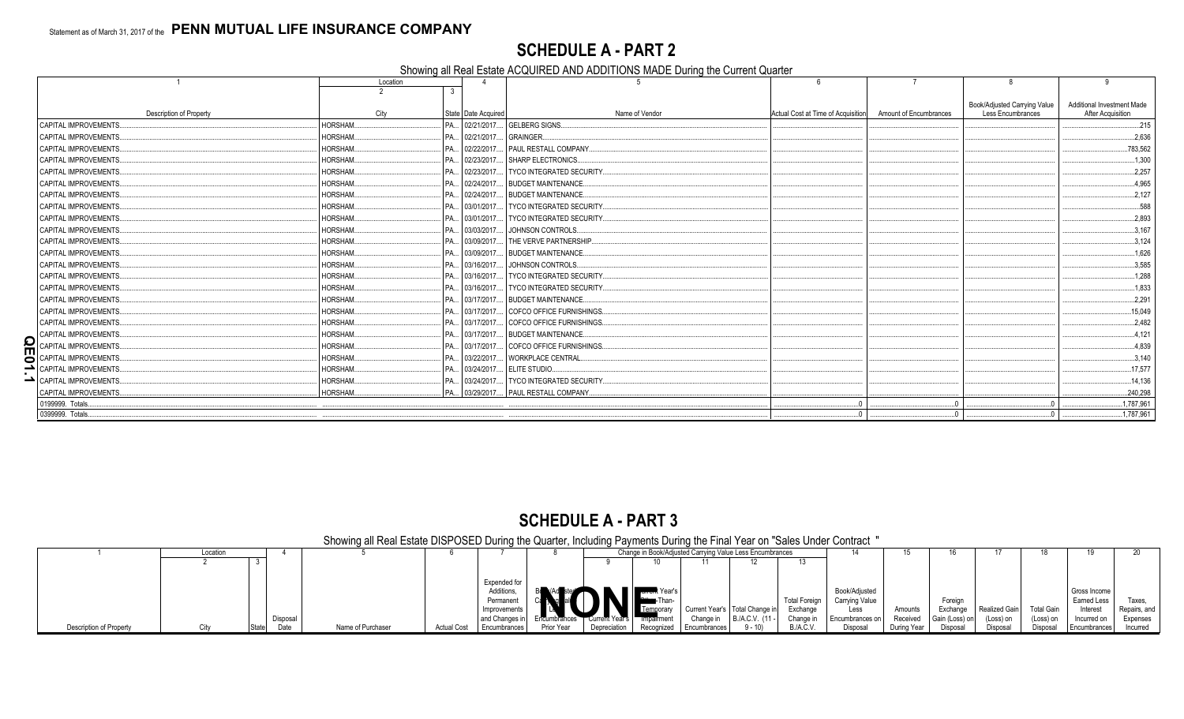Statement as of March 31, 2017 of the **PENN MUTUAL LIFE INSURANCE COMPANY**

# SCHEDULE A - PART 2

Showing all Real Estate ACQUIRED AND ADDITIONS MADE During the Current Quarter

| 1 | Location | | 4 | 5 | 6 | 7 | 8 | 9 |
|---|---|---|---|---|---|---|---|---|
| | 2 | 3 | | | | | | |
| Description of Property | City | State | Date Acquired | Name of Vendor | Actual Cost at Time of Acquisition | Amount of Encumbrances | Book/Adjusted Carrying Value Less Encumbrances | Additional Investment Made After Acquisition |
| CAPITAL IMPROVEMENTS | HORSHAM | PA | 02/21/2017 | GELBERG SIGNS | | | | 215 |
| CAPITAL IMPROVEMENTS | HORSHAM | PA | 02/21/2017 | GRAINGER | | | | 2,636 |
| CAPITAL IMPROVEMENTS | HORSHAM | PA | 02/22/2017 | PAUL RESTALL COMPANY | | | | 783,562 |
| CAPITAL IMPROVEMENTS | HORSHAM | PA | 02/23/2017 | SHARP ELECTRONICS | | | | 1,300 |
| CAPITAL IMPROVEMENTS | HORSHAM | PA | 02/23/2017 | TYCO INTEGRATED SECURITY | | | | 2,257 |
| CAPITAL IMPROVEMENTS | HORSHAM | PA | 02/24/2017 | BUDGET MAINTENANCE | | | | 4,965 |
| CAPITAL IMPROVEMENTS | HORSHAM | PA | 02/24/2017 | BUDGET MAINTENANCE | | | | 2,127 |
| CAPITAL IMPROVEMENTS | HORSHAM | PA | 03/01/2017 | TYCO INTEGRATED SECURITY | | | | 588 |
| CAPITAL IMPROVEMENTS | HORSHAM | PA | 03/01/2017 | TYCO INTEGRATED SECURITY | | | | 2,893 |
| CAPITAL IMPROVEMENTS | HORSHAM | PA | 03/03/2017 | JOHNSON CONTROLS | | | | 3,167 |
| CAPITAL IMPROVEMENTS | HORSHAM | PA | 03/09/2017 | THE VERVE PARTNERSHIP | | | | 3,124 |
| CAPITAL IMPROVEMENTS | HORSHAM | PA | 03/09/2017 | BUDGET MAINTENANCE | | | | 1,626 |
| CAPITAL IMPROVEMENTS | HORSHAM | PA | 03/16/2017 | JOHNSON CONTROLS | | | | 3,585 |
| CAPITAL IMPROVEMENTS | HORSHAM | PA | 03/16/2017 | TYCO INTEGRATED SECURITY | | | | 1,288 |
| CAPITAL IMPROVEMENTS | HORSHAM | PA | 03/16/2017 | TYCO INTEGRATED SECURITY | | | | 1,833 |
| CAPITAL IMPROVEMENTS | HORSHAM | PA | 03/17/2017 | BUDGET MAINTENANCE | | | | 2,291 |
| CAPITAL IMPROVEMENTS | HORSHAM | PA | 03/17/2017 | COFCO OFFICE FURNISHINGS | | | | 15,049 |
| CAPITAL IMPROVEMENTS | HORSHAM | PA | 03/17/2017 | COFCO OFFICE FURNISHINGS | | | | 2,482 |
| CAPITAL IMPROVEMENTS | HORSHAM | PA | 03/17/2017 | BUDGET MAINTENANCE | | | | 4,121 |
| CAPITAL IMPROVEMENTS | HORSHAM | PA | 03/17/2017 | COFCO OFFICE FURNISHINGS | | | | 4,839 |
| CAPITAL IMPROVEMENTS | HORSHAM | PA | 03/22/2017 | WORKPLACE CENTRAL | | | | 3,140 |
| CAPITAL IMPROVEMENTS | HORSHAM | PA | 03/24/2017 | ELITE STUDIO | | | | 17,577 |
| CAPITAL IMPROVEMENTS | HORSHAM | PA | 03/24/2017 | TYCO INTEGRATED SECURITY | | | | 14,136 |
| CAPITAL IMPROVEMENTS | HORSHAM | PA | 03/29/2017 | PAUL RESTALL COMPANY | | | | 240,298 |
| 0199999. Totals | | | | | 0 | 0 | 0 | 1,787,961 |
| 0399999. Totals | | | | | 0 | 0 | 0 | 1,787,961 |

# SCHEDULE A - PART 3

Showing all Real Estate DISPOSED During the Quarter, Including Payments During the Final Year on "Sales Under Contract"

| 1 | Location | | 4 | 5 | 6 | 7 | 8 | Change in Book/Adjusted Carrying Value Less Encumbrances | | | | | 14 | 15 | 16 | 17 | 18 | 19 | 20 |
|---|---|---|---|---|---|---|---|---|---|---|---|---|---|---|---|---|---|---|---|
| | 2 | 3 | | | | | | 9 | 10 | 11 | 12 | 13 | | | | | | | |
| Description of Property | City | State | Disposal Date | Name of Purchaser | Actual Cost | Expended for Additions, Permanent Improvements and Changes in Encumbrances | Book/Adjusted Carrying Value Less Encumbrances Prior Year | Current Year's Depreciation | Current Year's Other-Than-Temporary Impairment Recognized | Current Year's Change in Encumbrances | Total Change in B./A.C.V. (11 - 9 - 10) | Total Foreign Exchange Change in B./A.C.V. | Book/Adjusted Carrying Value Less Encumbrances on Disposal | Amounts Received During Year | Foreign Exchange Gain (Loss) on Disposal | Realized Gain (Loss) on Disposal | Total Gain (Loss) on Disposal | Gross Income Earned Less Interest Incurred on Encumbrances | Taxes, Repairs, and Expenses Incurred |

NONE

QE01.1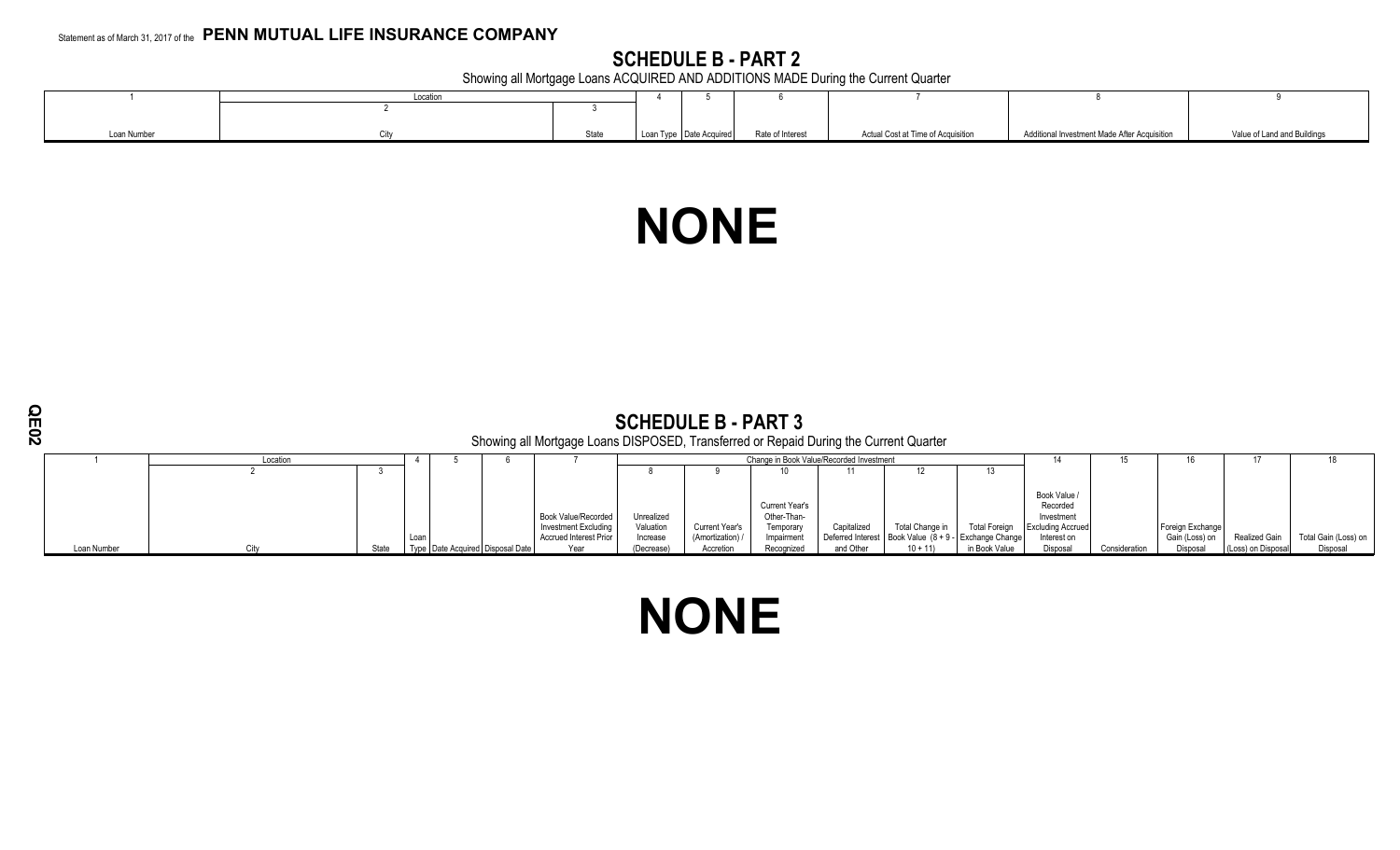Statement as of March 31, 2017 of the **PENN MUTUAL LIFE INSURANCE COMPANY**

## SCHEDULE B - PART 2

Showing all Mortgage Loans ACQUIRED AND ADDITIONS MADE During the Current Quarter

| 1 | Location | | 4 | 5 | 6 | 7 | 8 | 9 |
|---|---|---|---|---|---|---|---|---|
| | 2 | 3 | | | | | | |
| Loan Number | City | State | Loan Type | Date Acquired | Rate of Interest | Actual Cost at Time of Acquisition | Additional Investment Made After Acquisition | Value of Land and Buildings |

# NONE

## SCHEDULE B - PART 3

Showing all Mortgage Loans DISPOSED, Transferred or Repaid During the Current Quarter

| 1 | Location | | 4 | 5 | 6 | 7 | Change in Book Value/Recorded Investment | | | | | | 14 | 15 | 16 | 17 | 18 |
|---|---|---|---|---|---|---|---|---|---|---|---|---|---|---|---|---|---|
| | 2 | 3 | | | | | 8 | 9 | 10 | 11 | 12 | 13 | | | | | |
| Loan Number | City | State | Loan Type | Date Acquired | Disposal Date | Book Value/Recorded Investment Excluding Accrued Interest Prior Year | Unrealized Valuation Increase (Decrease) | Current Year's (Amortization) / Accretion | Current Year's Other-Than-Temporary Impairment Recognized | Capitalized Deferred Interest and Other | Total Change in Book Value (8 + 9 - 10 + 11) | Total Foreign Exchange Change in Book Value | Book Value / Recorded Investment Excluding Accrued Interest on Disposal | Consideration | Foreign Exchange Gain (Loss) on Disposal | Realized Gain (Loss) on Disposal | Total Gain (Loss) on Disposal |

# NONE

QE02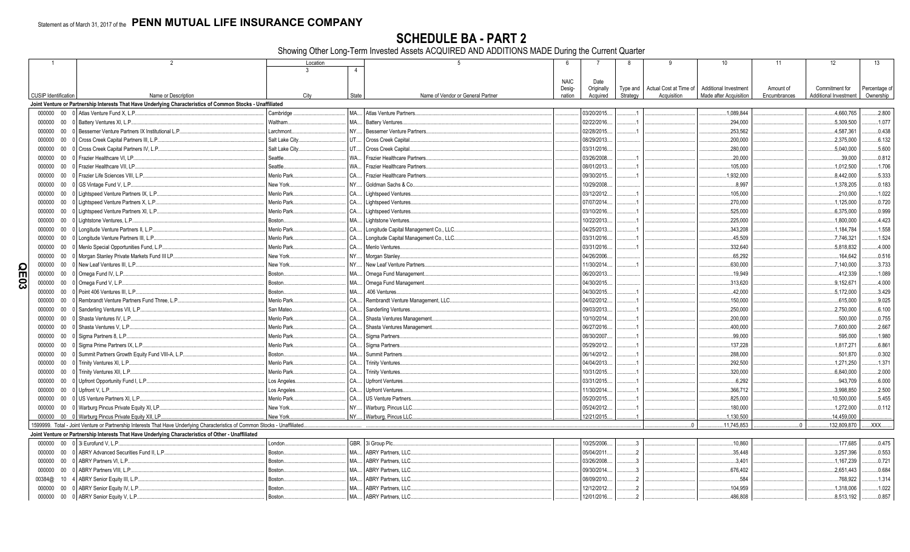Statement as of March 31, 2017 of the **PENN MUTUAL LIFE INSURANCE COMPANY**

# SCHEDULE BA - PART 2

Showing Other Long-Term Invested Assets ACQUIRED AND ADDITIONS MADE During the Current Quarter

| 1 | 2 | Location 3 | 4 | 5 | 6 | 7 | 8 | 9 | 10 | 11 | 12 | 13 |
|---|---|---|---|---|---|---|---|---|---|---|---|---|
| CUSIP Identification | Name or Description | City | State | Name of Vendor or General Partner | NAIC Designation | Date Originally Acquired | Type and Strategy | Actual Cost at Time of Acquisition | Additional Investment Made after Acquisition | Amount of Encumbrances | Commitment for Additional Investment | Percentage of Ownership |
| **Joint Venture or Partnership Interests That Have Underlying Characteristics of Common Stocks - Unaffiliated** | | | | | | | | | | | | |
| 000000 00 0 | Atlas Venture Fund X, L.P. | Cambridge | MA | Atlas Venture Partners | | 03/20/2015 | 1 | | 1,089,844 | | 4,660,765 | 2.800 |
| 000000 00 0 | Battery Ventures XI, L.P. | Waltham | MA | Battery Ventures | | 02/22/2016 | 1 | | 294,000 | | 5,309,500 | 1.077 |
| 000000 00 0 | Bessemer Venture Partners IX Institutional L.P. | Larchmont | NY | Bessemer Venture Partners | | 02/28/2015 | 1 | | 253,562 | | 4,587,361 | 0.438 |
| 000000 00 0 | Cross Creek Capital Partners III, L.P. | Salt Lake City | UT | Cross Creek Capital | | 08/29/2013 | | | 200,000 | | 2,375,000 | 6.132 |
| 000000 00 0 | Cross Creek Capital Partners IV, L.P. | Salt Lake City | UT | Cross Creek Capital | | 03/31/2016 | | | 280,000 | | 5,040,000 | 5.600 |
| 000000 00 0 | Frazier Healthcare VI, LP | Seattle | WA | Frazier Healthcare Partners | | 03/26/2008 | 1 | | 20,000 | | 39,000 | 0.812 |
| 000000 00 0 | Frazier Healthcare VII, LP | Seattle | WA | Frazier Healthcare Partners | | 08/01/2013 | 1 | | 105,000 | | 1,012,500 | 1.706 |
| 000000 00 0 | Frazier Life Sciences VIII, L.P. | Menlo Park | CA | Frazier Healthcare Partners | | 09/30/2015 | 1 | | 1,932,000 | | 8,442,000 | 5.333 |
| 000000 00 0 | GS Vintage Fund V, L.P. | New York | NY | Goldman Sachs & Co. | | 10/29/2008 | | | 8,997 | | 1,378,205 | 0.183 |
| 000000 00 0 | Lightspeed Venture Partners IX, L.P. | Menlo Park | CA | Lightspeed Ventures | | 03/12/2012 | 1 | | 105,000 | | 210,000 | 1.022 |
| 000000 00 0 | Lightspeed Venture Partners X, L.P. | Menlo Park | CA | Lightspeed Ventures | | 07/07/2014 | 1 | | 270,000 | | 1,125,000 | 0.720 |
| 000000 00 0 | Lightspeed Venture Partners XI, L.P. | Menlo Park | CA | Lightspeed Ventures | | 03/10/2016 | 1 | | 525,000 | | 6,375,000 | 0.999 |
| 000000 00 0 | Lightstone Ventures, L.P. | Boston | MA | Lightstone Ventures | | 10/22/2013 | 1 | | 225,000 | | 1,800,000 | 4.423 |
| 000000 00 0 | Longitude Venture Partners II, L.P. | Menlo Park | CA | Longitude Capital Management Co., LLC | | 04/25/2013 | 1 | | 343,208 | | 1,184,784 | 1.558 |
| 000000 00 0 | Longitude Venture Partners III, L.P. | Menlo Park | CA | Longitude Capital Management Co., LLC | | 03/31/2016 | 1 | | 45,509 | | 7,746,321 | 1.524 |
| 000000 00 0 | Menlo Special Opportunities Fund, L.P. | Menlo Park | CA | Menlo Ventures | | 03/31/2016 | 1 | | 332,640 | | 5,818,832 | 4.000 |
| 000000 00 0 | Morgan Stanley Private Markets Fund III LP | New York | NY | Morgan Stanley | | 04/26/2006 | | | 65,292 | | 164,642 | 0.516 |
| 000000 00 0 | New Leaf Ventures III, L.P. | New York | NY | New Leaf Venture Partners | | 11/30/2014 | 1 | | 630,000 | | 7,140,000 | 3.733 |
| 000000 00 0 | Omega Fund IV, L.P. | Boston | MA | Omega Fund Management | | 06/20/2013 | | | 19,949 | | 412,339 | 1.089 |
| 000000 00 0 | Omega Fund V, L.P. | Boston | MA | Omega Fund Management | | 04/30/2015 | | | 313,620 | | 9,152,671 | 4.000 |
| 000000 00 0 | Point 406 Ventures III, L.P. | Boston | MA | .406 Ventures | | 04/30/2015 | 1 | | 42,000 | | 5,172,000 | 3.429 |
| 000000 00 0 | Rembrandt Venture Partners Fund Three, L.P. | Menlo Park | CA | Rembrandt Venture Management, LLC | | 04/02/2012 | 1 | | 150,000 | | 615,000 | 9.025 |
| 000000 00 0 | Sanderling Ventures VII, L.P. | San Mateo | CA | Sanderling Ventures | | 09/03/2013 | 1 | | 250,000 | | 2,750,000 | 6.100 |
| 000000 00 0 | Shasta Ventures IV, L.P. | Menlo Park | CA | Shasta Ventures Management | | 10/10/2014 | 1 | | 200,000 | | 500,000 | 0.755 |
| 000000 00 0 | Shasta Ventures V, L.P. | Menlo Park | CA | Shasta Ventures Management | | 06/27/2016 | 1 | | 400,000 | | 7,600,000 | 2.667 |
| 000000 00 0 | Sigma Partners 8, L.P. | Menlo Park | CA | Sigma Partners | | 08/30/2007 | 1 | | 99,000 | | 595,000 | 1.980 |
| 000000 00 0 | Sigma Prime Partners IX, L.P. | Menlo Park | CA | Sigma Partners | | 05/29/2012 | 1 | | 137,228 | | 1,817,271 | 6.861 |
| 000000 00 0 | Summit Partners Growth Equity Fund VIII-A, L.P. | Boston | MA | Summit Partners | | 06/14/2012 | 1 | | 288,000 | | 501,870 | 0.302 |
| 000000 00 0 | Trinity Ventures XI, L.P. | Menlo Park | CA | Trinity Ventures | | 04/04/2013 | 1 | | 292,500 | | 1,271,250 | 1.371 |
| 000000 00 0 | Trinity Ventures XII, L.P. | Menlo Park | CA | Trinity Ventures | | 10/31/2015 | 1 | | 320,000 | | 6,840,000 | 2.000 |
| 000000 00 0 | Upfront Opportunity Fund I, L.P. | Los Angeles | CA | Upfront Ventures | | 03/31/2015 | 1 | | 6,292 | | 943,709 | 6.000 |
| 000000 00 0 | Upfront V, L.P. | Los Angeles | CA | Upfront Ventures | | 11/30/2014 | 1 | | 366,712 | | 3,998,850 | 2.500 |
| 000000 00 0 | US Venture Partners XI, L.P. | Menlo Park | CA | US Venture Partners | | 05/20/2015 | 1 | | 825,000 | | 10,500,000 | 5.455 |
| 000000 00 0 | Warburg Pincus Private Equity XI, LP | New York | NY | Warburg, Pincus LLC | | 05/24/2012 | 1 | | 180,000 | | 1,272,000 | 0.112 |
| 000000 00 0 | Warburg Pincus Private Equity XII, LP | New York | NY | Warburg, Pincus LLC | | 12/21/2015 | 1 | | 1,130,500 | | 14,459,000 | |
| 1599999. Total - Joint Venture or Partnership Interests That Have Underlying Characteristics of Common Stocks - Unaffiliated | | | | | | | | 0 | 11,745,853 | 0 | 132,809,870 | XXX |
| **Joint Venture or Partnership Interests That Have Underlying Characteristics of Other - Unaffiliated** | | | | | | | | | | | | |
| 000000 00 0 | 3i Eurofund V, L.P. | London | GBR | 3i Group Plc | | 10/25/2006 | 3 | | 10,860 | | 177,685 | 0.475 |
| 000000 00 0 | ABRY Advanced Securities Fund II, L.P. | Boston | MA | ABRY Partners, LLC | | 05/04/2011 | 2 | | 35,448 | | 3,257,396 | 0.553 |
| 000000 00 0 | ABRY Partners VI, L.P. | Boston | MA | ABRY Partners, LLC | | 03/26/2008 | 3 | | 3,401 | | 1,167,239 | 0.721 |
| 000000 00 0 | ABRY Partners VIII, L.P. | Boston | MA | ABRY Partners, LLC | | 09/30/2014 | 3 | | 676,402 | | 2,651,443 | 0.684 |
| 00384@ 10 4 | ABRY Senior Equity III, L.P. | Boston | MA | ABRY Partners, LLC | | 08/09/2010 | 2 | | 584 | | 768,922 | 1.314 |
| 000000 00 0 | ABRY Senior Equity IV, L.P. | Boston | MA | ABRY Partners, LLC | | 12/12/2012 | 2 | | 104,959 | | 1,318,006 | 1.022 |
| 000000 00 0 | ABRY Senior Equity V, L.P. | Boston | MA | ABRY Partners, LLC | | 12/01/2016 | 2 | | 486,808 | | 8,513,192 | 0.857 |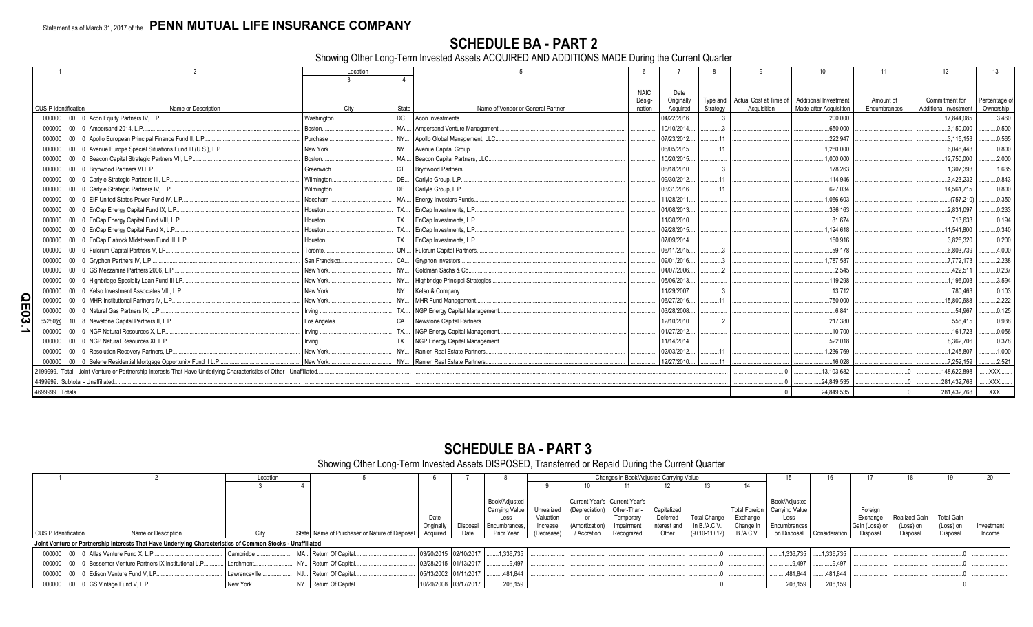Statement as of March 31, 2017 of the **PENN MUTUAL LIFE INSURANCE COMPANY**

# SCHEDULE BA - PART 2

Showing Other Long-Term Invested Assets ACQUIRED AND ADDITIONS MADE During the Current Quarter

| 1 | 2 | Location 3 | 4 | 5 | 6 | 7 | 8 | 9 | 10 | 11 | 12 | 13 |
|---|---|---|---|---|---|---|---|---|---|---|---|---|
| CUSIP Identification | Name or Description | City | State | Name of Vendor or General Partner | NAIC Designation | Date Originally Acquired | Type and Strategy | Actual Cost at Time of Acquisition | Additional Investment Made after Acquisition | Amount of Encumbrances | Commitment for Additional Investment | Percentage of Ownership |
| 000000 00 0 | Acon Equity Partners IV, L.P. | Washington | DC | Acon Investments | | 04/22/2016 | 3 | | 200,000 | | 17,844,085 | 3.460 |
| 000000 00 0 | Ampersand 2014, L.P. | Boston | MA | Ampersand Venture Management | | 10/10/2014 | 3 | | 650,000 | | 3,150,000 | 0.500 |
| 000000 00 0 | Apollo European Principal Finance Fund II, L.P. | Purchase | NY | Apollo Global Management, LLC | | 07/23/2012 | 11 | | 222,947 | | 3,115,153 | 0.565 |
| 000000 00 0 | Avenue Europe Special Situations Fund III (U.S.), L.P. | New York | NY | Avenue Capital Group | | 06/05/2015 | 11 | | 1,280,000 | | 6,048,443 | 0.800 |
| 000000 00 0 | Beacon Capital Strategic Partners VII, L.P. | Boston | MA | Beacon Capital Partners, LLC | | 10/20/2015 | | | 1,000,000 | | 12,750,000 | 2.000 |
| 000000 00 0 | Brynwood Partners VI L.P. | Greenwich | CT | Brynwood Partners | | 06/18/2010 | 3 | | 178,263 | | 1,307,393 | 1.635 |
| 000000 00 0 | Carlyle Strategic Partners III, L.P. | Wilmington | DE | Carlyle Group, L.P. | | 09/30/2012 | 11 | | 114,946 | | 3,423,232 | 0.843 |
| 000000 00 0 | Carlyle Strategic Partners IV, L.P. | Wilmington | DE | Carlyle Group, L.P. | | 03/31/2016 | 11 | | 627,034 | | 14,561,715 | 0.800 |
| 000000 00 0 | EIF United States Power Fund IV, L.P. | Needham | MA | Energy Investors Funds | | 11/28/2011 | | | 1,066,603 | | (757,210) | 0.350 |
| 000000 00 0 | EnCap Energy Capital Fund IX, L.P. | Houston | TX | EnCap Investments, L.P. | | 01/08/2013 | | | 336,163 | | 2,831,097 | 0.233 |
| 000000 00 0 | EnCap Energy Capital Fund VIII, L.P. | Houston | TX | EnCap Investments, L.P. | | 11/30/2010 | | | 81,674 | | 713,633 | 0.194 |
| 000000 00 0 | EnCap Energy Capital Fund X, L.P. | Houston | TX | EnCap Investments, L.P. | | 02/28/2015 | | | 1,124,618 | | 11,541,800 | 0.340 |
| 000000 00 0 | EnCap Flatrock Midstream Fund III, L.P. | Houston | TX | EnCap Investments, L.P. | | 07/09/2014 | | | 160,916 | | 3,828,320 | 0.200 |
| 000000 00 0 | Fulcrum Capital Partners V, LP | Toronto | ON | Fulcrum Capital Partners | | 06/11/2015 | 3 | | 59,178 | | 6,803,739 | 4.000 |
| 000000 00 0 | Gryphon Partners IV, L.P. | San Francisco | CA | Gryphon Investors | | 09/01/2016 | 3 | | 1,787,587 | | 7,772,173 | 2.238 |
| 000000 00 0 | GS Mezzanine Partners 2006, L.P. | New York | NY | Goldman Sachs & Co. | | 04/07/2006 | 2 | | 2,545 | | 422,511 | 0.237 |
| 000000 00 0 | Highbridge Specialty Loan Fund III LP | New York | NY | Highbridge Principal Strategies | | 05/06/2013 | | | 119,298 | | 1,196,003 | 3.594 |
| 000000 00 0 | Kelso Investment Associates VIII, L.P. | New York | NY | Kelso & Company | | 11/29/2007 | 3 | | 13,712 | | 780,463 | 0.103 |
| 000000 00 0 | MHR Institutional Partners IV, L.P. | New York | NY | MHR Fund Management | | 06/27/2016 | 11 | | 750,000 | | 15,800,688 | 2.222 |
| 000000 00 0 | Natural Gas Partners IX, L.P. | Irving | TX | NGP Energy Capital Management | | 03/28/2008 | | | 6,841 | | 54,967 | 0.125 |
| 65280@ 10 8 | Newstone Capital Partners II, L.P. | Los Angeles | CA | Newstone Capital Partners | | 12/10/2010 | 2 | | 217,380 | | 558,415 | 0.938 |
| 000000 00 0 | NGP Natural Resources X, L.P. | Irving | TX | NGP Energy Capital Management | | 01/27/2012 | | | 10,700 | | 161,723 | 0.056 |
| 000000 00 0 | NGP Natural Resources XI, L.P. | Irving | TX | NGP Energy Capital Management | | 11/14/2014 | | | 522,018 | | 8,362,706 | 0.378 |
| 000000 00 0 | Resolution Recovery Partners, LP | New York | NY | Ranieri Real Estate Partners | | 02/03/2012 | 11 | | 1,236,769 | | 1,245,807 | 1.000 |
| 000000 00 0 | Selene Residential Mortgage Opportunity Fund II L.P. | New York | NY | Ranieri Real Estate Partners | | 12/27/2010 | 11 | | 16,028 | | 7,252,159 | 2.521 |
| 2199999. Total - Joint Venture or Partnership Interests That Have Underlying Characteristics of Other - Unaffiliated | | | | | | | | 0 | 13,103,682 | 0 | 148,622,898 | XXX |
| 4499999. Subtotal - Unaffiliated | | | | | | | | 0 | 24,849,535 | 0 | 281,432,768 | XXX |
| 4699999. Totals | | | | | | | | 0 | 24,849,535 | 0 | 281,432,768 | XXX |

# SCHEDULE BA - PART 3

Showing Other Long-Term Invested Assets DISPOSED, Transferred or Repaid During the Current Quarter

| 1 | 2 | Location 3 | 4 | 5 | 6 | 7 | 8 | Changes in Book/Adjusted Carrying Value 9 | 10 | 11 | 12 | 13 | 14 | 15 | 16 | 17 | 18 | 19 | 20 |
|---|---|---|---|---|---|---|---|---|---|---|---|---|---|---|---|---|---|---|---|
| CUSIP Identification | Name or Description | City | State | Name of Purchaser or Nature of Disposal | Date Originally Acquired | Disposal Date | Book/Adjusted Carrying Value Less Encumbrances, Prior Year | Unrealized Valuation Increase (Decrease) | Current Year's (Depreciation) or (Amortization) / Accretion | Current Year's Other-Than-Temporary Impairment Recognized | Capitalized Deferred Interest and Other | Total Change in B./A.C.V. (9+10-11+12) | Total Foreign Exchange Change in B./A.C.V. | Book/Adjusted Carrying Value Less Encumbrances on Disposal | Consideration | Foreign Exchange Gain (Loss) on Disposal | Realized Gain (Loss) on Disposal | Total Gain (Loss) on Disposal | Investment Income |
| **Joint Venture or Partnership Interests That Have Underlying Characteristics of Common Stocks - Unaffiliated** | | | | | | | | | | | | | | | | | | | |
| 000000 00 0 | Atlas Venture Fund X, L.P. | Cambridge | MA | Return Of Capital | 03/20/2015 | 02/10/2017 | 1,336,735 | | | | | 0 | | 1,336,735 | 1,336,735 | | | 0 | |
| 000000 00 0 | Bessemer Venture Partners IX Institutional L.P. | Larchmont | NY | Return Of Capital | 02/28/2015 | 01/13/2017 | 9,497 | | | | | 0 | | 9,497 | 9,497 | | | 0 | |
| 000000 00 0 | Edison Venture Fund V, LP | Lawrenceville | NJ | Return Of Capital | 05/13/2002 | 01/11/2017 | 481,844 | | | | | 0 | | 481,844 | 481,844 | | | 0 | |
| 000000 00 0 | GS Vintage Fund V, L.P. | New York | NY | Return Of Capital | 10/29/2008 | 03/17/2017 | 208,159 | | | | | 0 | | 208,159 | 208,159 | | | 0 | |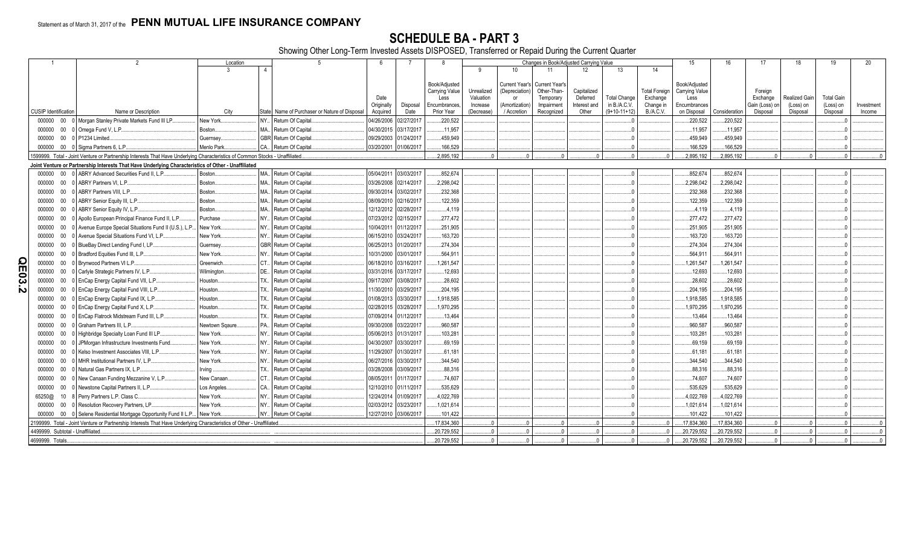Statement as of March 31, 2017 of the **PENN MUTUAL LIFE INSURANCE COMPANY**

# SCHEDULE BA - PART 3

Showing Other Long-Term Invested Assets DISPOSED, Transferred or Repaid During the Current Quarter

| 1 | 2 | Location 3 | 4 | 5 | 6 | 7 | 8 | Changes in Book/Adjusted Carrying Value 9 | 10 | 11 | 12 | 13 | 14 | 15 | 16 | 17 | 18 | 19 | 20 |
|---|---|---|---|---|---|---|---|---|---|---|---|---|---|---|---|---|---|---|---|
| CUSIP Identification | Name or Description | City | State | Name of Purchaser or Nature of Disposal | Date Originally Acquired | Disposal Date | Book/Adjusted Carrying Value Less Encumbrances, Prior Year | Unrealized Valuation Increase (Decrease) | Current Year's (Depreciation) or (Amortization) / Accretion | Current Year's Other-Than-Temporary Impairment Recognized | Capitalized Deferred Interest and Other | Total Change in B./A.C.V. (9+10-11+12) | Total Foreign Exchange Change in B./A.C.V. | Book/Adjusted Carrying Value Less Encumbrances on Disposal | Consideration | Foreign Exchange Gain (Loss) on Disposal | Realized Gain (Loss) on Disposal | Total Gain (Loss) on Disposal | Investment Income |
| 000000 00 0 | Morgan Stanley Private Markets Fund III LP | New York | NY | Return Of Capital | 04/26/2006 | 02/27/2017 | 220,522 | | | | | 0 | | 220,522 | 220,522 | | | 0 | |
| 000000 00 0 | Omega Fund V, L.P. | Boston | MA | Return Of Capital | 04/30/2015 | 03/17/2017 | 11,957 | | | | | 0 | | 11,957 | 11,957 | | | 0 | |
| 000000 00 0 | P1234 Limited | Guernsey | GBR | Return Of Capital | 09/29/2003 | 01/24/2017 | 459,949 | | | | | 0 | | 459,949 | 459,949 | | | 0 | |
| 000000 00 0 | Sigma Partners 6, L.P. | Menlo Park | CA | Return Of Capital | 03/20/2001 | 01/06/2017 | 166,529 | | | | | 0 | | 166,529 | 166,529 | | | 0 | |
| 1599999. Total - Joint Venture or Partnership Interests That Have Underlying Characteristics of Common Stocks - Unaffiliated | | | | | | | 2,895,192 | 0 | 0 | 0 | 0 | 0 | 0 | 2,895,192 | 2,895,192 | 0 | 0 | 0 | 0 |
| **Joint Venture or Partnership Interests That Have Underlying Characteristics of Other - Unaffiliated** | | | | | | | | | | | | | | | | | | | |
| 000000 00 0 | ABRY Advanced Securities Fund II, L.P. | Boston | MA | Return Of Capital | 05/04/2011 | 03/03/2017 | 852,674 | | | | | 0 | | 852,674 | 852,674 | | | 0 | |
| 000000 00 0 | ABRY Partners VI, L.P. | Boston | MA | Return Of Capital | 03/26/2008 | 02/14/2017 | 2,298,042 | | | | | 0 | | 2,298,042 | 2,298,042 | | | 0 | |
| 000000 00 0 | ABRY Partners VIII, L.P. | Boston | MA | Return Of Capital | 09/30/2014 | 03/02/2017 | 232,368 | | | | | 0 | | 232,368 | 232,368 | | | 0 | |
| 000000 00 0 | ABRY Senior Equity III, L.P. | Boston | MA | Return Of Capital | 08/09/2010 | 02/16/2017 | 122,359 | | | | | 0 | | 122,359 | 122,359 | | | 0 | |
| 000000 00 0 | ABRY Senior Equity IV, L.P. | Boston | MA | Return Of Capital | 12/12/2012 | 02/28/2017 | 4,119 | | | | | 0 | | 4,119 | 4,119 | | | 0 | |
| 000000 00 0 | Apollo European Principal Finance Fund II, L.P. | Purchase | NY | Return Of Capital | 07/23/2012 | 02/15/2017 | 277,472 | | | | | 0 | | 277,472 | 277,472 | | | 0 | |
| 000000 00 0 | Avenue Europe Special Situations Fund II (U.S.), L.P. | New York | NY | Return Of Capital | 10/04/2011 | 01/12/2017 | 251,905 | | | | | 0 | | 251,905 | 251,905 | | | 0 | |
| 000000 00 0 | Avenue Special Situations Fund VI, L.P. | New York | NY | Return Of Capital | 06/15/2010 | 03/24/2017 | 163,720 | | | | | 0 | | 163,720 | 163,720 | | | 0 | |
| 000000 00 0 | BlueBay Direct Lending Fund I, LP | Guernsey | GBR | Return Of Capital | 06/25/2013 | 01/20/2017 | 274,304 | | | | | 0 | | 274,304 | 274,304 | | | 0 | |
| 000000 00 0 | Bradford Equities Fund III, L.P. | New York | NY | Return Of Capital | 10/31/2000 | 03/01/2017 | 564,911 | | | | | 0 | | 564,911 | 564,911 | | | 0 | |
| 000000 00 0 | Brynwood Partners VI L.P. | Greenwich | CT | Return Of Capital | 06/18/2010 | 03/16/2017 | 1,261,547 | | | | | 0 | | 1,261,547 | 1,261,547 | | | 0 | |
| 000000 00 0 | Carlyle Strategic Partners IV, L.P. | Wilmington | DE | Return Of Capital | 03/31/2016 | 03/17/2017 | 12,693 | | | | | 0 | | 12,693 | 12,693 | | | 0 | |
| 000000 00 0 | EnCap Energy Capital Fund VII, L.P. | Houston | TX | Return Of Capital | 09/17/2007 | 03/08/2017 | 28,602 | | | | | 0 | | 28,602 | 28,602 | | | 0 | |
| 000000 00 0 | EnCap Energy Capital Fund VIII, L.P. | Houston | TX | Return Of Capital | 11/30/2010 | 03/29/2017 | 204,195 | | | | | 0 | | 204,195 | 204,195 | | | 0 | |
| 000000 00 0 | EnCap Energy Capital Fund IX, L.P. | Houston | TX | Return Of Capital | 01/08/2013 | 03/30/2017 | 1,918,585 | | | | | 0 | | 1,918,585 | 1,918,585 | | | 0 | |
| 000000 00 0 | EnCap Energy Capital Fund X, L.P. | Houston | TX | Return Of Capital | 02/28/2015 | 03/28/2017 | 1,970,295 | | | | | 0 | | 1,970,295 | 1,970,295 | | | 0 | |
| 000000 00 0 | EnCap Flatrock Midstream Fund III, L.P. | Houston | TX | Return Of Capital | 07/09/2014 | 01/12/2017 | 13,464 | | | | | 0 | | 13,464 | 13,464 | | | 0 | |
| 000000 00 0 | Graham Partners III, L.P. | Newtown Sqaure | PA | Return Of Capital | 09/30/2008 | 03/22/2017 | 960,587 | | | | | 0 | | 960,587 | 960,587 | | | 0 | |
| 000000 00 0 | Highbridge Specialty Loan Fund III LP | New York | NY | Return Of Capital | 05/06/2013 | 01/31/2017 | 103,281 | | | | | 0 | | 103,281 | 103,281 | | | 0 | |
| 000000 00 0 | JPMorgan Infrastructure Investments Fund | New York | NY | Return Of Capital | 04/30/2007 | 03/30/2017 | 69,159 | | | | | 0 | | 69,159 | 69,159 | | | 0 | |
| 000000 00 0 | Kelso Investment Associates VIII, L.P. | New York | NY | Return Of Capital | 11/29/2007 | 01/30/2017 | 61,181 | | | | | 0 | | 61,181 | 61,181 | | | 0 | |
| 000000 00 0 | MHR Institutional Partners IV, L.P. | New York | NY | Return Of Capital | 06/27/2016 | 03/30/2017 | 344,540 | | | | | 0 | | 344,540 | 344,540 | | | 0 | |
| 000000 00 0 | Natural Gas Partners IX, L.P. | Irving | TX | Return Of Capital | 03/28/2008 | 03/09/2017 | 88,316 | | | | | 0 | | 88,316 | 88,316 | | | 0 | |
| 000000 00 0 | New Canaan Funding Mezzanine V, L.P. | New Canaan | CT | Return Of Capital | 08/05/2011 | 01/17/2017 | 74,607 | | | | | 0 | | 74,607 | 74,607 | | | 0 | |
| 000000 00 0 | Newstone Capital Partners II, L.P. | Los Angeles | CA | Return Of Capital | 12/10/2010 | 01/11/2017 | 535,629 | | | | | 0 | | 535,629 | 535,629 | | | 0 | |
| 65250@ 10 8 | Perry Partners L.P. Class C | New York | NY | Return Of Capital | 12/24/2014 | 01/09/2017 | 4,022,769 | | | | | 0 | | 4,022,769 | 4,022,769 | | | 0 | |
| 000000 00 0 | Resolution Recovery Partners, LP | New York | NY | Return Of Capital | 02/03/2012 | 03/23/2017 | 1,021,614 | | | | | 0 | | 1,021,614 | 1,021,614 | | | 0 | |
| 000000 00 0 | Selene Residential Mortgage Opportunity Fund II L.P. | New York | NY | Return Of Capital | 12/27/2010 | 03/06/2017 | 101,422 | | | | | 0 | | 101,422 | 101,422 | | | 0 | |
| 2199999. Total - Joint Venture or Partnership Interests That Have Underlying Characteristics of Other - Unaffiliated | | | | | | | 17,834,360 | 0 | 0 | 0 | 0 | 0 | 0 | 17,834,360 | 17,834,360 | 0 | 0 | 0 | 0 |
| 4499999. Subtotal - Unaffiliated | | | | | | | 20,729,552 | 0 | 0 | 0 | 0 | 0 | 0 | 20,729,552 | 20,729,552 | 0 | 0 | 0 | 0 |
| 4699999. Totals | | | | | | | 20,729,552 | 0 | 0 | 0 | 0 | 0 | 0 | 20,729,552 | 20,729,552 | 0 | 0 | 0 | 0 |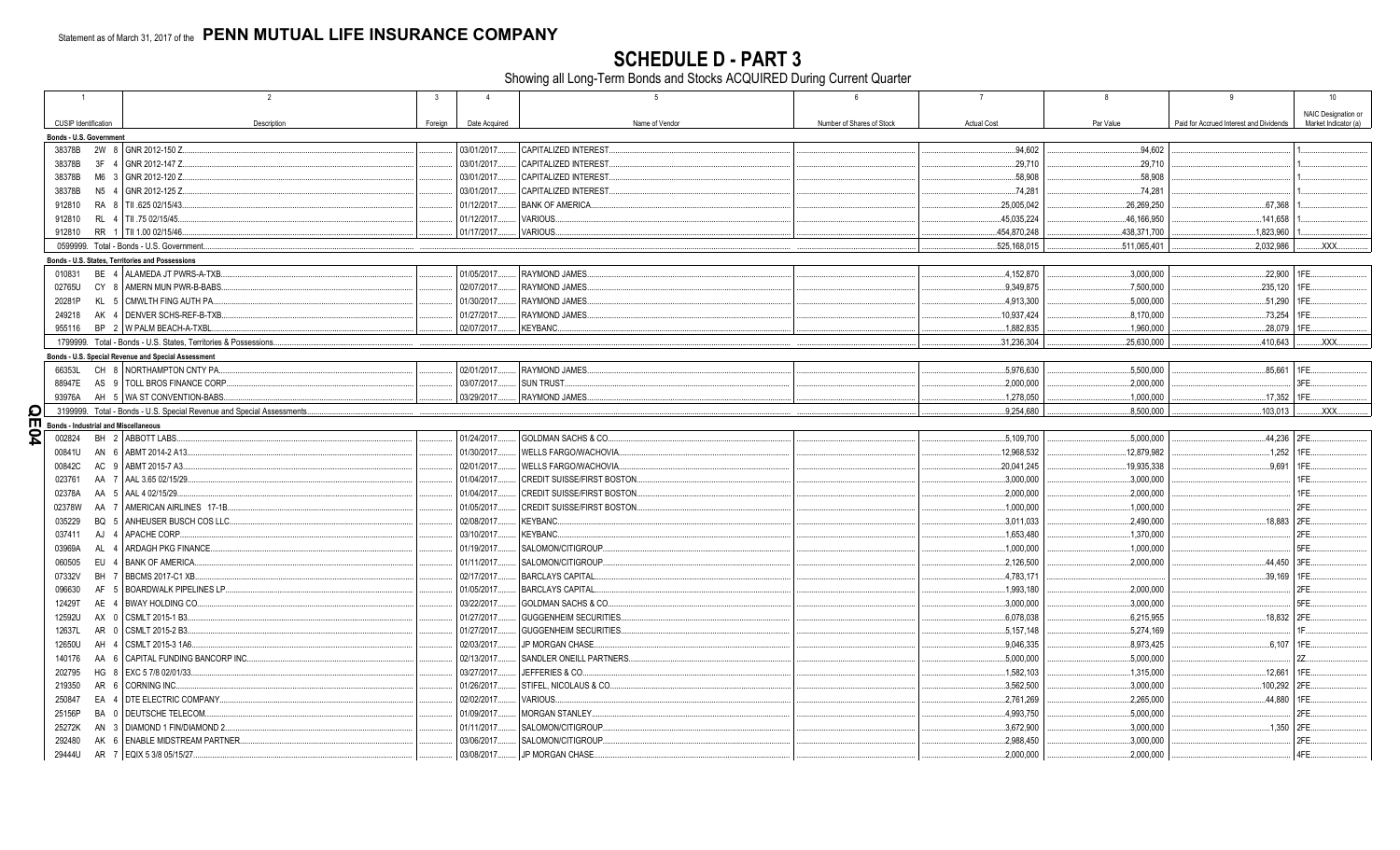Statement as of March 31, 2017 of the **PENN MUTUAL LIFE INSURANCE COMPANY**

# SCHEDULE D - PART 3

Showing all Long-Term Bonds and Stocks ACQUIRED During Current Quarter

| 1 CUSIP Identification | 2 Description | 3 Foreign | 4 Date Acquired | 5 Name of Vendor | 6 Number of Shares of Stock | 7 Actual Cost | 8 Par Value | 9 Paid for Accrued Interest and Dividends | 10 NAIC Designation or Market Indicator (a) |
|---|---|---|---|---|---|---|---|---|---|
| **Bonds - U.S. Government** | | | | | | | | | |
| 38378B 2W 8 | GNR 2012-150 Z. | | 03/01/2017. | CAPITALIZED INTEREST. | | 94,602 | 94,602 | | 1. |
| 38378B 3F 4 | GNR 2012-147 Z. | | 03/01/2017. | CAPITALIZED INTEREST. | | 29,710 | 29,710 | | 1. |
| 38378B M6 3 | GNR 2012-120 Z. | | 03/01/2017. | CAPITALIZED INTEREST. | | 58,908 | 58,908 | | 1. |
| 38378B N5 4 | GNR 2012-125 Z. | | 03/01/2017. | CAPITALIZED INTEREST. | | 74,281 | 74,281 | | 1. |
| 912810 RA 8 | TII .625 02/15/43. | | 01/12/2017. | BANK OF AMERICA. | | 25,005,042 | 26,269,250 | 67,368 | 1. |
| 912810 RL 4 | TII .75 02/15/45. | | 01/12/2017. | VARIOUS. | | 45,035,224 | 46,166,950 | 141,658 | 1. |
| 912810 RR 1 | TII 1.00 02/15/46. | | 01/17/2017. | VARIOUS. | | 454,870,248 | 438,371,700 | 1,823,960 | 1. |
| 0599999. Total - Bonds - U.S. Government. | | | | | | 525,168,015 | 511,065,401 | 2,032,986 | XXX. |
| **Bonds - U.S. States, Territories and Possessions** | | | | | | | | | |
| 010831 BE 4 | ALAMEDA JT PWRS-A-TXB. | | 01/05/2017. | RAYMOND JAMES. | | 4,152,870 | 3,000,000 | 22,900 | 1FE. |
| 02765U CY 8 | AMERN MUN PWR-B-BABS. | | 02/07/2017. | RAYMOND JAMES. | | 9,349,875 | 7,500,000 | 235,120 | 1FE. |
| 20281P KL 5 | CMWLTH FING AUTH PA. | | 01/30/2017. | RAYMOND JAMES. | | 4,913,300 | 5,000,000 | 51,290 | 1FE. |
| 249218 AK 4 | DENVER SCHS-REF-B-TXB. | | 01/27/2017. | RAYMOND JAMES. | | 10,937,424 | 8,170,000 | 73,254 | 1FE. |
| 955116 BP 2 | W PALM BEACH-A-TXBL. | | 02/07/2017. | KEYBANC. | | 1,882,835 | 1,960,000 | 28,079 | 1FE. |
| 1799999. Total - Bonds - U.S. States, Territories & Possessions. | | | | | | 31,236,304 | 25,630,000 | 410,643 | XXX. |
| **Bonds - U.S. Special Revenue and Special Assessment** | | | | | | | | | |
| 66353L CH 8 | NORTHAMPTON CNTY PA. | | 02/01/2017. | RAYMOND JAMES. | | 5,976,630 | 5,500,000 | 85,661 | 1FE. |
| 88947E AS 9 | TOLL BROS FINANCE CORP. | | 03/07/2017. | SUN TRUST. | | 2,000,000 | 2,000,000 | | 3FE. |
| 93976A AH 5 | WA ST CONVENTION-BABS. | | 03/29/2017. | RAYMOND JAMES. | | 1,278,050 | 1,000,000 | 17,352 | 1FE. |
| 3199999. Total - Bonds - U.S. Special Revenue and Special Assessments. | | | | | | 9,254,680 | 8,500,000 | 103,013 | XXX. |
| **Bonds - Industrial and Miscellaneous** | | | | | | | | | |
| 002824 BH 2 | ABBOTT LABS. | | 01/24/2017. | GOLDMAN SACHS & CO. | | 5,109,700 | 5,000,000 | 44,236 | 2FE. |
| 00841U AN 6 | ABMT 2014-2 A13. | | 01/30/2017. | WELLS FARGO/WACHOVIA. | | 12,968,532 | 12,879,982 | 1,252 | 1FE. |
| 00842C AC 9 | ABMT 2015-7 A3. | | 02/01/2017. | WELLS FARGO/WACHOVIA. | | 20,041,245 | 19,935,338 | 9,691 | 1FE. |
| 023761 AA 7 | AAL 3.65 02/15/29. | | 01/04/2017. | CREDIT SUISSE/FIRST BOSTON. | | 3,000,000 | 3,000,000 | | 1FE. |
| 02378A AA 5 | AAL 4 02/15/29. | | 01/04/2017. | CREDIT SUISSE/FIRST BOSTON. | | 2,000,000 | 2,000,000 | | 1FE. |
| 02378W AA 7 | AMERICAN AIRLINES 17-1B. | | 01/05/2017. | CREDIT SUISSE/FIRST BOSTON. | | 1,000,000 | 1,000,000 | | 2FE. |
| 035229 BQ 5 | ANHEUSER BUSCH COS LLC. | | 02/08/2017. | KEYBANC. | | 3,011,033 | 2,490,000 | 18,883 | 2FE. |
| 037411 AJ 4 | APACHE CORP. | | 03/10/2017. | KEYBANC. | | 1,653,480 | 1,370,000 | | 2FE. |
| 03969A AL 4 | ARDAGH PKG FINANCE. | | 01/19/2017. | SALOMON/CITIGROUP. | | 1,000,000 | 1,000,000 | | 5FE. |
| 060505 EU 4 | BANK OF AMERICA. | | 01/11/2017. | SALOMON/CITIGROUP. | | 2,126,500 | 2,000,000 | 44,450 | 3FE. |
| 07332V BH 7 | BBCMS 2017-C1 XB. | | 02/17/2017. | BARCLAYS CAPITAL. | | 4,783,171 | | 39,169 | 1FE. |
| 096630 AF 5 | BOARDWALK PIPELINES LP. | | 01/05/2017. | BARCLAYS CAPITAL. | | 1,993,180 | 2,000,000 | | 2FE. |
| 12429T AE 4 | BWAY HOLDING CO. | | 03/22/2017. | GOLDMAN SACHS & CO. | | 3,000,000 | 3,000,000 | | 5FE. |
| 12592U AX 0 | CSMLT 2015-1 B3. | | 01/27/2017. | GUGGENHEIM SECURITIES. | | 6,078,038 | 6,215,955 | 18,832 | 2FE. |
| 12637L AR 0 | CSMLT 2015-2 B3. | | 01/27/2017. | GUGGENHEIM SECURITIES. | | 5,157,148 | 5,274,169 | | 1F. |
| 12650U AH 4 | CSMLT 2015-3 1A6. | | 02/03/2017. | JP MORGAN CHASE. | | 9,046,335 | 8,973,425 | 6,107 | 1FE. |
| 140176 AA 6 | CAPITAL FUNDING BANCORP INC. | | 02/13/2017. | SANDLER ONEILL PARTNERS. | | 5,000,000 | 5,000,000 | | 2Z. |
| 202795 HG 8 | EXC 5 7/8 02/01/33. | | 03/27/2017. | JEFFERIES & CO. | | 1,582,103 | 1,315,000 | 12,661 | 1FE. |
| 219350 AR 6 | CORNING INC. | | 01/26/2017. | STIFEL, NICOLAUS & CO. | | 3,562,500 | 3,000,000 | 100,292 | 2FE. |
| 250847 EA 4 | DTE ELECTRIC COMPANY. | | 02/02/2017. | VARIOUS. | | 2,761,269 | 2,265,000 | 44,880 | 1FE. |
| 25156P BA 0 | DEUTSCHE TELECOM. | | 01/09/2017. | MORGAN STANLEY. | | 4,993,750 | 5,000,000 | | 2FE. |
| 25272K AN 3 | DIAMOND 1 FIN/DIAMOND 2. | | 01/11/2017. | SALOMON/CITIGROUP. | | 3,672,900 | 3,000,000 | 1,350 | 2FE. |
| 292480 AK 6 | ENABLE MIDSTREAM PARTNER. | | 03/06/2017. | SALOMON/CITIGROUP. | | 2,988,450 | 3,000,000 | | 2FE. |
| 29444U AR 7 | EQIX 5 3/8 05/15/27. | | 03/08/2017. | JP MORGAN CHASE. | | 2,000,000 | 2,000,000 | | 4FE. |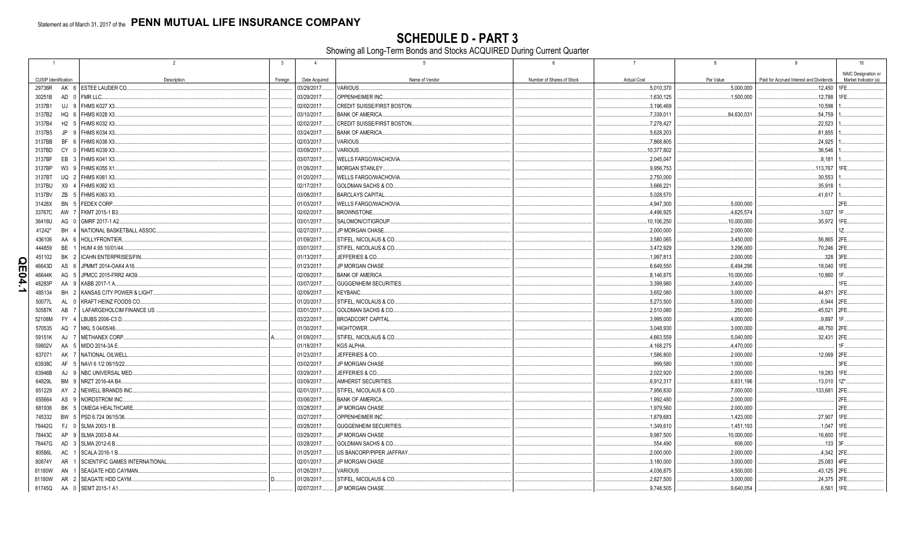Statement as of March 31, 2017 of the **PENN MUTUAL LIFE INSURANCE COMPANY**

# SCHEDULE D - PART 3

Showing all Long-Term Bonds and Stocks ACQUIRED During Current Quarter

| 1 CUSIP Identification | 2 Description | 3 Foreign | 4 Date Acquired | 5 Name of Vendor | 6 Number of Shares of Stock | 7 Actual Cost | 8 Par Value | 9 Paid for Accrued Interest and Dividends | 10 NAIC Designation or Market Indicator (a) |
|---|---|---|---|---|---|---|---|---|---|
| 29736R AK 6 | ESTEE LAUDER CO. | | 03/29/2017 | VARIOUS | | 5,010,370 | 5,000,000 | 12,450 | 1FE |
| 30251B AD 0 | FMR LLC | | 03/29/2017 | OPPENHEIMER INC. | | 1,630,125 | 1,500,000 | 12,788 | 1FE |
| 3137B1 UJ 9 | FHMS K027 X3 | | 02/02/2017 | CREDIT SUISSE/FIRST BOSTON | | 3,196,469 | | 10,598 | 1 |
| 3137B2 HQ 6 | FHMS K028 X3 | | 03/10/2017 | BANK OF AMERICA | | 7,339,011 | 84,630,031 | 54,759 | 1 |
| 3137B4 H2 5 | FHMS K032 X3 | | 02/02/2017 | CREDIT SUISSE/FIRST BOSTON | | 7,278,427 | | 22,523 | 1 |
| 3137B5 JP 9 | FHMS K034 X3 | | 03/24/2017 | BANK OF AMERICA | | 5,628,203 | | 81,855 | 1 |
| 3137BB BF 6 | FHMS K038 X3 | | 02/03/2017 | VARIOUS | | 7,868,805 | | 24,925 | 1 |
| 3137BD CY 0 | FHMS K039 X3 | | 03/09/2017 | VARIOUS | | 10,377,802 | | 36,546 | 1 |
| 3137BF EB 3 | FHMS K041 X3 | | 03/07/2017 | WELLS FARGO/WACHOVIA | | 2,045,047 | | 8,181 | 1 |
| 3137BP W3 9 | FHMS K055 X1 | | 01/26/2017 | MORGAN STANLEY | | 9,956,753 | | 113,767 | 1FE |
| 3137BT UQ 2 | FHMS K061 X3 | | 01/20/2017 | WELLS FARGO/WACHOVIA | | 2,750,000 | | 30,553 | 1 |
| 3137BU X9 4 | FHMS K062 X3 | | 02/17/2017 | GOLDMAN SACHS & CO. | | 3,666,221 | | 35,918 | 1 |
| 3137BV ZB 5 | FHMS K063 X3 | | 03/08/2017 | BARCLAYS CAPITAL | | 5,028,570 | | 41,617 | 1 |
| 31428X BN 5 | FEDEX CORP. | | 01/03/2017 | WELLS FARGO/WACHOVIA | | 4,947,300 | 5,000,000 | | 2FE |
| 33767C AW 7 | FKMT 2015-1 B3 | | 02/02/2017 | BROWNSTONE | | 4,496,925 | 4,625,574 | 3,027 | 1F |
| 36416U AG 0 | GMRF 2017-1 A2 | | 03/01/2017 | SALOMON/CITIGROUP | | 10,106,250 | 10,000,000 | 35,972 | 1FE |
| 41242* BH 4 | NATIONAL BASKETBALL ASSOC. | | 02/27/2017 | JP MORGAN CHASE | | 2,000,000 | 2,000,000 | | 1Z |
| 436106 AA 6 | HOLLYFRONTIER | | 01/09/2017 | STIFEL, NICOLAUS & CO. | | 3,580,065 | 3,450,000 | 56,865 | 2FE |
| 444859 BE 1 | HUM 4.95 10/01/44 | | 03/01/2017 | STIFEL, NICOLAUS & CO. | | 3,472,929 | 3,296,000 | 70,246 | 2FE |
| 451102 BK 2 | ICAHN ENTERPRISES/FIN. | | 01/13/2017 | JEFFERIES & CO. | | 1,997,813 | 2,000,000 | 328 | 3FE |
| 46643D AS 6 | JPMMT 2014-OAK4 A16 | | 01/23/2017 | JP MORGAN CHASE | | 6,649,550 | 6,494,296 | 18,040 | 1FE |
| 46644K AG 5 | JPMCC 2015-FRR2 AK39 | | 02/09/2017 | BANK OF AMERICA | | 8,146,875 | 10,000,000 | 10,860 | 1F |
| 48283P AA 9 | KABB 2017-1 A | | 03/07/2017 | GUGGENHEIM SECURITIES | | 3,399,980 | 3,400,000 | | 1FE |
| 485134 BH 2 | KANSAS CITY POWER & LIGHT | | 02/09/2017 | KEYBANC | | 3,652,080 | 3,000,000 | 44,871 | 2FE |
| 50077L AL 0 | KRAFT HEINZ FOODS CO. | | 01/20/2017 | STIFEL, NICOLAUS & CO. | | 5,273,500 | 5,000,000 | 6,944 | 2FE |
| 50587K AB 7 | LAFARGEHOLCIM FINANCE US | | 03/01/2017 | GOLDMAN SACHS & CO. | | 2,510,080 | 250,000 | 45,521 | 2FE |
| 52108M FY 4 | LBUBS 2006-C3 D | | 03/22/2017 | BROADCORT CAPITAL | | 3,995,000 | 4,000,000 | 9,897 | 1F |
| 570535 AQ 7 | MKL 5 04/05/46 | | 01/30/2017 | HIGHTOWER | | 3,048,930 | 3,000,000 | 48,750 | 2FE |
| 59151K AJ 7 | METHANEX CORP. | A | 01/09/2017 | STIFEL, NICOLAUS & CO. | | 4,663,559 | 5,040,000 | 32,431 | 2FE |
| 59802V AA 5 | MIDO 2014-3A E | | 01/18/2017 | KGS ALPHA | | 4,168,275 | 4,470,000 | | 1F |
| 637071 AK 7 | NATIONAL OILWELL | | 01/23/2017 | JEFFERIES & CO. | | 1,586,800 | 2,000,000 | 12,069 | 2FE |
| 63938C AF 5 | NAVI 6 1/2 06/15/22 | | 03/02/2017 | JP MORGAN CHASE | | 999,580 | 1,000,000 | | 3FE |
| 63946B AJ 9 | NBC UNIVERSAL MED. | | 03/29/2017 | JEFFERIES & CO. | | 2,022,920 | 2,000,000 | 19,283 | 1FE |
| 64829L BM 9 | NRZT 2016-4A B4 | | 03/09/2017 | AMHERST SECURITIES | | 6,912,317 | 6,831,196 | 13,010 | 1Z* |
| 651229 AY 2 | NEWELL BRANDS INC. | | 02/01/2017 | STIFEL, NICOLAUS & CO. | | 7,956,830 | 7,000,000 | 133,681 | 2FE |
| 655664 AS 9 | NORDSTROM INC. | | 03/06/2017 | BANK OF AMERICA | | 1,992,480 | 2,000,000 | | 2FE |
| 681936 BK 5 | OMEGA HEALTHCARE | | 03/28/2017 | JP MORGAN CHASE | | 1,979,560 | 2,000,000 | | 2FE |
| 745332 BW 5 | PSD 6.724 06/15/36 | | 03/27/2017 | OPPENHEIMER INC. | | 1,879,683 | 1,423,000 | 27,907 | 1FE |
| 78442G FJ 0 | SLMA 2003-1 B | | 03/28/2017 | GUGGENHEIM SECURITIES | | 1,349,610 | 1,451,193 | 1,047 | 1FE |
| 78443C AP 9 | SLMA 2003-B A4 | | 03/29/2017 | JP MORGAN CHASE | | 9,987,500 | 10,000,000 | 16,600 | 1FE |
| 78447G AD 3 | SLMA 2012-6 B | | 03/28/2017 | GOLDMAN SACHS & CO. | | 554,490 | 606,000 | 133 | 3F |
| 80586L AC 1 | SCALA 2016-1 B | | 01/25/2017 | US BANCORP/PIPER JAFFRAY | | 2,000,000 | 2,000,000 | 4,342 | 2FE |
| 80874Y AR 1 | SCIENTIFIC GAMES INTERNATIONAL | | 02/01/2017 | JP MORGAN CHASE | | 3,180,000 | 3,000,000 | 25,083 | 4FE |
| 81180W AN 1 | SEAGATE HDD CAYMAN | | 01/26/2017 | VARIOUS | | 4,036,875 | 4,500,000 | 43,125 | 2FE |
| 81180W AR 2 | SEAGATE HDD CAYM. | D | 01/26/2017 | STIFEL, NICOLAUS & CO. | | 2,827,500 | 3,000,000 | 24,375 | 2FE |
| 81745Q AA 0 | SEMT 2015-1 A1 | | 02/07/2017 | JP MORGAN CHASE | | 9,748,505 | 9,640,054 | 6,561 | 1FE |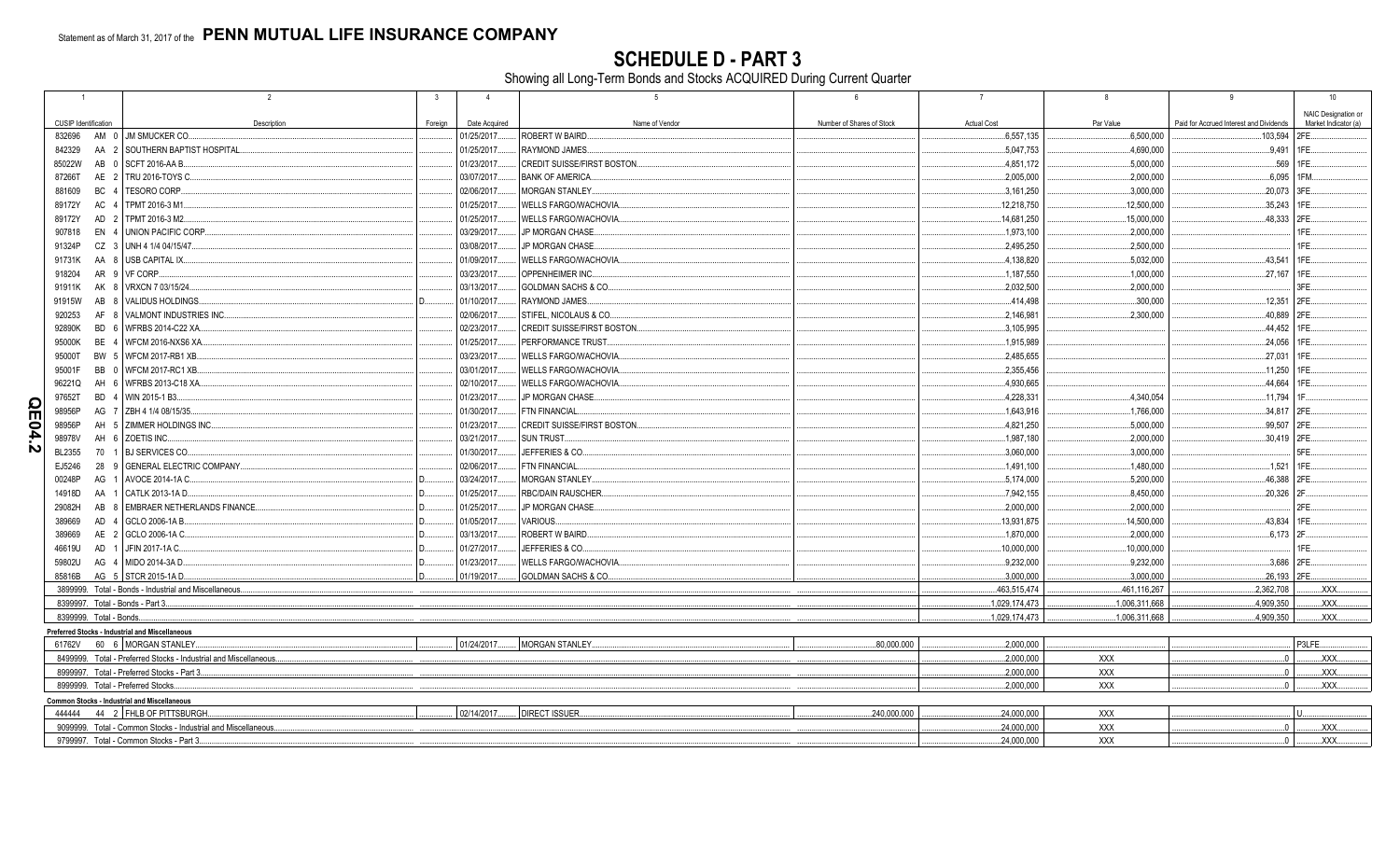Statement as of March 31, 2017 of the **PENN MUTUAL LIFE INSURANCE COMPANY**

# SCHEDULE D - PART 3

Showing all Long-Term Bonds and Stocks ACQUIRED During Current Quarter

| 1 | 2 | 3 | 4 | 5 | 6 | 7 | 8 | 9 | 10 |
|---|---|---|---|---|---|---|---|---|---|
| CUSIP Identification | Description | Foreign | Date Acquired | Name of Vendor | Number of Shares of Stock | Actual Cost | Par Value | Paid for Accrued Interest and Dividends | NAIC Designation or Market Indicator (a) |
| 832696 AM 0 | JM SMUCKER CO. | | 01/25/2017 | ROBERT W BAIRD | | 6,557,135 | 6,500,000 | 103,594 | 2FE |
| 842329 AA 2 | SOUTHERN BAPTIST HOSPITAL | | 01/25/2017 | RAYMOND JAMES | | 5,047,753 | 4,690,000 | 9,491 | 1FE |
| 85022W AB 0 | SCFT 2016-AA B | | 01/23/2017 | CREDIT SUISSE/FIRST BOSTON | | 4,851,172 | 5,000,000 | 569 | 1FE |
| 87266T AE 2 | TRU 2016-TOYS C | | 03/07/2017 | BANK OF AMERICA | | 2,005,000 | 2,000,000 | 6,095 | 1FM |
| 881609 BC 4 | TESORO CORP | | 02/06/2017 | MORGAN STANLEY | | 3,161,250 | 3,000,000 | 20,073 | 3FE |
| 89172Y AC 4 | TPMT 2016-3 M1 | | 01/25/2017 | WELLS FARGO/WACHOVIA | | 12,218,750 | 12,500,000 | 35,243 | 1FE |
| 89172Y AD 2 | TPMT 2016-3 M2 | | 01/25/2017 | WELLS FARGO/WACHOVIA | | 14,681,250 | 15,000,000 | 48,333 | 2FE |
| 907818 EN 4 | UNION PACIFIC CORP | | 03/29/2017 | JP MORGAN CHASE | | 1,973,100 | 2,000,000 | | 1FE |
| 91324P CZ 3 | UNH 4 1/4 04/15/47 | | 03/08/2017 | JP MORGAN CHASE | | 2,495,250 | 2,500,000 | | 1FE |
| 91731K AA 8 | USB CAPITAL IX | | 01/09/2017 | WELLS FARGO/WACHOVIA | | 4,138,820 | 5,032,000 | 43,541 | 1FE |
| 918204 AR 9 | VF CORP | | 03/23/2017 | OPPENHEIMER INC | | 1,187,550 | 1,000,000 | 27,167 | 1FE |
| 91911K AK 8 | VRXCN 7 03/15/24 | | 03/13/2017 | GOLDMAN SACHS & CO | | 2,032,500 | 2,000,000 | | 3FE |
| 91915W AB 8 | VALIDUS HOLDINGS | D | 01/10/2017 | RAYMOND JAMES | | 414,498 | 300,000 | 12,351 | 2FE |
| 920253 AF 8 | VALMONT INDUSTRIES INC | | 02/06/2017 | STIFEL, NICOLAUS & CO | | 2,146,981 | 2,300,000 | 40,889 | 2FE |
| 92890K BD 6 | WFRBS 2014-C22 XA | | 02/23/2017 | CREDIT SUISSE/FIRST BOSTON | | 3,105,995 | | 44,452 | 1FE |
| 95000K BE 4 | WFCM 2016-NXS6 XA | | 01/25/2017 | PERFORMANCE TRUST | | 1,915,989 | | 24,056 | 1FE |
| 95000T BW 5 | WFCM 2017-RB1 XB | | 03/23/2017 | WELLS FARGO/WACHOVIA | | 2,485,655 | | 27,031 | 1FE |
| 95001F BB 0 | WFCM 2017-RC1 XB | | 03/01/2017 | WELLS FARGO/WACHOVIA | | 2,355,456 | | 11,250 | 1FE |
| 96221Q AH 6 | WFRBS 2013-C18 XA | | 02/10/2017 | WELLS FARGO/WACHOVIA | | 4,930,665 | | 44,664 | 1FE |
| 97652T BD 4 | WIN 2015-1 B3 | | 01/23/2017 | JP MORGAN CHASE | | 4,228,331 | 4,340,054 | 11,794 | 1F |
| 98956P AG 7 | ZBH 4 1/4 08/15/35 | | 01/30/2017 | FTN FINANCIAL | | 1,643,916 | 1,766,000 | 34,817 | 2FE |
| 98956P AH 5 | ZIMMER HOLDINGS INC | | 01/23/2017 | CREDIT SUISSE/FIRST BOSTON | | 4,821,250 | 5,000,000 | 99,507 | 2FE |
| 98978V AH 6 | ZOETIS INC | | 03/21/2017 | SUN TRUST | | 1,987,180 | 2,000,000 | 30,419 | 2FE |
| BL2355 70 1 | BJ SERVICES CO | | 01/30/2017 | JEFFERIES & CO | | 3,060,000 | 3,000,000 | | 5FE |
| EJ5246 28 9 | GENERAL ELECTRIC COMPANY | | 02/06/2017 | FTN FINANCIAL | | 1,491,100 | 1,480,000 | 1,521 | 1FE |
| 00248P AG 1 | AVOCE 2014-1A C | D | 03/24/2017 | MORGAN STANLEY | | 5,174,000 | 5,200,000 | 46,388 | 2FE |
| 14918D AA 1 | CATLK 2013-1A D | D | 01/25/2017 | RBC/DAIN RAUSCHER | | 7,942,155 | 8,450,000 | 20,326 | 2F |
| 29082H AB 8 | EMBRAER NETHERLANDS FINANCE | D | 01/25/2017 | JP MORGAN CHASE | | 2,000,000 | 2,000,000 | | 2FE |
| 389669 AD 4 | GCLO 2006-1A B | D | 01/05/2017 | VARIOUS | | 13,931,875 | 14,500,000 | 43,834 | 1FE |
| 389669 AE 2 | GCLO 2006-1A C | D | 03/13/2017 | ROBERT W BAIRD | | 1,870,000 | 2,000,000 | 6,173 | 2F |
| 46619U AD 1 | JFIN 2017-1A C | D | 01/27/2017 | JEFFERIES & CO | | 10,000,000 | 10,000,000 | | 1FE |
| 59802U AG 4 | MIDO 2014-3A D | D | 01/23/2017 | WELLS FARGO/WACHOVIA | | 9,232,000 | 9,232,000 | 3,686 | 2FE |
| 85816B AG 5 | STCR 2015-1A D | D | 01/19/2017 | GOLDMAN SACHS & CO | | 3,000,000 | 3,000,000 | 26,193 | 2FE |
| 3899999. Total - Bonds - Industrial and Miscellaneous | | | | | | 463,515,474 | 461,116,267 | 2,362,708 | XXX |
| 8399997. Total - Bonds - Part 3 | | | | | | 1,029,174,473 | 1,006,311,668 | 4,909,350 | XXX |
| 8399999. Total - Bonds | | | | | | 1,029,174,473 | 1,006,311,668 | 4,909,350 | XXX |
| **Preferred Stocks - Industrial and Miscellaneous** | | | | | | | | | |
| 61762V 60 6 | MORGAN STANLEY | | 01/24/2017 | MORGAN STANLEY | 80,000.000 | 2,000,000 | | | P3LFE |
| 8499999. Total - Preferred Stocks - Industrial and Miscellaneous | | | | | | 2,000,000 | XXX | 0 | XXX |
| 8999997. Total - Preferred Stocks - Part 3 | | | | | | 2,000,000 | XXX | 0 | XXX |
| 8999999. Total - Preferred Stocks | | | | | | 2,000,000 | XXX | 0 | XXX |
| **Common Stocks - Industrial and Miscellaneous** | | | | | | | | | |
| 444444 44 2 | FHLB OF PITTSBURGH | | 02/14/2017 | DIRECT ISSUER | 240,000.000 | 24,000,000 | XXX | | U |
| 9099999. Total - Common Stocks - Industrial and Miscellaneous | | | | | | 24,000,000 | XXX | 0 | XXX |
| 9799997. Total - Common Stocks - Part 3 | | | | | | 24,000,000 | XXX | 0 | XXX |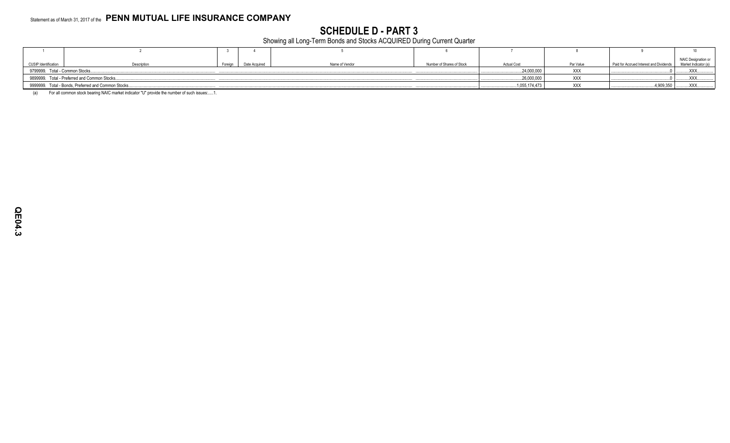Statement as of March 31, 2017 of the **PENN MUTUAL LIFE INSURANCE COMPANY**

# SCHEDULE D - PART 3

Showing all Long-Term Bonds and Stocks ACQUIRED During Current Quarter

| 1 | 2 | 3 | 4 | 5 | 6 | 7 | 8 | 9 | 10 |
|---|---|---|---|---|---|---|---|---|---|
| CUSIP Identification | Description | Foreign | Date Acquired | Name of Vendor | Number of Shares of Stock | Actual Cost | Par Value | Paid for Accrued Interest and Dividends | NAIC Designation or Market Indicator (a) |
| 9799999. Total - Common Stocks | | | | | | 24,000,000 | XXX | 0 | XXX |
| 9899999. Total - Preferred and Common Stocks | | | | | | 26,000,000 | XXX | 0 | XXX |
| 9999999. Total - Bonds, Preferred and Common Stocks | | | | | | 1,055,174,473 | XXX | 4,909,350 | XXX |

(a) For all common stock bearing NAIC market indicator "U" provide the number of such issues:......1.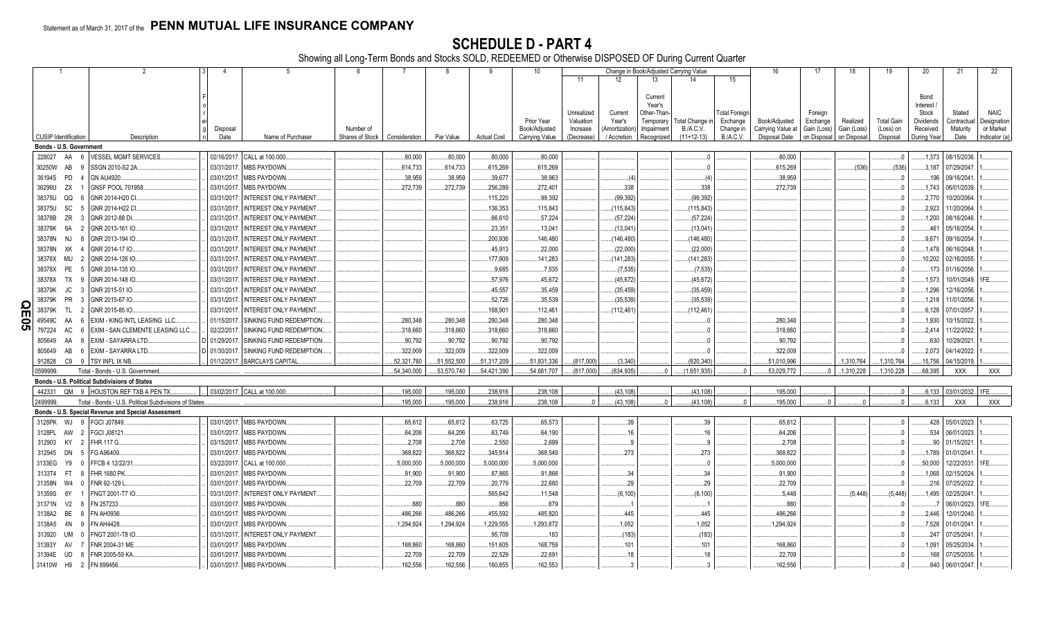Statement as of March 31, 2017 of the **PENN MUTUAL LIFE INSURANCE COMPANY**

# SCHEDULE D - PART 4

Showing all Long-Term Bonds and Stocks SOLD, REDEEMED or Otherwise DISPOSED OF During Current Quarter

| 1 | 2 | 3 | 4 | 5 | 6 | 7 | 8 | 9 | 10 | Change in Book/Adjusted Carrying Value | | | | | 16 | 17 | 18 | 19 | 20 | 21 | 22 |
|---|---|---|---|---|---|---|---|---|---|---|---|---|---|---|---|---|---|---|---|---|---|
| | | | | | | | | | | 11 | 12 | 13 | 14 | 15 | | | | | | | |
| CUSIP Identification | Description | Foreign | Disposal Date | Name of Purchaser | Number of Shares of Stock | Consideration | Par Value | Actual Cost | Prior Year Book/Adjusted Carrying Value | Unrealized Valuation Increase (Decrease) | Current Year's (Amortization) / Accretion | Current Year's Other-Than-Temporary Impairment Recognized | Total Change in B./A.C.V. (11+12-13) | Total Foreign Exchange Change in B./A.C.V. | Book/Adjusted Carrying Value at Disposal Date | Foreign Exchange Gain (Loss) on Disposal | Realized Gain (Loss) on Disposal | Total Gain (Loss) on Disposal | Bond Interest / Stock Dividends Received During Year | Stated Contractual Maturity Date | NAIC Designation or Market Indicator (a) |
| **Bonds - U.S. Government** | | | | | | | | | | | | | | | | | | | | | |
| 228027 AA 6 | VESSEL MGMT SERVICES | | 02/16/2017 | CALL at 100.000 | | 80,000 | 80,000 | 80,000 | 80,000 | | | | 0 | | 80,000 | | | 0 | 1,373 | 08/15/2036 | 1 |
| 30250W AB 9 | SSGN 2010-S2 2A | | 03/31/2017 | MBS PAYDOWN | | 614,733 | 614,733 | 615,269 | 615,269 | | | | 0 | | 615,269 | | (536) | (536) | 3,187 | 07/29/2047 | 1 |
| 36194S PD 4 | GN AU4920 | | 03/01/2017 | MBS PAYDOWN | | 38,959 | 38,959 | 39,677 | 38,963 | | (4) | | (4) | | 38,959 | | | 0 | 196 | 09/16/2041 | 1 |
| 36296U ZX 1 | GNSF POOL 701958 | | 03/01/2017 | MBS PAYDOWN | | 272,739 | 272,739 | 256,289 | 272,401 | | 338 | | 338 | | 272,739 | | | 0 | 1,743 | 06/01/2039 | 1 |
| 38375U QQ 6 | GNR 2014-H20 CI | | 03/31/2017 | INTEREST ONLY PAYMENT | | | | 115,220 | 99,392 | | (99,392) | | (99,392) | | | | | 0 | 2,770 | 10/20/2064 | 1 |
| 38375U SC 5 | GNR 2014-H22 CI | | 03/31/2017 | INTEREST ONLY PAYMENT | | | | 136,353 | 115,843 | | (115,843) | | (115,843) | | | | | 0 | 2,923 | 11/20/2064 | 1 |
| 38378B ZR 3 | GNR 2012-88 DI | | 03/31/2017 | INTEREST ONLY PAYMENT | | | | 66,610 | 57,224 | | (57,224) | | (57,224) | | | | | 0 | 1,200 | 08/16/2046 | 1 |
| 38378K 6A 2 | GNR 2013-161 IO | | 03/31/2017 | INTEREST ONLY PAYMENT | | | | 23,351 | 13,041 | | (13,041) | | (13,041) | | | | | 0 | 461 | 05/16/2054 | 1 |
| 38378N NJ 8 | GNR 2013-194 IO | | 03/31/2017 | INTEREST ONLY PAYMENT | | | | 200,936 | 146,480 | | (146,480) | | (146,480) | | | | | 0 | 9,671 | 09/16/2054 | 1 |
| 38378N XK 4 | GNR 2014-17 IO | | 03/31/2017 | INTEREST ONLY PAYMENT | | | | 45,913 | 22,000 | | (22,000) | | (22,000) | | | | | 0 | 1,478 | 06/16/2048 | 1 |
| 38378X MU 2 | GNR 2014-126 IO | | 03/31/2017 | INTEREST ONLY PAYMENT | | | | 177,909 | 141,283 | | (141,283) | | (141,283) | | | | | 0 | 10,202 | 02/16/2055 | 1 |
| 38378X PE 5 | GNR 2014-135 IO | | 03/31/2017 | INTEREST ONLY PAYMENT | | | | 9,685 | 7,535 | | (7,535) | | (7,535) | | | | | 0 | 173 | 01/16/2056 | 1 |
| 38378X TX 9 | GNR 2014-148 IO | | 03/31/2017 | INTEREST ONLY PAYMENT | | | | 57,976 | 45,672 | | (45,672) | | (45,672) | | | | | 0 | 1,573 | 10/01/2049 | 1FE |
| 38379K JC 3 | GNR 2015-51 IO | | 03/31/2017 | INTEREST ONLY PAYMENT | | | | 45,557 | 35,459 | | (35,459) | | (35,459) | | | | | 0 | 1,296 | 12/16/2056 | 1 |
| 38379K PR 3 | GNR 2015-67 IO | | 03/31/2017 | INTEREST ONLY PAYMENT | | | | 52,726 | 35,539 | | (35,539) | | (35,539) | | | | | 0 | 1,218 | 11/01/2056 | 1 |
| 38379K TL 2 | GNR 2015-85 IO | | 03/31/2017 | INTEREST ONLY PAYMENT | | | | 168,901 | 112,461 | | (112,461) | | (112,461) | | | | | 0 | 6,128 | 07/01/2057 | 1 |
| 49549C AA 6 | EXIM - KING INTL LEASING LLC | | 01/15/2017 | SINKING FUND REDEMPTION | | 280,348 | 280,348 | 280,348 | 280,348 | | | | 0 | | 280,348 | | | 0 | 1,930 | 10/15/2022 | 1 |
| 797224 AC 6 | EXIM - SAN CLEMENTE LEASING LLC | | 02/22/2017 | SINKING FUND REDEMPTION | | 318,660 | 318,660 | 318,660 | 318,660 | | | | 0 | | 318,660 | | | 0 | 2,414 | 11/22/2022 | 1 |
| 805649 AA 8 | EXIM - SAYARRA LTD | D | 01/29/2017 | SINKING FUND REDEMPTION | | 90,792 | 90,792 | 90,792 | 90,792 | | | | 0 | | 90,792 | | | 0 | 630 | 10/29/2021 | 1 |
| 805649 AB 6 | EXIM - SAYARRA LTD | D | 01/30/2017 | SINKING FUND REDEMPTION | | 322,009 | 322,009 | 322,009 | 322,009 | | | | 0 | | 322,009 | | | 0 | 2,073 | 04/14/2022 | 1 |
| 912828 C9 9 | TSY INFL IX NB | | 01/12/2017 | BARCLAYS CAPITAL | | 52,321,760 | 51,552,500 | 51,317,209 | 51,831,336 | (817,000) | (3,340) | | (820,340) | | 51,010,996 | | 1,310,764 | 1,310,764 | 15,756 | 04/15/2019 | 1 |
| 0599999. | Total - Bonds - U.S. Government | | | | | 54,340,000 | 53,570,740 | 54,421,390 | 54,681,707 | (817,000) | (834,935) | 0 | (1,651,935) | 0 | 53,029,772 | 0 | 1,310,228 | 1,310,228 | 68,395 | XXX | XXX |
| **Bonds - U.S. Political Subdivisions of States** | | | | | | | | | | | | | | | | | | | | | |
| 442331 QM 9 | HOUSTON REF TXB A PEN TX | | 03/02/2017 | CALL at 100.000 | | 195,000 | 195,000 | 238,916 | 238,108 | | (43,108) | | (43,108) | | 195,000 | | | 0 | 6,133 | 03/01/2032 | 1FE |
| 2499999. | Total - Bonds - U.S. Political Subdivisions of States | | | | | 195,000 | 195,000 | 238,916 | 238,108 | 0 | (43,108) | 0 | (43,108) | 0 | 195,000 | 0 | 0 | 0 | 6,133 | XXX | XXX |
| **Bonds - U.S. Special Revenue and Special Assessment** | | | | | | | | | | | | | | | | | | | | | |
| 3128PK WJ 9 | FGCI J07849 | | 03/01/2017 | MBS PAYDOWN | | 65,612 | 65,612 | 63,725 | 65,573 | | 39 | | 39 | | 65,612 | | | 0 | 428 | 05/01/2023 | 1 |
| 3128PL AW 2 | FGCI J08121 | | 03/01/2017 | MBS PAYDOWN | | 64,206 | 64,206 | 63,749 | 64,190 | | 16 | | 16 | | 64,206 | | | 0 | 534 | 06/01/2023 | 1 |
| 312903 KY 2 | FHR 117 G | | 03/15/2017 | MBS PAYDOWN | | 2,708 | 2,708 | 2,550 | 2,699 | | 9 | | 9 | | 2,708 | | | 0 | 90 | 01/15/2021 | 1 |
| 312945 DN 5 | FG A96409 | | 03/01/2017 | MBS PAYDOWN | | 368,822 | 368,822 | 345,914 | 368,549 | | 273 | | 273 | | 368,822 | | | 0 | 1,789 | 01/01/2041 | 1 |
| 3133EG Y9 0 | FFCB 4 12/22/31 | | 03/22/2017 | CALL at 100.000 | | 5,000,000 | 5,000,000 | 5,000,000 | 5,000,000 | | | | 0 | | 5,000,000 | | | 0 | 50,000 | 12/22/2031 | 1FE |
| 3133T4 FT 8 | FHR 1680 PK | | 03/01/2017 | MBS PAYDOWN | | 91,900 | 91,900 | 87,865 | 91,866 | | 34 | | 34 | | 91,900 | | | 0 | 1,068 | 02/15/2024 | 1 |
| 31358N W4 0 | FNR 92-129 L | | 03/01/2017 | MBS PAYDOWN | | 22,709 | 22,709 | 20,779 | 22,680 | | 29 | | 29 | | 22,709 | | | 0 | 216 | 07/25/2022 | 1 |
| 31359S 6Y 1 | FNGT 2001-T7 IO | | 03/31/2017 | INTEREST ONLY PAYMENT | | | | 565,642 | 11,548 | | (6,100) | | (6,100) | | 5,448 | | (5,448) | (5,448) | 1,495 | 02/25/2041 | 1 |
| 31371N V2 8 | FN 257233 | | 03/01/2017 | MBS PAYDOWN | | 880 | 880 | 856 | 879 | | 1 | | 1 | | 880 | | | 0 | 7 | 06/01/2023 | 1FE |
| 3138A2 BE 8 | FN AH0936 | | 03/01/2017 | MBS PAYDOWN | | 486,266 | 486,266 | 455,592 | 485,820 | | 445 | | 445 | | 486,266 | | | 0 | 2,446 | 12/01/2040 | 1 |
| 3138A5 4N 9 | FN AH4428 | | 03/01/2017 | MBS PAYDOWN | | 1,294,924 | 1,294,924 | 1,229,555 | 1,293,872 | | 1,052 | | 1,052 | | 1,294,924 | | | 0 | 7,528 | 01/01/2041 | 1 |
| 313920 UM 0 | FNGT 2001-T8 IO | | 03/31/2017 | INTEREST ONLY PAYMENT | | | | 95,709 | 183 | | (183) | | (183) | | | | | 0 | 247 | 07/25/2041 | 1 |
| 31393Y AV 7 | FNR 2004-31 ME | | 03/01/2017 | MBS PAYDOWN | | 168,860 | 168,860 | 151,605 | 168,759 | | 101 | | 101 | | 168,860 | | | 0 | 1,091 | 05/25/2034 | 1 |
| 31394E UD 8 | FNR 2005-59 KA | | 03/01/2017 | MBS PAYDOWN | | 22,709 | 22,709 | 22,529 | 22,691 | | 18 | | 18 | | 22,709 | | | 0 | 168 | 07/25/2035 | 1 |
| 31410W H9 2 | FN 899456 | | 03/01/2017 | MBS PAYDOWN | | 162,556 | 162,556 | 160,855 | 162,553 | | 3 | | 3 | | 162,556 | | | 0 | 840 | 06/01/2047 | 1 |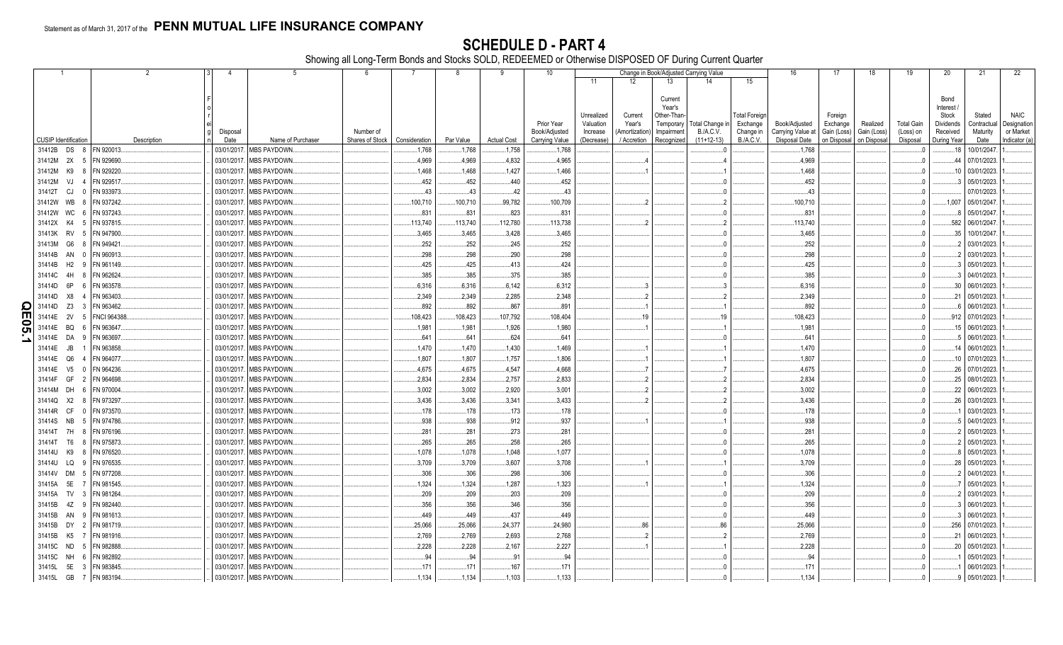Statement as of March 31, 2017 of the **PENN MUTUAL LIFE INSURANCE COMPANY**

# SCHEDULE D - PART 4

Showing all Long-Term Bonds and Stocks SOLD, REDEEMED or Otherwise DISPOSED OF During Current Quarter

| 1 | 2 | 3 | 4 | 5 | 6 | 7 | 8 | 9 | 10 | Change in Book/Adjusted Carrying Value | | | | | 16 | 17 | 18 | 19 | 20 | 21 | 22 |
|---|---|---|---|---|---|---|---|---|---|---|---|---|---|---|---|---|---|---|---|---|---|
| | | | | | | | | | | 11 | 12 | 13 | 14 | 15 | | | | | | | |
| CUSIP Identification | Description | Foreign | Disposal Date | Name of Purchaser | Number of Shares of Stock | Consideration | Par Value | Actual Cost | Prior Year Book/Adjusted Carrying Value | Unrealized Valuation Increase (Decrease) | Current Year's (Amortization) / Accretion | Current Year's Other-Than-Temporary Impairment Recognized | Total Change in B./A.C.V. (11+12-13) | Total Foreign Exchange Change in B./A.C.V. | Book/Adjusted Carrying Value at Disposal Date | Foreign Exchange Gain (Loss) on Disposal | Realized Gain (Loss) on Disposal | Total Gain (Loss) on Disposal | Bond Interest / Stock Dividends Received During Year | Stated Contractual Maturity Date | NAIC Designation or Market Indicator (a) |
| 31412B DS 8 | FN 920013 | | 03/01/2017 | MBS PAYDOWN | | 1,768 | 1,768 | 1,758 | 1,768 | | | | 0 | | 1,768 | | | 0 | 18 | 10/01/2047 | 1 |
| 31412M 2X 5 | FN 929690 | | 03/01/2017 | MBS PAYDOWN | | 4,969 | 4,969 | 4,832 | 4,965 | | 4 | | 4 | | 4,969 | | | 0 | 44 | 07/01/2023 | 1 |
| 31412M K9 8 | FN 929220 | | 03/01/2017 | MBS PAYDOWN | | 1,468 | 1,468 | 1,427 | 1,466 | | 1 | | 1 | | 1,468 | | | 0 | 10 | 03/01/2023 | 1 |
| 31412M VJ 4 | FN 929517 | | 03/01/2017 | MBS PAYDOWN | | 452 | 452 | 440 | 452 | | | | 0 | | 452 | | | 0 | 3 | 05/01/2023 | 1 |
| 31412T CJ 0 | FN 933973 | | 03/01/2017 | MBS PAYDOWN | | 43 | 43 | 42 | 43 | | | | 0 | | 43 | | | 0 | | 07/01/2023 | 1 |
| 31412W WB 8 | FN 937242 | | 03/01/2017 | MBS PAYDOWN | | 100,710 | 100,710 | 99,782 | 100,709 | | 2 | | 2 | | 100,710 | | | 0 | 1,007 | 05/01/2047 | 1 |
| 31412W WC 6 | FN 937243 | | 03/01/2017 | MBS PAYDOWN | | 831 | 831 | 823 | 831 | | | | 0 | | 831 | | | 0 | 8 | 05/01/2047 | 1 |
| 31412X K4 5 | FN 937815 | | 03/01/2017 | MBS PAYDOWN | | 113,740 | 113,740 | 112,780 | 113,738 | | 2 | | 2 | | 113,740 | | | 0 | 582 | 06/01/2047 | 1 |
| 31413K RV 5 | FN 947900 | | 03/01/2017 | MBS PAYDOWN | | 3,465 | 3,465 | 3,428 | 3,465 | | | | 0 | | 3,465 | | | 0 | 35 | 10/01/2047 | 1 |
| 31413M G6 8 | FN 949421 | | 03/01/2017 | MBS PAYDOWN | | 252 | 252 | 245 | 252 | | | | 0 | | 252 | | | 0 | 2 | 03/01/2023 | 1 |
| 31414B AN 0 | FN 960913 | | 03/01/2017 | MBS PAYDOWN | | 298 | 298 | 290 | 298 | | | | 0 | | 298 | | | 0 | 2 | 03/01/2023 | 1 |
| 31414B H2 9 | FN 961149 | | 03/01/2017 | MBS PAYDOWN | | 425 | 425 | 413 | 424 | | | | 0 | | 425 | | | 0 | 3 | 05/01/2023 | 1 |
| 31414C 4H 8 | FN 962624 | | 03/01/2017 | MBS PAYDOWN | | 385 | 385 | 375 | 385 | | | | 0 | | 385 | | | 0 | 3 | 04/01/2023 | 1 |
| 31414D 6P 6 | FN 963578 | | 03/01/2017 | MBS PAYDOWN | | 6,316 | 6,316 | 6,142 | 6,312 | | 3 | | 3 | | 6,316 | | | 0 | 30 | 06/01/2023 | 1 |
| 31414D X8 4 | FN 963403 | | 03/01/2017 | MBS PAYDOWN | | 2,349 | 2,349 | 2,285 | 2,348 | | 2 | | 2 | | 2,349 | | | 0 | 21 | 05/01/2023 | 1 |
| 31414D Z3 3 | FN 963462 | | 03/01/2017 | MBS PAYDOWN | | 892 | 892 | 867 | 891 | | 1 | | 1 | | 892 | | | 0 | 6 | 06/01/2023 | 1 |
| 31414E 2V 5 | FNCI 964388 | | 03/01/2017 | MBS PAYDOWN | | 108,423 | 108,423 | 107,792 | 108,404 | | 19 | | 19 | | 108,423 | | | 0 | 912 | 07/01/2023 | 1 |
| 31414E BQ 6 | FN 963647 | | 03/01/2017 | MBS PAYDOWN | | 1,981 | 1,981 | 1,926 | 1,980 | | 1 | | 1 | | 1,981 | | | 0 | 15 | 06/01/2023 | 1 |
| 31414E DA 9 | FN 963697 | | 03/01/2017 | MBS PAYDOWN | | 641 | 641 | 624 | 641 | | | | 0 | | 641 | | | 0 | 5 | 06/01/2023 | 1 |
| 31414E JB 1 | FN 963858 | | 03/01/2017 | MBS PAYDOWN | | 1,470 | 1,470 | 1,430 | 1,469 | | 1 | | 1 | | 1,470 | | | 0 | 14 | 06/01/2023 | 1 |
| 31414E Q6 4 | FN 964077 | | 03/01/2017 | MBS PAYDOWN | | 1,807 | 1,807 | 1,757 | 1,806 | | 1 | | 1 | | 1,807 | | | 0 | 10 | 07/01/2023 | 1 |
| 31414E V5 0 | FN 964236 | | 03/01/2017 | MBS PAYDOWN | | 4,675 | 4,675 | 4,547 | 4,668 | | 7 | | 7 | | 4,675 | | | 0 | 26 | 07/01/2023 | 1 |
| 31414F GF 2 | FN 964698 | | 03/01/2017 | MBS PAYDOWN | | 2,834 | 2,834 | 2,757 | 2,833 | | 2 | | 2 | | 2,834 | | | 0 | 25 | 08/01/2023 | 1 |
| 31414M DH 6 | FN 970004 | | 03/01/2017 | MBS PAYDOWN | | 3,002 | 3,002 | 2,920 | 3,001 | | 2 | | 2 | | 3,002 | | | 0 | 22 | 06/01/2023 | 1 |
| 31414Q X2 8 | FN 973297 | | 03/01/2017 | MBS PAYDOWN | | 3,436 | 3,436 | 3,341 | 3,433 | | 2 | | 2 | | 3,436 | | | 0 | 26 | 03/01/2023 | 1 |
| 31414R CF 0 | FN 973570 | | 03/01/2017 | MBS PAYDOWN | | 178 | 178 | 173 | 178 | | | | 0 | | 178 | | | 0 | 1 | 03/01/2023 | 1 |
| 31414S NB 5 | FN 974786 | | 03/01/2017 | MBS PAYDOWN | | 938 | 938 | 912 | 937 | | 1 | | 1 | | 938 | | | 0 | 5 | 04/01/2023 | 1 |
| 31414T 7H 8 | FN 976196 | | 03/01/2017 | MBS PAYDOWN | | 281 | 281 | 273 | 281 | | | | 0 | | 281 | | | 0 | 2 | 05/01/2023 | 1 |
| 31414T T6 8 | FN 975873 | | 03/01/2017 | MBS PAYDOWN | | 265 | 265 | 258 | 265 | | | | 0 | | 265 | | | 0 | 2 | 05/01/2023 | 1 |
| 31414U K9 8 | FN 976520 | | 03/01/2017 | MBS PAYDOWN | | 1,078 | 1,078 | 1,048 | 1,077 | | | | 0 | | 1,078 | | | 0 | 8 | 05/01/2023 | 1 |
| 31414U LQ 9 | FN 976535 | | 03/01/2017 | MBS PAYDOWN | | 3,709 | 3,709 | 3,607 | 3,708 | | 1 | | 1 | | 3,709 | | | 0 | 28 | 05/01/2023 | 1 |
| 31414V DM 5 | FN 977208 | | 03/01/2017 | MBS PAYDOWN | | 306 | 306 | 298 | 306 | | | | 0 | | 306 | | | 0 | 2 | 04/01/2023 | 1 |
| 31415A 5E 7 | FN 981545 | | 03/01/2017 | MBS PAYDOWN | | 1,324 | 1,324 | 1,287 | 1,323 | | 1 | | 1 | | 1,324 | | | 0 | 7 | 05/01/2023 | 1 |
| 31415A TV 3 | FN 981264 | | 03/01/2017 | MBS PAYDOWN | | 209 | 209 | 203 | 209 | | | | 0 | | 209 | | | 0 | 2 | 03/01/2023 | 1 |
| 31415B 4Z 9 | FN 982440 | | 03/01/2017 | MBS PAYDOWN | | 356 | 356 | 346 | 356 | | | | 0 | | 356 | | | 0 | 3 | 06/01/2023 | 1 |
| 31415B AN 9 | FN 981613 | | 03/01/2017 | MBS PAYDOWN | | 449 | 449 | 437 | 449 | | | | 0 | | 449 | | | 0 | 3 | 06/01/2023 | 1 |
| 31415B DY 2 | FN 981719 | | 03/01/2017 | MBS PAYDOWN | | 25,066 | 25,066 | 24,377 | 24,980 | | 86 | | 86 | | 25,066 | | | 0 | 256 | 07/01/2023 | 1 |
| 31415B K5 7 | FN 981916 | | 03/01/2017 | MBS PAYDOWN | | 2,769 | 2,769 | 2,693 | 2,768 | | 2 | | 2 | | 2,769 | | | 0 | 21 | 06/01/2023 | 1 |
| 31415C ND 5 | FN 982888 | | 03/01/2017 | MBS PAYDOWN | | 2,228 | 2,228 | 2,167 | 2,227 | | 1 | | 1 | | 2,228 | | | 0 | 20 | 05/01/2023 | 1 |
| 31415C NH 6 | FN 982892 | | 03/01/2017 | MBS PAYDOWN | | 94 | 94 | 91 | 94 | | | | 0 | | 94 | | | 0 | 1 | 05/01/2023 | 1 |
| 31415L 5E 3 | FN 983845 | | 03/01/2017 | MBS PAYDOWN | | 171 | 171 | 167 | 171 | | | | 0 | | 171 | | | 0 | 1 | 06/01/2023 | 1 |
| 31415L GB 7 | FN 983194 | | 03/01/2017 | MBS PAYDOWN | | 1,134 | 1,134 | 1,103 | 1,133 | | | | 0 | | 1,134 | | | 0 | 9 | 05/01/2023 | 1 |

QE05.1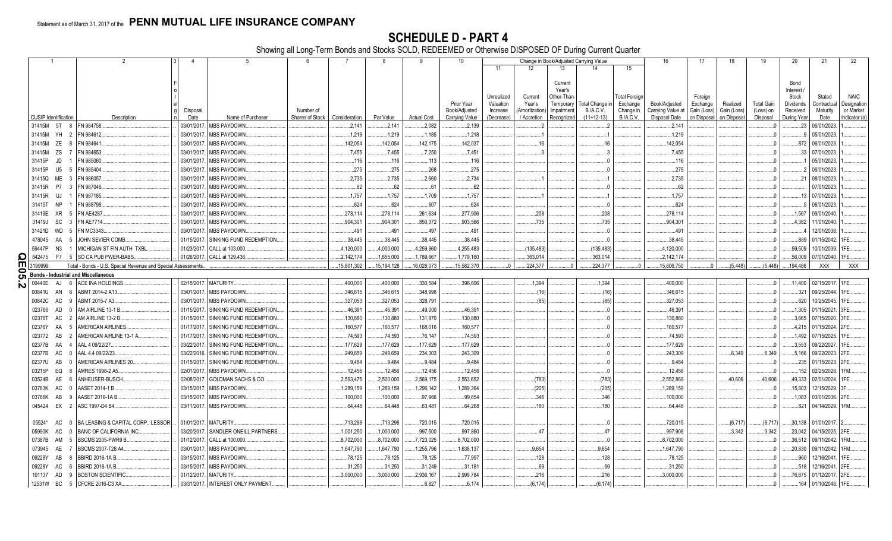Statement as of March 31, 2017 of the **PENN MUTUAL LIFE INSURANCE COMPANY**

# SCHEDULE D - PART 4

Showing all Long-Term Bonds and Stocks SOLD, REDEEMED or Otherwise DISPOSED OF During Current Quarter

| 1 | 2 | 3 | 4 | 5 | 6 | 7 | 8 | 9 | 10 | Change in Book/Adjusted Carrying Value | | | | | 16 | 17 | 18 | 19 | 20 | 21 | 22 |
|---|---|---|---|---|---|---|---|---|---|---|---|---|---|---|---|---|---|---|---|---|---|
| | | | | | | | | | | 11 | 12 | 13 | 14 | 15 | | | | | | | |
| CUSIP Identification | Description | Foreign | Disposal Date | Name of Purchaser | Number of Shares of Stock | Consideration | Par Value | Actual Cost | Prior Year Book/Adjusted Carrying Value | Unrealized Valuation Increase (Decrease) | Current Year's (Amortization) / Accretion | Current Year's Other-Than-Temporary Impairment Recognized | Total Change in B./A.C.V. (11+12-13) | Total Foreign Exchange Change in B./A.C.V. | Book/Adjusted Carrying Value at Disposal Date | Foreign Exchange Gain (Loss) on Disposal | Realized Gain (Loss) on Disposal | Total Gain (Loss) on Disposal | Bond Interest / Stock Dividends Received During Year | Stated Contractual Maturity Date | NAIC Designation or Market Indicator (a) |
| 31415M 5T 8 | FN 984758 | | 03/01/2017 | MBS PAYDOWN | | 2,141 | 2,141 | 2,082 | 2,139 | | 2 | | 2 | | 2,141 | | | 0 | 23 | 06/01/2023 | 1 |
| 31415M YH 2 | FN 984612 | | 03/01/2017 | MBS PAYDOWN | | 1,219 | 1,219 | 1,185 | 1,218 | | 1 | | 1 | | 1,219 | | | 0 | 9 | 05/01/2023 | 1 |
| 31415M ZE 8 | FN 984641 | | 03/01/2017 | MBS PAYDOWN | | 142,054 | 142,054 | 142,175 | 142,037 | | 16 | | 16 | | 142,054 | | | 0 | 872 | 06/01/2023 | 1 |
| 31415M ZS 7 | FN 984653 | | 03/01/2017 | MBS PAYDOWN | | 7,455 | 7,455 | 7,250 | 7,451 | | 3 | | 3 | | 7,455 | | | 0 | 33 | 07/01/2023 | 1 |
| 31415P JD 1 | FN 985060 | | 03/01/2017 | MBS PAYDOWN | | 116 | 116 | 113 | 116 | | | | 0 | | 116 | | | 0 | 1 | 05/01/2023 | 1 |
| 31415P U5 5 | FN 985404 | | 03/01/2017 | MBS PAYDOWN | | 275 | 275 | 268 | 275 | | | | 0 | | 275 | | | 0 | 2 | 06/01/2023 | 1 |
| 31415Q ME 3 | FN 986057 | | 03/01/2017 | MBS PAYDOWN | | 2,735 | 2,735 | 2,660 | 2,734 | | 1 | | 1 | | 2,735 | | | 0 | 21 | 08/01/2023 | 1 |
| 31415R P7 3 | FN 987046 | | 03/01/2017 | MBS PAYDOWN | | 62 | 62 | 61 | 62 | | | | 0 | | 62 | | | 0 | | 07/01/2023 | 1 |
| 31415R UJ 1 | FN 987185 | | 03/01/2017 | MBS PAYDOWN | | 1,757 | 1,757 | 1,709 | 1,757 | | 1 | | 1 | | 1,757 | | | 0 | 13 | 07/01/2023 | 1 |
| 31415T NP 1 | FN 988798 | | 03/01/2017 | MBS PAYDOWN | | 624 | 624 | 607 | 624 | | | | 0 | | 624 | | | 0 | 5 | 08/01/2023 | 1 |
| 31419E XR 5 | FN AE4287 | | 03/01/2017 | MBS PAYDOWN | | 278,114 | 278,114 | 261,634 | 277,906 | | 208 | | 208 | | 278,114 | | | 0 | 1,567 | 09/01/2040 | 1 |
| 31419J SC 3 | FN AE7714 | | 03/01/2017 | MBS PAYDOWN | | 904,301 | 904,301 | 850,372 | 903,566 | | 735 | | 735 | | 904,301 | | | 0 | 4,382 | 11/01/2040 | 1 |
| 31421D WD 5 | FN MC3343 | | 03/01/2017 | MBS PAYDOWN | | 491 | 491 | 497 | 491 | | | | 0 | | 491 | | | 0 | 4 | 12/01/2038 | 1 |
| 478045 AA 5 | JOHN SEVIER COMB | | 01/15/2017 | SINKING FUND REDEMPTION | | 38,445 | 38,445 | 38,445 | 38,445 | | | | 0 | | 38,445 | | | 0 | 889 | 01/15/2042 | 1FE |
| 59447P N3 1 | MICHIGAN ST FIN AUTH TXBL | | 01/23/2017 | CALL at 103.000 | | 4,120,000 | 4,000,000 | 4,259,960 | 4,255,483 | | (135,483) | | (135,483) | | 4,120,000 | | | 0 | 59,509 | 10/01/2039 | 1FE |
| 842475 F7 5 | SO CA PUB PWER-BABS | | 01/26/2017 | CALL at 129.436 | | 2,142,174 | 1,655,000 | 1,789,667 | 1,779,160 | | 363,014 | | 363,014 | | 2,142,174 | | | 0 | 56,009 | 07/01/2040 | 1FE |
| 3199999. | Total - Bonds - U.S. Special Revenue and Special Assessments | | | | | 15,801,302 | 15,194,128 | 16,028,073 | 15,582,370 | 0 | 224,377 | 0 | 224,377 | 0 | 15,806,750 | 0 | (5,448) | (5,448) | 194,486 | XXX | XXX |
| **Bonds - Industrial and Miscellaneous** | | | | | | | | | | | | | | | | | | | | | |
| 00440E AJ 6 | ACE INA HOLDINGS | | 02/15/2017 | MATURITY | | 400,000 | 400,000 | 330,584 | 398,606 | | 1,394 | | 1,394 | | 400,000 | | | 0 | 11,400 | 02/15/2017 | 1FE |
| 00841U AN 6 | ABMT 2014-2 A13 | | 03/01/2017 | MBS PAYDOWN | | 346,615 | 346,615 | 348,998 | | | (16) | | (16) | | 346,615 | | | 0 | 321 | 09/25/2044 | 1FE |
| 00842C AC 9 | ABMT 2015-7 A3 | | 03/01/2017 | MBS PAYDOWN | | 327,053 | 327,053 | 328,791 | | | (85) | | (85) | | 327,053 | | | 0 | 620 | 10/25/2045 | 1FE |
| 023766 AD 0 | AM AIRLINE 13-1 B | | 01/15/2017 | SINKING FUND REDEMPTION | | 46,391 | 46,391 | 49,000 | 46,391 | | | | 0 | | 46,391 | | | 0 | 1,305 | 01/15/2021 | 3FE |
| 02376T AC 2 | AM AIRLINE 13-2 B | | 01/15/2017 | SINKING FUND REDEMPTION | | 130,880 | 130,880 | 131,970 | 130,880 | | | | 0 | | 130,880 | | | 0 | 3,665 | 07/15/2020 | 3FE |
| 02376Y AA 5 | AMERICAN AIRLINES | | 01/17/2017 | SINKING FUND REDEMPTION | | 160,577 | 160,577 | 168,016 | 160,577 | | | | 0 | | 160,577 | | | 0 | 4,215 | 01/15/2024 | 2FE |
| 023772 AB 2 | AMERICAN AIRLINE 13-1 A | | 01/17/2017 | SINKING FUND REDEMPTION | | 74,593 | 74,593 | 76,147 | 74,593 | | | | 0 | | 74,593 | | | 0 | 1,492 | 07/15/2025 | 1FE |
| 02377B AA 4 | AAL 4 09/22/27 | | 03/22/2017 | SINKING FUND REDEMPTION | | 177,629 | 177,629 | 177,629 | 177,629 | | | | 0 | | 177,629 | | | 0 | 3,553 | 09/22/2027 | 1FE |
| 02377B AC 0 | AAL 4.4 09/22/23 | | 03/22/2016 | SINKING FUND REDEMPTION | | 249,659 | 249,659 | 234,303 | 243,309 | | | | 0 | | 243,309 | | 6,349 | 6,349 | 5,166 | 09/22/2023 | 2FE |
| 02377U AB 0 | AMERICAN AIRLINES 20 | | 01/15/2017 | SINKING FUND REDEMPTION | | 9,484 | 9,484 | 9,484 | 9,484 | | | | 0 | | 9,484 | | | 0 | 235 | 01/15/2023 | 2FE |
| 03215P EQ 8 | AMRES 1998-2 A5 | | 02/01/2017 | MBS PAYDOWN | | 12,456 | 12,456 | 12,456 | 12,456 | | | | 0 | | 12,456 | | | 0 | 152 | 02/25/2028 | 1FM |
| 03524B AE 6 | ANHEUSER-BUSCH | | 02/08/2017 | GOLDMAN SACHS & CO | | 2,593,475 | 2,500,000 | 2,569,175 | 2,553,652 | | (783) | | (783) | | 2,552,869 | | 40,606 | 40,606 | 49,333 | 02/01/2024 | 1FE |
| 03763K AC 0 | AASET 2014-1 B | | 03/15/2017 | MBS PAYDOWN | | 1,289,159 | 1,289,159 | 1,296,142 | 1,289,364 | | (205) | | (205) | | 1,289,159 | | | 0 | 15,803 | 12/15/2029 | 3F |
| 03766K AB 9 | AASET 2016-1A B | | 03/15/2017 | MBS PAYDOWN | | 100,000 | 100,000 | 97,966 | 99,654 | | 346 | | 346 | | 100,000 | | | 0 | 1,083 | 03/01/2036 | 2FE |
| 045424 EX 2 | ACSC 1997-D4 B4 | | 03/11/2017 | MBS PAYDOWN | | 64,448 | 64,448 | 63,481 | 64,268 | | 180 | | 180 | | 64,448 | | | 0 | 821 | 04/14/2029 | 1FM |
| 05524* AC 0 | BA LEASING & CAPITAL CORP.: LESSOR | | 01/01/2017 | MATURITY | | 713,298 | 713,298 | 720,015 | 720,015 | | | | 0 | | 720,015 | | (6,717) | (6,717) | 30,138 | 01/01/2017 | 2 |
| 05990K AC 0 | BANC OF CALIFORNIA INC | | 03/20/2017 | SANDLER ONEILL PARTNERS | | 1,001,250 | 1,000,000 | 997,500 | 997,860 | | 47 | | 47 | | 997,908 | | 3,342 | 3,342 | 23,042 | 04/15/2025 | 2FE |
| 07387B AM 5 | BSCMS 2005-PWR9 B | | 01/12/2017 | CALL at 100.000 | | 8,702,000 | 8,702,000 | 7,723,025 | 8,702,000 | | | | 0 | | 8,702,000 | | | 0 | 36,512 | 09/11/2042 | 1FM |
| 073945 AE 7 | BSCMS 2007-T28 A4 | | 03/01/2017 | MBS PAYDOWN | | 1,647,790 | 1,647,790 | 1,255,796 | 1,638,137 | | 9,654 | | 9,654 | | 1,647,790 | | | 0 | 20,830 | 09/11/2042 | 1FE |
| 09228Y AB 8 | BBIRD 2016-1A B | | 03/15/2017 | MBS PAYDOWN | | 78,125 | 78,125 | 78,125 | 77,997 | | 128 | | 128 | | 78,125 | | | 0 | 960 | 12/16/2041 | 1FE |
| 09228Y AC 6 | BBIRD 2016-1A B | | 03/15/2017 | MBS PAYDOWN | | 31,250 | 31,250 | 31,249 | 31,181 | | 69 | | 69 | | 31,250 | | | 0 | 518 | 12/16/2041 | 2FE |
| 101137 AD 9 | BOSTON SCIENTIFIC | | 01/12/2017 | MATURITY | | 3,000,000 | 3,000,000 | 2,936,167 | 2,999,784 | | 216 | | 216 | | 3,000,000 | | | 0 | 76,875 | 01/12/2017 | 2FE |
| 12531W BC 5 | CFCRE 2016-C3 XA | | 03/31/2017 | INTEREST ONLY PAYMENT | | | | 6,827 | 6,174 | | (6,174) | | (6,174) | | | | | 0 | 164 | 01/10/2048 | 1FE |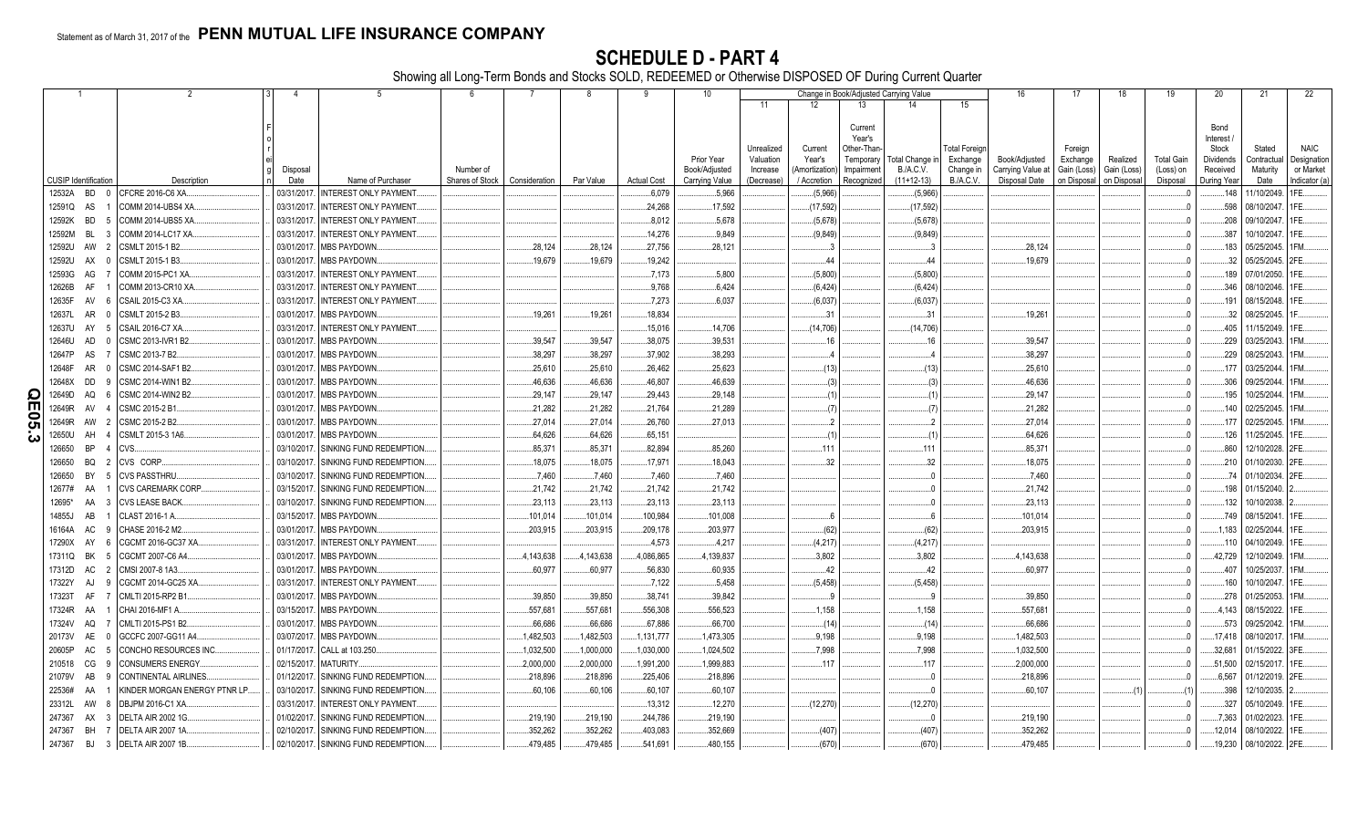Statement as of March 31, 2017 of the **PENN MUTUAL LIFE INSURANCE COMPANY**

# SCHEDULE D - PART 4

Showing all Long-Term Bonds and Stocks SOLD, REDEEMED or Otherwise DISPOSED OF During Current Quarter

| 1 | 2 | 3 | 4 | 5 | 6 | 7 | 8 | 9 | 10 | Change in Book/Adjusted Carrying Value | | | | | 16 | 17 | 18 | 19 | 20 | 21 | 22 |
|---|---|---|---|---|---|---|---|---|---|---|---|---|---|---|---|---|---|---|---|---|---|
| | | | | | | | | | | 11 | 12 | 13 | 14 | 15 | | | | | | | |
| CUSIP Identification | Description | Foreign | Disposal Date | Name of Purchaser | Number of Shares of Stock | Consideration | Par Value | Actual Cost | Prior Year Book/Adjusted Carrying Value | Unrealized Valuation Increase (Decrease) | Current Year's (Amortization) / Accretion | Current Year's Other-Than-Temporary Impairment Recognized | Total Change in B./A.C.V. (11+12-13) | Total Foreign Exchange Change in B./A.C.V. | Book/Adjusted Carrying Value at Disposal Date | Foreign Exchange Gain (Loss) on Disposal | Realized Gain (Loss) on Disposal | Total Gain (Loss) on Disposal | Bond Interest / Stock Dividends Received During Year | Stated Contractual Maturity Date | NAIC Designation or Market Indicator (a) |
| 12532A BD 0 | CFCRE 2016-C6 XA. | | 03/31/2017. | INTEREST ONLY PAYMENT. | | | | 6,079 | 5,966 | | (5,966) | | (5,966) | | | | | 0 | 148 | 11/10/2049. | 1FE. |
| 12591Q AS 1 | COMM 2014-UBS4 XA. | | 03/31/2017. | INTEREST ONLY PAYMENT. | | | | 24,268 | 17,592 | | (17,592) | | (17,592) | | | | | 0 | 598 | 08/10/2047. | 1FE. |
| 12592K BD 5 | COMM 2014-UBS5 XA. | | 03/31/2017. | INTEREST ONLY PAYMENT. | | | | 8,012 | 5,678 | | (5,678) | | (5,678) | | | | | 0 | 208 | 09/10/2047. | 1FE. |
| 12592M BL 3 | COMM 2014-LC17 XA. | | 03/31/2017. | INTEREST ONLY PAYMENT. | | | | 14,276 | 9,849 | | (9,849) | | (9,849) | | | | | 0 | 387 | 10/10/2047. | 1FE. |
| 12592U AW 2 | CSMLT 2015-1 B2. | | 03/01/2017. | MBS PAYDOWN. | | 28,124 | 28,124 | 27,756 | 28,121 | | 3 | | 3 | | 28,124 | | | 0 | 183 | 05/25/2045. | 1FM. |
| 12592U AX 0 | CSMLT 2015-1 B3. | | 03/01/2017. | MBS PAYDOWN. | | 19,679 | 19,679 | 19,242 | | | 44 | | 44 | | 19,679 | | | 0 | 32 | 05/25/2045. | 2FE. |
| 12593G AG 7 | COMM 2015-PC1 XA. | | 03/31/2017. | INTEREST ONLY PAYMENT. | | | | 7,173 | 5,800 | | (5,800) | | (5,800) | | | | | 0 | 189 | 07/01/2050. | 1FE. |
| 12626B AF 1 | COMM 2013-CR10 XA. | | 03/31/2017. | INTEREST ONLY PAYMENT. | | | | 9,768 | 6,424 | | (6,424) | | (6,424) | | | | | 0 | 346 | 08/10/2046. | 1FE. |
| 12635F AV 6 | CSAIL 2015-C3 XA. | | 03/31/2017. | INTEREST ONLY PAYMENT. | | | | 7,273 | 6,037 | | (6,037) | | (6,037) | | | | | 0 | 191 | 08/15/2048. | 1FE. |
| 12637L AR 0 | CSMLT 2015-2 B3. | | 03/01/2017. | MBS PAYDOWN. | | 19,261 | 19,261 | 18,834 | | | 31 | | 31 | | 19,261 | | | 0 | 32 | 08/25/2045. | 1F. |
| 12637U AY 5 | CSAIL 2016-C7 XA. | | 03/31/2017. | INTEREST ONLY PAYMENT. | | | | 15,016 | 14,706 | | (14,706) | | (14,706) | | | | | 0 | 405 | 11/15/2049. | 1FE. |
| 12646U AD 0 | CSMC 2013-IVR1 B2. | | 03/01/2017. | MBS PAYDOWN. | | 39,547 | 39,547 | 38,075 | 39,531 | | 16 | | 16 | | 39,547 | | | 0 | 229 | 03/25/2043. | 1FM. |
| 12647P AS 7 | CSMC 2013-7 B2. | | 03/01/2017. | MBS PAYDOWN. | | 38,297 | 38,297 | 37,902 | 38,293 | | 4 | | 4 | | 38,297 | | | 0 | 229 | 08/25/2043. | 1FM. |
| 12648F AR 0 | CSMC 2014-SAF1 B2. | | 03/01/2017. | MBS PAYDOWN. | | 25,610 | 25,610 | 26,462 | 25,623 | | (13) | | (13) | | 25,610 | | | 0 | 177 | 03/25/2044. | 1FM. |
| 12648X DD 9 | CSMC 2014-WIN1 B2. | | 03/01/2017. | MBS PAYDOWN. | | 46,636 | 46,636 | 46,807 | 46,639 | | (3) | | (3) | | 46,636 | | | 0 | 306 | 09/25/2044. | 1FM. |
| 12649D AQ 6 | CSMC 2014-WIN2 B2. | | 03/01/2017. | MBS PAYDOWN. | | 29,147 | 29,147 | 29,443 | 29,148 | | (1) | | (1) | | 29,147 | | | 0 | 195 | 10/25/2044. | 1FM. |
| 12649R AV 4 | CSMC 2015-2 B1. | | 03/01/2017. | MBS PAYDOWN. | | 21,282 | 21,282 | 21,764 | 21,289 | | (7) | | (7) | | 21,282 | | | 0 | 140 | 02/25/2045. | 1FM. |
| 12649R AW 2 | CSMC 2015-2 B2. | | 03/01/2017. | MBS PAYDOWN. | | 27,014 | 27,014 | 26,760 | 27,013 | | 2 | | 2 | | 27,014 | | | 0 | 177 | 02/25/2045. | 1FM. |
| 12650U AH 4 | CSMLT 2015-3 1A6. | | 03/01/2017. | MBS PAYDOWN. | | 64,626 | 64,626 | 65,151 | | | (1) | | (1) | | 64,626 | | | 0 | 126 | 11/25/2045. | 1FE. |
| 126650 BP 4 | CVS. | | 03/10/2017. | SINKING FUND REDEMPTION. | | 85,371 | 85,371 | 82,894 | 85,260 | | 111 | | 111 | | 85,371 | | | 0 | 860 | 12/10/2028. | 2FE. |
| 126650 BQ 2 | CVS CORP. | | 03/10/2017. | SINKING FUND REDEMPTION. | | 18,075 | 18,075 | 17,971 | 18,043 | | 32 | | 32 | | 18,075 | | | 0 | 210 | 01/10/2030. | 2FE. |
| 126650 BY 5 | CVS PASSTHRU. | | 03/10/2017. | SINKING FUND REDEMPTION. | | 7,460 | 7,460 | 7,460 | 7,460 | | | | 0 | | 7,460 | | | 0 | 74 | 01/10/2034. | 2FE. |
| 12677# AA 1 | CVS CAREMARK CORP. | | 03/15/2017. | SINKING FUND REDEMPTION. | | 21,742 | 21,742 | 21,742 | 21,742 | | | | 0 | | 21,742 | | | 0 | 198 | 01/15/2040. | 2. |
| 12695* AA 3 | CVS LEASE BACK. | | 03/10/2017. | SINKING FUND REDEMPTION. | | 23,113 | 23,113 | 23,113 | 23,113 | | | | 0 | | 23,113 | | | 0 | 132 | 10/10/2038. | 2. |
| 14855J AB 1 | CLAST 2016-1 A. | | 03/15/2017. | MBS PAYDOWN. | | 101,014 | 101,014 | 100,984 | 101,008 | | 6 | | 6 | | 101,014 | | | 0 | 749 | 08/15/2041. | 1FE. |
| 16164A AC 9 | CHASE 2016-2 M2. | | 03/01/2017. | MBS PAYDOWN. | | 203,915 | 203,915 | 209,178 | 203,977 | | (62) | | (62) | | 203,915 | | | 0 | 1,183 | 02/25/2044. | 1FE. |
| 17290X AY 6 | CGCMT 2016-GC37 XA. | | 03/31/2017. | INTEREST ONLY PAYMENT. | | | | 4,573 | 4,217 | | (4,217) | | (4,217) | | | | | 0 | 110 | 04/10/2049. | 1FE. |
| 17311Q BK 5 | CGCMT 2007-C6 A4. | | 03/01/2017. | MBS PAYDOWN. | | 4,143,638 | 4,143,638 | 4,086,865 | 4,139,837 | | 3,802 | | 3,802 | | 4,143,638 | | | 0 | 42,729 | 12/10/2049. | 1FM. |
| 17312D AC 2 | CMSI 2007-8 1A3. | | 03/01/2017. | MBS PAYDOWN. | | 60,977 | 60,977 | 56,830 | 60,935 | | 42 | | 42 | | 60,977 | | | 0 | 407 | 10/25/2037. | 1FM. |
| 17322Y AJ 9 | CGCMT 2014-GC25 XA. | | 03/31/2017. | INTEREST ONLY PAYMENT. | | | | 7,122 | 5,458 | | (5,458) | | (5,458) | | | | | 0 | 160 | 10/10/2047. | 1FE. |
| 17323T AF 7 | CMLTI 2015-RP2 B1. | | 03/01/2017. | MBS PAYDOWN. | | 39,850 | 39,850 | 38,741 | 39,842 | | 9 | | 9 | | 39,850 | | | 0 | 278 | 01/25/2053. | 1FM. |
| 17324R AA 1 | CHAI 2016-MF1 A. | | 03/15/2017. | MBS PAYDOWN. | | 557,681 | 557,681 | 556,308 | 556,523 | | 1,158 | | 1,158 | | 557,681 | | | 0 | 4,143 | 08/15/2022. | 1FE. |
| 17324V AQ 7 | CMLTI 2015-PS1 B2. | | 03/01/2017. | MBS PAYDOWN. | | 66,686 | 66,686 | 67,886 | 66,700 | | (14) | | (14) | | 66,686 | | | 0 | 573 | 09/25/2042. | 1FM. |
| 20173V AE 0 | GCCFC 2007-GG11 A4. | | 03/07/2017. | MBS PAYDOWN. | | 1,482,503 | 1,482,503 | 1,131,777 | 1,473,305 | | 9,198 | | 9,198 | | 1,482,503 | | | 0 | 17,418 | 08/10/2017. | 1FM. |
| 20605P AC 5 | CONCHO RESOURCES INC. | | 01/17/2017. | CALL at 103.250. | | 1,032,500 | 1,000,000 | 1,030,000 | 1,024,502 | | 7,998 | | 7,998 | | 1,032,500 | | | 0 | 32,681 | 01/15/2022. | 3FE. |
| 210518 CG 9 | CONSUMERS ENERGY. | | 02/15/2017. | MATURITY. | | 2,000,000 | 2,000,000 | 1,991,200 | 1,999,883 | | 117 | | 117 | | 2,000,000 | | | 0 | 51,500 | 02/15/2017. | 1FE. |
| 21079V AB 9 | CONTINENTAL AIRLINES. | | 01/12/2017. | SINKING FUND REDEMPTION. | | 218,896 | 218,896 | 225,406 | 218,896 | | | | 0 | | 218,896 | | | 0 | 6,567 | 01/12/2019. | 2FE. |
| 22536# AA 1 | KINDER MORGAN ENERGY PTNR LP. | | 03/10/2017. | SINKING FUND REDEMPTION. | | 60,106 | 60,106 | 60,107 | 60,107 | | | | 0 | | 60,107 | | (1) | (1) | 398 | 12/10/2035. | 2. |
| 23312L AW 8 | DBJPM 2016-C1 XA. | | 03/31/2017. | INTEREST ONLY PAYMENT. | | | | 13,312 | 12,270 | | (12,270) | | (12,270) | | | | | 0 | 327 | 05/10/2049. | 1FE. |
| 247367 AX 3 | DELTA AIR 2002 1G. | | 01/02/2017. | SINKING FUND REDEMPTION. | | 219,190 | 219,190 | 244,786 | 219,190 | | | | 0 | | 219,190 | | | 0 | 7,363 | 01/02/2023. | 1FE. |
| 247367 BH 7 | DELTA AIR 2007 1A. | | 02/10/2017. | SINKING FUND REDEMPTION. | | 352,262 | 352,262 | 403,083 | 352,669 | | (407) | | (407) | | 352,262 | | | 0 | 12,014 | 08/10/2022. | 1FE. |
| 247367 BJ 3 | DELTA AIR 2007 1B. | | 02/10/2017. | SINKING FUND REDEMPTION. | | 479,485 | 479,485 | 541,691 | 480,155 | | (670) | | (670) | | 479,485 | | | 0 | 19,230 | 08/10/2022. | 2FE. |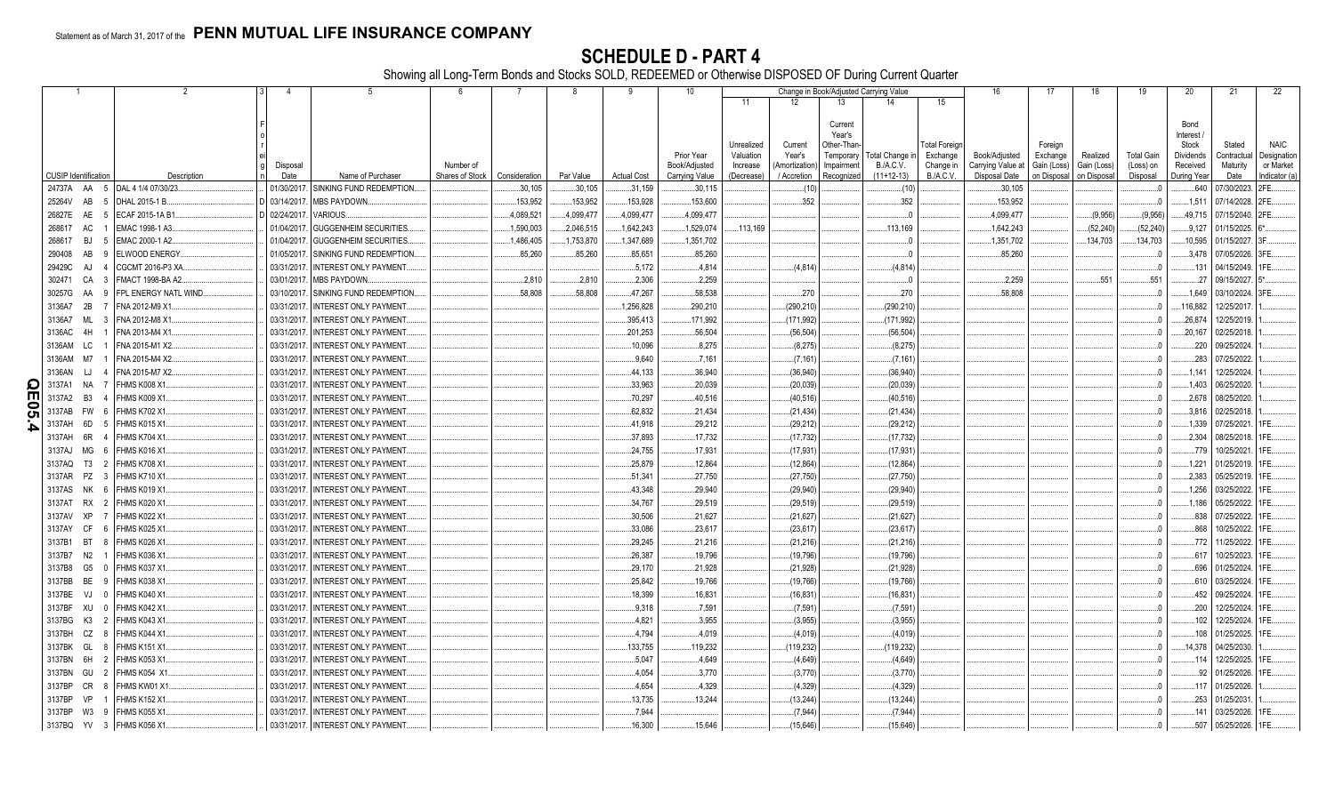Statement as of March 31, 2017 of the **PENN MUTUAL LIFE INSURANCE COMPANY**

# SCHEDULE D - PART 4

Showing all Long-Term Bonds and Stocks SOLD, REDEEMED or Otherwise DISPOSED OF During Current Quarter

| 1 | 2 | 3 | 4 | 5 | 6 | 7 | 8 | 9 | 10 | 11 | 12 | 13 | 14 | 15 | 16 | 17 | 18 | 19 | 20 | 21 | 22 |
|---|---|---|---|---|---|---|---|---|---|---|---|---|---|---|---|---|---|---|---|---|---|
| | | | | | | | | | | Change in Book/Adjusted Carrying Value | | | | | | | | | | | |
| CUSIP Identification | Description | Foreign | Disposal Date | Name of Purchaser | Number of Shares of Stock | Consideration | Par Value | Actual Cost | Prior Year Book/Adjusted Carrying Value | Unrealized Valuation Increase (Decrease) | Current Year's (Amortization) / Accretion | Current Year's Other-Than-Temporary Impairment Recognized | Total Change in B./A.C.V. (11+12-13) | Total Foreign Exchange Change in B./A.C.V. | Book/Adjusted Carrying Value at Disposal Date | Foreign Exchange Gain (Loss) on Disposal | Realized Gain (Loss) on Disposal | Total Gain (Loss) on Disposal | Bond Interest / Stock Dividends Received During Year | Stated Contractual Maturity Date | NAIC Designation or Market Indicator (a) |
| 24737A AA 5 | DAL 4 1/4 07/30/23 | | 01/30/2017 | SINKING FUND REDEMPTION | | 30,105 | 30,105 | 31,159 | 30,115 | | (10) | | (10) | | 30,105 | | | 0 | 640 | 07/30/2023 | 2FE |
| 25264V AB 5 | DHAL 2015-1 B | D | 03/14/2017 | MBS PAYDOWN | | 153,952 | 153,952 | 153,928 | 153,600 | | 352 | | 352 | | 153,952 | | | 0 | 1,511 | 07/14/2028 | 2FE |
| 26827E AE 5 | ECAF 2015-1A B1 | D | 02/24/2017 | VARIOUS | | 4,089,521 | 4,099,477 | 4,099,477 | 4,099,477 | | | | 0 | | 4,099,477 | | (9,956) | (9,956) | 49,715 | 07/15/2040 | 2FE |
| 268617 AC 1 | EMAC 1998-1 A3 | | 01/04/2017 | GUGGENHEIM SECURITIES | | 1,590,003 | 2,046,515 | 1,642,243 | 1,529,074 | 113,169 | | | 113,169 | | 1,642,243 | | (52,240) | (52,240) | 9,127 | 01/15/2025 | 6* |
| 268617 BJ 5 | EMAC 2000-1 A2 | | 01/04/2017 | GUGGENHEIM SECURITIES | | 1,486,405 | 1,753,870 | 1,347,689 | 1,351,702 | | | | 0 | | 1,351,702 | | 134,703 | 134,703 | 10,595 | 01/15/2027 | 3F |
| 290408 AB 9 | ELWOOD ENERGY | | 01/05/2017 | SINKING FUND REDEMPTION | | 85,260 | 85,260 | 85,651 | 85,260 | | | | 0 | | 85,260 | | | 0 | 3,478 | 07/05/2026 | 3FE |
| 29429C AJ 4 | CGCMT 2016-P3 XA | | 03/31/2017 | INTEREST ONLY PAYMENT | | | | 5,172 | 4,814 | | (4,814) | | (4,814) | | | | | 0 | 131 | 04/15/2049 | 1FE |
| 302471 CA 3 | FMACT 1998-BA A2 | | 03/01/2017 | MBS PAYDOWN | | 2,810 | 2,810 | 2,306 | 2,259 | | | | 0 | | 2,259 | | 551 | 551 | 27 | 09/15/2027 | 5* |
| 30257G AA 9 | FPL ENERGY NATL WIND | | 03/10/2017 | SINKING FUND REDEMPTION | | 58,808 | 58,808 | 47,267 | 58,538 | | 270 | | 270 | | 58,808 | | | 0 | 1,649 | 03/10/2024 | 3FE |
| 3136A7 2B 7 | FNA 2012-M9 X1 | | 03/31/2017 | INTEREST ONLY PAYMENT | | | | 1,256,828 | 290,210 | | (290,210) | | (290,210) | | | | | 0 | 116,882 | 12/25/2017 | 1 |
| 3136A7 ML 3 | FNA 2012-M8 X1 | | 03/31/2017 | INTEREST ONLY PAYMENT | | | | 395,413 | 171,992 | | (171,992) | | (171,992) | | | | | 0 | 26,874 | 12/25/2019 | 1 |
| 3136AC 4H 1 | FNA 2013-M4 X1 | | 03/31/2017 | INTEREST ONLY PAYMENT | | | | 201,253 | 56,504 | | (56,504) | | (56,504) | | | | | 0 | 20,167 | 02/25/2018 | 1 |
| 3136AM LC 1 | FNA 2015-M1 X2 | | 03/31/2017 | INTEREST ONLY PAYMENT | | | | 10,096 | 8,275 | | (8,275) | | (8,275) | | | | | 0 | 220 | 09/25/2024 | 1 |
| 3136AM M7 1 | FNA 2015-M4 X2 | | 03/31/2017 | INTEREST ONLY PAYMENT | | | | 9,640 | 7,161 | | (7,161) | | (7,161) | | | | | 0 | 283 | 07/25/2022 | 1 |
| 3136AN LJ 4 | FNA 2015-M7 X2 | | 03/31/2017 | INTEREST ONLY PAYMENT | | | | 44,133 | 36,940 | | (36,940) | | (36,940) | | | | | 0 | 1,141 | 12/25/2024 | 1 |
| 3137A1 NA 7 | FHMS K008 X1 | | 03/31/2017 | INTEREST ONLY PAYMENT | | | | 33,963 | 20,039 | | (20,039) | | (20,039) | | | | | 0 | 1,403 | 06/25/2020 | 1 |
| 3137A2 B3 4 | FHMS K009 X1 | | 03/31/2017 | INTEREST ONLY PAYMENT | | | | 70,297 | 40,516 | | (40,516) | | (40,516) | | | | | 0 | 2,678 | 08/25/2020 | 1 |
| 3137AB FW 6 | FHMS K702 X1 | | 03/31/2017 | INTEREST ONLY PAYMENT | | | | 62,832 | 21,434 | | (21,434) | | (21,434) | | | | | 0 | 3,816 | 02/25/2018 | 1 |
| 3137AH 6D 5 | FHMS K015 X1 | | 03/31/2017 | INTEREST ONLY PAYMENT | | | | 41,918 | 29,212 | | (29,212) | | (29,212) | | | | | 0 | 1,339 | 07/25/2021 | 1FE |
| 3137AH 6R 4 | FHMS K704 X1 | | 03/31/2017 | INTEREST ONLY PAYMENT | | | | 37,893 | 17,732 | | (17,732) | | (17,732) | | | | | 0 | 2,304 | 08/25/2018 | 1FE |
| 3137AJ MG 6 | FHMS K016 X1 | | 03/31/2017 | INTEREST ONLY PAYMENT | | | | 24,755 | 17,931 | | (17,931) | | (17,931) | | | | | 0 | 779 | 10/25/2021 | 1FE |
| 3137AQ T3 2 | FHMS K708 X1 | | 03/31/2017 | INTEREST ONLY PAYMENT | | | | 25,879 | 12,864 | | (12,864) | | (12,864) | | | | | 0 | 1,221 | 01/25/2019 | 1FE |
| 3137AR PZ 3 | FHMS K710 X1 | | 03/31/2017 | INTEREST ONLY PAYMENT | | | | 51,341 | 27,750 | | (27,750) | | (27,750) | | | | | 0 | 2,383 | 05/25/2019 | 1FE |
| 3137AS NK 6 | FHMS K019 X1 | | 03/31/2017 | INTEREST ONLY PAYMENT | | | | 43,348 | 29,940 | | (29,940) | | (29,940) | | | | | 0 | 1,256 | 03/25/2022 | 1FE |
| 3137AT RX 2 | FHMS K020 X1 | | 03/31/2017 | INTEREST ONLY PAYMENT | | | | 34,767 | 29,519 | | (29,519) | | (29,519) | | | | | 0 | 1,186 | 05/25/2022 | 1FE |
| 3137AV XP 7 | FHMS K022 X1 | | 03/31/2017 | INTEREST ONLY PAYMENT | | | | 30,506 | 21,627 | | (21,627) | | (21,627) | | | | | 0 | 838 | 07/25/2022 | 1FE |
| 3137AY CF 6 | FHMS K025 X1 | | 03/31/2017 | INTEREST ONLY PAYMENT | | | | 33,086 | 23,617 | | (23,617) | | (23,617) | | | | | 0 | 868 | 10/25/2022 | 1FE |
| 3137B1 BT 8 | FHMS K026 X1 | | 03/31/2017 | INTEREST ONLY PAYMENT | | | | 29,245 | 21,216 | | (21,216) | | (21,216) | | | | | 0 | 772 | 11/25/2022 | 1FE |
| 3137B7 N2 1 | FHMS K036 X1 | | 03/31/2017 | INTEREST ONLY PAYMENT | | | | 26,387 | 19,796 | | (19,796) | | (19,796) | | | | | 0 | 617 | 10/25/2023 | 1FE |
| 3137B8 G5 0 | FHMS K037 X1 | | 03/31/2017 | INTEREST ONLY PAYMENT | | | | 29,170 | 21,928 | | (21,928) | | (21,928) | | | | | 0 | 696 | 01/25/2024 | 1FE |
| 3137BB BE 9 | FHMS K038 X1 | | 03/31/2017 | INTEREST ONLY PAYMENT | | | | 25,842 | 19,766 | | (19,766) | | (19,766) | | | | | 0 | 610 | 03/25/2024 | 1FE |
| 3137BE VJ 0 | FHMS K040 X1 | | 03/31/2017 | INTEREST ONLY PAYMENT | | | | 18,399 | 16,831 | | (16,831) | | (16,831) | | | | | 0 | 452 | 09/25/2024 | 1FE |
| 3137BF XU 0 | FHMS K042 X1 | | 03/31/2017 | INTEREST ONLY PAYMENT | | | | 9,318 | 7,591 | | (7,591) | | (7,591) | | | | | 0 | 200 | 12/25/2024 | 1FE |
| 3137BG K3 2 | FHMS K043 X1 | | 03/31/2017 | INTEREST ONLY PAYMENT | | | | 4,821 | 3,955 | | (3,955) | | (3,955) | | | | | 0 | 102 | 12/25/2024 | 1FE |
| 3137BH CZ 8 | FHMS K044 X1 | | 03/31/2017 | INTEREST ONLY PAYMENT | | | | 4,794 | 4,019 | | (4,019) | | (4,019) | | | | | 0 | 108 | 01/25/2025 | 1FE |
| 3137BK GL 8 | FHMS K151 X1 | | 03/31/2017 | INTEREST ONLY PAYMENT | | | | 133,755 | 119,232 | | (119,232) | | (119,232) | | | | | 0 | 14,378 | 04/25/2030 | 1 |
| 3137BN 6H 2 | FHMS K053 X1 | | 03/31/2017 | INTEREST ONLY PAYMENT | | | | 5,047 | 4,649 | | (4,649) | | (4,649) | | | | | 0 | 114 | 12/25/2025 | 1FE |
| 3137BN GU 2 | FHMS K054 X1 | | 03/31/2017 | INTEREST ONLY PAYMENT | | | | 4,054 | 3,770 | | (3,770) | | (3,770) | | | | | 0 | 92 | 01/25/2026 | 1FE |
| 3137BP CR 8 | FHMS KW01 X1 | | 03/31/2017 | INTEREST ONLY PAYMENT | | | | 4,654 | 4,329 | | (4,329) | | (4,329) | | | | | 0 | 117 | 01/25/2026 | 1 |
| 3137BP VP 1 | FHMS K152 X1 | | 03/31/2017 | INTEREST ONLY PAYMENT | | | | 13,735 | 13,244 | | (13,244) | | (13,244) | | | | | 0 | 253 | 01/25/2031 | 1 |
| 3137BP W3 9 | FHMS K055 X1 | | 03/31/2017 | INTEREST ONLY PAYMENT | | | | 7,944 | | | (7,944) | | (7,944) | | | | | 0 | 141 | 03/25/2026 | 1FE |
| 3137BQ YV 3 | FHMS K056 X1 | | 03/31/2017 | INTEREST ONLY PAYMENT | | | | 16,300 | 15,646 | | (15,646) | | (15,646) | | | | | 0 | 507 | 05/25/2026 | 1FE |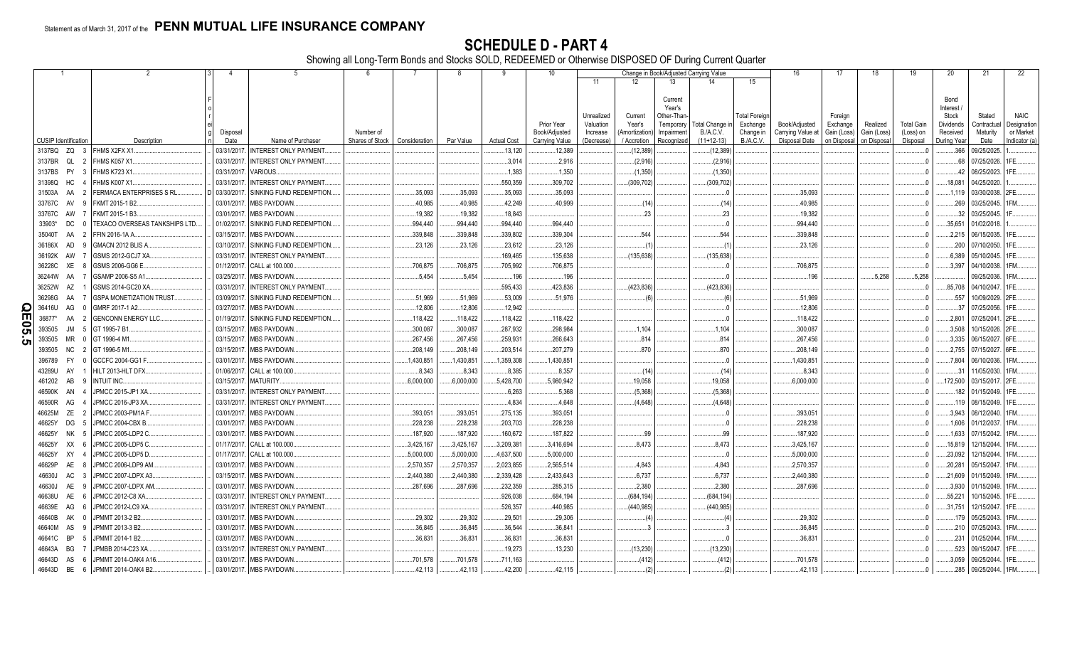Statement as of March 31, 2017 of the **PENN MUTUAL LIFE INSURANCE COMPANY**

# SCHEDULE D - PART 4

Showing all Long-Term Bonds and Stocks SOLD, REDEEMED or Otherwise DISPOSED OF During Current Quarter

| 1 CUSIP Identification | 2 Description | 3 Foreign | 4 Disposal Date | 5 Name of Purchaser | 6 Number of Shares of Stock | 7 Consideration | 8 Par Value | 9 Actual Cost | 10 Prior Year Book/Adjusted Carrying Value | 11 Unrealized Valuation Increase (Decrease) | 12 Current Year's (Amortization) / Accretion | 13 Current Year's Other-Than-Temporary Impairment Recognized | 14 Total Change in B./A.C.V. (11+12-13) | 15 Total Foreign Exchange Change in B./A.C.V. | 16 Book/Adjusted Carrying Value at Disposal Date | 17 Foreign Exchange Gain (Loss) on Disposal | 18 Realized Gain (Loss) on Disposal | 19 Total Gain (Loss) on Disposal | 20 Bond Interest / Stock Dividends Received During Year | 21 Stated Contractual Maturity Date | 22 NAIC Designation or Market Indicator (a) |
|---|---|---|---|---|---|---|---|---|---|---|---|---|---|---|---|---|---|---|---|---|---|
| 3137BQ ZQ 3 | FHMS X2FX X1 | | 03/31/2017 | INTEREST ONLY PAYMENT | | | | 13,120 | 12,389 | | (12,389) | | (12,389) | | | | | 0 | 366 | 09/25/2025 | 1 |
| 3137BR QL 2 | FHMS K057 X1 | | 03/31/2017 | INTEREST ONLY PAYMENT | | | | 3,014 | 2,916 | | (2,916) | | (2,916) | | | | | 0 | 68 | 07/25/2026 | 1FE |
| 3137BS PY 3 | FHMS K723 X1 | | 03/31/2017 | VARIOUS | | | | 1,383 | 1,350 | | (1,350) | | (1,350) | | | | | 0 | 42 | 08/25/2023 | 1FE |
| 31398Q HC 4 | FHMS K007 X1 | | 03/31/2017 | INTEREST ONLY PAYMENT | | | | 550,359 | 309,702 | | (309,702) | | (309,702) | | | | | 0 | 18,081 | 04/25/2020 | 1 |
| 31503A AA 2 | FERMACA ENTERPRISES S RL | D | 03/30/2017 | SINKING FUND REDEMPTION | | 35,093 | 35,093 | 35,093 | 35,093 | | | | 0 | | 35,093 | | | 0 | 1,119 | 03/30/2038 | 2FE |
| 33767C AV 9 | FKMT 2015-1 B2 | | 03/01/2017 | MBS PAYDOWN | | 40,985 | 40,985 | 42,249 | 40,999 | | (14) | | (14) | | 40,985 | | | 0 | 269 | 03/25/2045 | 1FM |
| 33767C AW 7 | FKMT 2015-1 B3 | | 03/01/2017 | MBS PAYDOWN | | 19,382 | 19,382 | 18,843 | | | 23 | | 23 | | 19,382 | | | 0 | 32 | 03/25/2045 | 1F |
| 33903* DC 0 | TEXACO OVERSEAS TANKSHIPS LTD | | 01/02/2017 | SINKING FUND REDEMPTION | | 994,440 | 994,440 | 994,440 | 994,440 | | | | 0 | | 994,440 | | | 0 | 35,651 | 01/02/2018 | 1 |
| 35040T AA 2 | FFIN 2016-1A A | | 03/15/2017 | MBS PAYDOWN | | 339,848 | 339,848 | 339,802 | 339,304 | | 544 | | 544 | | 339,848 | | | 0 | 2,215 | 06/15/2035 | 1FE |
| 36186X AD 9 | GMACN 2012 BLIS A | | 03/10/2017 | SINKING FUND REDEMPTION | | 23,126 | 23,126 | 23,612 | 23,126 | | (1) | | (1) | | 23,126 | | | 0 | 200 | 07/10/2050 | 1FE |
| 36192K AW 7 | GSMS 2012-GCJ7 XA | | 03/31/2017 | INTEREST ONLY PAYMENT | | | | 169,465 | 135,638 | | (135,638) | | (135,638) | | | | | 0 | 6,389 | 05/10/2045 | 1FE |
| 36228C XE 8 | GSMS 2006-GG6 E | | 01/12/2017 | CALL at 100.000 | | 706,875 | 706,875 | 705,992 | 706,875 | | | | 0 | | 706,875 | | | 0 | 3,397 | 04/10/2038 | 1FM |
| 36244W AA 7 | GSAMP 2006-S5 A1 | | 03/25/2017 | MBS PAYDOWN | | 5,454 | 5,454 | 196 | 196 | | | | 0 | | 196 | | 5,258 | 5,258 | | 09/25/2036 | 1FM |
| 36252W AZ 1 | GSMS 2014-GC20 XA | | 03/31/2017 | INTEREST ONLY PAYMENT | | | | 595,433 | 423,836 | | (423,836) | | (423,836) | | | | | 0 | 85,708 | 04/10/2047 | 1FE |
| 36298G AA 7 | GSPA MONETIZATION TRUST | | 03/09/2017 | SINKING FUND REDEMPTION | | 51,969 | 51,969 | 53,009 | 51,976 | | (6) | | (6) | | 51,969 | | | 0 | 557 | 10/09/2029 | 2FE |
| 36416U AG 0 | GMRF 2017-1 A2 | | 03/27/2017 | MBS PAYDOWN | | 12,806 | 12,806 | 12,942 | | | | | 0 | | 12,806 | | | 0 | 37 | 07/25/2056 | 1FE |
| 36877* AA 2 | GENCONN ENERGY LLC | | 01/19/2017 | SINKING FUND REDEMPTION | | 118,422 | 118,422 | 118,422 | 118,422 | | | | 0 | | 118,422 | | | 0 | 2,801 | 07/25/2041 | 2FE |
| 393505 JM 5 | GT 1995-7 B1 | | 03/15/2017 | MBS PAYDOWN | | 300,087 | 300,087 | 287,932 | 298,984 | | 1,104 | | 1,104 | | 300,087 | | | 0 | 3,508 | 10/15/2026 | 2FE |
| 393505 MR 0 | GT 1996-4 M1 | | 03/15/2017 | MBS PAYDOWN | | 267,456 | 267,456 | 259,931 | 266,643 | | 814 | | 814 | | 267,456 | | | 0 | 3,335 | 06/15/2027 | 6FE |
| 393505 NC 2 | GT 1996-5 M1 | | 03/15/2017 | MBS PAYDOWN | | 208,149 | 208,149 | 203,514 | 207,279 | | 870 | | 870 | | 208,149 | | | 0 | 2,755 | 07/15/2027 | 6FE |
| 396789 FY 0 | GCCFC 2004-GG1 F | | 03/01/2017 | MBS PAYDOWN | | 1,430,851 | 1,430,851 | 1,359,308 | 1,430,851 | | | | 0 | | 1,430,851 | | | 0 | 7,804 | 06/10/2036 | 1FM |
| 43289U AY 1 | HILT 2013-HLT DFX | | 01/06/2017 | CALL at 100.000 | | 8,343 | 8,343 | 8,385 | 8,357 | | (14) | | (14) | | 8,343 | | | 0 | 31 | 11/05/2030 | 1FM |
| 461202 AB 9 | INTUIT INC | | 03/15/2017 | MATURITY | | 6,000,000 | 6,000,000 | 5,428,700 | 5,980,942 | | 19,058 | | 19,058 | | 6,000,000 | | | 0 | 172,500 | 03/15/2017 | 2FE |
| 46590K AN 4 | JPMCC 2015-JP1 XA | | 03/31/2017 | INTEREST ONLY PAYMENT | | | | 6,263 | 5,368 | | (5,368) | | (5,368) | | | | | 0 | 182 | 01/15/2049 | 1FE |
| 46590R AG 4 | JPMCC 2016-JP3 XA | | 03/31/2017 | INTEREST ONLY PAYMENT | | | | 4,834 | 4,648 | | (4,648) | | (4,648) | | | | | 0 | 119 | 08/15/2049 | 1FE |
| 46625M ZE 2 | JPMCC 2003-PM1A F | | 03/01/2017 | MBS PAYDOWN | | 393,051 | 393,051 | 275,135 | 393,051 | | | | 0 | | 393,051 | | | 0 | 3,943 | 08/12/2040 | 1FM |
| 46625Y DG 5 | JPMCC 2004-CBX B | | 03/01/2017 | MBS PAYDOWN | | 228,238 | 228,238 | 203,703 | 228,238 | | | | 0 | | 228,238 | | | 0 | 1,606 | 01/12/2037 | 1FM |
| 46625Y NK 5 | JPMCC 2005-LDP2 C | | 03/01/2017 | MBS PAYDOWN | | 187,920 | 187,920 | 160,672 | 187,822 | | 99 | | 99 | | 187,920 | | | 0 | 1,633 | 07/15/2042 | 1FM |
| 46625Y XX 6 | JPMCC 2005-LDP5 C | | 01/17/2017 | CALL at 100.000 | | 3,425,167 | 3,425,167 | 3,209,381 | 3,416,694 | | 8,473 | | 8,473 | | 3,425,167 | | | 0 | 15,819 | 12/15/2044 | 1FM |
| 46625Y XY 4 | JPMCC 2005-LDP5 D | | 01/17/2017 | CALL at 100.000 | | 5,000,000 | 5,000,000 | 4,637,500 | 5,000,000 | | | | 0 | | 5,000,000 | | | 0 | 23,092 | 12/15/2044 | 1FM |
| 46629P AE 8 | JPMCC 2006-LDP9 AM | | 03/01/2017 | MBS PAYDOWN | | 2,570,357 | 2,570,357 | 2,023,855 | 2,565,514 | | 4,843 | | 4,843 | | 2,570,357 | | | 0 | 20,281 | 05/15/2047 | 1FM |
| 46630J AC 3 | JPMCC 2007-LDPX A3 | | 03/15/2017 | MBS PAYDOWN | | 2,440,380 | 2,440,380 | 2,339,428 | 2,433,643 | | 6,737 | | 6,737 | | 2,440,380 | | | 0 | 21,609 | 01/15/2049 | 1FM |
| 46630J AE 9 | JPMCC 2007-LDPX AM | | 03/01/2017 | MBS PAYDOWN | | 287,696 | 287,696 | 232,359 | 285,315 | | 2,380 | | 2,380 | | 287,696 | | | 0 | 3,930 | 01/15/2049 | 1FM |
| 46638U AE 6 | JPMCC 2012-C8 XA | | 03/31/2017 | INTEREST ONLY PAYMENT | | | | 926,038 | 684,194 | | (684,194) | | (684,194) | | | | | 0 | 55,221 | 10/15/2045 | 1FE |
| 46639E AG 6 | JPMCC 2012-LC9 XA | | 03/31/2017 | INTEREST ONLY PAYMENT | | | | 526,357 | 440,985 | | (440,985) | | (440,985) | | | | | 0 | 31,751 | 12/15/2047 | 1FE |
| 46640B AK 0 | JPMMT 2013-2 B2 | | 03/01/2017 | MBS PAYDOWN | | 29,302 | 29,302 | 29,501 | 29,306 | | (4) | | (4) | | 29,302 | | | 0 | 179 | 05/25/2043 | 1FM |
| 46640M AS 9 | JPMMT 2013-3 B2 | | 03/01/2017 | MBS PAYDOWN | | 36,845 | 36,845 | 36,544 | 36,841 | | 3 | | 3 | | 36,845 | | | 0 | 210 | 07/25/2043 | 1FM |
| 46641C BP 5 | JPMMT 2014-1 B2 | | 03/01/2017 | MBS PAYDOWN | | 36,831 | 36,831 | 36,831 | 36,831 | | | | 0 | | 36,831 | | | 0 | 231 | 01/25/2044 | 1FM |
| 46643A BG 7 | JPMBB 2014-C23 XA | | 03/31/2017 | INTEREST ONLY PAYMENT | | | | 19,273 | 13,230 | | (13,230) | | (13,230) | | | | | 0 | 523 | 09/15/2047 | 1FE |
| 46643D AS 6 | JPMMT 2014-OAK4 A16 | | 03/01/2017 | MBS PAYDOWN | | 701,578 | 701,578 | 711,163 | | | (412) | | (412) | | 701,578 | | | 0 | 3,059 | 09/25/2044 | 1FE |
| 46643D BE 6 | JPMMT 2014-OAK4 B2 | | 03/01/2017 | MBS PAYDOWN | | 42,113 | 42,113 | 42,200 | 42,115 | | (2) | | (2) | | 42,113 | | | 0 | 285 | 09/25/2044 | 1FM |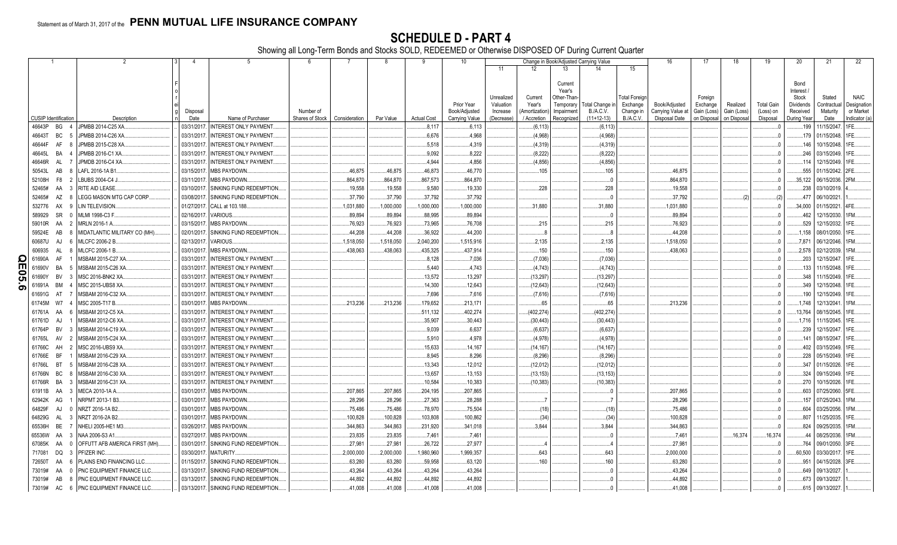Statement as of March 31, 2017 of the **PENN MUTUAL LIFE INSURANCE COMPANY**

# SCHEDULE D - PART 4

Showing all Long-Term Bonds and Stocks SOLD, REDEEMED or Otherwise DISPOSED OF During Current Quarter

| 1 | 2 | 3 | 4 | 5 | 6 | 7 | 8 | 9 | 10 | Change in Book/Adjusted Carrying Value | | | | | 16 | 17 | 18 | 19 | 20 | 21 | 22 |
|---|---|---|---|---|---|---|---|---|---|---|---|---|---|---|---|---|---|---|---|---|---|
| | | | | | | | | | | 11 | 12 | 13 | 14 | 15 | | | | | | | |
| CUSIP Identification | Description | Foreign | Disposal Date | Name of Purchaser | Number of Shares of Stock | Consideration | Par Value | Actual Cost | Prior Year Book/Adjusted Carrying Value | Unrealized Valuation Increase (Decrease) | Current Year's (Amortization) / Accretion | Current Year's Other-Than-Temporary Impairment Recognized | Total Change in B./A.C.V. (11+12-13) | Total Foreign Exchange Change in B./A.C.V. | Book/Adjusted Carrying Value at Disposal Date | Foreign Exchange Gain (Loss) on Disposal | Realized Gain (Loss) on Disposal | Total Gain (Loss) on Disposal | Bond Interest / Stock Dividends Received During Year | Stated Contractual Maturity Date | NAIC Designation or Market Indicator (a) |
| 46643P BG 4 | JPMBB 2014-C25 XA | | 03/31/2017 | INTEREST ONLY PAYMENT | | | | 8,117 | 6,113 | | (6,113) | | (6,113) | | | | | 0 | 199 | 11/15/2047 | 1FE |
| 46643T BC 5 | JPMBB 2014-C26 XA | | 03/31/2017 | INTEREST ONLY PAYMENT | | | | 6,676 | 4,968 | | (4,968) | | (4,968) | | | | | 0 | 179 | 01/15/2048 | 1FE |
| 46644F AF 8 | JPMBB 2015-C28 XA | | 03/31/2017 | INTEREST ONLY PAYMENT | | | | 5,518 | 4,319 | | (4,319) | | (4,319) | | | | | 0 | 146 | 10/15/2048 | 1FE |
| 46645L BA 4 | JPMBB 2016-C1 XA | | 03/31/2017 | INTEREST ONLY PAYMENT | | | | 9,092 | 8,222 | | (8,222) | | (8,222) | | | | | 0 | 246 | 03/15/2049 | 1FE |
| 46646R AL 7 | JPMDB 2016-C4 XA | | 03/31/2017 | INTEREST ONLY PAYMENT | | | | 4,944 | 4,856 | | (4,856) | | (4,856) | | | | | 0 | 114 | 12/15/2049 | 1FE |
| 50543L AB 8 | LAFL 2016-1A B1 | | 03/15/2017 | MBS PAYDOWN | | 46,875 | 46,875 | 46,873 | 46,770 | | 105 | | 105 | | 46,875 | | | 0 | 555 | 01/15/2042 | 2FE |
| 52108H F8 2 | LBUBS 2004-C4 J | | 03/11/2017 | MBS PAYDOWN | | 864,870 | 864,870 | 867,573 | 864,870 | | | | 0 | | 864,870 | | | 0 | 35,122 | 06/15/2036 | 2FM |
| 52465# AA 3 | RITE AID LEASE | | 03/10/2017 | SINKING FUND REDEMPTION | | 19,558 | 19,558 | 9,580 | 19,330 | | 228 | | 228 | | 19,558 | | | 0 | 238 | 03/10/2019 | 4 |
| 52465# AZ 8 | LEGG MASON MTG CAP CORP | | 03/08/2017 | SINKING FUND REDEMPTION | | 37,790 | 37,790 | 37,792 | 37,792 | | | | 0 | | 37,792 | | (2) | (2) | 477 | 06/10/2021 | 1 |
| 532776 AX 9 | LIN TELEVISION | | 01/27/2017 | CALL at 103.188 | | 1,031,880 | 1,000,000 | 1,000,000 | 1,000,000 | | 31,880 | | 31,880 | | 1,031,880 | | | 0 | 34,000 | 01/15/2021 | 4FE |
| 589929 SR 0 | MLMI 1998-C3 F | | 02/16/2017 | VARIOUS | | 89,894 | 89,894 | 88,995 | 89,894 | | | | 0 | | 89,894 | | | 0 | 462 | 12/15/2030 | 1FM |
| 59010R AA 2 | MRLN 2016-1 A | | 03/15/2017 | MBS PAYDOWN | | 76,923 | 76,923 | 73,965 | 76,708 | | 215 | | 215 | | 76,923 | | | 0 | 529 | 12/15/2032 | 1FE |
| 59524E AB 8 | MIDATLANTIC MILITARY CO (MH) | | 02/01/2017 | SINKING FUND REDEMPTION | | 44,208 | 44,208 | 36,922 | 44,200 | | 8 | | 8 | | 44,208 | | | 0 | 1,158 | 08/01/2050 | 1FE |
| 60687U AJ 6 | MLCFC 2006-2 B | | 02/13/2017 | VARIOUS | | 1,518,050 | 1,518,050 | 2,040,200 | 1,515,916 | | 2,135 | | 2,135 | | 1,518,050 | | | 0 | 7,871 | 06/12/2046 | 1FM |
| 606935 AL 8 | MLCFC 2006-1 B | | 03/01/2017 | MBS PAYDOWN | | 438,063 | 438,063 | 435,325 | 437,914 | | 150 | | 150 | | 438,063 | | | 0 | 2,578 | 02/12/2039 | 1FM |
| 61690A AF 1 | MSBAM 2015-C27 XA | | 03/31/2017 | INTEREST ONLY PAYMENT | | | | 8,128 | 7,036 | | (7,036) | | (7,036) | | | | | 0 | 203 | 12/15/2047 | 1FE |
| 61690V BA 5 | MSBAM 2015-C26 XA | | 03/31/2017 | INTEREST ONLY PAYMENT | | | | 5,440 | 4,743 | | (4,743) | | (4,743) | | | | | 0 | 133 | 11/15/2048 | 1FE |
| 61690Y BV 3 | MSC 2016-BNK2 XA | | 03/31/2017 | INTEREST ONLY PAYMENT | | | | 13,572 | 13,297 | | (13,297) | | (13,297) | | | | | 0 | 348 | 11/15/2049 | 1FE |
| 61691A BM 4 | MSC 2015-UBS8 XA | | 03/31/2017 | INTEREST ONLY PAYMENT | | | | 14,300 | 12,643 | | (12,643) | | (12,643) | | | | | 0 | 349 | 12/15/2048 | 1FE |
| 61691G AT 7 | MSBAM 2016-C32 XA | | 03/31/2017 | INTEREST ONLY PAYMENT | | | | 7,696 | 7,616 | | (7,616) | | (7,616) | | | | | 0 | 190 | 12/15/2049 | 1FE |
| 61745M W7 4 | MSC 2005-T17 B | | 03/01/2017 | MBS PAYDOWN | | 213,236 | 213,236 | 179,652 | 213,171 | | 65 | | 65 | | 213,236 | | | 0 | 1,748 | 12/13/2041 | 1FM |
| 61761A AA 6 | MSBAM 2012-C5 XA | | 03/31/2017 | INTEREST ONLY PAYMENT | | | | 511,132 | 402,274 | | (402,274) | | (402,274) | | | | | 0 | 13,764 | 08/15/2045 | 1FE |
| 61761D AJ 1 | MSBAM 2012-C6 XA | | 03/31/2017 | INTEREST ONLY PAYMENT | | | | 35,907 | 30,443 | | (30,443) | | (30,443) | | | | | 0 | 1,716 | 11/15/2045 | 1FE |
| 61764P BV 3 | MSBAM 2014-C19 XA | | 03/31/2017 | INTEREST ONLY PAYMENT | | | | 9,039 | 6,637 | | (6,637) | | (6,637) | | | | | 0 | 239 | 12/15/2047 | 1FE |
| 61765L AV 2 | MSBAM 2015-C24 XA | | 03/31/2017 | INTEREST ONLY PAYMENT | | | | 5,910 | 4,978 | | (4,978) | | (4,978) | | | | | 0 | 141 | 08/15/2047 | 1FE |
| 61766C AH 2 | MSC 2016-UBS9 XA | | 03/31/2017 | INTEREST ONLY PAYMENT | | | | 15,633 | 14,167 | | (14,167) | | (14,167) | | | | | 0 | 402 | 03/15/2049 | 1FE |
| 61766E BF 1 | MSBAM 2016-C29 XA | | 03/31/2017 | INTEREST ONLY PAYMENT | | | | 8,945 | 8,296 | | (8,296) | | (8,296) | | | | | 0 | 228 | 05/15/2049 | 1FE |
| 61766L BT 5 | MSBAM 2016-C28 XA | | 03/31/2017 | INTEREST ONLY PAYMENT | | | | 13,343 | 12,012 | | (12,012) | | (12,012) | | | | | 0 | 347 | 01/15/2026 | 1FE |
| 61766N BC 8 | MSBAM 2016-C30 XA | | 03/31/2017 | INTEREST ONLY PAYMENT | | | | 13,657 | 13,153 | | (13,153) | | (13,153) | | | | | 0 | 324 | 09/15/2049 | 1FE |
| 61766R BA 3 | MSBAM 2016-C31 XA | | 03/31/2017 | INTEREST ONLY PAYMENT | | | | 10,584 | 10,383 | | (10,383) | | (10,383) | | | | | 0 | 270 | 10/15/2026 | 1FE |
| 61911B AA 3 | MECA 2010-1A A | | 03/01/2017 | MBS PAYDOWN | | 207,865 | 207,865 | 204,195 | 207,865 | | | | 0 | | 207,865 | | | 0 | 603 | 07/25/2060 | 5FE |
| 62942K AG 1 | NRPMT 2013-1 B3 | | 03/01/2017 | MBS PAYDOWN | | 28,296 | 28,296 | 27,363 | 28,288 | | 7 | | 7 | | 28,296 | | | 0 | 157 | 07/25/2043 | 1FM |
| 64829F AJ 0 | NRZT 2016-1A B2 | | 03/01/2017 | MBS PAYDOWN | | 75,486 | 75,486 | 78,970 | 75,504 | | (18) | | (18) | | 75,486 | | | 0 | 604 | 03/25/2056 | 1FM |
| 64829G AL 3 | NRZT 2016-2A B2 | | 03/01/2017 | MBS PAYDOWN | | 100,828 | 100,828 | 103,808 | 100,862 | | (34) | | (34) | | 100,828 | | | 0 | 807 | 11/25/2035 | 1FE |
| 65536H BE 7 | NHELI 2005-HE1 M3 | | 03/26/2017 | MBS PAYDOWN | | 344,863 | 344,863 | 231,920 | 341,018 | | 3,844 | | 3,844 | | 344,863 | | | 0 | 824 | 09/25/2035 | 1FM |
| 65536W AA 3 | NAA 2006-S3 A1 | | 03/27/2017 | MBS PAYDOWN | | 23,835 | 23,835 | 7,461 | 7,461 | | | | 0 | | 7,461 | | 16,374 | 16,374 | 44 | 08/25/2036 | 1FM |
| 67085K AA 0 | OFFUTT AFB AMERICA FIRST (MH) | | 03/01/2017 | SINKING FUND REDEMPTION | | 27,981 | 27,981 | 26,722 | 27,977 | | 4 | | 4 | | 27,981 | | | 0 | 764 | 09/01/2050 | 3FE |
| 717081 DQ 3 | PFIZER INC | | 03/30/2017 | MATURITY | | 2,000,000 | 2,000,000 | 1,980,960 | 1,999,357 | | 643 | | 643 | | 2,000,000 | | | 0 | 60,500 | 03/30/2017 | 1FE |
| 72650T AA 6 | PLAINS END FINANCING LLC | | 01/15/2017 | SINKING FUND REDEMPTION | | 63,280 | 63,280 | 59,958 | 63,120 | | 160 | | 160 | | 63,280 | | | 0 | 951 | 04/15/2028 | 3FE |
| 73019# AA 0 | PNC EQUIPMENT FINANCE LLC | | 03/13/2017 | SINKING FUND REDEMPTION | | 43,264 | 43,264 | 43,264 | 43,264 | | | | 0 | | 43,264 | | | 0 | 649 | 09/13/2027 | 1 |
| 73019# AB 8 | PNC EQUIPMENT FINANCE LLC | | 03/13/2017 | SINKING FUND REDEMPTION | | 44,892 | 44,892 | 44,892 | 44,892 | | | | 0 | | 44,892 | | | 0 | 673 | 09/13/2027 | 1 |
| 73019# AC 6 | PNC EQUIPMENT FINANCE LLC | | 03/13/2017 | SINKING FUND REDEMPTION | | 41,008 | 41,008 | 41,008 | 41,008 | | | | 0 | | 41,008 | | | 0 | 615 | 09/13/2027 | 1 |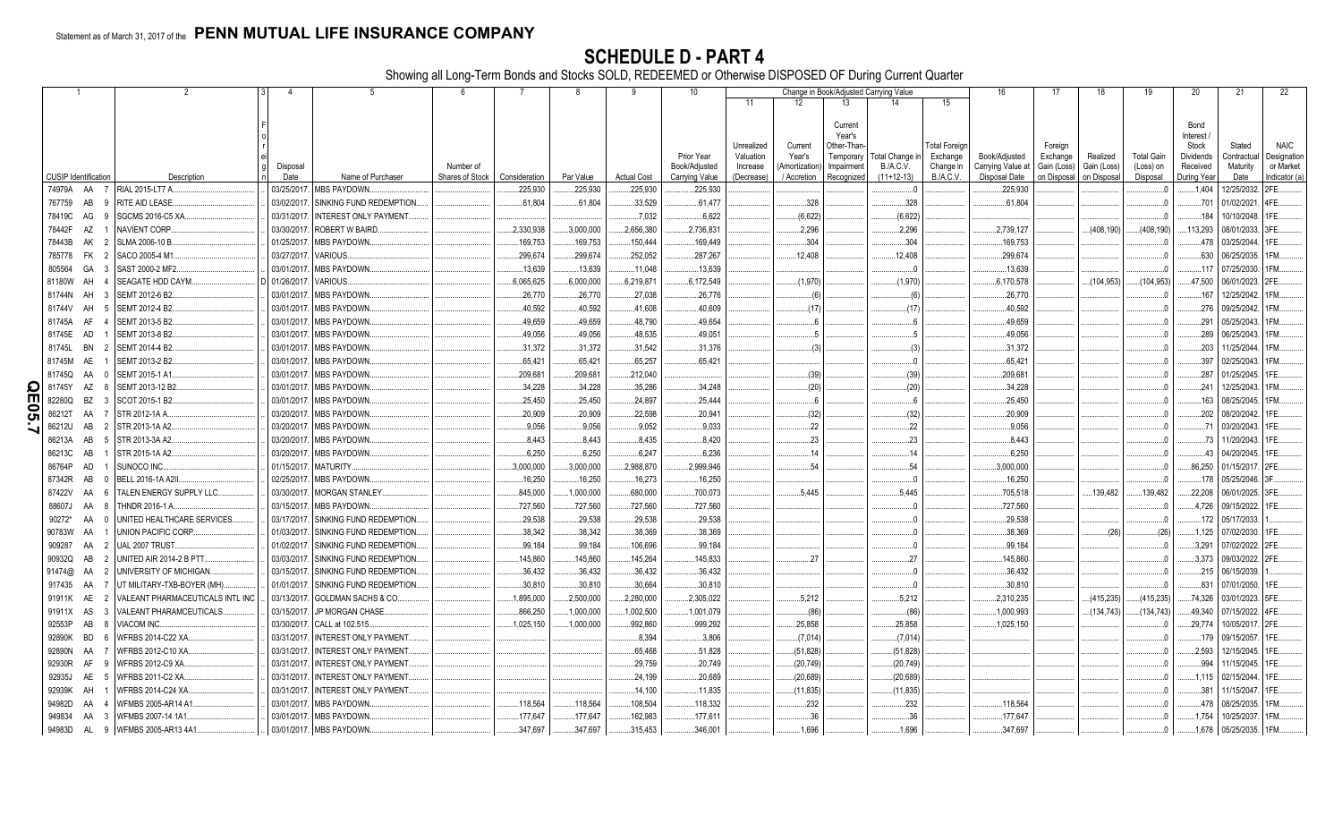Statement as of March 31, 2017 of the **PENN MUTUAL LIFE INSURANCE COMPANY**

# SCHEDULE D - PART 4

Showing all Long-Term Bonds and Stocks SOLD, REDEEMED or Otherwise DISPOSED OF During Current Quarter

| 1 | 2 | 3 | 4 | 5 | 6 | 7 | 8 | 9 | 10 | 11 | 12 | 13 | 14 | 15 | 16 | 17 | 18 | 19 | 20 | 21 | 22 |
|---|---|---|---|---|---|---|---|---|---|---|---|---|---|---|---|---|---|---|---|---|---|
| | | | | | | | | | | Change in Book/Adjusted Carrying Value | | | | | | | | | | | |
| CUSIP Identification | Description | Foreign | Disposal Date | Name of Purchaser | Number of Shares of Stock | Consideration | Par Value | Actual Cost | Prior Year Book/Adjusted Carrying Value | Unrealized Valuation Increase (Decrease) | Current Year's (Amortization) / Accretion | Current Year's Other-Than-Temporary Impairment Recognized | Total Change in B./A.C.V. (11+12-13) | Total Foreign Exchange Change in B./A.C.V. | Book/Adjusted Carrying Value at Disposal Date | Foreign Exchange Gain (Loss) on Disposal | Realized Gain (Loss) on Disposal | Total Gain (Loss) on Disposal | Bond Interest / Stock Dividends Received During Year | Stated Contractual Maturity Date | NAIC Designation or Market Indicator (a) |
| 74979A AA 7 | RIAL 2015-LT7 A | | 03/25/2017 | MBS PAYDOWN | | 225,930 | 225,930 | 225,930 | 225,930 | | | | 0 | | 225,930 | | | 0 | 1,404 | 12/25/2032 | 2FE |
| 767759 AB 9 | RITE AID LEASE | | 03/02/2017 | SINKING FUND REDEMPTION | | 61,804 | 61,804 | 33,529 | 61,477 | | 328 | | 328 | | 61,804 | | | 0 | 701 | 01/02/2021 | 4FE |
| 78419C AG 9 | SGCMS 2016-C5 XA | | 03/31/2017 | INTEREST ONLY PAYMENT | | | | 7,032 | 6,622 | | (6,622) | | (6,622) | | | | | 0 | 184 | 10/10/2048 | 1FE |
| 78442F AZ 1 | NAVIENT CORP | | 03/30/2017 | ROBERT W BAIRD | | 2,330,938 | 3,000,000 | 2,656,380 | 2,736,831 | | 2,296 | | 2,296 | | 2,739,127 | | (408,190) | (408,190) | 113,293 | 08/01/2033 | 3FE |
| 78443B AK 2 | SLMA 2006-10 B | | 01/25/2017 | MBS PAYDOWN | | 169,753 | 169,753 | 150,444 | 169,449 | | 304 | | 304 | | 169,753 | | | 0 | 478 | 03/25/2044 | 1FE |
| 785778 FK 2 | SACO 2005-4 M1 | | 03/27/2017 | VARIOUS | | 299,674 | 299,674 | 252,052 | 287,267 | | 12,408 | | 12,408 | | 299,674 | | | 0 | 630 | 06/25/2035 | 1FM |
| 805564 GA 3 | SAST 2000-2 MF2 | | 03/01/2017 | MBS PAYDOWN | | 13,639 | 13,639 | 11,048 | 13,639 | | | | 0 | | 13,639 | | | 0 | 117 | 07/25/2030 | 1FM |
| 81180W AH 4 | SEAGATE HDD CAYM | D | 01/26/2017 | VARIOUS | | 6,065,625 | 6,000,000 | 6,219,871 | 6,172,549 | | (1,970) | | (1,970) | | 6,170,578 | | (104,953) | (104,953) | 47,500 | 06/01/2023 | 2FE |
| 81744N AH 3 | SEMT 2012-6 B2 | | 03/01/2017 | MBS PAYDOWN | | 26,770 | 26,770 | 27,038 | 26,776 | | (6) | | (6) | | 26,770 | | | 0 | 167 | 12/25/2042 | 1FM |
| 81744V AH 5 | SEMT 2012-4 B2 | | 03/01/2017 | MBS PAYDOWN | | 40,592 | 40,592 | 41,608 | 40,609 | | (17) | | (17) | | 40,592 | | | 0 | 276 | 09/25/2042 | 1FM |
| 81745A AF 4 | SEMT 2013-5 B2 | | 03/01/2017 | MBS PAYDOWN | | 49,659 | 49,659 | 48,790 | 49,654 | | 6 | | 6 | | 49,659 | | | 0 | 291 | 05/25/2043 | 1FM |
| 81745E AD 1 | SEMT 2013-8 B2 | | 03/01/2017 | MBS PAYDOWN | | 49,056 | 49,056 | 48,535 | 49,051 | | 5 | | 5 | | 49,056 | | | 0 | 289 | 06/25/2043 | 1FM |
| 81745L BN 2 | SEMT 2014-4 B2 | | 03/01/2017 | MBS PAYDOWN | | 31,372 | 31,372 | 31,542 | 31,376 | | (3) | | (3) | | 31,372 | | | 0 | 203 | 11/25/2044 | 1FM |
| 81745M AE 1 | SEMT 2013-2 B2 | | 03/01/2017 | MBS PAYDOWN | | 65,421 | 65,421 | 65,257 | 65,421 | | | | 0 | | 65,421 | | | 0 | 397 | 02/25/2043 | 1FM |
| 81745Q AA 0 | SEMT 2015-1 A1 | | 03/01/2017 | MBS PAYDOWN | | 209,681 | 209,681 | 212,040 | | | (39) | | (39) | | 209,681 | | | 0 | 287 | 01/25/2045 | 1FE |
| 81745Y AZ 8 | SEMT 2013-12 B2 | | 03/01/2017 | MBS PAYDOWN | | 34,228 | 34,228 | 35,286 | 34,248 | | (20) | | (20) | | 34,228 | | | 0 | 241 | 12/25/2043 | 1FM |
| 82280Q BZ 3 | SCOT 2015-1 B2 | | 03/01/2017 | MBS PAYDOWN | | 25,450 | 25,450 | 24,897 | 25,444 | | 6 | | 6 | | 25,450 | | | 0 | 163 | 08/25/2045 | 1FM |
| 86212T AA 7 | STR 2012-1A A | | 03/20/2017 | MBS PAYDOWN | | 20,909 | 20,909 | 22,598 | 20,941 | | (32) | | (32) | | 20,909 | | | 0 | 202 | 08/20/2042 | 1FE |
| 86212U AB 2 | STR 2013-1A A2 | | 03/20/2017 | MBS PAYDOWN | | 9,056 | 9,056 | 9,052 | 9,033 | | 22 | | 22 | | 9,056 | | | 0 | 71 | 03/20/2043 | 1FE |
| 86213A AB 5 | STR 2013-3A A2 | | 03/20/2017 | MBS PAYDOWN | | 8,443 | 8,443 | 8,435 | 8,420 | | 23 | | 23 | | 8,443 | | | 0 | 73 | 11/20/2043 | 1FE |
| 86213C AB 1 | STR 2014-1A A2 | | 03/20/2017 | MBS PAYDOWN | | 6,250 | 6,250 | 6,247 | 6,236 | | 14 | | 14 | | 6,250 | | | 0 | 43 | 04/20/2045 | 1FE |
| 86764P AD 1 | SUNOCO INC | | 01/15/2017 | MATURITY | | 3,000,000 | 3,000,000 | 2,988,870 | 2,999,946 | | 54 | | 54 | | 3,000,000 | | | 0 | 86,250 | 01/15/2017 | 2FE |
| 87342R AB 0 | BELL 2016-1A A2II | | 02/25/2017 | MBS PAYDOWN | | 16,250 | 16,250 | 16,273 | 16,250 | | | | 0 | | 16,250 | | | 0 | 178 | 05/25/2046 | 3F |
| 87422V AA 6 | TALEN ENERGY SUPPLY LLC | | 03/30/2017 | MORGAN STANLEY | | 845,000 | 1,000,000 | 680,000 | 700,073 | | 5,445 | | 5,445 | | 705,518 | | 139,482 | 139,482 | 22,208 | 06/01/2025 | 3FE |
| 88607J AA 8 | THNDR 2016-1 A | | 03/15/2017 | MBS PAYDOWN | | 727,560 | 727,560 | 727,560 | 727,560 | | | | 0 | | 727,560 | | | 0 | 4,726 | 09/15/2022 | 1FE |
| 90272* AA 0 | UNITED HEALTHCARE SERVICES | | 03/17/2017 | SINKING FUND REDEMPTION | | 29,538 | 29,538 | 29,538 | 29,538 | | | | 0 | | 29,538 | | | 0 | 172 | 05/17/2033 | 1 |
| 90783W AA 1 | UNION PACIFIC CORP | | 01/03/2017 | SINKING FUND REDEMPTION | | 38,342 | 38,342 | 38,369 | 38,369 | | | | 0 | | 38,369 | | (26) | (26) | 1,125 | 07/02/2030 | 1FE |
| 909287 AA 2 | UAL 2007 TRUST | | 01/02/2017 | SINKING FUND REDEMPTION | | 99,184 | 99,184 | 106,696 | 99,184 | | | | 0 | | 99,184 | | | 0 | 3,291 | 07/02/2022 | 2FE |
| 90932Q AB 2 | UNITED AIR 2014-2 B PTT | | 03/03/2017 | SINKING FUND REDEMPTION | | 145,860 | 145,860 | 145,264 | 145,833 | | 27 | | 27 | | 145,860 | | | 0 | 3,373 | 09/03/2022 | 2FE |
| 91474@ AA 2 | UNIVERSITY OF MICHIGAN | | 03/15/2017 | SINKING FUND REDEMPTION | | 36,432 | 36,432 | 36,432 | 36,432 | | | | 0 | | 36,432 | | | 0 | 215 | 06/15/2039 | 1 |
| 917435 AA 7 | UT MILITARY-TXB-BOYER (MH) | | 01/01/2017 | SINKING FUND REDEMPTION | | 30,810 | 30,810 | 30,664 | 30,810 | | | | 0 | | 30,810 | | | 0 | 831 | 07/01/2050 | 1FE |
| 91911K AE 2 | VALEANT PHARMACEUTICALS INTL INC | | 03/13/2017 | GOLDMAN SACHS & CO | | 1,895,000 | 2,500,000 | 2,280,000 | 2,305,022 | | 5,212 | | 5,212 | | 2,310,235 | | (415,235) | (415,235) | 74,326 | 03/01/2023 | 5FE |
| 91911X AS 3 | VALEANT PHARMACEUTICALS | | 03/15/2017 | JP MORGAN CHASE | | 866,250 | 1,000,000 | 1,002,500 | 1,001,079 | | (86) | | (86) | | 1,000,993 | | (134,743) | (134,743) | 49,340 | 07/15/2022 | 4FE |
| 92553P AB 8 | VIACOM INC | | 03/30/2017 | CALL at 102.515 | | 1,025,150 | 1,000,000 | 992,860 | 999,292 | | 25,858 | | 25,858 | | 1,025,150 | | | 0 | 29,774 | 10/05/2017 | 2FE |
| 92890K BD 6 | WFRBS 2014-C22 XA | | 03/31/2017 | INTEREST ONLY PAYMENT | | | | 8,394 | 3,806 | | (7,014) | | (7,014) | | | | | 0 | 179 | 09/15/2057 | 1FE |
| 92890N AA 7 | WFRBS 2012-C10 XA | | 03/31/2017 | INTEREST ONLY PAYMENT | | | | 65,468 | 51,828 | | (51,828) | | (51,828) | | | | | 0 | 2,593 | 12/15/2045 | 1FE |
| 92930R AF 9 | WFRBS 2012-C9 XA | | 03/31/2017 | INTEREST ONLY PAYMENT | | | | 29,759 | 20,749 | | (20,749) | | (20,749) | | | | | 0 | 994 | 11/15/2045 | 1FE |
| 92935J AE 5 | WFRBS 2011-C2 XA | | 03/31/2017 | INTEREST ONLY PAYMENT | | | | 24,199 | 20,689 | | (20,689) | | (20,689) | | | | | 0 | 1,115 | 02/15/2044 | 1FE |
| 92939K AH 1 | WFRBS 2014-C24 XA | | 03/31/2017 | INTEREST ONLY PAYMENT | | | | 14,100 | 11,835 | | (11,835) | | (11,835) | | | | | 0 | 381 | 11/15/2047 | 1FE |
| 94982D AA 4 | WFMBS 2005-AR14 A1 | | 03/01/2017 | MBS PAYDOWN | | 118,564 | 118,564 | 108,504 | 118,332 | | 232 | | 232 | | 118,564 | | | 0 | 478 | 08/25/2035 | 1FM |
| 949834 AA 3 | WFMBS 2007-14 1A1 | | 03/01/2017 | MBS PAYDOWN | | 177,647 | 177,647 | 162,983 | 177,611 | | 36 | | 36 | | 177,647 | | | 0 | 1,754 | 10/25/2037 | 1FM |
| 94983D AL 9 | WFMBS 2005-AR13 4A1 | | 03/01/2017 | MBS PAYDOWN | | 347,697 | 347,697 | 315,453 | 346,001 | | 1,696 | | 1,696 | | 347,697 | | | 0 | 1,678 | 05/25/2035 | 1FM |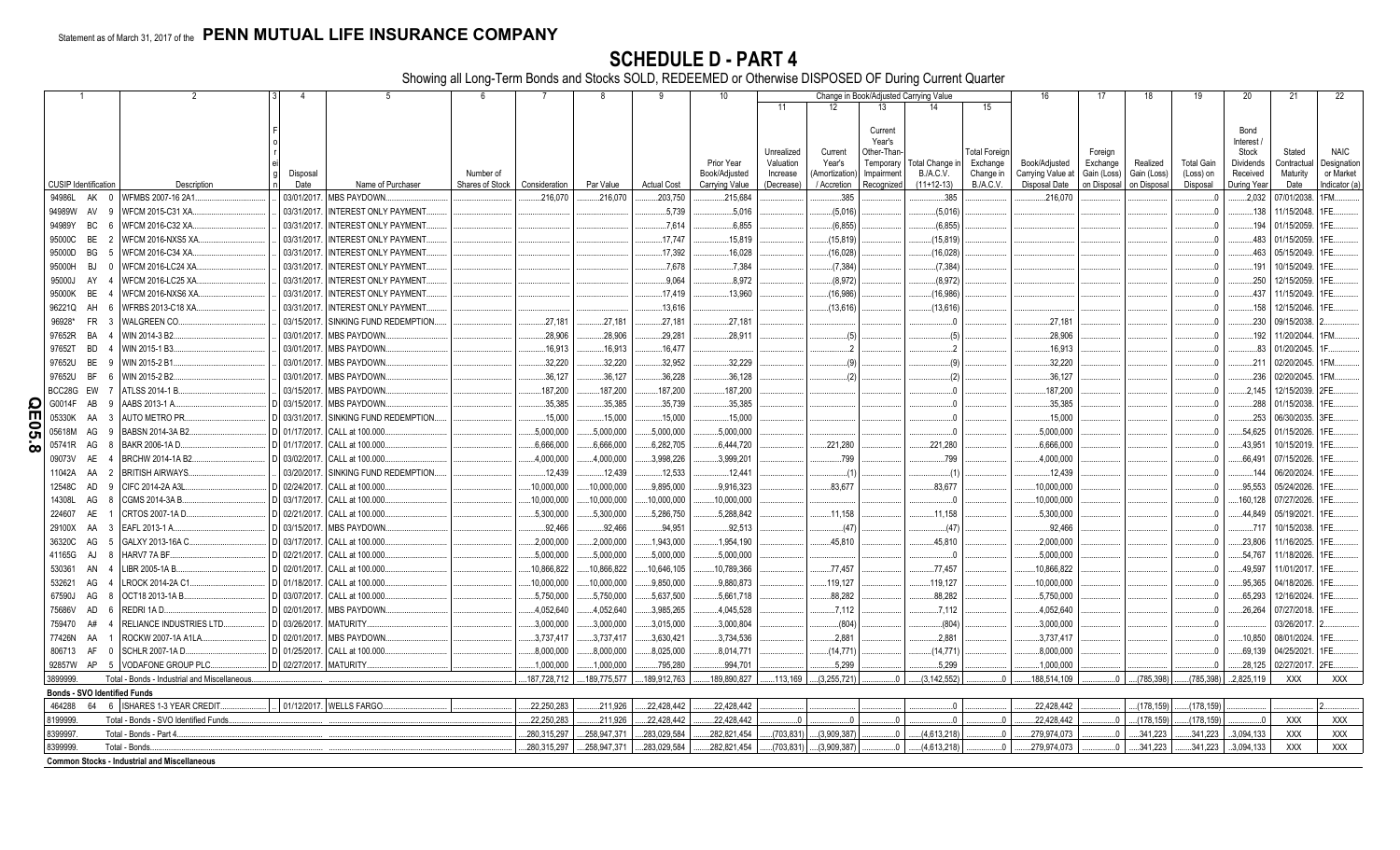Statement as of March 31, 2017 of the **PENN MUTUAL LIFE INSURANCE COMPANY**

# SCHEDULE D - PART 4

Showing all Long-Term Bonds and Stocks SOLD, REDEEMED or Otherwise DISPOSED OF During Current Quarter

| 1 | 2 | 3 | 4 | 5 | 6 | 7 | 8 | 9 | 10 | 11 | 12 | 13 | 14 | 15 | 16 | 17 | 18 | 19 | 20 | 21 | 22 |
|---|---|---|---|---|---|---|---|---|---|---|---|---|---|---|---|---|---|---|---|---|---|
| | | | | | | | | | | Change in Book/Adjusted Carrying Value | | | | | | | | | | | |
| CUSIP Identification | Description | Foreign | Disposal Date | Name of Purchaser | Number of Shares of Stock | Consideration | Par Value | Actual Cost | Prior Year Book/Adjusted Carrying Value | Unrealized Valuation Increase (Decrease) | Current Year's (Amortization) / Accretion | Current Year's Other-Than-Temporary Impairment Recognized | Total Change in B./A.C.V. (11+12-13) | Total Foreign Exchange Change in B./A.C.V. | Book/Adjusted Carrying Value at Disposal Date | Foreign Exchange Gain (Loss) on Disposal | Realized Gain (Loss) on Disposal | Total Gain (Loss) on Disposal | Bond Interest / Stock Dividends Received During Year | Stated Contractual Maturity Date | NAIC Designation or Market Indicator (a) |
| 94986L AK 0 | WFMBS 2007-16 2A1 | | 03/01/2017 | MBS PAYDOWN | | 216,070 | 216,070 | 203,750 | 215,684 | | 385 | | 385 | | 216,070 | | | 0 | 2,032 | 07/01/2038 | 1FM |
| 94989W AV 9 | WFCM 2015-C31 XA | | 03/31/2017 | INTEREST ONLY PAYMENT | | | | 5,739 | 5,016 | | (5,016) | | (5,016) | | | | | 0 | 138 | 11/15/2048 | 1FE |
| 94989Y BC 6 | WFCM 2016-C32 XA | | 03/31/2017 | INTEREST ONLY PAYMENT | | | | 7,614 | 6,855 | | (6,855) | | (6,855) | | | | | 0 | 194 | 01/15/2059 | 1FE |
| 95000C BE 2 | WFCM 2016-NXS5 XA | | 03/31/2017 | INTEREST ONLY PAYMENT | | | | 17,747 | 15,819 | | (15,819) | | (15,819) | | | | | 0 | 483 | 01/15/2059 | 1FE |
| 95000D BG 5 | WFCM 2016-C34 XA | | 03/31/2017 | INTEREST ONLY PAYMENT | | | | 17,392 | 16,028 | | (16,028) | | (16,028) | | | | | 0 | 463 | 05/15/2049 | 1FE |
| 95000H BJ 0 | WFCM 2016-LC24 XA | | 03/31/2017 | INTEREST ONLY PAYMENT | | | | 7,678 | 7,384 | | (7,384) | | (7,384) | | | | | 0 | 191 | 10/15/2049 | 1FE |
| 95000J AY 4 | WFCM 2016-LC25 XA | | 03/31/2017 | INTEREST ONLY PAYMENT | | | | 9,064 | 8,972 | | (8,972) | | (8,972) | | | | | 0 | 250 | 12/15/2059 | 1FE |
| 95000K BE 4 | WFCM 2016-NXS6 XA | | 03/31/2017 | INTEREST ONLY PAYMENT | | | | 17,419 | 13,960 | | (16,986) | | (16,986) | | | | | 0 | 437 | 11/15/2049 | 1FE |
| 96221Q AH 6 | WFRBS 2013-C18 XA | | 03/31/2017 | INTEREST ONLY PAYMENT | | | | 13,616 | | | (13,616) | | (13,616) | | | | | 0 | 158 | 12/15/2046 | 1FE |
| 96928* FR 3 | WALGREEN CO | | 03/15/2017 | SINKING FUND REDEMPTION | | 27,181 | 27,181 | 27,181 | 27,181 | | | | 0 | | 27,181 | | | 0 | 230 | 09/15/2038 | 2 |
| 97652R BA 4 | WIN 2014-3 B2 | | 03/01/2017 | MBS PAYDOWN | | 28,906 | 28,906 | 29,281 | 28,911 | | (5) | | (5) | | 28,906 | | | 0 | 192 | 11/20/2044 | 1FM |
| 97652T BD 4 | WIN 2015-1 B3 | | 03/01/2017 | MBS PAYDOWN | | 16,913 | 16,913 | 16,477 | | | 2 | | 2 | | 16,913 | | | 0 | 83 | 01/20/2045 | 1F |
| 97652U BE 9 | WIN 2015-2 B1 | | 03/01/2017 | MBS PAYDOWN | | 32,220 | 32,220 | 32,952 | 32,229 | | (9) | | (9) | | 32,220 | | | 0 | 211 | 02/20/2045 | 1FM |
| 97652U BF 6 | WIN 2015-2 B2 | | 03/01/2017 | MBS PAYDOWN | | 36,127 | 36,127 | 36,228 | 36,128 | | (2) | | (2) | | 36,127 | | | 0 | 236 | 02/20/2045 | 1FM |
| BCC28G EW 7 | ATLSS 2014-1 B | | 03/15/2017 | MBS PAYDOWN | | 187,200 | 187,200 | 187,200 | 187,200 | | | | 0 | | 187,200 | | | 0 | 2,145 | 12/15/2039 | 2FE |
| G0014F AB 9 | AABS 2013-1 A | D | 03/15/2017 | MBS PAYDOWN | | 35,385 | 35,385 | 35,739 | 35,385 | | | | 0 | | 35,385 | | | 0 | 288 | 01/15/2038 | 1FE |
| 05330K AA 3 | AUTO METRO PR | D | 03/31/2017 | SINKING FUND REDEMPTION | | 15,000 | 15,000 | 15,000 | 15,000 | | | | 0 | | 15,000 | | | 0 | 253 | 06/30/2035 | 3FE |
| 05618M AG 9 | BABSN 2014-3A B2 | D | 01/17/2017 | CALL at 100.000 | | 5,000,000 | 5,000,000 | 5,000,000 | 5,000,000 | | | | 0 | | 5,000,000 | | | 0 | 54,625 | 01/15/2026 | 1FE |
| 05741R AG 8 | BAKR 2006-1A D | D | 01/17/2017 | CALL at 100.000 | | 6,666,000 | 6,666,000 | 6,282,705 | 6,444,720 | | 221,280 | | 221,280 | | 6,666,000 | | | 0 | 43,951 | 10/15/2019 | 1FE |
| 09073V AE 4 | BRCHW 2014-1A B2 | D | 03/02/2017 | CALL at 100.000 | | 4,000,000 | 4,000,000 | 3,998,226 | 3,999,201 | | 799 | | 799 | | 4,000,000 | | | 0 | 66,491 | 07/15/2026 | 1FE |
| 11042A AA 2 | BRITISH AIRWAYS | D | 03/20/2017 | SINKING FUND REDEMPTION | | 12,439 | 12,439 | 12,533 | 12,441 | | (1) | | (1) | | 12,439 | | | 0 | 144 | 06/20/2024 | 1FE |
| 12548C AD 9 | CIFC 2014-2A A3L | D | 02/24/2017 | CALL at 100.000 | | 10,000,000 | 10,000,000 | 9,895,000 | 9,916,323 | | 83,677 | | 83,677 | | 10,000,000 | | | 0 | 95,553 | 05/24/2026 | 1FE |
| 14308L AG 8 | CGMS 2014-3A B | D | 03/17/2017 | CALL at 100.000 | | 10,000,000 | 10,000,000 | 10,000,000 | 10,000,000 | | | | 0 | | 10,000,000 | | | 0 | 160,128 | 07/27/2026 | 1FE |
| 224607 AE 1 | CRTOS 2007-1A D | D | 02/21/2017 | CALL at 100.000 | | 5,300,000 | 5,300,000 | 5,286,750 | 5,288,842 | | 11,158 | | 11,158 | | 5,300,000 | | | 0 | 44,849 | 05/19/2021 | 1FE |
| 29100X AA 3 | EAFL 2013-1 A | D | 03/15/2017 | MBS PAYDOWN | | 92,466 | 92,466 | 94,951 | 92,513 | | (47) | | (47) | | 92,466 | | | 0 | 717 | 10/15/2038 | 1FE |
| 36320C AG 5 | GALXY 2013-16A C | D | 03/17/2017 | CALL at 100.000 | | 2,000,000 | 2,000,000 | 1,943,000 | 1,954,190 | | 45,810 | | 45,810 | | 2,000,000 | | | 0 | 23,806 | 11/16/2025 | 1FE |
| 41165G AJ 8 | HARV7 7A BF | D | 02/21/2017 | CALL at 100.000 | | 5,000,000 | 5,000,000 | 5,000,000 | 5,000,000 | | | | 0 | | 5,000,000 | | | 0 | 54,767 | 11/18/2026 | 1FE |
| 530361 AN 4 | LIBR 2005-1A B | D | 02/01/2017 | CALL at 100.000 | | 10,866,822 | 10,866,822 | 10,646,105 | 10,789,366 | | 77,457 | | 77,457 | | 10,866,822 | | | 0 | 49,597 | 11/01/2017 | 1FE |
| 532621 AG 4 | LROCK 2014-2A C1 | D | 01/18/2017 | CALL at 100.000 | | 10,000,000 | 10,000,000 | 9,850,000 | 9,880,873 | | 119,127 | | 119,127 | | 10,000,000 | | | 0 | 95,365 | 04/18/2026 | 1FE |
| 67590J AG 8 | OCT18 2013-1A B | D | 03/07/2017 | CALL at 100.000 | | 5,750,000 | 5,750,000 | 5,637,500 | 5,661,718 | | 88,282 | | 88,282 | | 5,750,000 | | | 0 | 65,293 | 12/16/2024 | 1FE |
| 75686V AD 6 | REDRI 1A D | D | 02/01/2017 | MBS PAYDOWN | | 4,052,640 | 4,052,640 | 3,985,265 | 4,045,528 | | 7,112 | | 7,112 | | 4,052,640 | | | 0 | 26,264 | 07/27/2018 | 1FE |
| 759470 A# 4 | RELIANCE INDUSTRIES LTD | D | 03/26/2017 | MATURITY | | 3,000,000 | 3,000,000 | 3,015,000 | 3,000,804 | | (804) | | (804) | | 3,000,000 | | | 0 | | 03/26/2017 | 2 |
| 77426N AA 1 | ROCKW 2007-1A A1LA | D | 02/01/2017 | MBS PAYDOWN | | 3,737,417 | 3,737,417 | 3,630,421 | 3,734,536 | | 2,881 | | 2,881 | | 3,737,417 | | | 0 | 10,850 | 08/01/2024 | 1FE |
| 806713 AF 0 | SCHLR 2007-1A D | D | 01/25/2017 | CALL at 100.000 | | 8,000,000 | 8,000,000 | 8,025,000 | 8,014,771 | | (14,771) | | (14,771) | | 8,000,000 | | | 0 | 69,139 | 04/25/2021 | 1FE |
| 92857W AP 5 | VODAFONE GROUP PLC | D | 02/27/2017 | MATURITY | | 1,000,000 | 1,000,000 | 795,280 | 994,701 | | 5,299 | | 5,299 | | 1,000,000 | | | 0 | 28,125 | 02/27/2017 | 2FE |
| 3899999. | Total - Bonds - Industrial and Miscellaneous | | | | | 187,728,712 | 189,775,577 | 189,912,763 | 189,890,827 | 113,169 | (3,255,721) | 0 | (3,142,552) | 0 | 188,514,109 | 0 | (785,398) | (785,398) | 2,825,119 | XXX | XXX |
| **Bonds - SVO Identified Funds** | | | | | | | | | | | | | | | | | | | | | |
| 464288 64 6 | ISHARES 1-3 YEAR CREDIT | | 01/12/2017 | WELLS FARGO | | 22,250,283 | 211,926 | 22,428,442 | 22,428,442 | | | | 0 | | 22,428,442 | | (178,159) | (178,159) | | | 2 |
| 8199999. | Total - Bonds - SVO Identified Funds | | | | | 22,250,283 | 211,926 | 22,428,442 | 22,428,442 | 0 | 0 | 0 | 0 | 0 | 22,428,442 | 0 | (178,159) | (178,159) | 0 | XXX | XXX |
| 8399997. | Total - Bonds - Part 4 | | | | | 280,315,297 | 258,947,371 | 283,029,584 | 282,821,454 | (703,831) | (3,909,387) | 0 | (4,613,218) | 0 | 279,974,073 | 0 | 341,223 | 341,223 | 3,094,133 | XXX | XXX |
| 8399999. | Total - Bonds | | | | | 280,315,297 | 258,947,371 | 283,029,584 | 282,821,454 | (703,831) | (3,909,387) | 0 | (4,613,218) | 0 | 279,974,073 | 0 | 341,223 | 341,223 | 3,094,133 | XXX | XXX |
| **Common Stocks - Industrial and Miscellaneous** | | | | | | | | | | | | | | | | | | | | | |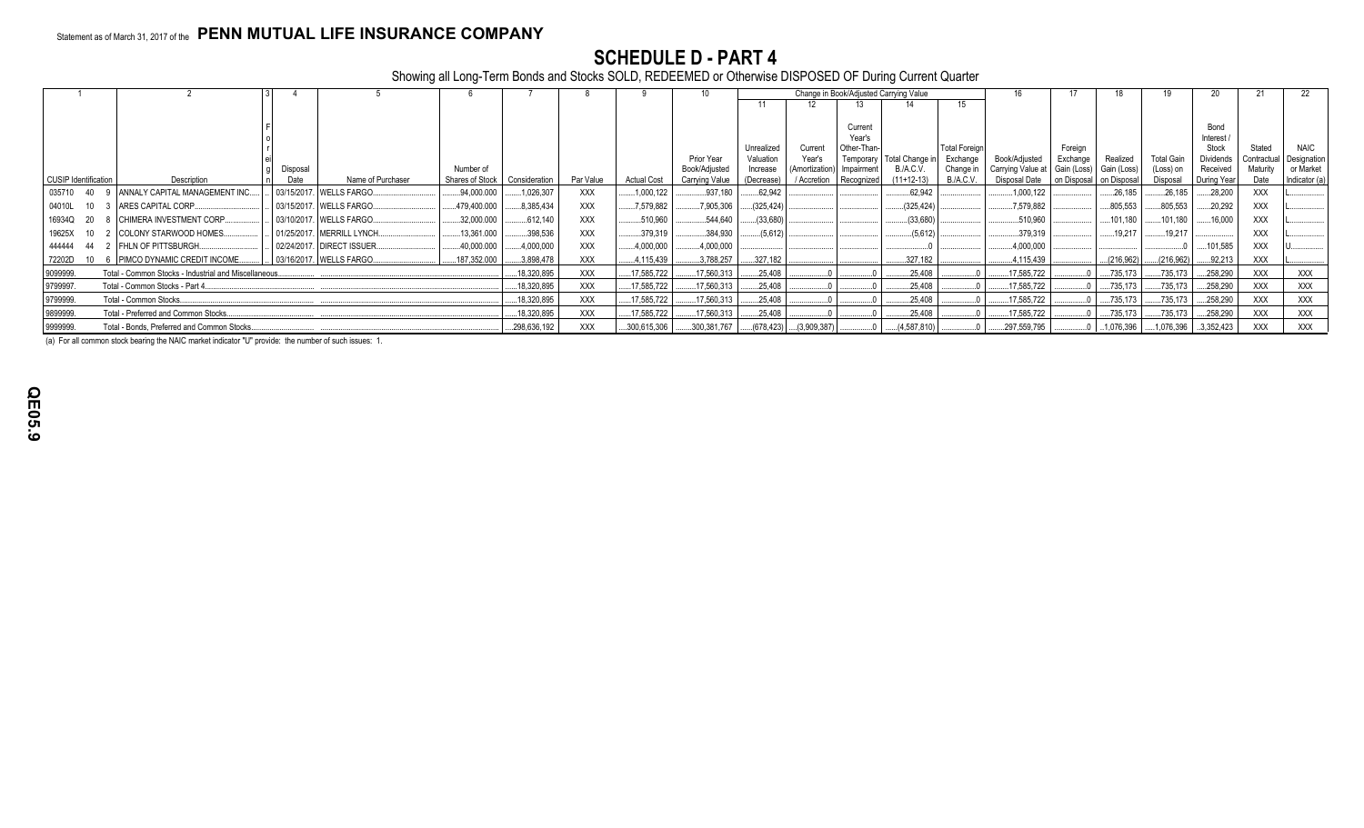Statement as of March 31, 2017 of the **PENN MUTUAL LIFE INSURANCE COMPANY**

# SCHEDULE D - PART 4

Showing all Long-Term Bonds and Stocks SOLD, REDEEMED or Otherwise DISPOSED OF During Current Quarter

| 1 | 2 | 3 | 4 | 5 | 6 | 7 | 8 | 9 | 10 | Change in Book/Adjusted Carrying Value | | | | | 16 | 17 | 18 | 19 | 20 | 21 | 22 |
|---|---|---|---|---|---|---|---|---|---|---|---|---|---|---|---|---|---|---|---|---|---|
| | | | | | | | | | | 11 | 12 | 13 | 14 | 15 | | | | | | | |
| CUSIP Identification | Description | Foreign | Disposal Date | Name of Purchaser | Number of Shares of Stock | Consideration | Par Value | Actual Cost | Prior Year Book/Adjusted Carrying Value | Unrealized Valuation Increase (Decrease) | Current Year's (Amortization) / Accretion | Current Year's Other-Than-Temporary Impairment Recognized | Total Change in B./A.C.V. (11+12-13) | Total Foreign Exchange Change in B./A.C.V. | Book/Adjusted Carrying Value at Disposal Date | Foreign Exchange Gain (Loss) on Disposal | Realized Gain (Loss) on Disposal | Total Gain (Loss) on Disposal | Bond Interest / Stock Dividends Received During Year | Stated Contractual Maturity Date | NAIC Designation or Market Indicator (a) |
| 035710 40 9 | ANNALY CAPITAL MANAGEMENT INC. | | 03/15/2017. | WELLS FARGO. | 94,000.000 | 1,026,307 | XXX | 1,000,122 | 937,180 | 62,942 | | | 62,942 | | 1,000,122 | | 26,185 | 26,185 | 28,200 | XXX | L |
| 04010L 10 3 | ARES CAPITAL CORP. | | 03/15/2017. | WELLS FARGO. | 479,400.000 | 8,385,434 | XXX | 7,579,882 | 7,905,306 | (325,424) | | | (325,424) | | 7,579,882 | | 805,553 | 805,553 | 20,292 | XXX | L |
| 16934Q 20 8 | CHIMERA INVESTMENT CORP. | | 03/10/2017. | WELLS FARGO. | 32,000.000 | 612,140 | XXX | 510,960 | 544,640 | (33,680) | | | (33,680) | | 510,960 | | 101,180 | 101,180 | 16,000 | XXX | L |
| 19625X 10 2 | COLONY STARWOOD HOMES. | | 01/25/2017. | MERRILL LYNCH. | 13,361.000 | 398,536 | XXX | 379,319 | 384,930 | (5,612) | | | (5,612) | | 379,319 | | 19,217 | 19,217 | | XXX | L |
| 444444 44 2 | FHLN OF PITTSBURGH. | | 02/24/2017. | DIRECT ISSUER. | 40,000.000 | 4,000,000 | XXX | 4,000,000 | 4,000,000 | | | | 0 | | 4,000,000 | | | 0 | 101,585 | XXX | U |
| 72202D 10 6 | PIMCO DYNAMIC CREDIT INCOME. | | 03/16/2017. | WELLS FARGO. | 187,352.000 | 3,898,478 | XXX | 4,115,439 | 3,788,257 | 327,182 | | | 327,182 | | 4,115,439 | | (216,962) | (216,962) | 92,213 | XXX | L |
| 9099999. | Total - Common Stocks - Industrial and Miscellaneous. | | | | | 18,320,895 | XXX | 17,585,722 | 17,560,313 | 25,408 | 0 | 0 | 25,408 | 0 | 17,585,722 | 0 | 735,173 | 735,173 | 258,290 | XXX | XXX |
| 9799997. | Total - Common Stocks - Part 4. | | | | | 18,320,895 | XXX | 17,585,722 | 17,560,313 | 25,408 | 0 | 0 | 25,408 | 0 | 17,585,722 | 0 | 735,173 | 735,173 | 258,290 | XXX | XXX |
| 9799999. | Total - Common Stocks. | | | | | 18,320,895 | XXX | 17,585,722 | 17,560,313 | 25,408 | 0 | 0 | 25,408 | 0 | 17,585,722 | 0 | 735,173 | 735,173 | 258,290 | XXX | XXX |
| 9899999. | Total - Preferred and Common Stocks. | | | | | 18,320,895 | XXX | 17,585,722 | 17,560,313 | 25,408 | 0 | 0 | 25,408 | 0 | 17,585,722 | 0 | 735,173 | 735,173 | 258,290 | XXX | XXX |
| 9999999. | Total - Bonds, Preferred and Common Stocks. | | | | | 298,636,192 | XXX | 300,615,306 | 300,381,767 | (678,423) | (3,909,387) | 0 | (4,587,810) | 0 | 297,559,795 | 0 | 1,076,396 | 1,076,396 | 3,352,423 | XXX | XXX |

(a) For all common stock bearing the NAIC market indicator "U" provide: the number of such issues: 1.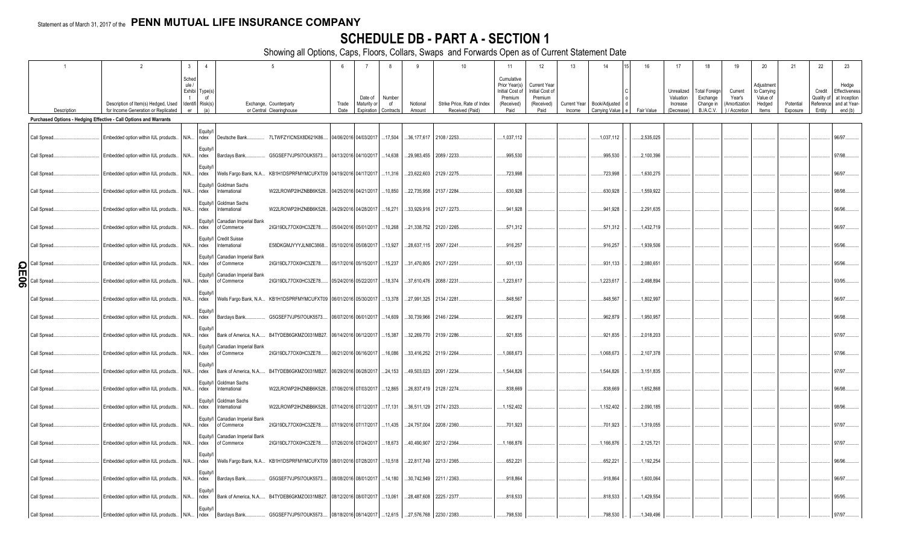Statement as of March 31, 2017 of the **PENN MUTUAL LIFE INSURANCE COMPANY**

# SCHEDULE DB - PART A - SECTION 1

Showing all Options, Caps, Floors, Collars, Swaps and Forwards Open as of Current Statement Date

| 1 | 2 | 3 | 4 | 5 | | 6 | 7 | 8 | 9 | 10 | 11 | 12 | 13 | 14 | 15 | 16 | 17 | 18 | 19 | 20 | 21 | 22 | 23 |
|---|---|---|---|---|---|---|---|---|---|---|---|---|---|---|---|---|---|---|---|---|---|---|---|
| Description | Description of Item(s) Hedged, Used for Income Generation or Replicated | Schedule / Exhibit Identifier | Type(s) of Risk(s) (a) | Exchange, Counterparty or Central Clearinghouse | | Trade Date | Date of Maturity or Expiration | Number of Contracts | Notional Amount | Strike Price, Rate of Index Received (Paid) | Cumulative Prior Year(s) Initial Cost of Premium (Received) Paid | Current Year Initial Cost of Premium (Received) Paid | Current Year Income | Book/Adjusted Carrying Value | Code | Fair Value | Unrealized Valuation Increase (Decrease) | Total Foreign Exchange Change in B./A.C.V. | Current Year's (Amortization) / Accretion | Adjustment to Carrying Value of Hedged Items | Potential Exposure | Credit Quality of Reference Entity | Hedge Effectiveness at Inception and at Year-end (b) |
| **Purchased Options - Hedging Effective - Call Options and Warrants** | | | | | | | | | | | | | | | | | | | | | | | |
| Call Spread | Embedded option within IUL products | N/A | Equity/Index | Deutsche Bank | 7LTWFZYICNSX8D621K86 | 04/06/2016 | 04/03/2017 | 17,504 | 36,177,617 | 2108 / 2253 | 1,037,112 | | | 1,037,112 | | 2,535,025 | | | | | | | 96/97 |
| Call Spread | Embedded option within IUL products | N/A | Equity/Index | Barclays Bank | G5GSEF7VJP5I7OUK5573 | 04/13/2016 | 04/10/2017 | 14,638 | 29,983,455 | 2089 / 2233 | 995,530 | | | 995,530 | | 2,100,396 | | | | | | | 97/98 |
| Call Spread | Embedded option within IUL products | N/A | Equity/Index | Wells Fargo Bank, N.A. | KB1H1DSPRFMYMCUFXT09 | 04/19/2016 | 04/17/2017 | 11,316 | 23,622,603 | 2129 / 2275 | 723,998 | | | 723,998 | | 1,630,275 | | | | | | | 96/97 |
| Call Spread | Embedded option within IUL products | N/A | Equity/Index | Goldman Sachs International | W22LROWP2IHZNBB6K528 | 04/25/2016 | 04/21/2017 | 10,850 | 22,735,958 | 2137 / 2284 | 630,928 | | | 630,928 | | 1,559,922 | | | | | | | 98/98 |
| Call Spread | Embedded option within IUL products | N/A | Equity/Index | Goldman Sachs International | W22LROWP2IHZNBB6K528 | 04/29/2016 | 04/28/2017 | 16,271 | 33,929,916 | 2127 / 2273 | 941,928 | | | 941,928 | | 2,291,635 | | | | | | | 96/96 |
| Call Spread | Embedded option within IUL products | N/A | Equity/Index | Canadian Imperial Bank of Commerce | 2IGI19DL77OX0HC3ZE78 | 05/04/2016 | 05/01/2017 | 10,268 | 21,338,752 | 2120 / 2265 | 571,312 | | | 571,312 | | 1,432,719 | | | | | | | 96/97 |
| Call Spread | Embedded option within IUL products | N/A | Equity/Index | Credit Suisse International | E58DKGMJYYYJLN8C3868 | 05/10/2016 | 05/08/2017 | 13,927 | 28,637,115 | 2097 / 2241 | 916,257 | | | 916,257 | | 1,939,506 | | | | | | | 95/96 |
| Call Spread | Embedded option within IUL products | N/A | Equity/Index | Canadian Imperial Bank of Commerce | 2IGI19DL77OX0HC3ZE78 | 05/17/2016 | 05/15/2017 | 15,237 | 31,470,805 | 2107 / 2251 | 931,133 | | | 931,133 | | 2,080,651 | | | | | | | 95/96 |
| Call Spread | Embedded option within IUL products | N/A | Equity/Index | Canadian Imperial Bank of Commerce | 2IGI19DL77OX0HC3ZE78 | 05/24/2016 | 05/22/2017 | 18,374 | 37,610,476 | 2088 / 2231 | 1,223,617 | | | 1,223,617 | | 2,498,894 | | | | | | | 93/95 |
| Call Spread | Embedded option within IUL products | N/A | Equity/Index | Wells Fargo Bank, N.A. | KB1H1DSPRFMYMCUFXT09 | 06/01/2016 | 05/30/2017 | 13,378 | 27,991,325 | 2134 / 2281 | 848,567 | | | 848,567 | | 1,802,997 | | | | | | | 96/97 |
| Call Spread | Embedded option within IUL products | N/A | Equity/Index | Barclays Bank | G5GSEF7VJP5I7OUK5573 | 06/07/2016 | 06/01/2017 | 14,609 | 30,739,966 | 2146 / 2294 | 962,879 | | | 962,879 | | 1,950,957 | | | | | | | 96/98 |
| Call Spread | Embedded option within IUL products | N/A | Equity/Index | Bank of America, N.A. | B4TYDEB6GKMZO031MB27 | 06/14/2016 | 06/12/2017 | 15,387 | 32,269,770 | 2139 / 2286 | 921,835 | | | 921,835 | | 2,018,203 | | | | | | | 97/97 |
| Call Spread | Embedded option within IUL products | N/A | Equity/Index | Canadian Imperial Bank of Commerce | 2IGI19DL77OX0HC3ZE78 | 06/21/2016 | 06/16/2017 | 16,086 | 33,416,252 | 2119 / 2264 | 1,068,673 | | | 1,068,673 | | 2,107,378 | | | | | | | 97/96 |
| Call Spread | Embedded option within IUL products | N/A | Equity/Index | Bank of America, N.A. | B4TYDEB6GKMZO031MB27 | 06/29/2016 | 06/28/2017 | 24,153 | 49,503,023 | 2091 / 2234 | 1,544,826 | | | 1,544,826 | | 3,151,835 | | | | | | | 97/97 |
| Call Spread | Embedded option within IUL products | N/A | Equity/Index | Goldman Sachs International | W22LROWP2IHZNBB6K528 | 07/06/2016 | 07/03/2017 | 12,865 | 26,837,419 | 2128 / 2274 | 838,669 | | | 838,669 | | 1,652,868 | | | | | | | 96/98 |
| Call Spread | Embedded option within IUL products | N/A | Equity/Index | Goldman Sachs International | W22LROWP2IHZNBB6K528 | 07/14/2016 | 07/12/2017 | 17,131 | 36,511,129 | 2174 / 2323 | 1,152,402 | | | 1,152,402 | | 2,090,185 | | | | | | | 98/96 |
| Call Spread | Embedded option within IUL products | N/A | Equity/Index | Canadian Imperial Bank of Commerce | 2IGI19DL77OX0HC3ZE78 | 07/19/2016 | 07/17/2017 | 11,435 | 24,757,004 | 2208 / 2360 | 701,923 | | | 701,923 | | 1,319,055 | | | | | | | 97/97 |
| Call Spread | Embedded option within IUL products | N/A | Equity/Index | Canadian Imperial Bank of Commerce | 2IGI19DL77OX0HC3ZE78 | 07/26/2016 | 07/24/2017 | 18,673 | 40,490,907 | 2212 / 2364 | 1,166,876 | | | 1,166,876 | | 2,125,721 | | | | | | | 97/97 |
| Call Spread | Embedded option within IUL products | N/A | Equity/Index | Wells Fargo Bank, N.A. | KB1H1DSPRFMYMCUFXT09 | 08/01/2016 | 07/28/2017 | 10,518 | 22,817,749 | 2213 / 2365 | 652,221 | | | 652,221 | | 1,192,254 | | | | | | | 96/96 |
| Call Spread | Embedded option within IUL products | N/A | Equity/Index | Barclays Bank | G5GSEF7VJP5I7OUK5573 | 08/08/2016 | 08/01/2017 | 14,180 | 30,742,949 | 2211 / 2363 | 918,864 | | | 918,864 | | 1,600,064 | | | | | | | 96/97 |
| Call Spread | Embedded option within IUL products | N/A | Equity/Index | Bank of America, N.A. | B4TYDEB6GKMZO031MB27 | 08/12/2016 | 08/07/2017 | 13,061 | 28,487,608 | 2225 / 2377 | 818,533 | | | 818,533 | | 1,429,554 | | | | | | | 95/95 |
| Call Spread | Embedded option within IUL products | N/A | Equity/Index | Barclays Bank | G5GSEF7VJP5I7OUK5573 | 08/18/2016 | 08/14/2017 | 12,615 | 27,576,768 | 2230 / 2383 | 798,530 | | | 798,530 | | 1,349,496 | | | | | | | 97/97 |

QE06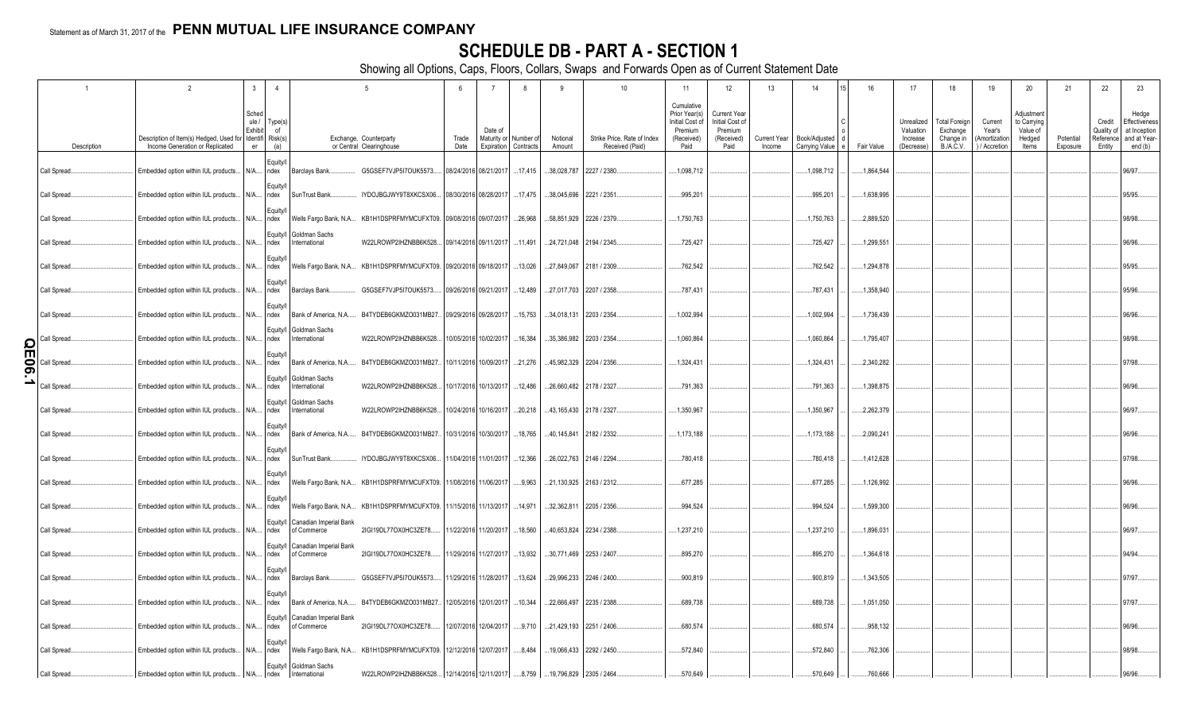Statement as of March 31, 2017 of the **PENN MUTUAL LIFE INSURANCE COMPANY**

# SCHEDULE DB - PART A - SECTION 1

Showing all Options, Caps, Floors, Collars, Swaps and Forwards Open as of Current Statement Date

| 1 | 2 | 3 | 4 | 5 | | 6 | 7 | 8 | 9 | 10 | 11 | 12 | 13 | 14 | 15 | 16 | 17 | 18 | 19 | 20 | 21 | 22 | 23 |
|---|---|---|---|---|---|---|---|---|---|---|---|---|---|---|---|---|---|---|---|---|---|---|---|
| Description | Description of Item(s) Hedged, Used for Income Generation or Replicated | Schedule / Exhibit Identifier | Type(s) of Risk(s) (a) | Exchange, Counterparty or Central Clearinghouse | | Trade Date | Date of Maturity or Expiration | Number of Contracts | Notional Amount | Strike Price, Rate of Index Received (Paid) | Cumulative Prior Year(s) Initial Cost of Premium (Received) Paid | Current Year Initial Cost of Premium (Received) Paid | Current Year Income | Book/Adjusted Carrying Value | Code | Fair Value | Unrealized Valuation Increase (Decrease) | Total Foreign Exchange Change in B./A.C.V. | Current Year's (Amortization) / Accretion | Adjustment to Carrying Value of Hedged Items | Potential Exposure | Credit Quality of Reference Entity | Hedge Effectiveness at Inception and at Year-end (b) |
| Call Spread | Embedded option within IUL products | N/A | Equity/Index | Barclays Bank | G5GSEF7VJP5I7OUK5573 | 08/24/2016 | 08/21/2017 | 17,415 | 38,028,787 | 2227 / 2380 | 1,098,712 | | | 1,098,712 | | 1,864,544 | | | | | | | 96/97 |
| Call Spread | Embedded option within IUL products | N/A | Equity/Index | SunTrust Bank | IYDOJBGJWY9T8XKCSX06 | 08/30/2016 | 08/28/2017 | 17,475 | 38,045,696 | 2221 / 2351 | 995,201 | | | 995,201 | | 1,638,995 | | | | | | | 95/95 |
| Call Spread | Embedded option within IUL products | N/A | Equity/Index | Wells Fargo Bank, N.A. | KB1H1DSPRFMYMCUFXT09 | 09/08/2016 | 09/07/2017 | 26,968 | 58,851,929 | 2226 / 2379 | 1,750,763 | | | 1,750,763 | | 2,889,520 | | | | | | | 98/98 |
| Call Spread | Embedded option within IUL products | N/A | Equity/Index | Goldman Sachs International | W22LROWP2IHZNBB6K528 | 09/14/2016 | 09/11/2017 | 11,491 | 24,721,048 | 2194 / 2345 | 725,427 | | | 725,427 | | 1,299,551 | | | | | | | 96/96 |
| Call Spread | Embedded option within IUL products | N/A | Equity/Index | Wells Fargo Bank, N.A. | KB1H1DSPRFMYMCUFXT09 | 09/20/2016 | 09/18/2017 | 13,026 | 27,849,067 | 2181 / 2309 | 762,542 | | | 762,542 | | 1,294,878 | | | | | | | 95/95 |
| Call Spread | Embedded option within IUL products | N/A | Equity/Index | Barclays Bank | G5GSEF7VJP5I7OUK5573 | 09/26/2016 | 09/21/2017 | 12,489 | 27,017,703 | 2207 / 2358 | 787,431 | | | 787,431 | | 1,358,940 | | | | | | | 95/96 |
| Call Spread | Embedded option within IUL products | N/A | Equity/Index | Bank of America, N.A. | B4TYDEB6GKMZO031MB27 | 09/29/2016 | 09/28/2017 | 15,753 | 34,018,131 | 2203 / 2354 | 1,002,994 | | | 1,002,994 | | 1,736,439 | | | | | | | 96/96 |
| Call Spread | Embedded option within IUL products | N/A | Equity/Index | Goldman Sachs International | W22LROWP2IHZNBB6K528 | 10/05/2016 | 10/02/2017 | 16,384 | 35,386,982 | 2203 / 2354 | 1,060,864 | | | 1,060,864 | | 1,795,407 | | | | | | | 98/98 |
| Call Spread | Embedded option within IUL products | N/A | Equity/Index | Bank of America, N.A. | B4TYDEB6GKMZO031MB27 | 10/11/2016 | 10/09/2017 | 21,276 | 45,982,329 | 2204 / 2356 | 1,324,431 | | | 1,324,431 | | 2,340,282 | | | | | | | 97/98 |
| Call Spread | Embedded option within IUL products | N/A | Equity/Index | Goldman Sachs International | W22LROWP2IHZNBB6K528 | 10/17/2016 | 10/13/2017 | 12,486 | 26,660,482 | 2178 / 2327 | 791,363 | | | 791,363 | | 1,398,875 | | | | | | | 96/96 |
| Call Spread | Embedded option within IUL products | N/A | Equity/Index | Goldman Sachs International | W22LROWP2IHZNBB6K528 | 10/24/2016 | 10/16/2017 | 20,218 | 43,165,430 | 2178 / 2327 | 1,350,967 | | | 1,350,967 | | 2,262,379 | | | | | | | 96/97 |
| Call Spread | Embedded option within IUL products | N/A | Equity/Index | Bank of America, N.A. | B4TYDEB6GKMZO031MB27 | 10/31/2016 | 10/30/2017 | 18,765 | 40,145,841 | 2182 / 2332 | 1,173,188 | | | 1,173,188 | | 2,090,241 | | | | | | | 96/96 |
| Call Spread | Embedded option within IUL products | N/A | Equity/Index | SunTrust Bank | IYDOJBGJWY9T8XKCSX06 | 11/04/2016 | 11/01/2017 | 12,366 | 26,022,763 | 2146 / 2294 | 780,418 | | | 780,418 | | 1,412,628 | | | | | | | 97/98 |
| Call Spread | Embedded option within IUL products | N/A | Equity/Index | Wells Fargo Bank, N.A. | KB1H1DSPRFMYMCUFXT09 | 11/08/2016 | 11/06/2017 | 9,963 | 21,130,925 | 2163 / 2312 | 677,285 | | | 677,285 | | 1,126,992 | | | | | | | 96/96 |
| Call Spread | Embedded option within IUL products | N/A | Equity/Index | Wells Fargo Bank, N.A. | KB1H1DSPRFMYMCUFXT09 | 11/15/2016 | 11/13/2017 | 14,971 | 32,362,811 | 2205 / 2356 | 994,524 | | | 994,524 | | 1,599,300 | | | | | | | 96/96 |
| Call Spread | Embedded option within IUL products | N/A | Equity/Index | Canadian Imperial Bank of Commerce | 2IGI19DL77OX0HC3ZE78 | 11/22/2016 | 11/20/2017 | 18,560 | 40,653,824 | 2234 / 2388 | 1,237,210 | | | 1,237,210 | | 1,896,031 | | | | | | | 96/97 |
| Call Spread | Embedded option within IUL products | N/A | Equity/Index | Canadian Imperial Bank of Commerce | 2IGI19DL77OX0HC3ZE78 | 11/29/2016 | 11/27/2017 | 13,932 | 30,771,469 | 2253 / 2407 | 895,270 | | | 895,270 | | 1,364,618 | | | | | | | 94/94 |
| Call Spread | Embedded option within IUL products | N/A | Equity/Index | Barclays Bank | G5GSEF7VJP5I7OUK5573 | 11/29/2016 | 11/28/2017 | 13,624 | 29,996,233 | 2246 / 2400 | 900,819 | | | 900,819 | | 1,343,505 | | | | | | | 97/97 |
| Call Spread | Embedded option within IUL products | N/A | Equity/Index | Bank of America, N.A. | B4TYDEB6GKMZO031MB27 | 12/05/2016 | 12/01/2017 | 10,344 | 22,666,497 | 2235 / 2388 | 689,738 | | | 689,738 | | 1,051,050 | | | | | | | 97/97 |
| Call Spread | Embedded option within IUL products | N/A | Equity/Index | Canadian Imperial Bank of Commerce | 2IGI19DL77OX0HC3ZE78 | 12/07/2016 | 12/04/2017 | 9,710 | 21,429,193 | 2251 / 2406 | 680,574 | | | 680,574 | | 958,132 | | | | | | | 96/96 |
| Call Spread | Embedded option within IUL products | N/A | Equity/Index | Wells Fargo Bank, N.A. | KB1H1DSPRFMYMCUFXT09 | 12/12/2016 | 12/07/2017 | 8,484 | 19,066,433 | 2292 / 2450 | 572,840 | | | 572,840 | | 762,306 | | | | | | | 98/98 |
| Call Spread | Embedded option within IUL products | N/A | Equity/Index | Goldman Sachs International | W22LROWP2IHZNBB6K528 | 12/14/2016 | 12/11/2017 | 8,759 | 19,796,829 | 2305 / 2464 | 570,649 | | | 570,649 | | 760,666 | | | | | | | 96/96 |

QE06.1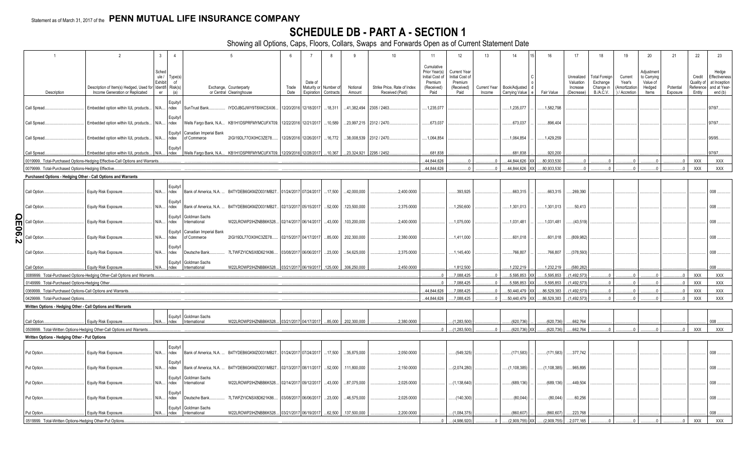Statement as of March 31, 2017 of the **PENN MUTUAL LIFE INSURANCE COMPANY**

# SCHEDULE DB - PART A - SECTION 1

Showing all Options, Caps, Floors, Collars, Swaps and Forwards Open as of Current Statement Date

| 1 | 2 | 3 | 4 | 5 | | | 6 | 7 | 8 | 9 | 10 | 11 | 12 | 13 | 14 | 15 | 16 | 17 | 18 | 19 | 20 | 21 | 22 | 23 |
|---|---|---|---|---|---|---|---|---|---|---|---|---|---|---|---|---|---|---|---|---|---|---|---|---|
| Description | Description of Item(s) Hedged, Used for Income Generation or Replicated | Schedule / Exhibit Identifier | Type(s) of Risk(s) (a) | Exchange, Counterparty or Central Clearinghouse | | | Trade Date | Date of Maturity or Expiration | Number of Contracts | Notional Amount | Strike Price, Rate of Index Received (Paid) | Cumulative Prior Year(s) Initial Cost of Premium (Received) Paid | Current Year Initial Cost of Premium (Received) Paid | Current Year Income | Book/Adjusted Carrying Value | Code | Fair Value | Unrealized Valuation Increase (Decrease) | Total Foreign Exchange Change in B./A.C.V. | Current Year's (Amortization) / Accretion | Adjustment to Carrying Value of Hedged Items | Potential Exposure | Credit Quality of Reference Entity | Hedge Effectiveness at Inception and at Year-end (b) |
| Call Spread | Embedded option within IUL products | N/A | Equity/Index | SunTrust Bank | IYDOJBGJWY9T8XKCSX06 | | 12/20/2016 | 12/18/2017 | 18,311 | 41,382,494 | 2305 / 2463 | 1,235,077 | | | 1,235,077 | | 1,582,798 | | | | | | | 97/97 |
| Call Spread | Embedded option within IUL products | N/A | Equity/Index | Wells Fargo Bank, N.A. | KB1H1DSPRFMYMCUFXT09 | | 12/22/2016 | 12/21/2017 | 10,589 | 23,997,215 | 2312 / 2470 | 673,037 | | | 673,037 | | 896,404 | | | | | | | 97/97 |
| Call Spread | Embedded option within IUL products | N/A | Equity/Index | Canadian Imperial Bank of Commerce | 2IGI19DL77OX0HC3ZE78 | | 12/28/2016 | 12/26/2017 | 16,772 | 38,008,539 | 2312 / 2470 | 1,064,854 | | | 1,064,854 | | 1,429,259 | | | | | | | 95/95 |
| Call Spread | Embedded option within IUL products | N/A | Equity/Index | Wells Fargo Bank, N.A. | KB1H1DSPRFMYMCUFXT09 | | 12/29/2016 | 12/28/2017 | 10,367 | 23,324,921 | 2295 / 2452 | 681,838 | | | 681,838 | | 920,200 | | | | | | | 97/97 |
| 0019999. Total-Purchased Options-Hedging Effective-Call Options and Warrants | | | | | | | | | | | | 44,844,626 | 0 | 0 | 44,844,626 | XX | 80,933,530 | 0 | 0 | 0 | 0 | 0 | XXX | XXX |
| 0079999. Total-Purchased Options-Hedging Effective | | | | | | | | | | | | 44,844,626 | 0 | 0 | 44,844,626 | XX | 80,933,530 | 0 | 0 | 0 | 0 | 0 | XXX | XXX |
| **Purchased Options - Hedging Other - Call Options and Warrants** | | | | | | | | | | | | | | | | | | | | | | | | |
| Call Option | Equity Risk Exposure | N/A | Equity/Index | Bank of America, N.A. | B4TYDEB6GKMZO031MB27 | | 01/24/2017 | 07/24/2017 | 17,500 | 42,000,000 | 2,400.0000 | | 393,925 | | 663,315 | | 663,315 | 269,390 | | | | | | 008 |
| Call Option | Equity Risk Exposure | N/A | Equity/Index | Bank of America, N.A. | B4TYDEB6GKMZO031MB27 | | 02/13/2017 | 05/15/2017 | 52,000 | 123,500,000 | 2,375.0000 | | 1,250,600 | | 1,301,013 | | 1,301,013 | 50,413 | | | | | | 008 |
| Call Option | Equity Risk Exposure | N/A | Equity/Index | Goldman Sachs International | W22LROWP2IHZNBB6K528 | | 02/14/2017 | 06/14/2017 | 43,000 | 103,200,000 | 2,400.0000 | | 1,075,000 | | 1,031,481 | | 1,031,481 | (43,519) | | | | | | 008 |
| Call Option | Equity Risk Exposure | N/A | Equity/Index | Canadian Imperial Bank of Commerce | 2IGI19DL77OX0HC3ZE78 | | 02/15/2017 | 04/17/2017 | 85,000 | 202,300,000 | 2,380.0000 | | 1,411,000 | | 601,018 | | 601,018 | (809,982) | | | | | | 008 |
| Call Option | Equity Risk Exposure | N/A | Equity/Index | Deutsche Bank | 7LTWFZYICNSX8D621K86 | | 03/08/2017 | 06/06/2017 | 23,000 | 54,625,000 | 2,375.0000 | | 1,145,400 | | 766,807 | | 766,807 | (378,593) | | | | | | 008 |
| Call Option | Equity Risk Exposure | N/A | Equity/Index | Goldman Sachs International | W22LROWP2IHZNBB6K528 | | 03/21/2017 | 06/19/2017 | 125,000 | 306,250,000 | 2,450.0000 | | 1,812,500 | | 1,232,219 | | 1,232,219 | (580,282) | | | | | | 008 |
| 0089999. Total-Purchased Options-Hedging Other-Call Options and Warrants | | | | | | | | | | | | 0 | 7,088,425 | 0 | 5,595,853 | XX | 5,595,853 | (1,492,573) | 0 | 0 | 0 | 0 | XXX | XXX |
| 0149999. Total-Purchased Options-Hedging Other | | | | | | | | | | | | 0 | 7,088,425 | 0 | 5,595,853 | XX | 5,595,853 | (1,492,573) | 0 | 0 | 0 | 0 | XXX | XXX |
| 0369999. Total-Purchased Options-Call Options and Warrants | | | | | | | | | | | | 44,844,626 | 7,088,425 | 0 | 50,440,479 | XX | 86,529,383 | (1,492,573) | 0 | 0 | 0 | 0 | XXX | XXX |
| 0429999. Total-Purchased Options | | | | | | | | | | | | 44,844,626 | 7,088,425 | 0 | 50,440,479 | XX | 86,529,383 | (1,492,573) | 0 | 0 | 0 | 0 | XXX | XXX |
| **Written Options - Hedging Other - Call Options and Warrants** | | | | | | | | | | | | | | | | | | | | | | | | |
| Call Option | Equity Risk Exposure | N/A | Equity/Index | Goldman Sachs International | W22LROWP2IHZNBB6K528 | | 03/21/2017 | 04/17/2017 | 85,000 | 202,300,000 | 2,380.0000 | | (1,283,500) | | (620,736) | | (620,736) | 662,764 | | | | | | 008 |
| 0509999. Total-Written Options-Hedging Other-Call Options and Warrants | | | | | | | | | | | | 0 | (1,283,500) | 0 | (620,736) | XX | (620,736) | 662,764 | 0 | 0 | 0 | 0 | XXX | XXX |
| **Written Options - Hedging Other - Put Options** | | | | | | | | | | | | | | | | | | | | | | | | |
| Put Option | Equity Risk Exposure | N/A | Equity/Index | Bank of America, N.A. | B4TYDEB6GKMZO031MB27 | | 01/24/2017 | 07/24/2017 | 17,500 | 35,875,000 | 2,050.0000 | | (549,325) | | (171,583) | | (171,583) | 377,742 | | | | | | 008 |
| Put Option | Equity Risk Exposure | N/A | Equity/Index | Bank of America, N.A. | B4TYDEB6GKMZO031MB27 | | 02/13/2017 | 08/11/2017 | 52,000 | 111,800,000 | 2,150.0000 | | (2,074,280) | | (1,108,385) | | (1,108,385) | 965,895 | | | | | | 008 |
| Put Option | Equity Risk Exposure | N/A | Equity/Index | Goldman Sachs International | W22LROWP2IHZNBB6K528 | | 02/14/2017 | 09/12/2017 | 43,000 | 87,075,000 | 2,025.0000 | | (1,138,640) | | (689,136) | | (689,136) | 449,504 | | | | | | 008 |
| Put Option | Equity Risk Exposure | N/A | Equity/Index | Deutsche Bank | 7LTWFZYICNSX8D621K86 | | 03/08/2017 | 06/06/2017 | 23,000 | 46,575,000 | 2,025.0000 | | (140,300) | | (80,044) | | (80,044) | 60,256 | | | | | | 008 |
| Put Option | Equity Risk Exposure | N/A | Equity/Index | Goldman Sachs International | W22LROWP2IHZNBB6K528 | | 03/21/2017 | 06/19/2017 | 62,500 | 137,500,000 | 2,200.0000 | | (1,084,375) | | (860,607) | | (860,607) | 223,768 | | | | | | 008 |
| 0519999. Total-Written Options-Hedging Other-Put Options | | | | | | | | | | | | 0 | (4,986,920) | 0 | (2,909,755) | XX | (2,909,755) | 2,077,165 | 0 | 0 | 0 | 0 | XXX | XXX |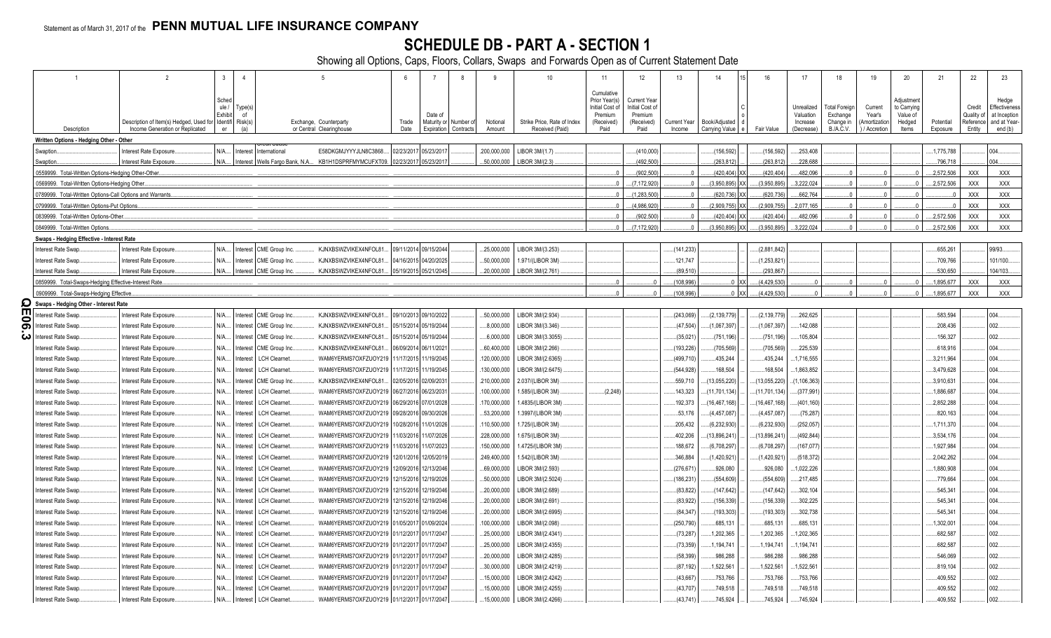Statement as of March 31, 2017 of the **PENN MUTUAL LIFE INSURANCE COMPANY**

# SCHEDULE DB - PART A - SECTION 1

Showing all Options, Caps, Floors, Collars, Swaps and Forwards Open as of Current Statement Date

| 1 | 2 | 3 | 4 | 5 | | 6 | 7 | 8 | 9 | 10 | 11 | 12 | 13 | 14 | 15 | 16 | 17 | 18 | 19 | 20 | 21 | 22 | 23 |
|---|---|---|---|---|---|---|---|---|---|---|---|---|---|---|---|---|---|---|---|---|---|---|---|
| Description | Description of Item(s) Hedged, Used for Income Generation or Replicated | Schedule / Exhibit Identifier | Type(s) of Risk(s) (a) | Exchange, Counterparty or Central Clearinghouse | | Trade Date | Date of Maturity or Expiration | Number of Contracts | Notional Amount | Strike Price, Rate of Index Received (Paid) | Cumulative Prior Year(s) Initial Cost of Premium (Received) Paid | Current Year Initial Cost of Premium (Received) Paid | Current Year Income | Book/Adjusted Carrying Value | Code | Fair Value | Unrealized Valuation Increase (Decrease) | Total Foreign Exchange Change in B./A.C.V. | Current Year's (Amortization) / Accretion | Adjustment to Carrying Value of Hedged Items | Potential Exposure | Credit Quality of Reference Entity | Hedge Effectiveness at Inception and at Year-end (b) |
| **Written Options - Hedging Other - Other** | | | | | | | | | | | | | | | | | | | | | | | |
| Swaption | Interest Rate Exposure | N/A | Interest | Credit Suisse International | E58DKGMJYYYJLN8C3868 | 02/23/2017 | 05/23/2017 | | 200,000,000 | LIBOR 3M/(1.7) | | (410,000) | | (156,592) | | (156,592) | 253,408 | | | | 1,775,788 | | 004 |
| Swaption | Interest Rate Exposure | N/A | Interest | Wells Fargo Bank, N.A. | KB1H1DSPRFMYMCUFXT09 | 02/23/2017 | 05/23/2017 | | 50,000,000 | LIBOR 3M/(2.3) | | (492,500) | | (263,812) | | (263,812) | 228,688 | | | | 796,718 | | 004 |
| 0559999. Total-Written Options-Hedging Other-Other | | | | | | | | | | | 0 | (902,500) | 0 | (420,404) | XX | (420,404) | 482,096 | 0 | 0 | 0 | 2,572,506 | XXX | XXX |
| 0569999. Total-Written Options-Hedging Other | | | | | | | | | | | 0 | (7,172,920) | 0 | (3,950,895) | XX | (3,950,895) | 3,222,024 | 0 | 0 | 0 | 2,572,506 | XXX | XXX |
| 0789999. Total-Written Options-Call Options and Warrants | | | | | | | | | | | 0 | (1,283,500) | 0 | (620,736) | XX | (620,736) | 662,764 | 0 | 0 | 0 | 0 | XXX | XXX |
| 0799999. Total-Written Options-Put Options | | | | | | | | | | | 0 | (4,986,920) | 0 | (2,909,755) | XX | (2,909,755) | 2,077,165 | 0 | 0 | 0 | 0 | XXX | XXX |
| 0839999. Total-Written Options-Other | | | | | | | | | | | 0 | (902,500) | 0 | (420,404) | XX | (420,404) | 482,096 | 0 | 0 | 0 | 2,572,506 | XXX | XXX |
| 0849999. Total-Written Options | | | | | | | | | | | 0 | (7,172,920) | 0 | (3,950,895) | XX | (3,950,895) | 3,222,024 | 0 | 0 | 0 | 2,572,506 | XXX | XXX |
| **Swaps - Hedging Effective - Interest Rate** | | | | | | | | | | | | | | | | | | | | | | | |
| Interest Rate Swap | Interest Rate Exposure | N/A | Interest | CME Group Inc. | KJNXBSWZVIKEX4NFOL81 | 09/11/2014 | 09/15/2044 | | 25,000,000 | LIBOR 3M/(3.253) | | | (141,233) | | | (2,881,842) | | | | | 655,261 | | 99/93 |
| Interest Rate Swap | Interest Rate Exposure | N/A | Interest | CME Group Inc. | KJNXBSWZVIKEX4NFOL81 | 04/16/2015 | 04/20/2025 | | 50,000,000 | 1.971/(LIBOR 3M) | | | 121,747 | | | (1,253,821) | | | | | 709,766 | | 101/100 |
| Interest Rate Swap | Interest Rate Exposure | N/A | Interest | CME Group Inc. | KJNXBSWZVIKEX4NFOL81 | 05/19/2015 | 05/21/2045 | | 20,000,000 | LIBOR 3M/(2.761) | | | (89,510) | | | (293,867) | | | | | 530,650 | | 104/103 |
| 0859999. Total-Swaps-Hedging Effective-Interest Rate | | | | | | | | | | | 0 | 0 | (108,996) | 0 | XX | (4,429,530) | 0 | 0 | 0 | 0 | 1,895,677 | XXX | XXX |
| 0909999. Total-Swaps-Hedging Effective | | | | | | | | | | | 0 | 0 | (108,996) | 0 | XX | (4,429,530) | 0 | 0 | 0 | 0 | 1,895,677 | XXX | XXX |
| **Swaps - Hedging Other - Interest Rate** | | | | | | | | | | | | | | | | | | | | | | | |
| Interest Rate Swap | Interest Rate Exposure | N/A | Interest | CME Group Inc. | KJNXBSWZVIKEX4NFOL81 | 09/10/2013 | 09/10/2022 | | 50,000,000 | LIBOR 3M/(2.934) | | | (243,069) | (2,139,779) | | (2,139,779) | 262,625 | | | | 583,594 | | 004 |
| Interest Rate Swap | Interest Rate Exposure | N/A | Interest | CME Group Inc. | KJNXBSWZVIKEX4NFOL81 | 05/15/2014 | 05/19/2044 | | 8,000,000 | LIBOR 3M/(3.346) | | | (47,504) | (1,067,397) | | (1,067,397) | 142,088 | | | | 208,436 | | 002 |
| Interest Rate Swap | Interest Rate Exposure | N/A | Interest | CME Group Inc. | KJNXBSWZVIKEX4NFOL81 | 05/15/2014 | 05/19/2044 | | 6,000,000 | LIBOR 3M/(3.3055) | | | (35,021) | (751,196) | | (751,196) | 105,804 | | | | 156,327 | | 002 |
| Interest Rate Swap | Interest Rate Exposure | N/A | Interest | CME Group Inc. | KJNXBSWZVIKEX4NFOL81 | 06/09/2014 | 06/11/2021 | | 60,400,000 | LIBOR 3M/(2.266) | | | (193,226) | (705,569) | | (705,569) | 225,539 | | | | 618,916 | | 004 |
| Interest Rate Swap | Interest Rate Exposure | N/A | Interest | LCH Clearnet | WAM6YERMS7OXFZUOY219 | 11/17/2015 | 11/19/2045 | | 120,000,000 | LIBOR 3M/(2.6365) | | | (499,710) | 435,244 | | 435,244 | 1,716,555 | | | | 3,211,964 | | 004 |
| Interest Rate Swap | Interest Rate Exposure | N/A | Interest | LCH Clearnet | WAM6YERMS7OXFZUOY219 | 11/17/2015 | 11/19/2045 | | 130,000,000 | LIBOR 3M/(2.6475) | | | (544,928) | 168,504 | | 168,504 | 1,863,852 | | | | 3,479,628 | | 004 |
| Interest Rate Swap | Interest Rate Exposure | N/A | Interest | CME Group Inc. | KJNXBSWZVIKEX4NFOL81 | 02/05/2016 | 02/09/2031 | | 210,000,000 | 2.037/(LIBOR 3M) | | | 559,710 | (13,055,220) | | (13,055,220) | (1,106,363) | | | | 3,910,631 | | 004 |
| Interest Rate Swap | Interest Rate Exposure | N/A | Interest | LCH Clearnet | WAM6YERMS7OXFZUOY219 | 06/27/2016 | 06/23/2031 | | 100,000,000 | 1.585/(LIBOR 3M) | (2,248) | | 143,323 | (11,701,134) | | (11,701,134) | (377,991) | | | | 1,886,687 | | 004 |
| Interest Rate Swap | Interest Rate Exposure | N/A | Interest | LCH Clearnet | WAM6YERMS7OXFZUOY219 | 06/29/2016 | 07/01/2028 | | 170,000,000 | 1.4835/(LIBOR 3M) | | | 192,373 | (16,467,168) | | (16,467,168) | (401,160) | | | | 2,852,288 | | 004 |
| Interest Rate Swap | Interest Rate Exposure | N/A | Interest | LCH Clearnet | WAM6YERMS7OXFZUOY219 | 09/28/2016 | 09/30/2026 | | 53,200,000 | 1.3997/(LIBOR 3M) | | | 53,176 | (4,457,087) | | (4,457,087) | (75,287) | | | | 820,163 | | 004 |
| Interest Rate Swap | Interest Rate Exposure | N/A | Interest | LCH Clearnet | WAM6YERMS7OXFZUOY219 | 10/28/2016 | 11/01/2026 | | 110,500,000 | 1.725/(LIBOR 3M) | | | 205,432 | (6,232,930) | | (6,232,930) | (252,057) | | | | 1,711,370 | | 004 |
| Interest Rate Swap | Interest Rate Exposure | N/A | Interest | LCH Clearnet | WAM6YERMS7OXFZUOY219 | 11/03/2016 | 11/07/2026 | | 228,000,000 | 1.675/(LIBOR 3M) | | | 402,206 | (13,896,241) | | (13,896,241) | (492,844) | | | | 3,534,176 | | 004 |
| Interest Rate Swap | Interest Rate Exposure | N/A | Interest | LCH Clearnet | WAM6YERMS7OXFZUOY219 | 11/03/2016 | 11/07/2023 | | 150,000,000 | 1.4725/(LIBOR 3M) | | | 188,672 | (6,708,297) | | (6,708,297) | (167,077) | | | | 1,927,984 | | 004 |
| Interest Rate Swap | Interest Rate Exposure | N/A | Interest | LCH Clearnet | WAM6YERMS7OXFZUOY219 | 12/01/2016 | 12/05/2019 | | 249,400,000 | 1.542/(LIBOR 3M) | | | 346,884 | (1,420,921) | | (1,420,921) | (518,372) | | | | 2,042,262 | | 004 |
| Interest Rate Swap | Interest Rate Exposure | N/A | Interest | LCH Clearnet | WAM6YERMS7OXFZUOY219 | 12/09/2016 | 12/13/2046 | | 69,000,000 | LIBOR 3M/(2.593) | | | (276,671) | 926,080 | | 926,080 | 1,022,226 | | | | 1,880,908 | | 004 |
| Interest Rate Swap | Interest Rate Exposure | N/A | Interest | LCH Clearnet | WAM6YERMS7OXFZUOY219 | 12/15/2016 | 12/19/2026 | | 50,000,000 | LIBOR 3M/(2.5024) | | | (186,231) | (554,609) | | (554,609) | 217,485 | | | | 779,664 | | 004 |
| Interest Rate Swap | Interest Rate Exposure | N/A | Interest | LCH Clearnet | WAM6YERMS7OXFZUOY219 | 12/15/2016 | 12/19/2046 | | 20,000,000 | LIBOR 3M/(2.689) | | | (83,822) | (147,642) | | (147,642) | 302,104 | | | | 545,341 | | 004 |
| Interest Rate Swap | Interest Rate Exposure | N/A | Interest | LCH Clearnet | WAM6YERMS7OXFZUOY219 | 12/15/2016 | 12/19/2046 | | 20,000,000 | LIBOR 3M/(2.691) | | | (83,922) | (156,339) | | (156,339) | 302,225 | | | | 545,341 | | 004 |
| Interest Rate Swap | Interest Rate Exposure | N/A | Interest | LCH Clearnet | WAM6YERMS7OXFZUOY219 | 12/15/2016 | 12/19/2046 | | 20,000,000 | LIBOR 3M/(2.6995) | | | (84,347) | (193,303) | | (193,303) | 302,738 | | | | 545,341 | | 004 |
| Interest Rate Swap | Interest Rate Exposure | N/A | Interest | LCH Clearnet | WAM6YERMS7OXFZUOY219 | 01/05/2017 | 01/09/2024 | | 100,000,000 | LIBOR 3M/(2.098) | | | (250,790) | 685,131 | | 685,131 | 685,131 | | | | 1,302,001 | | 004 |
| Interest Rate Swap | Interest Rate Exposure | N/A | Interest | LCH Clearnet | WAM6YERMS7OXFZUOY219 | 01/12/2017 | 01/17/2047 | | 25,000,000 | LIBOR 3M/(2.4341) | | | (73,287) | 1,202,365 | | 1,202,365 | 1,202,365 | | | | 682,587 | | 002 |
| Interest Rate Swap | Interest Rate Exposure | N/A | Interest | LCH Clearnet | WAM6YERMS7OXFZUOY219 | 01/12/2017 | 01/17/2047 | | 25,000,000 | LIBOR 3M/(2.4355) | | | (73,359) | 1,194,741 | | 1,194,741 | 1,194,741 | | | | 682,587 | | 002 |
| Interest Rate Swap | Interest Rate Exposure | N/A | Interest | LCH Clearnet | WAM6YERMS7OXFZUOY219 | 01/12/2017 | 01/17/2047 | | 20,000,000 | LIBOR 3M/(2.4285) | | | (58,399) | 986,288 | | 986,288 | 986,288 | | | | 546,069 | | 002 |
| Interest Rate Swap | Interest Rate Exposure | N/A | Interest | LCH Clearnet | WAM6YERMS7OXFZUOY219 | 01/12/2017 | 01/17/2047 | | 30,000,000 | LIBOR 3M/(2.4219) | | | (87,192) | 1,522,561 | | 1,522,561 | 1,522,561 | | | | 819,104 | | 002 |
| Interest Rate Swap | Interest Rate Exposure | N/A | Interest | LCH Clearnet | WAM6YERMS7OXFZUOY219 | 01/12/2017 | 01/17/2047 | | 15,000,000 | LIBOR 3M/(2.4242) | | | (43,667) | 753,766 | | 753,766 | 753,766 | | | | 409,552 | | 002 |
| Interest Rate Swap | Interest Rate Exposure | N/A | Interest | LCH Clearnet | WAM6YERMS7OXFZUOY219 | 01/12/2017 | 01/17/2047 | | 15,000,000 | LIBOR 3M/(2.4255) | | | (43,707) | 749,518 | | 749,518 | 749,518 | | | | 409,552 | | 002 |
| Interest Rate Swap | Interest Rate Exposure | N/A | Interest | LCH Clearnet | WAM6YERMS7OXFZUOY219 | 01/12/2017 | 01/17/2047 | | 15,000,000 | LIBOR 3M/(2.4266) | | | (43,741) | 745,924 | | 745,924 | 745,924 | | | | 409,552 | | 002 |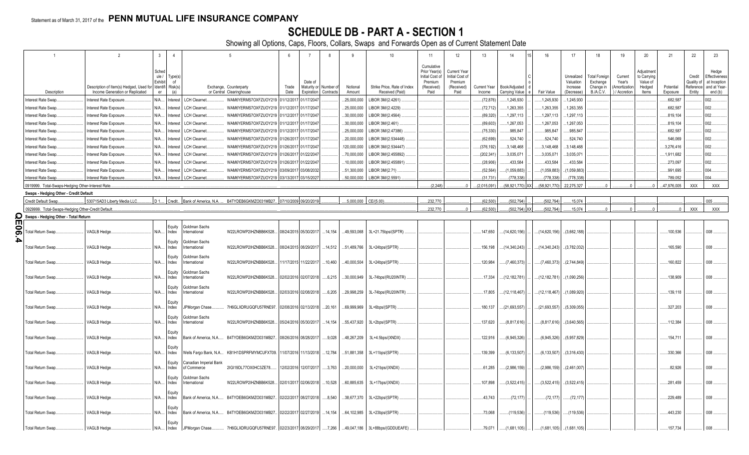Statement as of March 31, 2017 of the **PENN MUTUAL LIFE INSURANCE COMPANY**

# SCHEDULE DB - PART A - SECTION 1

Showing all Options, Caps, Floors, Collars, Swaps and Forwards Open as of Current Statement Date

| 1 | 2 | 3 | 4 | 5 | | 6 | 7 | 8 | 9 | 10 | 11 | 12 | 13 | 14 | 15 | 16 | 17 | 18 | 19 | 20 | 21 | 22 | 23 |
|---|---|---|---|---|---|---|---|---|---|---|---|---|---|---|---|---|---|---|---|---|---|---|---|
| Description | Description of Item(s) Hedged, Used for Income Generation or Replicated | Schedule / Exhibit Identifier | Type(s) of Risk(s) (a) | Exchange, Counterparty or Central Clearinghouse | | Trade Date | Date of Maturity or Expiration | Number of Contracts | Notional Amount | Strike Price, Rate of Index Received (Paid) | Cumulative Prior Year(s) Initial Cost of Premium (Received) Paid | Current Year Initial Cost of Premium (Received) Paid | Current Year Income | Book/Adjusted Carrying Value | Code | Fair Value | Unrealized Valuation Increase (Decrease) | Total Foreign Exchange Change in B./A.C.V. | Current Year's (Amortization) / Accretion | Adjustment to Carrying Value of Hedged Items | Potential Exposure | Credit Quality of Reference Entity | Hedge Effectiveness at Inception and at Year-end (b) |
| Interest Rate Swap | Interest Rate Exposure | N/A | Interest | LCH Clearnet | WAM6YERMS7OXFZUOY219 | 01/12/2017 | 01/17/2047 | | 25,000,000 | LIBOR 3M/(2.4261) | | | (72,876) | 1,245,930 | | 1,245,930 | 1,245,930 | | | | 682,587 | | 002 |
| Interest Rate Swap | Interest Rate Exposure | N/A | Interest | LCH Clearnet | WAM6YERMS7OXFZUOY219 | 01/12/2017 | 01/17/2047 | | 25,000,000 | LIBOR 3M/(2.4229) | | | (72,712) | 1,263,355 | | 1,263,355 | 1,263,355 | | | | 682,587 | | 002 |
| Interest Rate Swap | Interest Rate Exposure | N/A | Interest | LCH Clearnet | WAM6YERMS7OXFZUOY219 | 01/12/2017 | 01/17/2047 | | 30,000,000 | LIBOR 3M/(2.4564) | | | (89,320) | 1,297,113 | | 1,297,113 | 1,297,113 | | | | 819,104 | | 002 |
| Interest Rate Swap | Interest Rate Exposure | N/A | Interest | LCH Clearnet | WAM6YERMS7OXFZUOY219 | 01/12/2017 | 01/17/2047 | | 30,000,000 | LIBOR 3M/(2.461) | | | (89,603) | 1,267,053 | | 1,267,053 | 1,267,053 | | | | 819,104 | | 002 |
| Interest Rate Swap | Interest Rate Exposure | N/A | Interest | LCH Clearnet | WAM6YERMS7OXFZUOY219 | 01/12/2017 | 01/17/2047 | | 25,000,000 | LIBOR 3M/(2.47386) | | | (75,330) | 985,847 | | 985,847 | 985,847 | | | | 682,587 | | 002 |
| Interest Rate Swap | Interest Rate Exposure | N/A | Interest | LCH Clearnet | WAM6YERMS7OXFZUOY219 | 01/26/2017 | 01/17/2047 | | 20,000,000 | LIBOR 3M/(2.534448) | | | (62,699) | 524,740 | | 524,740 | 524,740 | | | | 546,069 | | 002 |
| Interest Rate Swap | Interest Rate Exposure | N/A | Interest | LCH Clearnet | WAM6YERMS7OXFZUOY219 | 01/26/2017 | 01/17/2047 | | 120,000,000 | LIBOR 3M/(2.534447) | | | (376,192) | 3,148,468 | | 3,148,468 | 3,148,468 | | | | 3,276,416 | | 002 |
| Interest Rate Swap | Interest Rate Exposure | N/A | Interest | LCH Clearnet | WAM6YERMS7OXFZUOY219 | 01/26/2017 | 01/22/2047 | | 70,000,000 | LIBOR 3M/(2.455892) | | | (202,341) | 3,035,071 | | 3,035,071 | 3,035,071 | | | | 1,911,682 | | 002 |
| Interest Rate Swap | Interest Rate Exposure | N/A | Interest | LCH Clearnet | WAM6YERMS7OXFZUOY219 | 01/26/2017 | 01/22/2047 | | 10,000,000 | LIBOR 3M/(2.455891) | | | (28,906) | 433,584 | | 433,584 | 433,584 | | | | 273,097 | | 002 |
| Interest Rate Swap | Interest Rate Exposure | N/A | Interest | LCH Clearnet | WAM6YERMS7OXFZUOY219 | 03/09/2017 | 03/08/2032 | | 51,300,000 | LIBOR 3M/(2.71) | | | (52,564) | (1,059,883) | | (1,059,883) | (1,059,883) | | | | 991,695 | | 004 |
| Interest Rate Swap | Interest Rate Exposure | N/A | Interest | LCH Clearnet | WAM6YERMS7OXFZUOY219 | 03/13/2017 | 03/15/2027 | | 50,000,000 | LIBOR 3M/(2.5591) | | | (31,731) | (778,338) | | (778,338) | (778,338) | | | | 789,052 | | 004 |
| 0919999. Total-Swaps-Hedging Other-Interest Rate | | | | | | | | | | | (2,248) | 0 | (2,015,091) | (58,921,770) | XX | (58,921,770) | 22,275,327 | 0 | 0 | 0 | 47,976,005 | XXX | XXX |
| **Swaps - Hedging Other - Credit Default** | | | | | | | | | | | | | | | | | | | | | | | |
| Credit Default Swap | 530715AD3 Liberty Media LLC | D 1 | Credit | Bank of America, N.A. | B4TYDEB6GKMZO031MB27 | 07/10/2009 | 09/20/2019 | | 5,000,000 | CE/(5.00) | 232,770 | | (62,500) | (502,794) | | (502,794) | 15,074 | | | | | | 005 |
| 0929999. Total-Swaps-Hedging Other-Credit Default | | | | | | | | | | | 232,770 | 0 | (62,500) | (502,794) | XX | (502,794) | 15,074 | 0 | 0 | 0 | 0 | XXX | XXX |
| **Swaps - Hedging Other - Total Return** | | | | | | | | | | | | | | | | | | | | | | | |
| Total Return Swap | VAGLB Hedge | N/A | Equity Index | Goldman Sachs International | W22LROWP2IHZNBB6K528 | 08/24/2015 | 05/30/2017 | 14,154 | 49,593,068 | 3L+21.75bps/(SPTR) | | | 147,650 | (14,620,156) | | (14,620,156) | (3,662,188) | | | | 100,536 | | 008 |
| Total Return Swap | VAGLB Hedge | N/A | Equity Index | Goldman Sachs International | W22LROWP2IHZNBB6K528 | 08/24/2015 | 08/29/2017 | 14,512 | 51,489,766 | 3L+24bps/(SPTR) | | | 156,198 | (14,340,243) | | (14,340,243) | (3,782,032) | | | | 165,590 | | 008 |
| Total Return Swap | VAGLB Hedge | N/A | Equity Index | Goldman Sachs International | W22LROWP2IHZNBB6K528 | 11/17/2015 | 11/22/2017 | 10,460 | 40,000,504 | 3L+24bps/(SPTR) | | | 120,984 | (7,460,373) | | (7,460,373) | (2,744,849) | | | | 160,822 | | 008 |
| Total Return Swap | VAGLB Hedge | N/A | Equity Index | Goldman Sachs International | W22LROWP2IHZNBB6K528 | 02/02/2016 | 02/07/2018 | 6,215 | 30,000,949 | 3L-74bps/(RU20INTR) | | | 17,334 | (12,182,781) | | (12,182,781) | (1,090,256) | | | | 138,909 | | 008 |
| Total Return Swap | VAGLB Hedge | N/A | Equity Index | Goldman Sachs International | W22LROWP2IHZNBB6K528 | 02/03/2016 | 02/08/2018 | 6,205 | 29,998,259 | 3L-74bps/(RU20INTR) | | | 17,805 | (12,118,467) | | (12,118,467) | (1,089,920) | | | | 139,118 | | 008 |
| Total Return Swap | VAGLB Hedge | N/A | Equity Index | JPMorgan Chase | 7H6GLXDRUGQFU57RNE97 | 02/08/2016 | 02/13/2018 | 20,161 | 69,999,969 | 3L+6bps/(SPTR) | | | 180,137 | (21,693,557) | | (21,693,557) | (5,309,055) | | | | 327,203 | | 008 |
| Total Return Swap | VAGLB Hedge | N/A | Equity Index | Goldman Sachs International | W22LROWP2IHZNBB6K528 | 05/24/2016 | 05/30/2017 | 14,154 | 55,437,920 | 3L+2bps/(SPTR) | | | 137,620 | (8,817,616) | | (8,817,616) | (3,640,565) | | | | 112,384 | | 008 |
| Total Return Swap | VAGLB Hedge | N/A | Equity Index | Bank of America, N.A. | B4TYDEB6GKMZO031MB27 | 08/26/2016 | 08/28/2017 | 9,028 | 48,267,209 | 3L+4.5bps/(XNDX) | | | 122,916 | (6,945,326) | | (6,945,326) | (5,957,829) | | | | 154,711 | | 008 |
| Total Return Swap | VAGLB Hedge | N/A | Equity Index | Wells Fargo Bank, N.A. | KB1H1DSPRFMYMCUFXT09 | 11/07/2016 | 11/13/2018 | 12,784 | 51,881,358 | 3L+11bps/(SPTR) | | | 139,399 | (6,133,507) | | (6,133,507) | (3,316,430) | | | | 330,366 | | 008 |
| Total Return Swap | VAGLB Hedge | N/A | Equity Index | Canadian Imperial Bank of Commerce | 2IGI19DL77OX0HC3ZE78 | 12/02/2016 | 12/07/2017 | 3,763 | 20,000,000 | 3L+21bps/(XNDX) | | | 61,285 | (2,986,159) | | (2,986,159) | (2,461,007) | | | | 82,926 | | 008 |
| Total Return Swap | VAGLB Hedge | N/A | Equity Index | Goldman Sachs International | W22LROWP2IHZNBB6K528 | 02/01/2017 | 02/06/2018 | 10,528 | 60,885,635 | 3L+17bps/(XNDX) | | | 107,898 | (3,522,415) | | (3,522,415) | (3,522,415) | | | | 281,459 | | 008 |
| Total Return Swap | VAGLB Hedge | N/A | Equity Index | Bank of America, N.A. | B4TYDEB6GKMZO031MB27 | 02/22/2017 | 08/27/2018 | 8,540 | 38,677,370 | 3L+22bps/(SPTR) | | | 43,743 | (72,177) | | (72,177) | (72,177) | | | | 229,489 | | 008 |
| Total Return Swap | VAGLB Hedge | N/A | Equity Index | Bank of America, N.A. | B4TYDEB6GKMZO031MB27 | 02/22/2017 | 02/27/2019 | 14,154 | 64,102,985 | 3L+23bps/(SPTR) | | | 73,068 | (119,536) | | (119,536) | (119,536) | | | | 443,230 | | 008 |
| Total Return Swap | VAGLB Hedge | N/A | Equity Index | JPMorgan Chase | 7H6GLXDRUGQFU57RNE97 | 02/23/2017 | 08/29/2017 | 7,266 | 49,047,186 | 3L+88bps/(GDDUEAFE) | | | 79,071 | (1,681,105) | | (1,681,105) | (1,681,105) | | | | 157,734 | | 008 |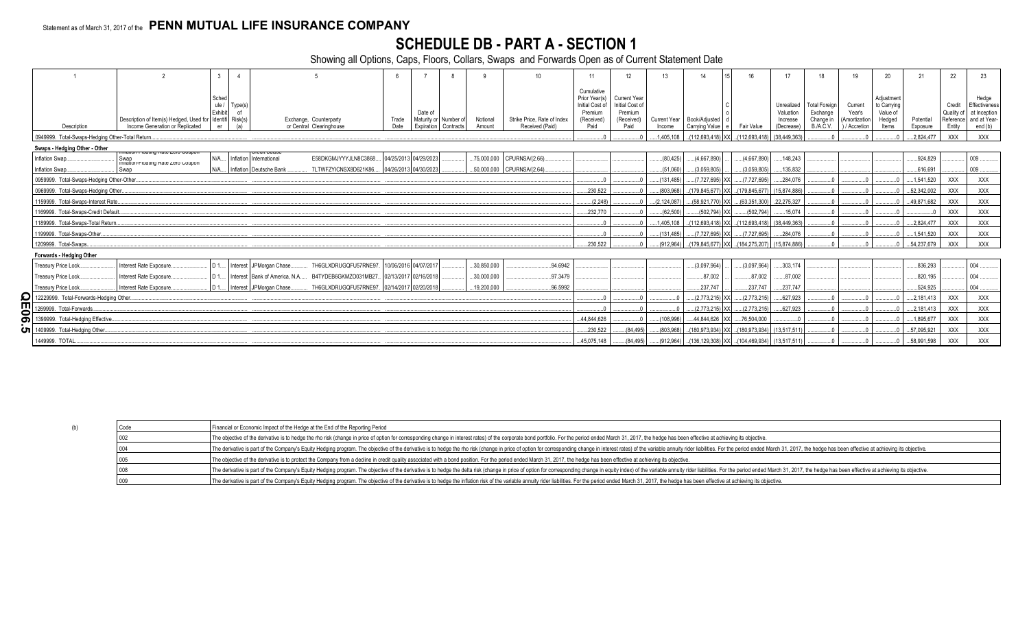Statement as of March 31, 2017 of the **PENN MUTUAL LIFE INSURANCE COMPANY**

# SCHEDULE DB - PART A - SECTION 1

Showing all Options, Caps, Floors, Collars, Swaps and Forwards Open as of Current Statement Date

| 1 | 2 | 3 | 4 | 5 | | 6 | 7 | 8 | 9 | 10 | 11 | 12 | 13 | 14 | 15 | 16 | 17 | 18 | 19 | 20 | 21 | 22 | 23 |
|---|---|---|---|---|---|---|---|---|---|---|---|---|---|---|---|---|---|---|---|---|---|---|---|
| Description | Description of Item(s) Hedged, Used for Income Generation or Replicated | Schedule / Exhibit Identifier | Type(s) of Risk(s) (a) | Exchange, Counterparty or Central Clearinghouse | | Trade Date | Date of Maturity or Expiration | Number of Contracts | Notional Amount | Strike Price, Rate of Index Received (Paid) | Cumulative Prior Year(s) Initial Cost of Premium (Received) Paid | Current Year Initial Cost of Premium (Received) Paid | Current Year Income | Book/Adjusted Carrying Value | Code | Fair Value | Unrealized Valuation Increase (Decrease) | Total Foreign Exchange Change in B./A.C.V. | Current Year's (Amortization) / Accretion | Adjustment to Carrying Value of Hedged Items | Potential Exposure | Credit Quality of Reference Entity | Hedge Effectiveness at Inception and at Year-end (b) |
| 0949999. Total-Swaps-Hedging Other-Total Return | | | | | | | | | | | 0 | 0 | 1,405,108 | (112,693,418) | XX | (112,693,418) | (38,449,363) | 0 | 0 | 0 | 2,824,477 | XXX | XXX |
| **Swaps - Hedging Other - Other** | | | | | | | | | | | | | | | | | | | | | | | |
| Inflation Swap | Inflation-Floating Rate Zero Coupon Swap | N/A | Inflation | Credit Suisse International | E58DKGMJYYYJLN8C3868 | 04/25/2013 | 04/29/2023 | | 75,000,000 | CPURNSA/(2.66) | | | (80,425) | (4,667,890) | | (4,667,890) | 148,243 | | | | 924,829 | | 009 |
| Inflation Swap | Inflation-Floating Rate Zero Coupon Swap | N/A | Inflation | Deutsche Bank | 7LTWFZYICNSX8D621K86 | 04/26/2013 | 04/30/2023 | | 50,000,000 | CPURNSA/(2.64) | | | (51,060) | (3,059,805) | | (3,059,805) | 135,832 | | | | 616,691 | | 009 |
| 0959999. Total-Swaps-Hedging Other-Other | | | | | | | | | | | 0 | 0 | (131,485) | (7,727,695) | XX | (7,727,695) | 284,076 | 0 | 0 | 0 | 1,541,520 | XXX | XXX |
| 0969999. Total-Swaps-Hedging Other | | | | | | | | | | | 230,522 | 0 | (803,968) | (179,845,677) | XX | (179,845,677) | (15,874,886) | 0 | 0 | 0 | 52,342,002 | XXX | XXX |
| 1159999. Total-Swaps-Interest Rate | | | | | | | | | | | (2,248) | 0 | (2,124,087) | (58,921,770) | XX | (63,351,300) | 22,275,327 | 0 | 0 | 0 | 49,871,682 | XXX | XXX |
| 1169999. Total-Swaps-Credit Default | | | | | | | | | | | 232,770 | 0 | (62,500) | (502,794) | XX | (502,794) | 15,074 | 0 | 0 | 0 | 0 | XXX | XXX |
| 1189999. Total-Swaps-Total Return | | | | | | | | | | | 0 | 0 | 1,405,108 | (112,693,418) | XX | (112,693,418) | (38,449,363) | 0 | 0 | 0 | 2,824,477 | XXX | XXX |
| 1199999. Total-Swaps-Other | | | | | | | | | | | 0 | 0 | (131,485) | (7,727,695) | XX | (7,727,695) | 284,076 | 0 | 0 | 0 | 1,541,520 | XXX | XXX |
| 1209999. Total-Swaps | | | | | | | | | | | 230,522 | 0 | (912,964) | (179,845,677) | XX | (184,275,207) | (15,874,886) | 0 | 0 | 0 | 54,237,679 | XXX | XXX |
| **Forwards - Hedging Other** | | | | | | | | | | | | | | | | | | | | | | | |
| Treasury Price Lock | Interest Rate Exposure | D 1 | Interest | JPMorgan Chase | 7H6GLXDRUGQFU57RNE97 | 10/06/2016 | 04/07/2017 | | 30,850,000 | 94.6942 | | | | (3,097,964) | | (3,097,964) | 303,174 | | | | 836,293 | | 004 |
| Treasury Price Lock | Interest Rate Exposure | D 1 | Interest | Bank of America, N.A. | B4TYDEB6GKMZO031MB27 | 02/13/2017 | 02/16/2018 | | 30,000,000 | 97.3479 | | | | 87,002 | | 87,002 | 87,002 | | | | 820,195 | | 004 |
| Treasury Price Lock | Interest Rate Exposure | D 1 | Interest | JPMorgan Chase | 7H6GLXDRUGQFU57RNE97 | 02/14/2017 | 02/20/2018 | | 19,200,000 | 96.5992 | | | | 237,747 | | 237,747 | 237,747 | | | | 524,925 | | 004 |
| 1229999. Total-Forwards-Hedging Other | | | | | | | | | | | 0 | 0 | 0 | (2,773,215) | XX | (2,773,215) | 627,923 | 0 | 0 | 0 | 2,181,413 | XXX | XXX |
| 1269999. Total-Forwards | | | | | | | | | | | 0 | 0 | 0 | (2,773,215) | XX | (2,773,215) | 627,923 | 0 | 0 | 0 | 2,181,413 | XXX | XXX |
| 1399999. Total-Hedging Effective | | | | | | | | | | | 44,844,626 | 0 | (108,996) | 44,844,626 | XX | 76,504,000 | 0 | 0 | 0 | 0 | 1,895,677 | XXX | XXX |
| 1409999. Total-Hedging Other | | | | | | | | | | | 230,522 | (84,495) | (803,968) | (180,973,934) | XX | (180,973,934) | (13,517,511) | 0 | 0 | 0 | 57,095,921 | XXX | XXX |
| 1449999. TOTAL | | | | | | | | | | | 45,075,148 | (84,495) | (912,964) | (136,129,308) | XX | (104,469,934) | (13,517,511) | 0 | 0 | 0 | 58,991,598 | XXX | XXX |

(b)

| Code | Financial or Economic Impact of the Hedge at the End of the Reporting Period |
|---|---|
| 002 | The objective of the derivative is to hedge the rho risk (change in price of option for corresponding change in interest rates) of the corporate bond portfolio. For the period ended March 31, 2017, the hedge has been effective at achieving its objective. |
| 004 | The derivative is part of the Company's Equity Hedging program. The objective of the derivative is to hedge the rho risk (change in price of option for corresponding change in interest rates) of the variable annuity rider liabilities. For the period ended March 31, 2017, the hedge has been effective at achieving its objective. |
| 005 | The objective of the derivative is to protect the Company from a decline in credit quality associated with a bond position. For the period ended March 31, 2017, the hedge has been effective at achieving its objective. |
| 008 | The derivative is part of the Company's Equity Hedging program. The objective of the derivative is to hedge the delta risk (change in price of option for corresponding change in equity index) of the variable annuity rider liabilities. For the period ended March 31, 2017, the hedge has been effective at achieving its objective. |
| 009 | The derivative is part of the Company's Equity Hedging program. The objective of the derivative is to hedge the inflation risk of the variable annuity rider liabilities. For the period ended March 31, 2017, the hedge has been effective at achieving its objective. |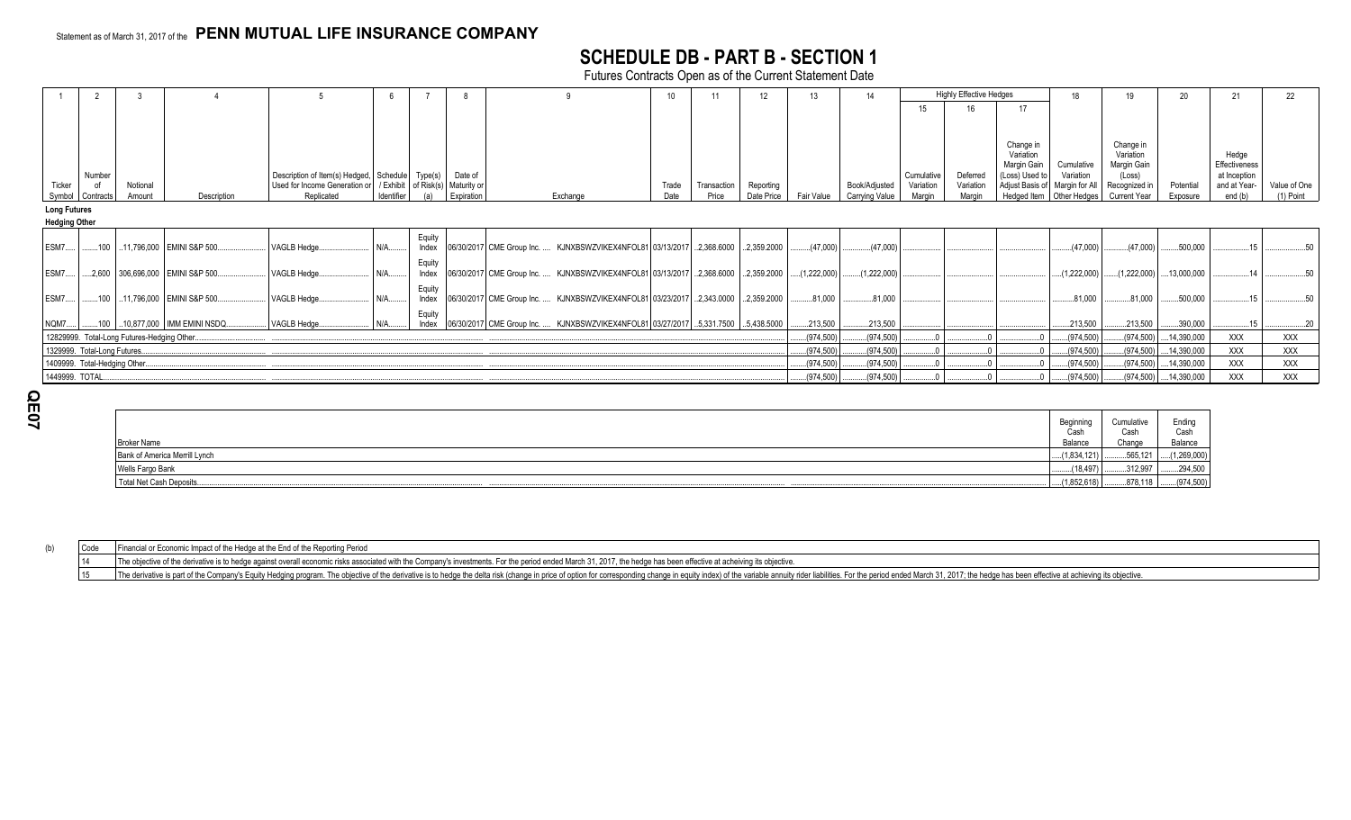Statement as of March 31, 2017 of the **PENN MUTUAL LIFE INSURANCE COMPANY**

# SCHEDULE DB - PART B - SECTION 1

Futures Contracts Open as of the Current Statement Date

| 1 | 2 | 3 | 4 | 5 | 6 | 7 | 8 | 9 | | 10 | 11 | 12 | 13 | 14 | Highly Effective Hedges 15 | 16 | 17 | 18 | 19 | 20 | 21 | 22 |
|---|---|---|---|---|---|---|---|---|---|---|---|---|---|---|---|---|---|---|---|---|---|---|
| Ticker Symbol | Number of Contracts | Notional Amount | Description | Description of Item(s) Hedged, Used for Income Generation or Replicated | Schedule / Exhibit Identifier | Type(s) of Risk(s) (a) | Date of Maturity or Expiration | Exchange | | Trade Date | Transaction Price | Reporting Date Price | Fair Value | Book/Adjusted Carrying Value | Cumulative Variation Margin | Deferred Variation Margin | Change in Variation Margin Gain (Loss) Used to Adjust Basis of Hedged Item | Cumulative Variation Margin for All Other Hedges | Change in Variation Margin Gain (Loss) Recognized in Current Year | Potential Exposure | Hedge Effectiveness at Inception and at Year-end (b) | Value of One (1) Point |
| **Long Futures** | | | | | | | | | | | | | | | | | | | | | | |
| **Hedging Other** | | | | | | | | | | | | | | | | | | | | | | |
| ESM7 | 100 | 11,796,000 | EMINI S&P 500 | VAGLB Hedge | N/A | Equity Index | 06/30/2017 | CME Group Inc. | KJNXBSWZVIKEX4NFOL81 | 03/13/2017 | 2,368.6000 | 2,359.2000 | (47,000) | (47,000) | | | | (47,000) | (47,000) | 500,000 | 15 | 50 |
| ESM7 | 2,600 | 306,696,000 | EMINI S&P 500 | VAGLB Hedge | N/A | Equity Index | 06/30/2017 | CME Group Inc. | KJNXBSWZVIKEX4NFOL81 | 03/13/2017 | 2,368.6000 | 2,359.2000 | (1,222,000) | (1,222,000) | | | | (1,222,000) | (1,222,000) | 13,000,000 | 14 | 50 |
| ESM7 | 100 | 11,796,000 | EMINI S&P 500 | VAGLB Hedge | N/A | Equity Index | 06/30/2017 | CME Group Inc. | KJNXBSWZVIKEX4NFOL81 | 03/23/2017 | 2,343.0000 | 2,359.2000 | 81,000 | 81,000 | | | | 81,000 | 81,000 | 500,000 | 15 | 50 |
| NQM7 | 100 | 10,877,000 | IMM EMINI NSDQ | VAGLB Hedge | N/A | Equity Index | 06/30/2017 | CME Group Inc. | KJNXBSWZVIKEX4NFOL81 | 03/27/2017 | 5,331.7500 | 5,438.5000 | 213,500 | 213,500 | | | | 213,500 | 213,500 | 390,000 | 15 | 20 |
| 1282999. Total-Long Futures-Hedging Other | | | | | | | | | | | | | (974,500) | (974,500) | 0 | 0 | 0 | (974,500) | (974,500) | 14,390,000 | XXX | XXX |
| 1329999. Total-Long Futures | | | | | | | | | | | | | (974,500) | (974,500) | 0 | 0 | 0 | (974,500) | (974,500) | 14,390,000 | XXX | XXX |
| 1409999. Total-Hedging Other | | | | | | | | | | | | | (974,500) | (974,500) | 0 | 0 | 0 | (974,500) | (974,500) | 14,390,000 | XXX | XXX |
| 1449999. TOTAL | | | | | | | | | | | | | (974,500) | (974,500) | 0 | 0 | 0 | (974,500) | (974,500) | 14,390,000 | XXX | XXX |

| Broker Name | Beginning Cash Balance | Cumulative Cash Change | Ending Cash Balance |
|---|---|---|---|
| Bank of America Merrill Lynch | (1,834,121) | 565,121 | (1,269,000) |
| Wells Fargo Bank | (18,497) | 312,997 | 294,500 |
| Total Net Cash Deposits | (1,852,618) | 878,118 | (974,500) |

(b)

| Code | Financial or Economic Impact of the Hedge at the End of the Reporting Period |
|---|---|
| 14 | The objective of the derivative is to hedge against overall economic risks associated with the Company's investments. For the period ended March 31, 2017, the hedge has been effective at acheiving its objective. |
| 15 | The derivative is part of the Company's Equity Hedging program. The objective of the derivative is to hedge the delta risk (change in price of option for corresponding change in equity index) of the variable annuity rider liabilities. For the period ended March 31, 2017; the hedge has been effective at achieving its objective. |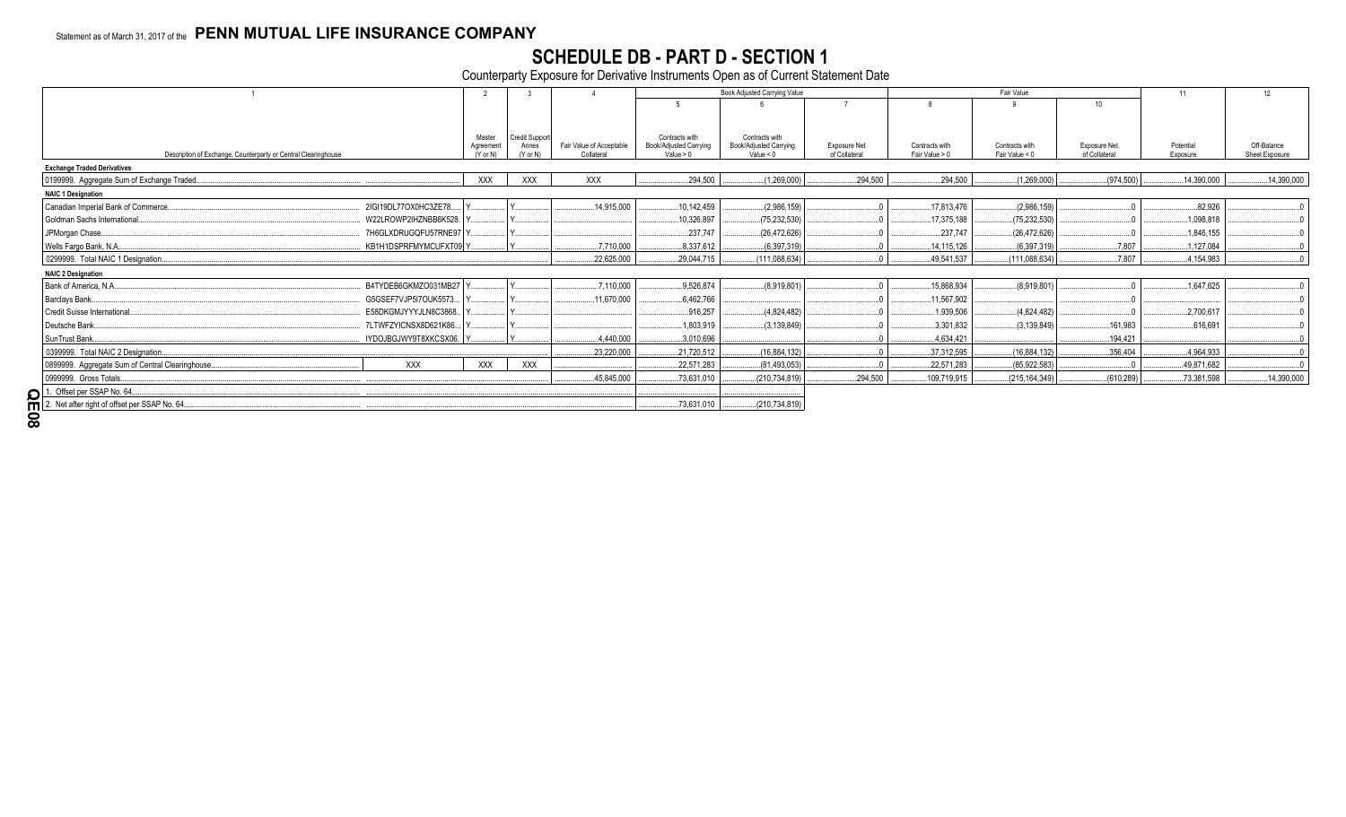Statement as of March 31, 2017 of the **PENN MUTUAL LIFE INSURANCE COMPANY**

# SCHEDULE DB - PART D - SECTION 1

Counterparty Exposure for Derivative Instruments Open as of Current Statement Date

| 1 | | 2 | 3 | 4 | Book Adjusted Carrying Value | | | Fair Value | | | 11 | 12 |
|---|---|---|---|---|---|---|---|---|---|---|---|---|
| | | | | | 5 | 6 | 7 | 8 | 9 | 10 | | |
| Description of Exchange, Counterparty or Central Clearinghouse | | Master Agreement (Y or N) | Credit Support Annex (Y or N) | Fair Value of Acceptable Collateral | Contracts with Book/Adjusted Carrying Value > 0 | Contracts with Book/Adjusted Carrying Value < 0 | Exposure Net of Collateral | Contracts with Fair Value > 0 | Contracts with Fair Value < 0 | Exposure Net of Collateral | Potential Exposure | Off-Balance Sheet Exposure |
| **Exchange Traded Derivatives** | | | | | | | | | | | | |
| 0199999. Aggregate Sum of Exchange Traded | | XXX | XXX | XXX | 294,500 | (1,269,000) | 294,500 | 294,500 | (1,269,000) | (974,500) | 14,390,000 | 14,390,000 |
| **NAIC 1 Designation** | | | | | | | | | | | | |
| Canadian Imperial Bank of Commerce | 2IGI19DL77OX0HC3ZE78 | Y | Y | 14,915,000 | 10,142,459 | (2,986,159) | 0 | 17,813,476 | (2,986,159) | 0 | 82,926 | 0 |
| Goldman Sachs International | W22LROWP2IHZNBB6K528 | Y | Y | | 10,326,897 | (75,232,530) | 0 | 17,375,188 | (75,232,530) | 0 | 1,098,818 | 0 |
| JPMorgan Chase | 7H6GLXDRUGQFU57RNE97 | Y | Y | | 237,747 | (26,472,626) | 0 | 237,747 | (26,472,626) | 0 | 1,846,155 | 0 |
| Wells Fargo Bank, N.A. | KB1H1DSPRFMYMCUFXT09 | Y | Y | 7,710,000 | 8,337,612 | (6,397,319) | 0 | 14,115,126 | (6,397,319) | 7,807 | 1,127,084 | 0 |
| 0299999. Total NAIC 1 Designation | | | | 22,625,000 | 29,044,715 | (111,088,634) | 0 | 49,541,537 | (111,088,634) | 7,807 | 4,154,983 | 0 |
| **NAIC 2 Designation** | | | | | | | | | | | | |
| Bank of America, N.A. | B4TYDEB6GKMZO031MB27 | Y | Y | 7,110,000 | 9,526,874 | (8,919,801) | 0 | 15,868,934 | (8,919,801) | 0 | 1,647,625 | 0 |
| Barclays Bank | G5GSEF7VJP5I7OUK5573 | Y | Y | 11,670,000 | 6,462,766 | | 0 | 11,567,902 | | 0 | | 0 |
| Credit Suisse International | E58DKGMJYYYJLN8C3868 | Y | Y | | 916,257 | (4,824,482) | 0 | 1,939,506 | (4,824,482) | 0 | 2,700,617 | 0 |
| Deutsche Bank | 7LTWFZYICNSX8D621K86 | Y | Y | | 1,803,919 | (3,139,849) | 0 | 3,301,832 | (3,139,849) | 161,983 | 616,691 | 0 |
| SunTrust Bank | IYDOJBGJWY9T8XKCSX06 | Y | Y | 4,440,000 | 3,010,696 | | 0 | 4,634,421 | | 194,421 | | 0 |
| 0399999. Total NAIC 2 Designation | | | | 23,220,000 | 21,720,512 | (16,884,132) | 0 | 37,312,595 | (16,884,132) | 356,404 | 4,964,933 | 0 |
| 0899999. Aggregate Sum of Central Clearinghouse | XXX | XXX | XXX | | 22,571,283 | (81,493,053) | 0 | 22,571,283 | (85,922,583) | 0 | 49,871,682 | 0 |
| 0999999. Gross Totals | | | | 45,845,000 | 73,631,010 | (210,734,819) | 294,500 | 109,719,915 | (215,164,349) | (610,289) | 73,381,598 | 14,390,000 |
| 1. Offset per SSAP No. 64 | | | | | | | | | | | | |
| 2. Net after right of offset per SSAP No. 64 | | | | | 73,631,010 | (210,734,819) | | | | | | |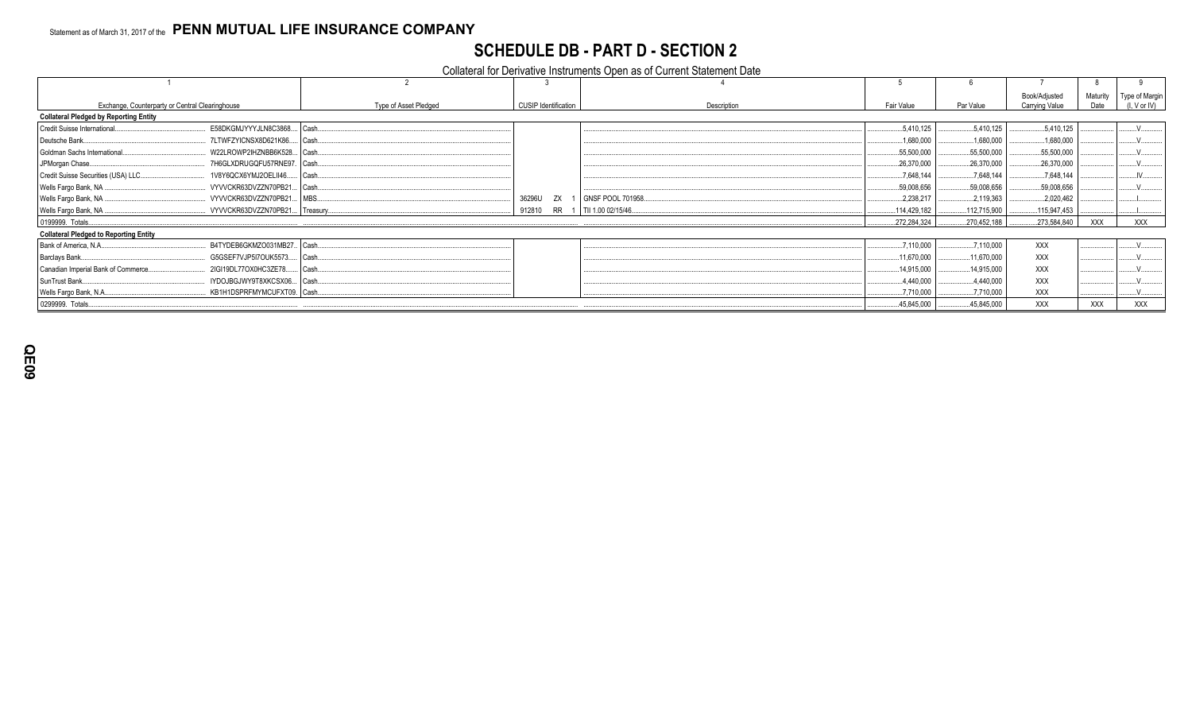Statement as of March 31, 2017 of the **PENN MUTUAL LIFE INSURANCE COMPANY**

# SCHEDULE DB - PART D - SECTION 2

## Collateral for Derivative Instruments Open as of Current Statement Date

| 1 | | 2 | 3 | 4 | 5 | 6 | 7 | 8 | 9 |
|---|---|---|---|---|---|---|---|---|---|
| Exchange, Counterparty or Central Clearinghouse | | Type of Asset Pledged | CUSIP Identification | Description | Fair Value | Par Value | Book/Adjusted Carrying Value | Maturity Date | Type of Margin (I, V or IV) |
| **Collateral Pledged by Reporting Entity** | | | | | | | | | |
| Credit Suisse International | E58DKGMJYYYJLN8C3868 | Cash | | | 5,410,125 | 5,410,125 | 5,410,125 | | V |
| Deutsche Bank | 7LTWFZYICNSX8D621K86 | Cash | | | 1,680,000 | 1,680,000 | 1,680,000 | | V |
| Goldman Sachs International | W22LROWP2IHZNBB6K528 | Cash | | | 55,500,000 | 55,500,000 | 55,500,000 | | V |
| JPMorgan Chase | 7H6GLXDRUGQFU57RNE97 | Cash | | | 26,370,000 | 26,370,000 | 26,370,000 | | V |
| Credit Suisse Securities (USA) LLC | 1V8Y6QCX6YMJ2OELII46 | Cash | | | 7,648,144 | 7,648,144 | 7,648,144 | | IV |
| Wells Fargo Bank, NA | VYVVCKR63DVZZN70PB21 | Cash | | | 59,008,656 | 59,008,656 | 59,008,656 | | V |
| Wells Fargo Bank, NA | VYVVCKR63DVZZN70PB21 | MBS | 36296U ZX 1 | GNSF POOL 701958 | 2,238,217 | 2,119,363 | 2,020,462 | | I |
| Wells Fargo Bank, NA | VYVVCKR63DVZZN70PB21 | Treasury | 912810 RR 1 | TII 1.00 02/15/46 | 114,429,182 | 112,715,900 | 115,947,453 | | I |
| 0199999. Totals | | | | | 272,284,324 | 270,452,188 | 273,584,840 | XXX | XXX |
| **Collateral Pledged to Reporting Entity** | | | | | | | | | |
| Bank of America, N.A. | B4TYDEB6GKMZO031MB27 | Cash | | | 7,110,000 | 7,110,000 | XXX | | V |
| Barclays Bank | G5GSEF7VJP5I7OUK5573 | Cash | | | 11,670,000 | 11,670,000 | XXX | | V |
| Canadian Imperial Bank of Commerce | 2IGI19DL77OX0HC3ZE78 | Cash | | | 14,915,000 | 14,915,000 | XXX | | V |
| SunTrust Bank | IYDOJBGJWY9T8XKCSX06 | Cash | | | 4,440,000 | 4,440,000 | XXX | | V |
| Wells Fargo Bank, N.A. | KB1H1DSPRFMYMCUFXT09 | Cash | | | 7,710,000 | 7,710,000 | XXX | | V |
| 0299999. Totals | | | | | 45,845,000 | 45,845,000 | XXX | XXX | XXX |

QE09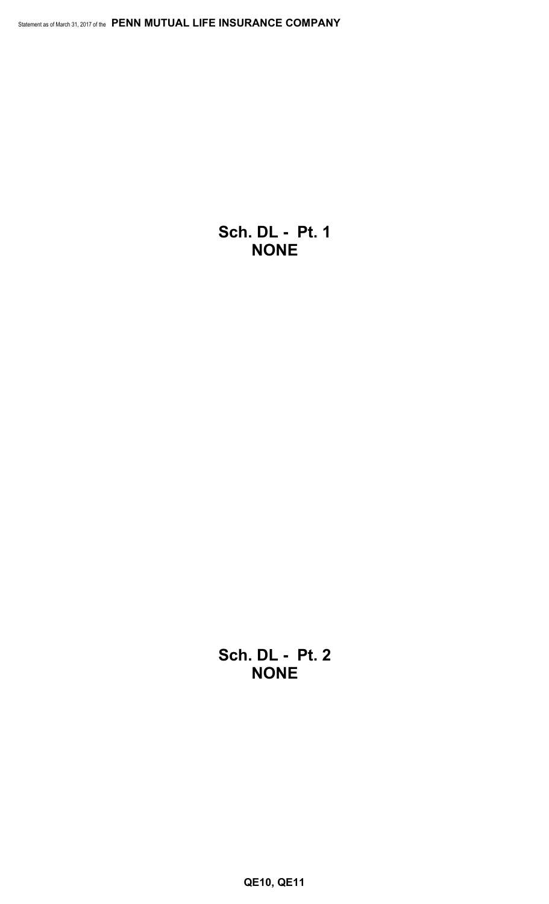## Sch. DL - Pt. 1
## NONE

## Sch. DL - Pt. 2
## NONE

**QE10, QE11**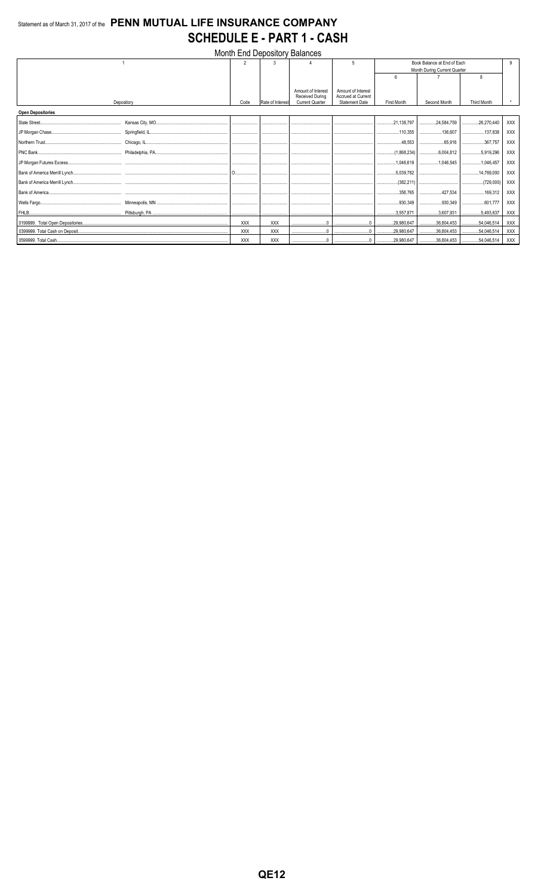Statement as of March 31, 2017 of the **PENN MUTUAL LIFE INSURANCE COMPANY**

# SCHEDULE E - PART 1 - CASH

Month End Depository Balances

| 1 | | 2 | 3 | 4 | 5 | Book Balance at End of Each Month During Current Quarter | | | 9 |
|---|---|---|---|---|---|---|---|---|---|
| | | | | | | 6 | 7 | 8 | |
| Depository | | Code | Rate of Interest | Amount of Interest Received During Current Quarter | Amount of Interest Accrued at Current Statement Date | First Month | Second Month | Third Month | * |
| **Open Depositories** | | | | | | | | | |
| State Street | Kansas City, MO | | | | | 21,138,797 | 24,584,759 | 26,270,440 | XXX |
| JP Morgan Chase | Springfield, IL | | | | | 110,355 | 136,607 | 137,838 | XXX |
| Northern Trust | Chicago, IL | | | | | 48,553 | 65,916 | 367,757 | XXX |
| PNC Bank | Philadelphia, PA | | | | | (1,868,234) | 6,004,812 | 5,919,296 | XXX |
| JP Morgan Futures Excess | | | | | | 1,046,619 | 1,046,545 | 1,046,457 | XXX |
| Bank of America Merrill Lynch | | O | | | | 5,039,782 | | 14,769,000 | XXX |
| Bank of America Merrill Lynch | | | | | | (382,211) | | (729,000) | XXX |
| Bank of America | | | | | | 358,765 | 427,534 | 169,312 | XXX |
| Wells Fargo | Minneapolis, MN | | | | | 930,349 | 930,349 | 601,777 | XXX |
| FHLB | Pittsburgh, PA | | | | | 3,557,871 | 3,607,931 | 5,493,637 | XXX |
| 0199999. Total Open Depositories | | XXX | XXX | 0 | 0 | 29,980,647 | 36,804,453 | 54,046,514 | XXX |
| 0399999. Total Cash on Deposit | | XXX | XXX | 0 | 0 | 29,980,647 | 36,804,453 | 54,046,514 | XXX |
| 0599999. Total Cash | | XXX | XXX | 0 | 0 | 29,980,647 | 36,804,453 | 54,046,514 | XXX |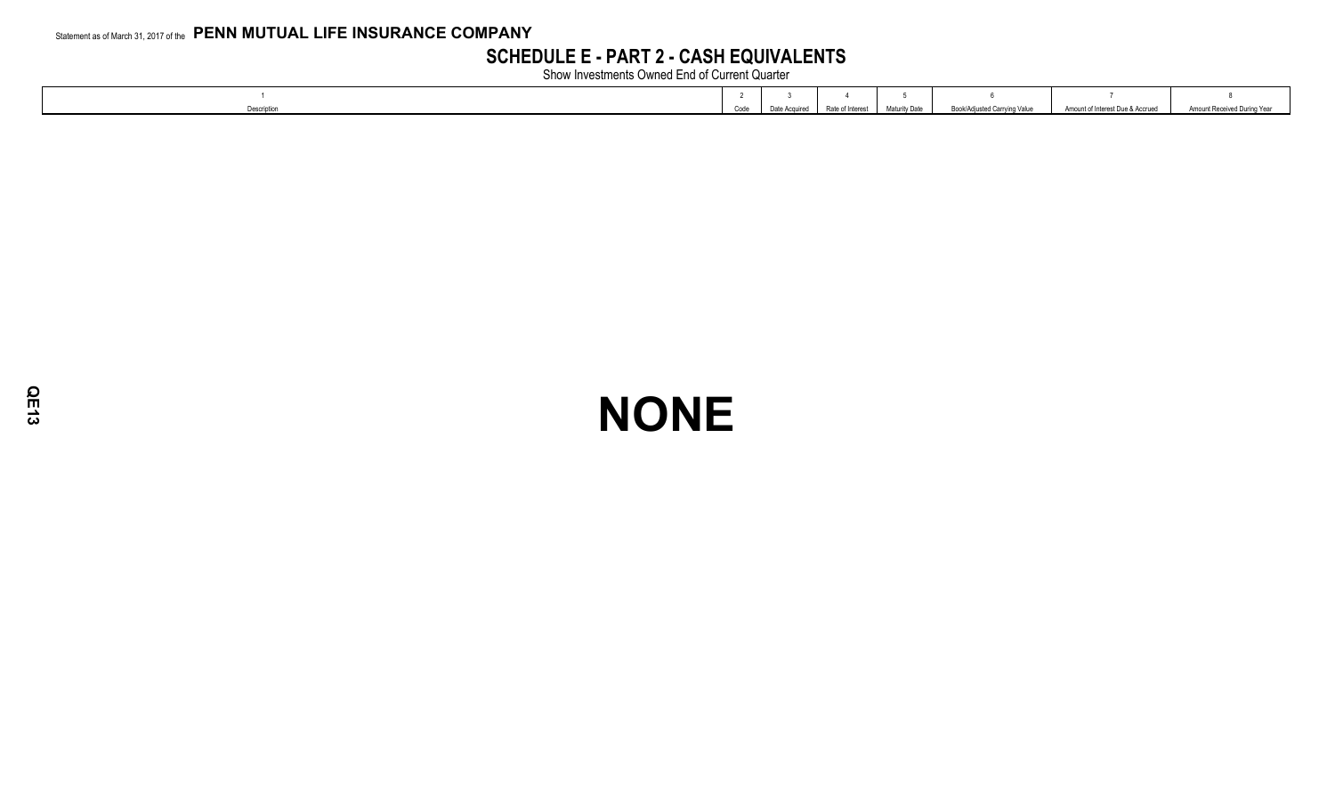Statement as of March 31, 2017 of the **PENN MUTUAL LIFE INSURANCE COMPANY**

## SCHEDULE E - PART 2 - CASH EQUIVALENTS

Show Investments Owned End of Current Quarter

| 1 | 2 | 3 | 4 | 5 | 6 | 7 | 8 |
|---|---|---|---|---|---|---|---|
| Description | Code | Date Acquired | Rate of Interest | Maturity Date | Book/Adjusted Carrying Value | Amount of Interest Due & Accrued | Amount Received During Year |

# NONE

QE13